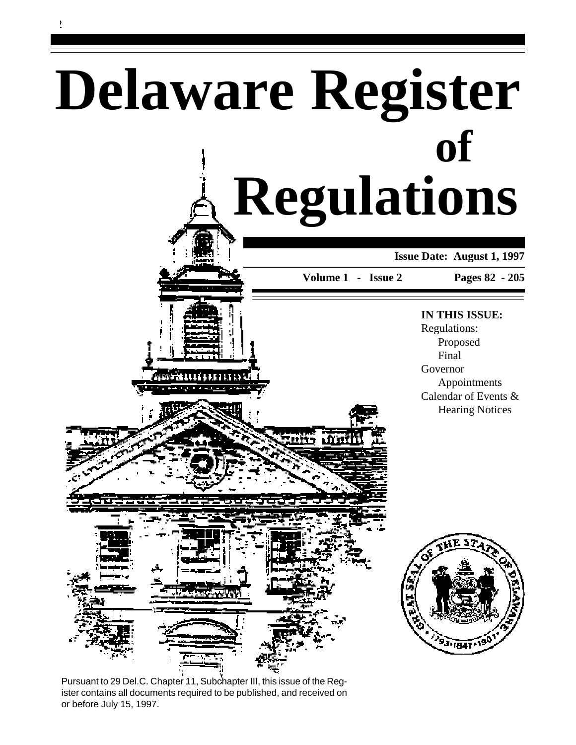# Delaware Register of Regulations

**Issue Date: August 1, 1997**

**Volume 1 - Issue 2** **Pages 82 - 205**

**IN THIS ISSUE:**

Regulations:
- Proposed
- Final

Governor
- Appointments

Calendar of Events &
- Hearing Notices

Pursuant to 29 Del.C. Chapter 11, Subchapter III, this issue of the Register contains all documents required to be published, and received on or before July 15, 1997.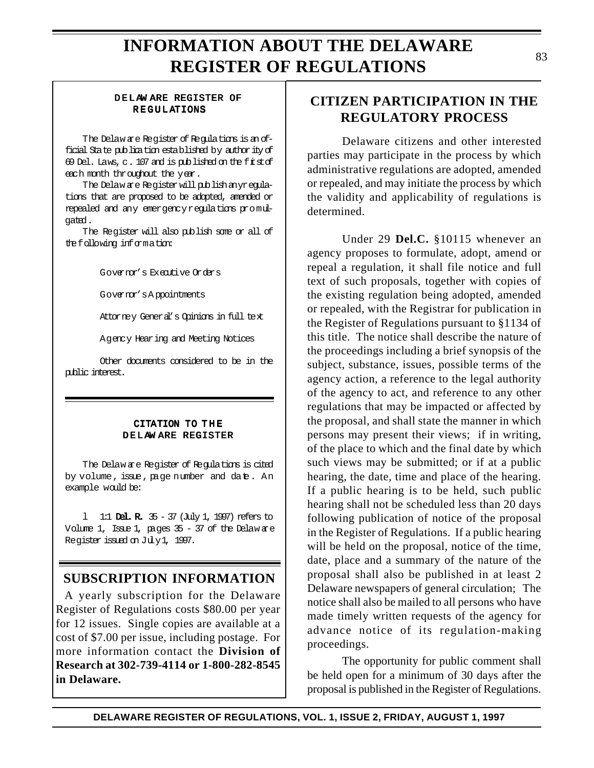# INFORMATION ABOUT THE DELAWARE REGISTER OF REGULATIONS

## DELAWARE REGISTER OF REGULATIONS

The Delaware Register of Regulations is an official State publication established by authority of 69 Del. Laws, c. 107 and is published on the first of each month throughout the year.

The Delaware Register will publish any regulations that are proposed to be adopted, amended or repealed and any emergency regulations promulgated.

The Register will also publish some or all of the following information:

Governor's Executive Orders

Governor's Appointments

Attorney General's Opinions in full text

Agency Hearing and Meeting Notices

Other documents considered to be in the public interest.

## CITATION TO THE DELAWARE REGISTER

The Delaware Register of Regulations is cited by volume, issue, page number and date. An example would be:

1 1:1 **Del. R.** 35 - 37 (July 1, 1997) refers to Volume 1, Issue 1, pages 35 - 37 of the Delaware Register issued on July 1, 1997.

## SUBSCRIPTION INFORMATION

A yearly subscription for the Delaware Register of Regulations costs $80.00 per year for 12 issues. Single copies are available at a cost of $7.00 per issue, including postage. For more information contact the **Division of Research at 302-739-4114 or 1-800-282-8545 in Delaware.**

## CITIZEN PARTICIPATION IN THE REGULATORY PROCESS

Delaware citizens and other interested parties may participate in the process by which administrative regulations are adopted, amended or repealed, and may initiate the process by which the validity and applicability of regulations is determined.

Under 29 **Del.C.** §10115 whenever an agency proposes to formulate, adopt, amend or repeal a regulation, it shall file notice and full text of such proposals, together with copies of the existing regulation being adopted, amended or repealed, with the Registrar for publication in the Register of Regulations pursuant to §1134 of this title. The notice shall describe the nature of the proceedings including a brief synopsis of the subject, substance, issues, possible terms of the agency action, a reference to the legal authority of the agency to act, and reference to any other regulations that may be impacted or affected by the proposal, and shall state the manner in which persons may present their views; if in writing, of the place to which and the final date by which such views may be submitted; or if at a public hearing, the date, time and place of the hearing. If a public hearing is to be held, such public hearing shall not be scheduled less than 20 days following publication of notice of the proposal in the Register of Regulations. If a public hearing will be held on the proposal, notice of the time, date, place and a summary of the nature of the proposal shall also be published in at least 2 Delaware newspapers of general circulation; The notice shall also be mailed to all persons who have made timely written requests of the agency for advance notice of its regulation-making proceedings.

The opportunity for public comment shall be held open for a minimum of 30 days after the proposal is published in the Register of Regulations.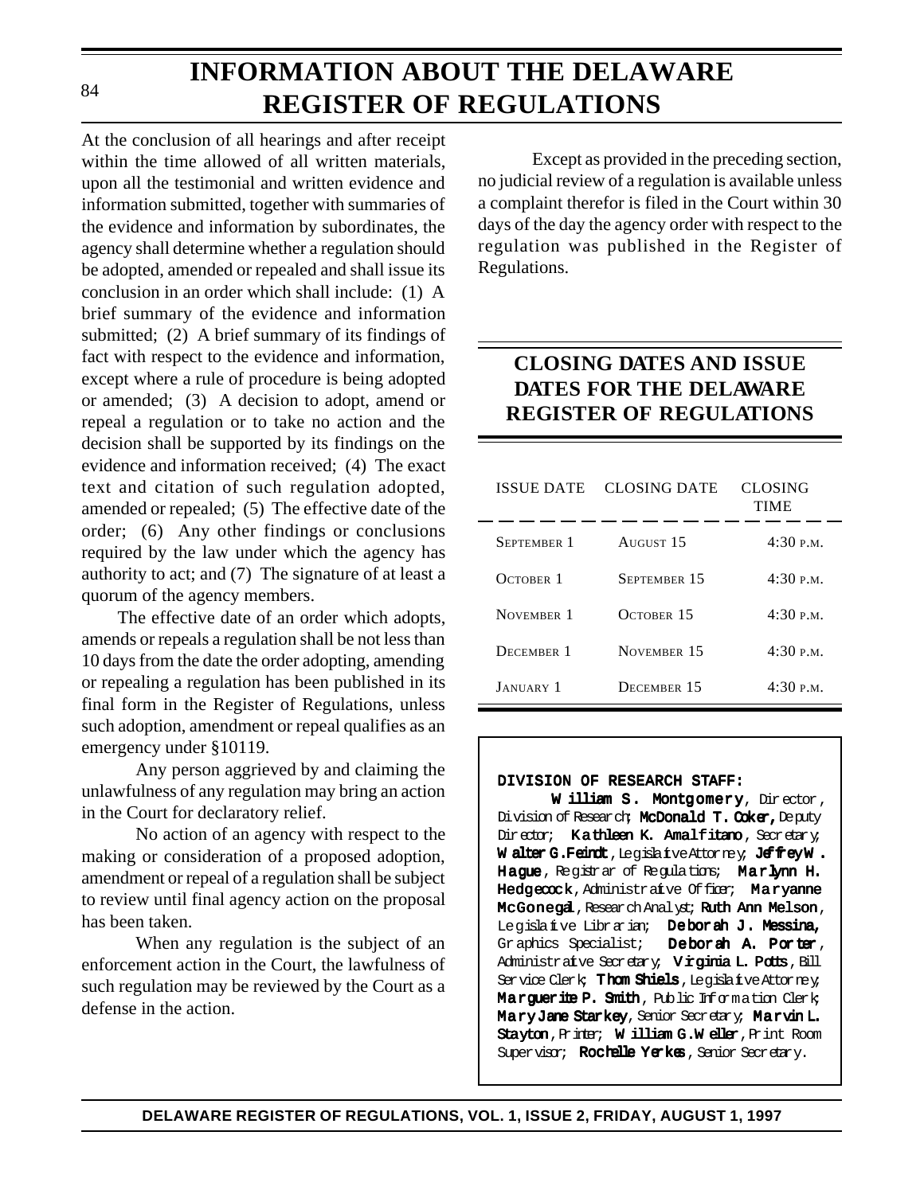# INFORMATION ABOUT THE DELAWARE REGISTER OF REGULATIONS

At the conclusion of all hearings and after receipt within the time allowed of all written materials, upon all the testimonial and written evidence and information submitted, together with summaries of the evidence and information by subordinates, the agency shall determine whether a regulation should be adopted, amended or repealed and shall issue its conclusion in an order which shall include: (1) A brief summary of the evidence and information submitted; (2) A brief summary of its findings of fact with respect to the evidence and information, except where a rule of procedure is being adopted or amended; (3) A decision to adopt, amend or repeal a regulation or to take no action and the decision shall be supported by its findings on the evidence and information received; (4) The exact text and citation of such regulation adopted, amended or repealed; (5) The effective date of the order; (6) Any other findings or conclusions required by the law under which the agency has authority to act; and (7) The signature of at least a quorum of the agency members.

The effective date of an order which adopts, amends or repeals a regulation shall be not less than 10 days from the date the order adopting, amending or repealing a regulation has been published in its final form in the Register of Regulations, unless such adoption, amendment or repeal qualifies as an emergency under §10119.

Any person aggrieved by and claiming the unlawfulness of any regulation may bring an action in the Court for declaratory relief.

No action of an agency with respect to the making or consideration of a proposed adoption, amendment or repeal of a regulation shall be subject to review until final agency action on the proposal has been taken.

When any regulation is the subject of an enforcement action in the Court, the lawfulness of such regulation may be reviewed by the Court as a defense in the action.

Except as provided in the preceding section, no judicial review of a regulation is available unless a complaint therefor is filed in the Court within 30 days of the day the agency order with respect to the regulation was published in the Register of Regulations.

## CLOSING DATES AND ISSUE DATES FOR THE DELAWARE REGISTER OF REGULATIONS

| ISSUE DATE | CLOSING DATE | CLOSING TIME |
|---|---|---|
| September 1 | August 15 | 4:30 p.m. |
| October 1 | September 15 | 4:30 p.m. |
| November 1 | October 15 | 4:30 p.m. |
| December 1 | November 15 | 4:30 p.m. |
| January 1 | December 15 | 4:30 p.m. |

**DIVISION OF RESEARCH STAFF:**

**William S. Montgomery**, Director, Division of Research; **McDonald T. Coker,** Deputy Director; **Kathleen K. Amalfitano**, Secretary; **Walter G. Feindt**, Legislative Attorney; **Jeffrey W. Hague**, Registrar of Regulations; **Marlynn H. Hedgecock**, Administrative Officer; **Maryanne McGonegal**, Research Analyst; **Ruth Ann Melson**, Legislative Librarian; **Deborah J. Messina,** Graphics Specialist; **Deborah A. Porter**, Administrative Secretary; **Virginia L. Potts**, Bill Service Clerk; **Thom Shiels**, Legislative Attorney; **Marguerite P. Smith**, Public Information Clerk; **Mary Jane Starkey**, Senior Secretary; **Marvin L. Stayton**, Printer; **William G. Weller**, Print Room Supervisor; **Rochelle Yerkes**, Senior Secretary.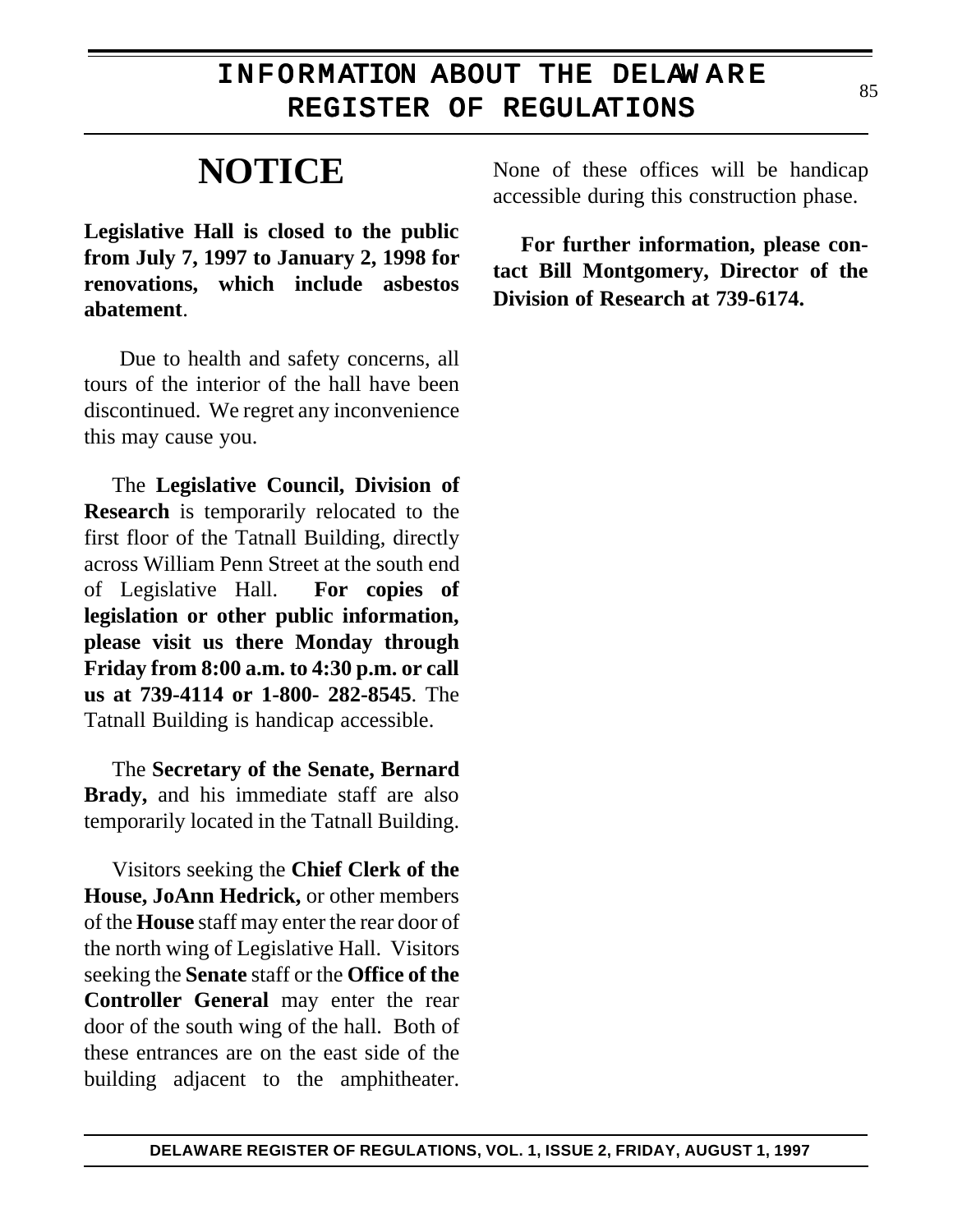# INFORMATION ABOUT THE DELAWARE REGISTER OF REGULATIONS

## NOTICE

**Legislative Hall is closed to the public from July 7, 1997 to January 2, 1998 for renovations, which include asbestos abatement**.

Due to health and safety concerns, all tours of the interior of the hall have been discontinued. We regret any inconvenience this may cause you.

The **Legislative Council, Division of Research** is temporarily relocated to the first floor of the Tatnall Building, directly across William Penn Street at the south end of Legislative Hall. **For copies of legislation or other public information, please visit us there Monday through Friday from 8:00 a.m. to 4:30 p.m. or call us at 739-4114 or 1-800- 282-8545**. The Tatnall Building is handicap accessible.

The **Secretary of the Senate, Bernard Brady,** and his immediate staff are also temporarily located in the Tatnall Building.

Visitors seeking the **Chief Clerk of the House, JoAnn Hedrick,** or other members of the **House** staff may enter the rear door of the north wing of Legislative Hall. Visitors seeking the **Senate** staff or the **Office of the Controller General** may enter the rear door of the south wing of the hall. Both of these entrances are on the east side of the building adjacent to the amphitheater. None of these offices will be handicap accessible during this construction phase.

**For further information, please contact Bill Montgomery, Director of the Division of Research at 739-6174.**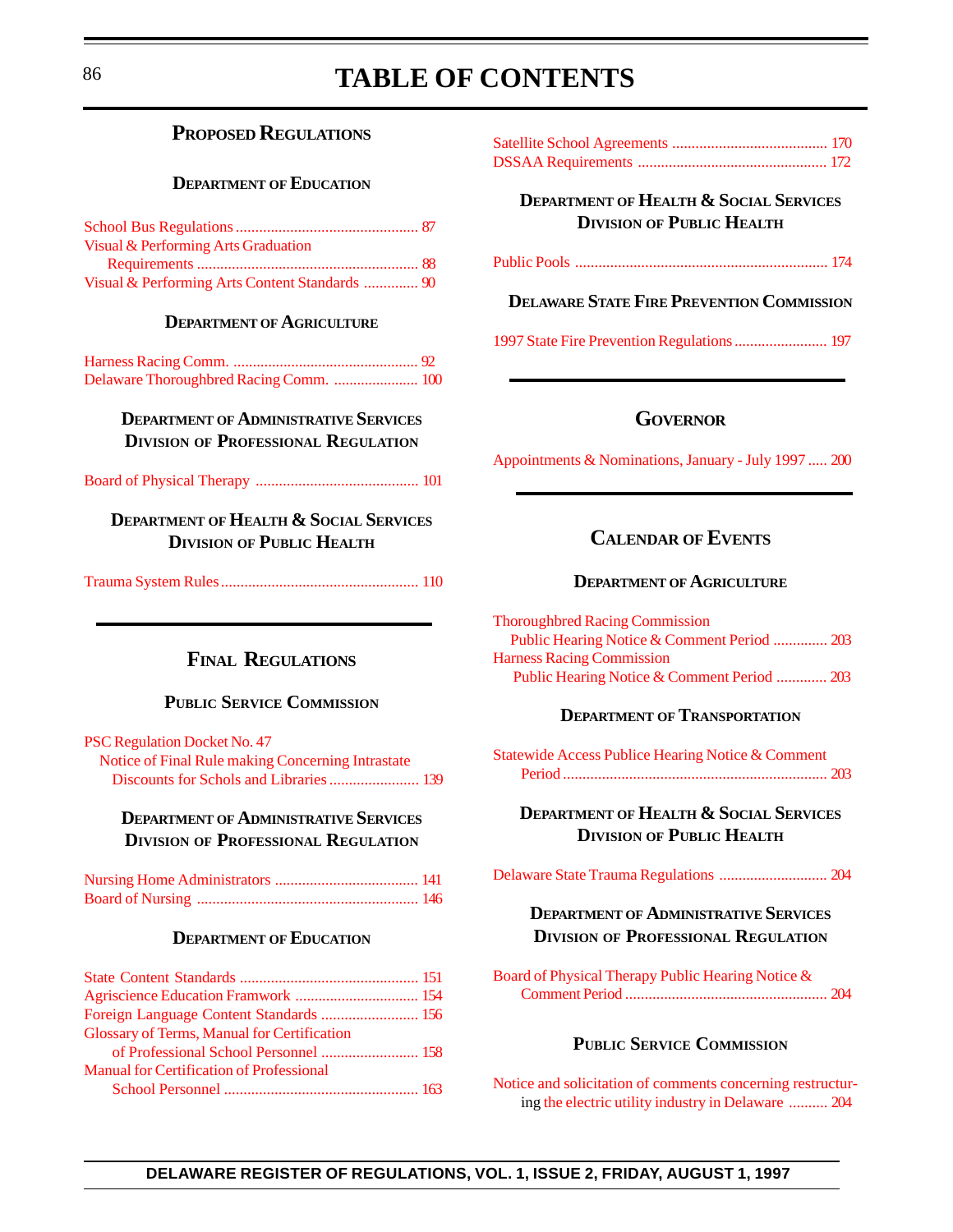# TABLE OF CONTENTS

## PROPOSED REGULATIONS

### DEPARTMENT OF EDUCATION

School Bus Regulations ............................................... 87
Visual & Performing Arts Graduation
Requirements ......................................................... 88
Visual & Performing Arts Content Standards .............. 90

### DEPARTMENT OF AGRICULTURE

Harness Racing Comm. ................................................ 92
Delaware Thoroughbred Racing Comm. ...................... 100

### DEPARTMENT OF ADMINISTRATIVE SERVICES
### DIVISION OF PROFESSIONAL REGULATION

Board of Physical Therapy .......................................... 101

### DEPARTMENT OF HEALTH & SOCIAL SERVICES
### DIVISION OF PUBLIC HEALTH

Trauma System Rules .................................................. 110

## FINAL REGULATIONS

### PUBLIC SERVICE COMMISSION

PSC Regulation Docket No. 47
Notice of Final Rule making Concerning Intrastate
Discounts for Schols and Libraries ....................... 139

### DEPARTMENT OF ADMINISTRATIVE SERVICES
### DIVISION OF PROFESSIONAL REGULATION

Nursing Home Administrators ..................................... 141
Board of Nursing ......................................................... 146

### DEPARTMENT OF EDUCATION

State Content Standards .............................................. 151
Agriscience Education Framwork ................................ 154
Foreign Language Content Standards ......................... 156
Glossary of Terms, Manual for Certification
of Professional School Personnel ......................... 158
Manual for Certification of Professional
School Personnel .................................................. 163
Satellite School Agreements ........................................ 170
DSSAA Requirements ................................................. 172

### DEPARTMENT OF HEALTH & SOCIAL SERVICES
### DIVISION OF PUBLIC HEALTH

Public Pools ................................................................. 174

### DELAWARE STATE FIRE PREVENTION COMMISSION

1997 State Fire Prevention Regulations ........................ 197

## GOVERNOR

Appointments & Nominations, January - July 1997 ..... 200

## CALENDAR OF EVENTS

### DEPARTMENT OF AGRICULTURE

Thoroughbred Racing Commission
Public Hearing Notice & Comment Period .............. 203
Harness Racing Commission
Public Hearing Notice & Comment Period ............. 203

### DEPARTMENT OF TRANSPORTATION

Statewide Access Publice Hearing Notice & Comment
Period ..................................................................... 203

### DEPARTMENT OF HEALTH & SOCIAL SERVICES
### DIVISION OF PUBLIC HEALTH

Delaware State Trauma Regulations ............................ 204

### DEPARTMENT OF ADMINISTRATIVE SERVICES
### DIVISION OF PROFESSIONAL REGULATION

Board of Physical Therapy Public Hearing Notice &
Comment Period .................................................... 204

### PUBLIC SERVICE COMMISSION

Notice and solicitation of comments concerning restructuring the electric utility industry in Delaware .......... 204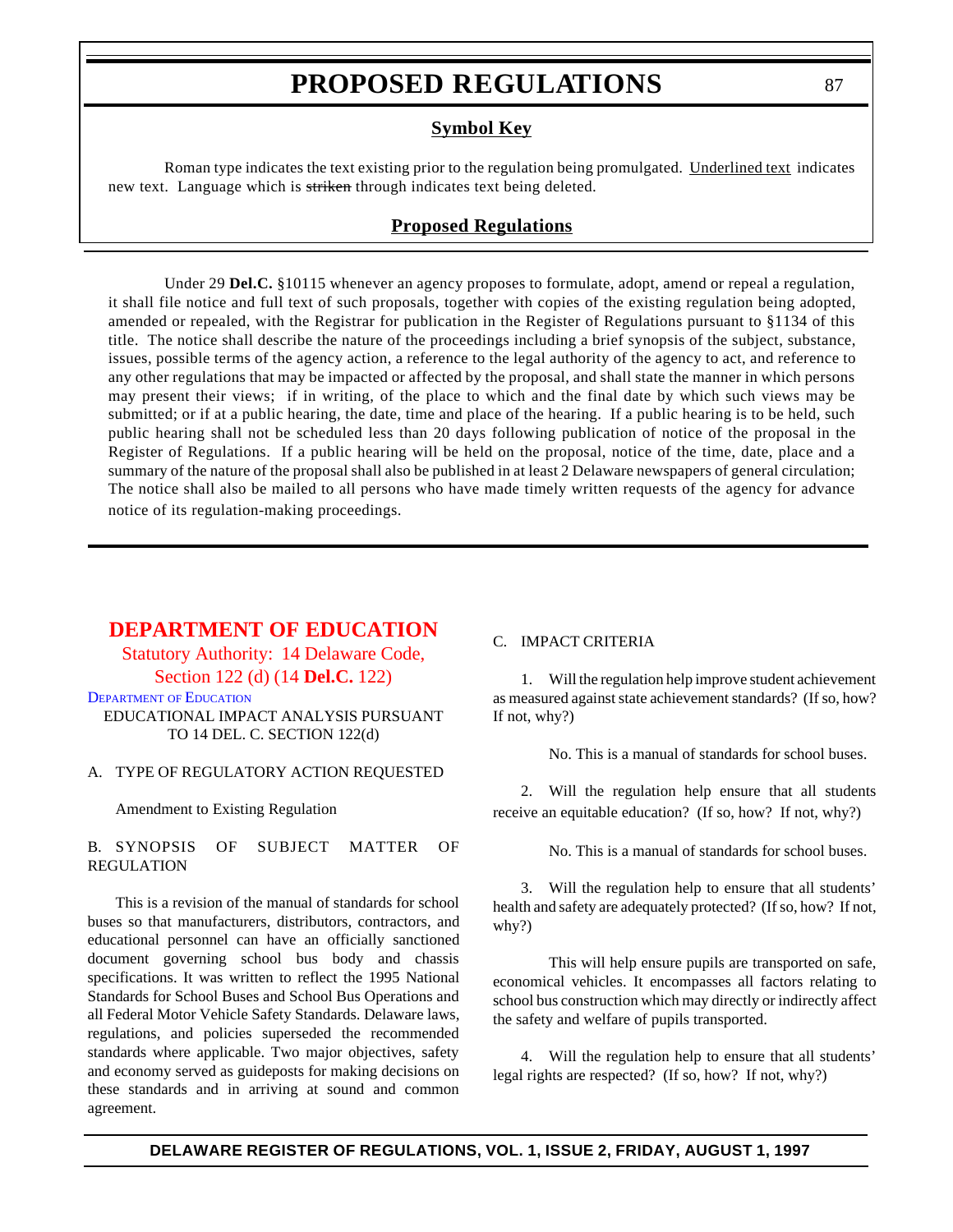# PROPOSED REGULATIONS

## Symbol Key

Roman type indicates the text existing prior to the regulation being promulgated. Underlined text indicates new text. Language which is ~~striken~~ through indicates text being deleted.

## Proposed Regulations

Under 29 **Del.C.** §10115 whenever an agency proposes to formulate, adopt, amend or repeal a regulation, it shall file notice and full text of such proposals, together with copies of the existing regulation being adopted, amended or repealed, with the Registrar for publication in the Register of Regulations pursuant to §1134 of this title. The notice shall describe the nature of the proceedings including a brief synopsis of the subject, substance, issues, possible terms of the agency action, a reference to the legal authority of the agency to act, and reference to any other regulations that may be impacted or affected by the proposal, and shall state the manner in which persons may present their views; if in writing, of the place to which and the final date by which such views may be submitted; or if at a public hearing, the date, time and place of the hearing. If a public hearing is to be held, such public hearing shall not be scheduled less than 20 days following publication of notice of the proposal in the Register of Regulations. If a public hearing will be held on the proposal, notice of the time, date, place and a summary of the nature of the proposal shall also be published in at least 2 Delaware newspapers of general circulation; The notice shall also be mailed to all persons who have made timely written requests of the agency for advance notice of its regulation-making proceedings.

## DEPARTMENT OF EDUCATION

Statutory Authority: 14 Delaware Code, Section 122 (d) (14 **Del.C.** 122)

DEPARTMENT OF EDUCATION

EDUCATIONAL IMPACT ANALYSIS PURSUANT TO 14 DEL. C. SECTION 122(d)

A. TYPE OF REGULATORY ACTION REQUESTED

Amendment to Existing Regulation

B. SYNOPSIS OF SUBJECT MATTER OF REGULATION

This is a revision of the manual of standards for school buses so that manufacturers, distributors, contractors, and educational personnel can have an officially sanctioned document governing school bus body and chassis specifications. It was written to reflect the 1995 National Standards for School Buses and School Bus Operations and all Federal Motor Vehicle Safety Standards. Delaware laws, regulations, and policies superseded the recommended standards where applicable. Two major objectives, safety and economy served as guideposts for making decisions on these standards and in arriving at sound and common agreement.

C. IMPACT CRITERIA

1. Will the regulation help improve student achievement as measured against state achievement standards? (If so, how? If not, why?)

No. This is a manual of standards for school buses.

2. Will the regulation help ensure that all students receive an equitable education? (If so, how? If not, why?)

No. This is a manual of standards for school buses.

3. Will the regulation help to ensure that all students' health and safety are adequately protected? (If so, how? If not, why?)

This will help ensure pupils are transported on safe, economical vehicles. It encompasses all factors relating to school bus construction which may directly or indirectly affect the safety and welfare of pupils transported.

4. Will the regulation help to ensure that all students' legal rights are respected? (If so, how? If not, why?)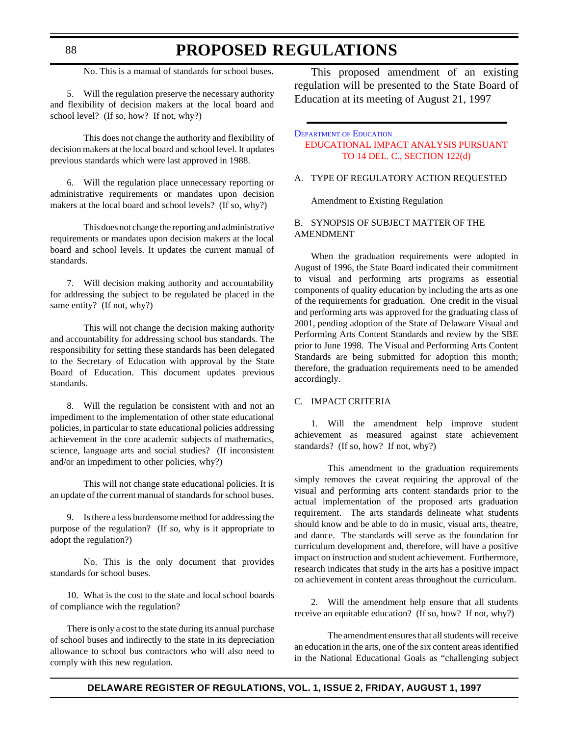No. This is a manual of standards for school buses.

5. Will the regulation preserve the necessary authority and flexibility of decision makers at the local board and school level? (If so, how? If not, why?)

This does not change the authority and flexibility of decision makers at the local board and school level. It updates previous standards which were last approved in 1988.

6. Will the regulation place unnecessary reporting or administrative requirements or mandates upon decision makers at the local board and school levels? (If so, why?)

This does not change the reporting and administrative requirements or mandates upon decision makers at the local board and school levels. It updates the current manual of standards.

7. Will decision making authority and accountability for addressing the subject to be regulated be placed in the same entity? (If not, why?)

This will not change the decision making authority and accountability for addressing school bus standards. The responsibility for setting these standards has been delegated to the Secretary of Education with approval by the State Board of Education. This document updates previous standards.

8. Will the regulation be consistent with and not an impediment to the implementation of other state educational policies, in particular to state educational policies addressing achievement in the core academic subjects of mathematics, science, language arts and social studies? (If inconsistent and/or an impediment to other policies, why?)

This will not change state educational policies. It is an update of the current manual of standards for school buses.

9. Is there a less burdensome method for addressing the purpose of the regulation? (If so, why is it appropriate to adopt the regulation?)

No. This is the only document that provides standards for school buses.

10. What is the cost to the state and local school boards of compliance with the regulation?

There is only a cost to the state during its annual purchase of school buses and indirectly to the state in its depreciation allowance to school bus contractors who will also need to comply with this new regulation.

This proposed amendment of an existing regulation will be presented to the State Board of Education at its meeting of August 21, 1997

---

Department of Education

## EDUCATIONAL IMPACT ANALYSIS PURSUANT TO 14 DEL. C., SECTION 122(d)

A. TYPE OF REGULATORY ACTION REQUESTED

Amendment to Existing Regulation

B. SYNOPSIS OF SUBJECT MATTER OF THE AMENDMENT

When the graduation requirements were adopted in August of 1996, the State Board indicated their commitment to visual and performing arts programs as essential components of quality education by including the arts as one of the requirements for graduation. One credit in the visual and performing arts was approved for the graduating class of 2001, pending adoption of the State of Delaware Visual and Performing Arts Content Standards and review by the SBE prior to June 1998. The Visual and Performing Arts Content Standards are being submitted for adoption this month; therefore, the graduation requirements need to be amended accordingly.

C. IMPACT CRITERIA

1. Will the amendment help improve student achievement as measured against state achievement standards? (If so, how? If not, why?)

This amendment to the graduation requirements simply removes the caveat requiring the approval of the visual and performing arts content standards prior to the actual implementation of the proposed arts graduation requirement. The arts standards delineate what students should know and be able to do in music, visual arts, theatre, and dance. The standards will serve as the foundation for curriculum development and, therefore, will have a positive impact on instruction and student achievement. Furthermore, research indicates that study in the arts has a positive impact on achievement in content areas throughout the curriculum.

2. Will the amendment help ensure that all students receive an equitable education? (If so, how? If not, why?)

The amendment ensures that all students will receive an education in the arts, one of the six content areas identified in the National Educational Goals as "challenging subject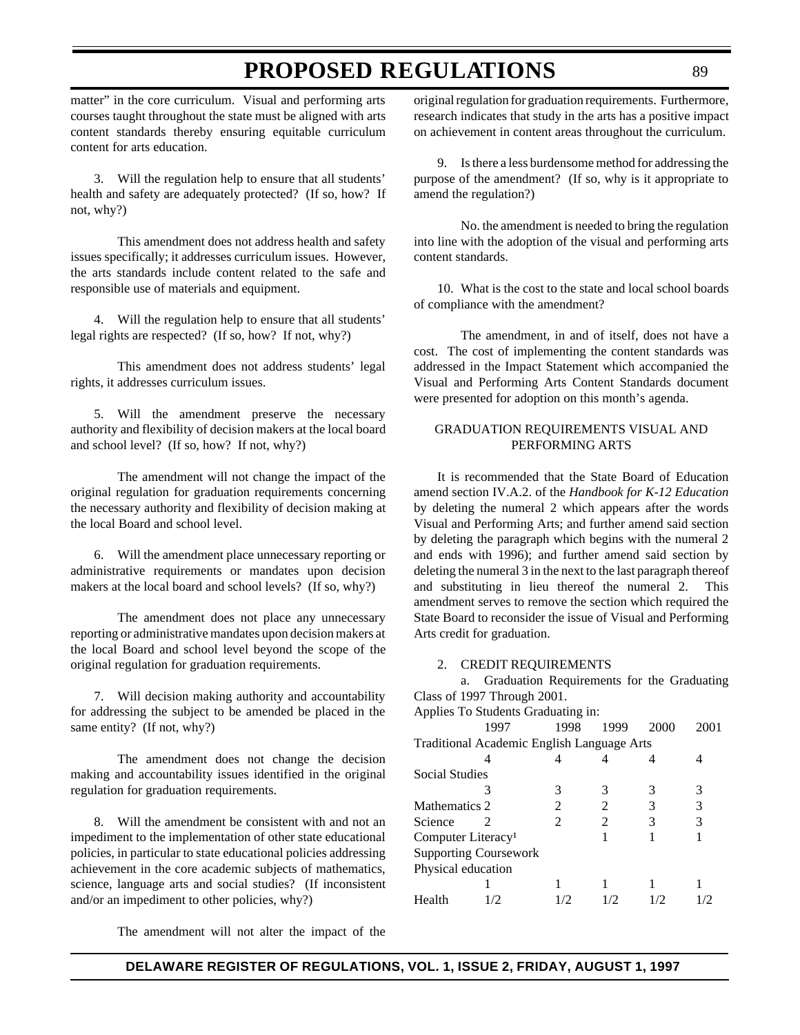# PROPOSED REGULATIONS

matter" in the core curriculum. Visual and performing arts courses taught throughout the state must be aligned with arts content standards thereby ensuring equitable curriculum content for arts education.

3. Will the regulation help to ensure that all students' health and safety are adequately protected? (If so, how? If not, why?)

This amendment does not address health and safety issues specifically; it addresses curriculum issues. However, the arts standards include content related to the safe and responsible use of materials and equipment.

4. Will the regulation help to ensure that all students' legal rights are respected? (If so, how? If not, why?)

This amendment does not address students' legal rights, it addresses curriculum issues.

5. Will the amendment preserve the necessary authority and flexibility of decision makers at the local board and school level? (If so, how? If not, why?)

The amendment will not change the impact of the original regulation for graduation requirements concerning the necessary authority and flexibility of decision making at the local Board and school level.

6. Will the amendment place unnecessary reporting or administrative requirements or mandates upon decision makers at the local board and school levels? (If so, why?)

The amendment does not place any unnecessary reporting or administrative mandates upon decision makers at the local Board and school level beyond the scope of the original regulation for graduation requirements.

7. Will decision making authority and accountability for addressing the subject to be amended be placed in the same entity? (If not, why?)

The amendment does not change the decision making and accountability issues identified in the original regulation for graduation requirements.

8. Will the amendment be consistent with and not an impediment to the implementation of other state educational policies, in particular to state educational policies addressing achievement in the core academic subjects of mathematics, science, language arts and social studies? (If inconsistent and/or an impediment to other policies, why?)

The amendment will not alter the impact of the original regulation for graduation requirements. Furthermore, research indicates that study in the arts has a positive impact on achievement in content areas throughout the curriculum.

9. Is there a less burdensome method for addressing the purpose of the amendment? (If so, why is it appropriate to amend the regulation?)

No. the amendment is needed to bring the regulation into line with the adoption of the visual and performing arts content standards.

10. What is the cost to the state and local school boards of compliance with the amendment?

The amendment, in and of itself, does not have a cost. The cost of implementing the content standards was addressed in the Impact Statement which accompanied the Visual and Performing Arts Content Standards document were presented for adoption on this month's agenda.

## GRADUATION REQUIREMENTS VISUAL AND PERFORMING ARTS

It is recommended that the State Board of Education amend section IV.A.2. of the *Handbook for K-12 Education* by deleting the numeral 2 which appears after the words Visual and Performing Arts; and further amend said section by deleting the paragraph which begins with the numeral 2 and ends with 1996); and further amend said section by deleting the numeral 3 in the next to the last paragraph thereof and substituting in lieu thereof the numeral 2. This amendment serves to remove the section which required the State Board to reconsider the issue of Visual and Performing Arts credit for graduation.

2. CREDIT REQUIREMENTS

a. Graduation Requirements for the Graduating Class of 1997 Through 2001.

Applies To Students Graduating in:

| | 1997 | 1998 | 1999 | 2000 | 2001 |
|---|---|---|---|---|---|
| Traditional Academic English Language Arts | | | | | |
| | 4 | 4 | 4 | 4 | 4 |
| Social Studies | | | | | |
| | 3 | 3 | 3 | 3 | 3 |
| Mathematics | 2 | 2 | 2 | 3 | 3 |
| Science | 2 | 2 | 2 | 3 | 3 |
| Computer Literacy[1] | | | 1 | 1 | 1 |
| Supporting Coursework | | | | | |
| Physical education | | | | | |
| | 1 | 1 | 1 | 1 | 1 |
| Health | 1/2 | 1/2 | 1/2 | 1/2 | 1/2 |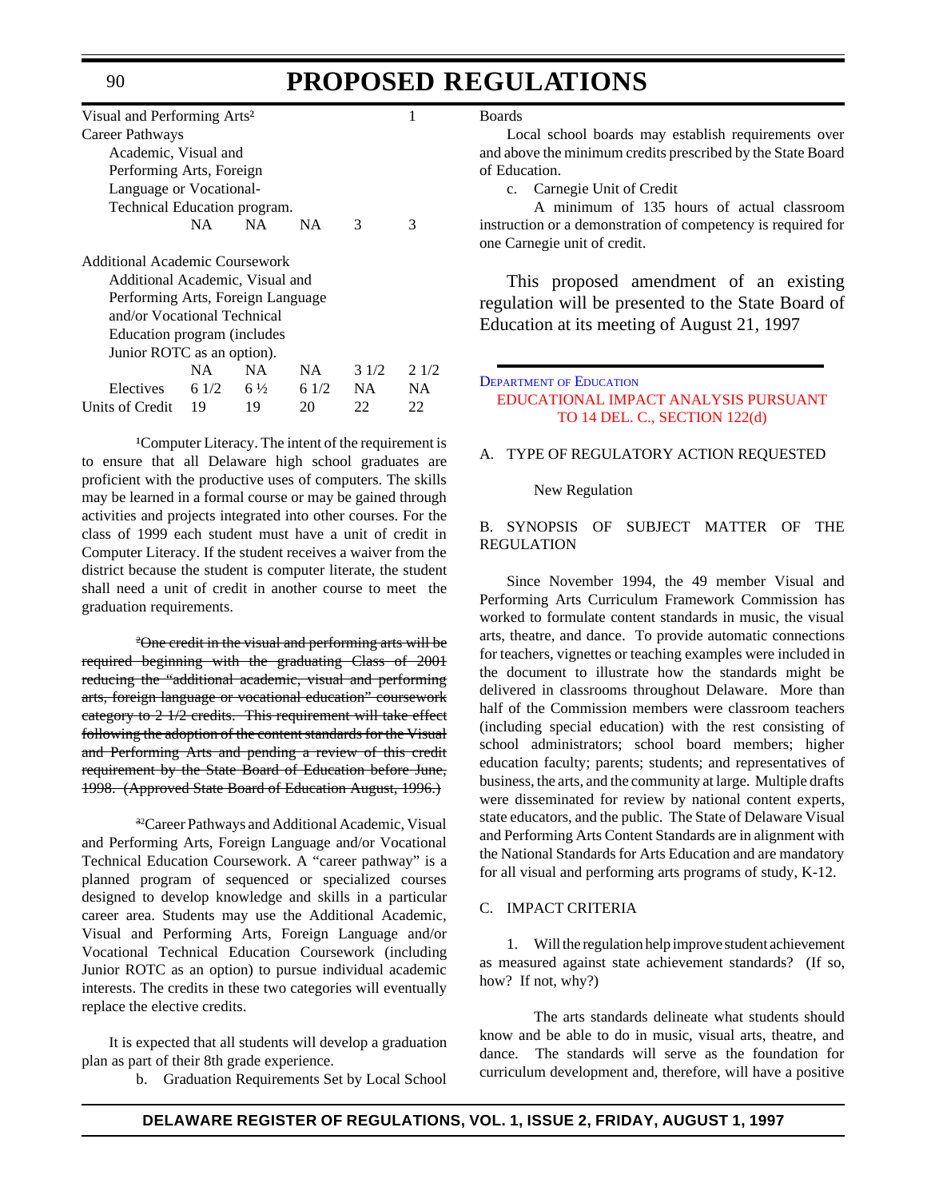| | | | | | |
|---|---|---|---|---|---|
| Visual and Performing Arts[2] | | | | | 1 |
| Career Pathways<br>Academic, Visual and Performing Arts, Foreign Language or Vocational-Technical Education program. | NA | NA | NA | 3 | 3 |
| Additional Academic Coursework<br>Additional Academic, Visual and Performing Arts, Foreign Language and/or Vocational Technical Education program (includes Junior ROTC as an option). | NA | NA | NA | 3 1/2 | 2 1/2 |
| Electives | 6 1/2 | 6 ½ | 6 1/2 | NA | NA |
| Units of Credit | 19 | 19 | 20 | 22 | 22 |

[1]Computer Literacy. The intent of the requirement is to ensure that all Delaware high school graduates are proficient with the productive uses of computers. The skills may be learned in a formal course or may be gained through activities and projects integrated into other courses. For the class of 1999 each student must have a unit of credit in Computer Literacy. If the student receives a waiver from the district because the student is computer literate, the student shall need a unit of credit in another course to meet the graduation requirements.

~~[2]One credit in the visual and performing arts will be required beginning with the graduating Class of 2001 reducing the "additional academic, visual and performing arts, foreign language or vocational education" coursework category to 2 1/2 credits. This requirement will take effect following the adoption of the content standards for the Visual and Performing Arts and pending a review of this credit requirement by the State Board of Education before June, 1998. (Approved State Board of Education August, 1996.)~~

[~~3~~2]Career Pathways and Additional Academic, Visual and Performing Arts, Foreign Language and/or Vocational Technical Education Coursework. A "career pathway" is a planned program of sequenced or specialized courses designed to develop knowledge and skills in a particular career area. Students may use the Additional Academic, Visual and Performing Arts, Foreign Language and/or Vocational Technical Education Coursework (including Junior ROTC as an option) to pursue individual academic interests. The credits in these two categories will eventually replace the elective credits.

It is expected that all students will develop a graduation plan as part of their 8th grade experience.

b. Graduation Requirements Set by Local School Boards

Local school boards may establish requirements over and above the minimum credits prescribed by the State Board of Education.

c. Carnegie Unit of Credit

A minimum of 135 hours of actual classroom instruction or a demonstration of competency is required for one Carnegie unit of credit.

This proposed amendment of an existing regulation will be presented to the State Board of Education at its meeting of August 21, 1997

---

DEPARTMENT OF EDUCATION

EDUCATIONAL IMPACT ANALYSIS PURSUANT TO 14 DEL. C., SECTION 122(d)

A. TYPE OF REGULATORY ACTION REQUESTED

New Regulation

B. SYNOPSIS OF SUBJECT MATTER OF THE REGULATION

Since November 1994, the 49 member Visual and Performing Arts Curriculum Framework Commission has worked to formulate content standards in music, the visual arts, theatre, and dance. To provide automatic connections for teachers, vignettes or teaching examples were included in the document to illustrate how the standards might be delivered in classrooms throughout Delaware. More than half of the Commission members were classroom teachers (including special education) with the rest consisting of school administrators; school board members; higher education faculty; parents; students; and representatives of business, the arts, and the community at large. Multiple drafts were disseminated for review by national content experts, state educators, and the public. The State of Delaware Visual and Performing Arts Content Standards are in alignment with the National Standards for Arts Education and are mandatory for all visual and performing arts programs of study, K-12.

C. IMPACT CRITERIA

1. Will the regulation help improve student achievement as measured against state achievement standards? (If so, how? If not, why?)

The arts standards delineate what students should know and be able to do in music, visual arts, theatre, and dance. The standards will serve as the foundation for curriculum development and, therefore, will have a positive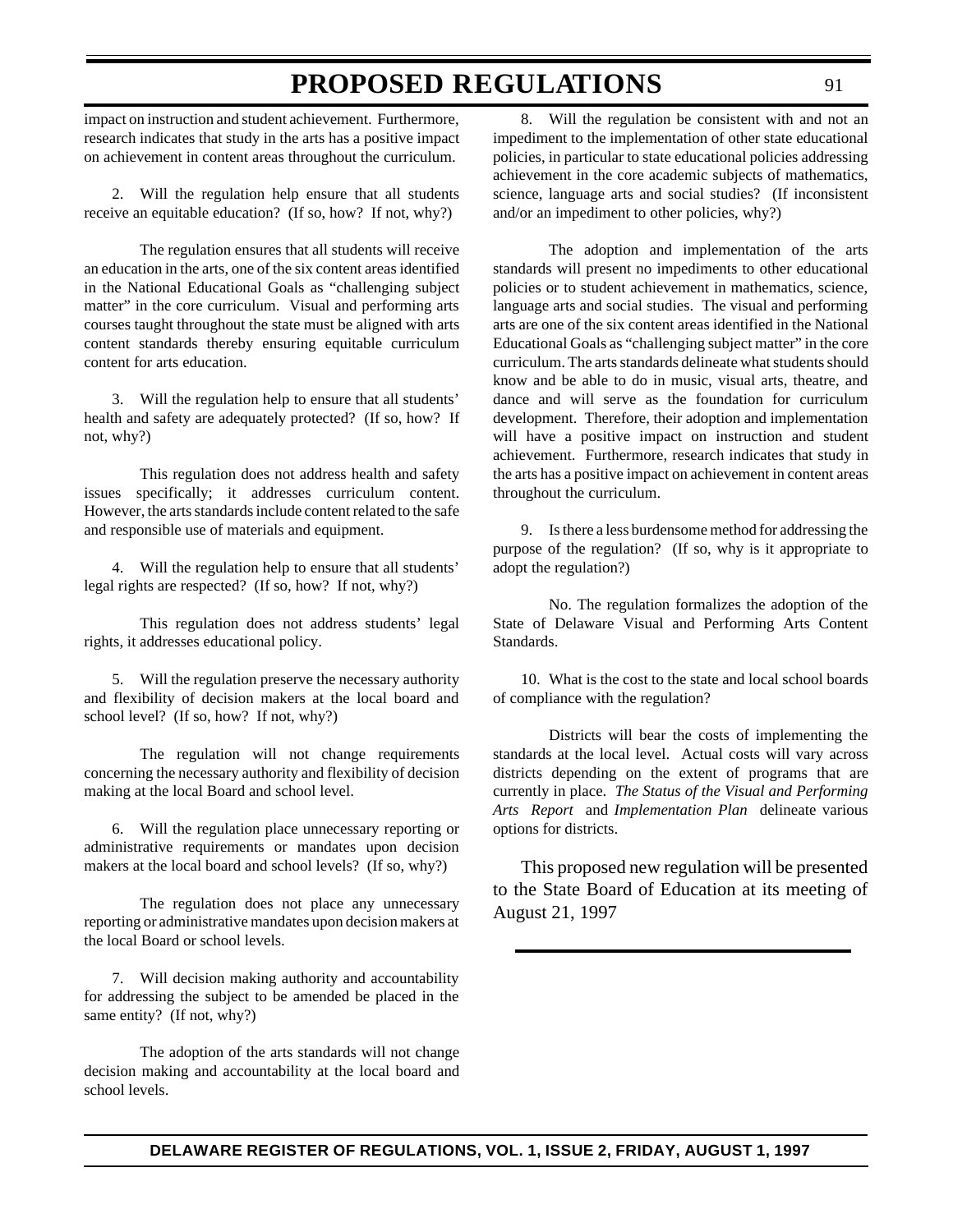impact on instruction and student achievement. Furthermore, research indicates that study in the arts has a positive impact on achievement in content areas throughout the curriculum.

2. Will the regulation help ensure that all students receive an equitable education? (If so, how? If not, why?)

The regulation ensures that all students will receive an education in the arts, one of the six content areas identified in the National Educational Goals as "challenging subject matter" in the core curriculum. Visual and performing arts courses taught throughout the state must be aligned with arts content standards thereby ensuring equitable curriculum content for arts education.

3. Will the regulation help to ensure that all students' health and safety are adequately protected? (If so, how? If not, why?)

This regulation does not address health and safety issues specifically; it addresses curriculum content. However, the arts standards include content related to the safe and responsible use of materials and equipment.

4. Will the regulation help to ensure that all students' legal rights are respected? (If so, how? If not, why?)

This regulation does not address students' legal rights, it addresses educational policy.

5. Will the regulation preserve the necessary authority and flexibility of decision makers at the local board and school level? (If so, how? If not, why?)

The regulation will not change requirements concerning the necessary authority and flexibility of decision making at the local Board and school level.

6. Will the regulation place unnecessary reporting or administrative requirements or mandates upon decision makers at the local board and school levels? (If so, why?)

The regulation does not place any unnecessary reporting or administrative mandates upon decision makers at the local Board or school levels.

7. Will decision making authority and accountability for addressing the subject to be amended be placed in the same entity? (If not, why?)

The adoption of the arts standards will not change decision making and accountability at the local board and school levels.

8. Will the regulation be consistent with and not an impediment to the implementation of other state educational policies, in particular to state educational policies addressing achievement in the core academic subjects of mathematics, science, language arts and social studies? (If inconsistent and/or an impediment to other policies, why?)

The adoption and implementation of the arts standards will present no impediments to other educational policies or to student achievement in mathematics, science, language arts and social studies. The visual and performing arts are one of the six content areas identified in the National Educational Goals as "challenging subject matter" in the core curriculum. The arts standards delineate what students should know and be able to do in music, visual arts, theatre, and dance and will serve as the foundation for curriculum development. Therefore, their adoption and implementation will have a positive impact on instruction and student achievement. Furthermore, research indicates that study in the arts has a positive impact on achievement in content areas throughout the curriculum.

9. Is there a less burdensome method for addressing the purpose of the regulation? (If so, why is it appropriate to adopt the regulation?)

No. The regulation formalizes the adoption of the State of Delaware Visual and Performing Arts Content Standards.

10. What is the cost to the state and local school boards of compliance with the regulation?

Districts will bear the costs of implementing the standards at the local level. Actual costs will vary across districts depending on the extent of programs that are currently in place. *The Status of the Visual and Performing Arts Report* and *Implementation Plan* delineate various options for districts.

This proposed new regulation will be presented to the State Board of Education at its meeting of August 21, 1997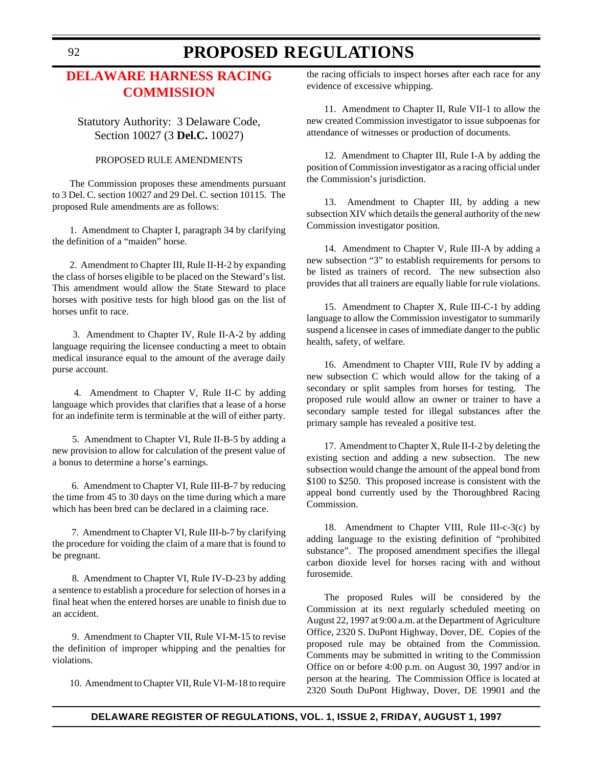# PROPOSED REGULATIONS

## DELAWARE HARNESS RACING COMMISSION

Statutory Authority: 3 Delaware Code, Section 10027 (3 **Del.C.** 10027)

PROPOSED RULE AMENDMENTS

The Commission proposes these amendments pursuant to 3 Del. C. section 10027 and 29 Del. C. section 10115. The proposed Rule amendments are as follows:

1. Amendment to Chapter I, paragraph 34 by clarifying the definition of a "maiden" horse.

2. Amendment to Chapter III, Rule II-H-2 by expanding the class of horses eligible to be placed on the Steward's list. This amendment would allow the State Steward to place horses with positive tests for high blood gas on the list of horses unfit to race.

3. Amendment to Chapter IV, Rule II-A-2 by adding language requiring the licensee conducting a meet to obtain medical insurance equal to the amount of the average daily purse account.

4. Amendment to Chapter V, Rule II-C by adding language which provides that clarifies that a lease of a horse for an indefinite term is terminable at the will of either party.

5. Amendment to Chapter VI, Rule II-B-5 by adding a new provision to allow for calculation of the present value of a bonus to determine a horse's earnings.

6. Amendment to Chapter VI, Rule III-B-7 by reducing the time from 45 to 30 days on the time during which a mare which has been bred can be declared in a claiming race.

7. Amendment to Chapter VI, Rule III-b-7 by clarifying the procedure for voiding the claim of a mare that is found to be pregnant.

8. Amendment to Chapter VI, Rule IV-D-23 by adding a sentence to establish a procedure for selection of horses in a final heat when the entered horses are unable to finish due to an accident.

9. Amendment to Chapter VII, Rule VI-M-15 to revise the definition of improper whipping and the penalties for violations.

10. Amendment to Chapter VII, Rule VI-M-18 to require the racing officials to inspect horses after each race for any evidence of excessive whipping.

11. Amendment to Chapter II, Rule VII-1 to allow the new created Commission investigator to issue subpoenas for attendance of witnesses or production of documents.

12. Amendment to Chapter III, Rule I-A by adding the position of Commission investigator as a racing official under the Commission's jurisdiction.

13. Amendment to Chapter III, by adding a new subsection XIV which details the general authority of the new Commission investigator position.

14. Amendment to Chapter V, Rule III-A by adding a new subsection "3" to establish requirements for persons to be listed as trainers of record. The new subsection also provides that all trainers are equally liable for rule violations.

15. Amendment to Chapter X, Rule III-C-1 by adding language to allow the Commission investigator to summarily suspend a licensee in cases of immediate danger to the public health, safety, of welfare.

16. Amendment to Chapter VIII, Rule IV by adding a new subsection C which would allow for the taking of a secondary or split samples from horses for testing. The proposed rule would allow an owner or trainer to have a secondary sample tested for illegal substances after the primary sample has revealed a positive test.

17. Amendment to Chapter X, Rule II-I-2 by deleting the existing section and adding a new subsection. The new subsection would change the amount of the appeal bond from $100 to $250. This proposed increase is consistent with the appeal bond currently used by the Thoroughbred Racing Commission.

18. Amendment to Chapter VIII, Rule III-c-3(c) by adding language to the existing definition of "prohibited substance". The proposed amendment specifies the illegal carbon dioxide level for horses racing with and without furosemide.

The proposed Rules will be considered by the Commission at its next regularly scheduled meeting on August 22, 1997 at 9:00 a.m. at the Department of Agriculture Office, 2320 S. DuPont Highway, Dover, DE. Copies of the proposed rule may be obtained from the Commission. Comments may be submitted in writing to the Commission Office on or before 4:00 p.m. on August 30, 1997 and/or in person at the hearing. The Commission Office is located at 2320 South DuPont Highway, Dover, DE 19901 and the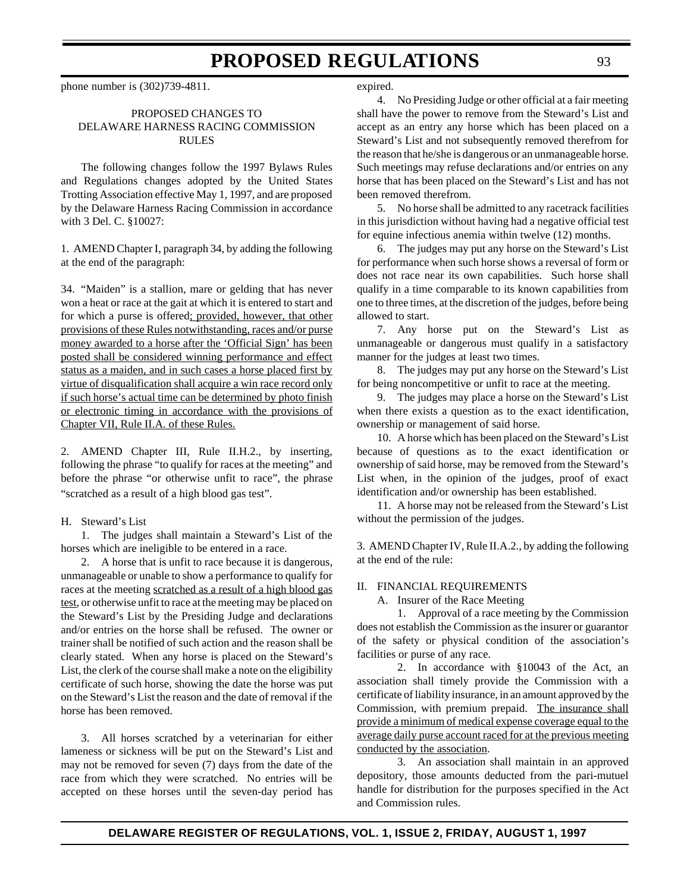phone number is (302)739-4811.

PROPOSED CHANGES TO
DELAWARE HARNESS RACING COMMISSION
RULES

The following changes follow the 1997 Bylaws Rules and Regulations changes adopted by the United States Trotting Association effective May 1, 1997, and are proposed by the Delaware Harness Racing Commission in accordance with 3 Del. C. §10027:

1. AMEND Chapter I, paragraph 34, by adding the following at the end of the paragraph:

34. "Maiden" is a stallion, mare or gelding that has never won a heat or race at the gait at which it is entered to start and for which a purse is offered<u>; provided, however, that other provisions of these Rules notwithstanding, races and/or purse money awarded to a horse after the 'Official Sign' has been posted shall be considered winning performance and effect status as a maiden, and in such cases a horse placed first by virtue of disqualification shall acquire a win race record only if such horse's actual time can be determined by photo finish or electronic timing in accordance with the provisions of Chapter VII, Rule II.A. of these Rules.</u>

2. AMEND Chapter III, Rule II.H.2., by inserting, following the phrase "to qualify for races at the meeting" and before the phrase "or otherwise unfit to race", the phrase "scratched as a result of a high blood gas test".

H. Steward's List

1. The judges shall maintain a Steward's List of the horses which are ineligible to be entered in a race.

2. A horse that is unfit to race because it is dangerous, unmanageable or unable to show a performance to qualify for races at the meeting <u>scratched as a result of a high blood gas test</u>, or otherwise unfit to race at the meeting may be placed on the Steward's List by the Presiding Judge and declarations and/or entries on the horse shall be refused. The owner or trainer shall be notified of such action and the reason shall be clearly stated. When any horse is placed on the Steward's List, the clerk of the course shall make a note on the eligibility certificate of such horse, showing the date the horse was put on the Steward's List the reason and the date of removal if the horse has been removed.

3. All horses scratched by a veterinarian for either lameness or sickness will be put on the Steward's List and may not be removed for seven (7) days from the date of the race from which they were scratched. No entries will be accepted on these horses until the seven-day period has expired.

4. No Presiding Judge or other official at a fair meeting shall have the power to remove from the Steward's List and accept as an entry any horse which has been placed on a Steward's List and not subsequently removed therefrom for the reason that he/she is dangerous or an unmanageable horse. Such meetings may refuse declarations and/or entries on any horse that has been placed on the Steward's List and has not been removed therefrom.

5. No horse shall be admitted to any racetrack facilities in this jurisdiction without having had a negative official test for equine infectious anemia within twelve (12) months.

6. The judges may put any horse on the Steward's List for performance when such horse shows a reversal of form or does not race near its own capabilities. Such horse shall qualify in a time comparable to its known capabilities from one to three times, at the discretion of the judges, before being allowed to start.

7. Any horse put on the Steward's List as unmanageable or dangerous must qualify in a satisfactory manner for the judges at least two times.

8. The judges may put any horse on the Steward's List for being noncompetitive or unfit to race at the meeting.

9. The judges may place a horse on the Steward's List when there exists a question as to the exact identification, ownership or management of said horse.

10. A horse which has been placed on the Steward's List because of questions as to the exact identification or ownership of said horse, may be removed from the Steward's List when, in the opinion of the judges, proof of exact identification and/or ownership has been established.

11. A horse may not be released from the Steward's List without the permission of the judges.

3. AMEND Chapter IV, Rule II.A.2., by adding the following at the end of the rule:

II. FINANCIAL REQUIREMENTS

A. Insurer of the Race Meeting

1. Approval of a race meeting by the Commission does not establish the Commission as the insurer or guarantor of the safety or physical condition of the association's facilities or purse of any race.

2. In accordance with §10043 of the Act, an association shall timely provide the Commission with a certificate of liability insurance, in an amount approved by the Commission, with premium prepaid. <u>The insurance shall provide a minimum of medical expense coverage equal to the average daily purse account raced for at the previous meeting conducted by the association</u>.

3. An association shall maintain in an approved depository, those amounts deducted from the pari-mutuel handle for distribution for the purposes specified in the Act and Commission rules.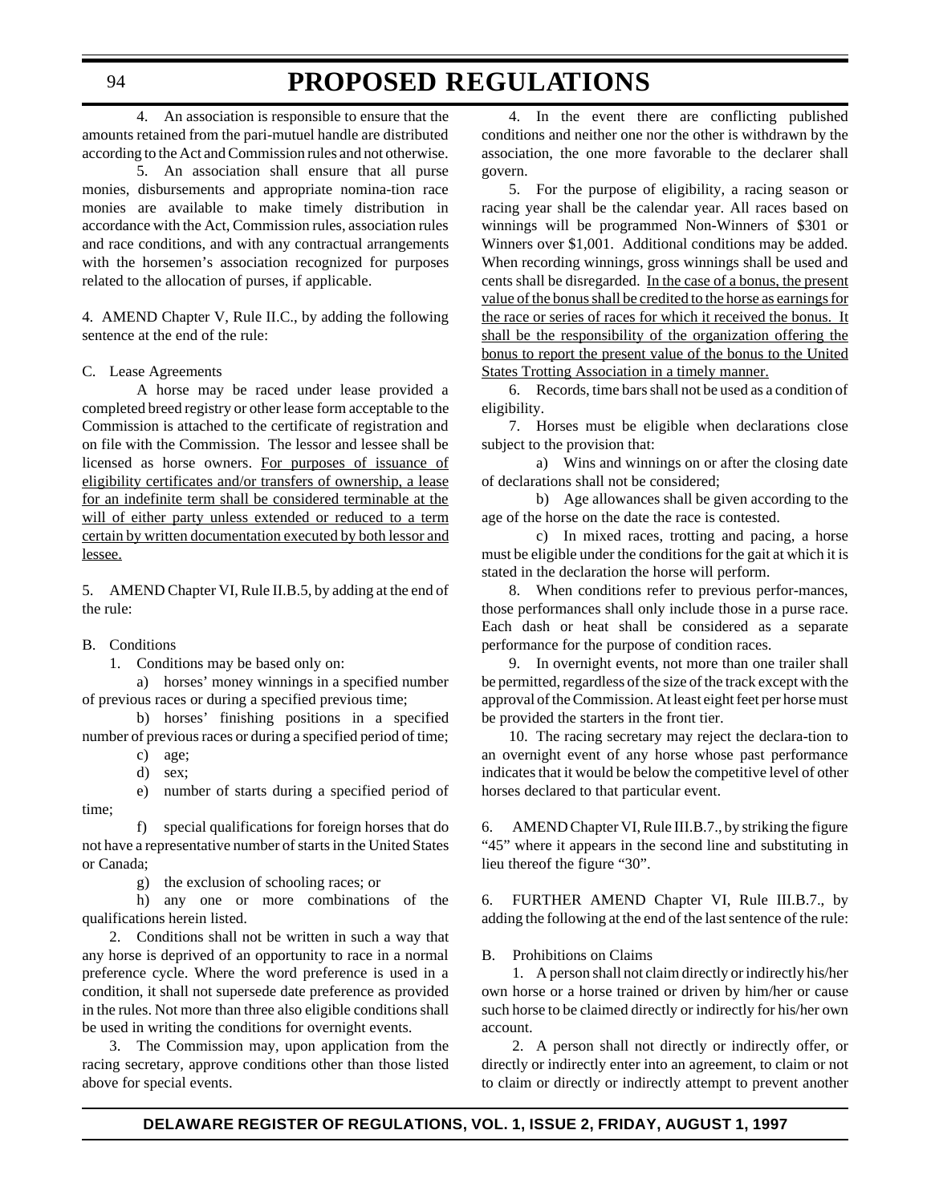4. An association is responsible to ensure that the amounts retained from the pari-mutuel handle are distributed according to the Act and Commission rules and not otherwise.

5. An association shall ensure that all purse monies, disbursements and appropriate nomina-tion race monies are available to make timely distribution in accordance with the Act, Commission rules, association rules and race conditions, and with any contractual arrangements with the horsemen's association recognized for purposes related to the allocation of purses, if applicable.

4. AMEND Chapter V, Rule II.C., by adding the following sentence at the end of the rule:

C. Lease Agreements

A horse may be raced under lease provided a completed breed registry or other lease form acceptable to the Commission is attached to the certificate of registration and on file with the Commission. The lessor and lessee shall be licensed as horse owners. <u>For purposes of issuance of eligibility certificates and/or transfers of ownership, a lease for an indefinite term shall be considered terminable at the will of either party unless extended or reduced to a term certain by written documentation executed by both lessor and lessee.</u>

5. AMEND Chapter VI, Rule II.B.5, by adding at the end of the rule:

B. Conditions

1. Conditions may be based only on:

a) horses' money winnings in a specified number of previous races or during a specified previous time;

b) horses' finishing positions in a specified number of previous races or during a specified period of time;

c) age;

d) sex;

e) number of starts during a specified period of time;

f) special qualifications for foreign horses that do not have a representative number of starts in the United States or Canada;

g) the exclusion of schooling races; or

h) any one or more combinations of the qualifications herein listed.

2. Conditions shall not be written in such a way that any horse is deprived of an opportunity to race in a normal preference cycle. Where the word preference is used in a condition, it shall not supersede date preference as provided in the rules. Not more than three also eligible conditions shall be used in writing the conditions for overnight events.

3. The Commission may, upon application from the racing secretary, approve conditions other than those listed above for special events.

4. In the event there are conflicting published conditions and neither one nor the other is withdrawn by the association, the one more favorable to the declarer shall govern.

5. For the purpose of eligibility, a racing season or racing year shall be the calendar year. All races based on winnings will be programmed Non-Winners of $301 or Winners over $1,001. Additional conditions may be added. When recording winnings, gross winnings shall be used and cents shall be disregarded. <u>In the case of a bonus, the present value of the bonus shall be credited to the horse as earnings for the race or series of races for which it received the bonus. It shall be the responsibility of the organization offering the bonus to report the present value of the bonus to the United States Trotting Association in a timely manner.</u>

6. Records, time bars shall not be used as a condition of eligibility.

7. Horses must be eligible when declarations close subject to the provision that:

a) Wins and winnings on or after the closing date of declarations shall not be considered;

b) Age allowances shall be given according to the age of the horse on the date the race is contested.

c) In mixed races, trotting and pacing, a horse must be eligible under the conditions for the gait at which it is stated in the declaration the horse will perform.

8. When conditions refer to previous perfor-mances, those performances shall only include those in a purse race. Each dash or heat shall be considered as a separate performance for the purpose of condition races.

9. In overnight events, not more than one trailer shall be permitted, regardless of the size of the track except with the approval of the Commission. At least eight feet per horse must be provided the starters in the front tier.

10. The racing secretary may reject the declara-tion to an overnight event of any horse whose past performance indicates that it would be below the competitive level of other horses declared to that particular event.

6. AMEND Chapter VI, Rule III.B.7., by striking the figure "45" where it appears in the second line and substituting in lieu thereof the figure "30".

6. FURTHER AMEND Chapter VI, Rule III.B.7., by adding the following at the end of the last sentence of the rule:

B. Prohibitions on Claims

1. A person shall not claim directly or indirectly his/her own horse or a horse trained or driven by him/her or cause such horse to be claimed directly or indirectly for his/her own account.

2. A person shall not directly or indirectly offer, or directly or indirectly enter into an agreement, to claim or not to claim or directly or indirectly attempt to prevent another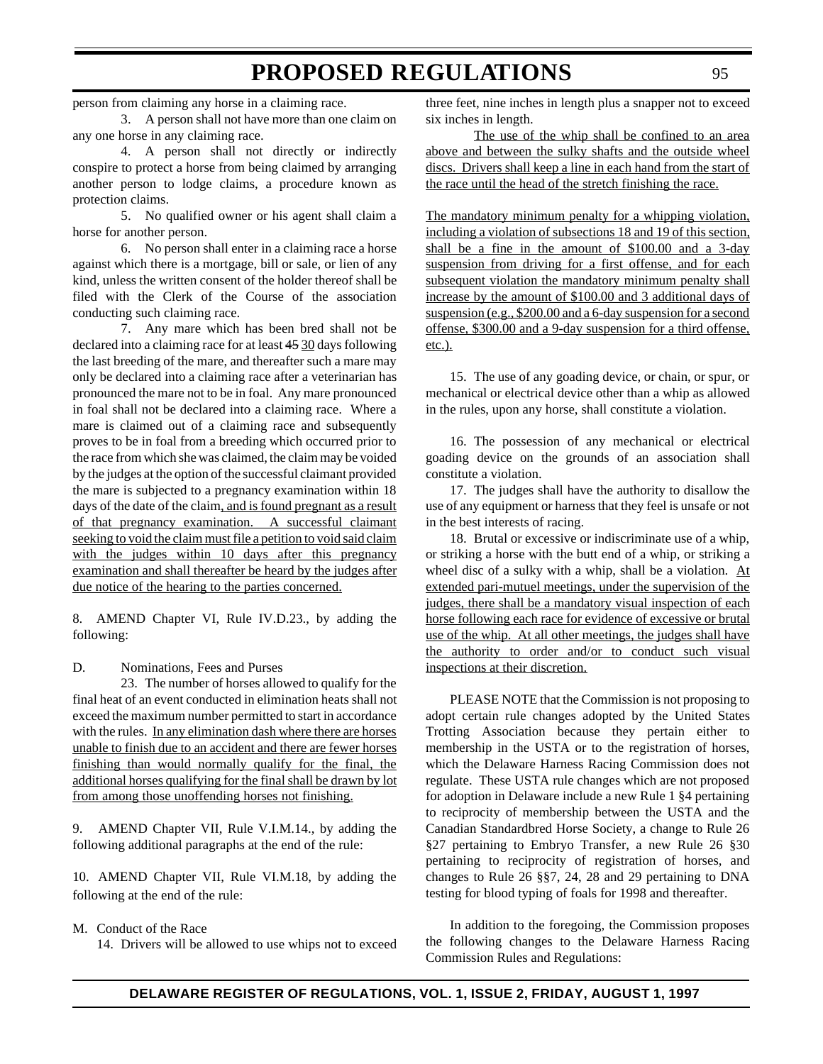person from claiming any horse in a claiming race.

3. A person shall not have more than one claim on any one horse in any claiming race.

4. A person shall not directly or indirectly conspire to protect a horse from being claimed by arranging another person to lodge claims, a procedure known as protection claims.

5. No qualified owner or his agent shall claim a horse for another person.

6. No person shall enter in a claiming race a horse against which there is a mortgage, bill or sale, or lien of any kind, unless the written consent of the holder thereof shall be filed with the Clerk of the Course of the association conducting such claiming race.

7. Any mare which has been bred shall not be declared into a claiming race for at least ~~45~~ <u>30</u> days following the last breeding of the mare, and thereafter such a mare may only be declared into a claiming race after a veterinarian has pronounced the mare not to be in foal. Any mare pronounced in foal shall not be declared into a claiming race. Where a mare is claimed out of a claiming race and subsequently proves to be in foal from a breeding which occurred prior to the race from which she was claimed, the claim may be voided by the judges at the option of the successful claimant provided the mare is subjected to a pregnancy examination within 18 days of the date of the claim<u>, and is found pregnant as a result of that pregnancy examination. A successful claimant seeking to void the claim must file a petition to void said claim with the judges within 10 days after this pregnancy examination and shall thereafter be heard by the judges after due notice of the hearing to the parties concerned.</u>

8. AMEND Chapter VI, Rule IV.D.23., by adding the following:

D. Nominations, Fees and Purses

23. The number of horses allowed to qualify for the final heat of an event conducted in elimination heats shall not exceed the maximum number permitted to start in accordance with the rules. <u>In any elimination dash where there are horses unable to finish due to an accident and there are fewer horses finishing than would normally qualify for the final, the additional horses qualifying for the final shall be drawn by lot from among those unoffending horses not finishing.</u>

9. AMEND Chapter VII, Rule V.I.M.14., by adding the following additional paragraphs at the end of the rule:

10. AMEND Chapter VII, Rule VI.M.18, by adding the following at the end of the rule:

M. Conduct of the Race

14. Drivers will be allowed to use whips not to exceed three feet, nine inches in length plus a snapper not to exceed six inches in length.

<u>The use of the whip shall be confined to an area above and between the sulky shafts and the outside wheel discs. Drivers shall keep a line in each hand from the start of the race until the head of the stretch finishing the race.</u>

<u>The mandatory minimum penalty for a whipping violation, including a violation of subsections 18 and 19 of this section, shall be a fine in the amount of $100.00 and a 3-day suspension from driving for a first offense, and for each subsequent violation the mandatory minimum penalty shall increase by the amount of $100.00 and 3 additional days of suspension (e.g., $200.00 and a 6-day suspension for a second offense, $300.00 and a 9-day suspension for a third offense, etc.).</u>

15. The use of any goading device, or chain, or spur, or mechanical or electrical device other than a whip as allowed in the rules, upon any horse, shall constitute a violation.

16. The possession of any mechanical or electrical goading device on the grounds of an association shall constitute a violation.

17. The judges shall have the authority to disallow the use of any equipment or harness that they feel is unsafe or not in the best interests of racing.

18. Brutal or excessive or indiscriminate use of a whip, or striking a horse with the butt end of a whip, or striking a wheel disc of a sulky with a whip, shall be a violation. <u>At extended pari-mutuel meetings, under the supervision of the judges, there shall be a mandatory visual inspection of each horse following each race for evidence of excessive or brutal use of the whip. At all other meetings, the judges shall have the authority to order and/or to conduct such visual inspections at their discretion.</u>

PLEASE NOTE that the Commission is not proposing to adopt certain rule changes adopted by the United States Trotting Association because they pertain either to membership in the USTA or to the registration of horses, which the Delaware Harness Racing Commission does not regulate. These USTA rule changes which are not proposed for adoption in Delaware include a new Rule 1 §4 pertaining to reciprocity of membership between the USTA and the Canadian Standardbred Horse Society, a change to Rule 26 §27 pertaining to Embryo Transfer, a new Rule 26 §30 pertaining to reciprocity of registration of horses, and changes to Rule 26 §§7, 24, 28 and 29 pertaining to DNA testing for blood typing of foals for 1998 and thereafter.

In addition to the foregoing, the Commission proposes the following changes to the Delaware Harness Racing Commission Rules and Regulations: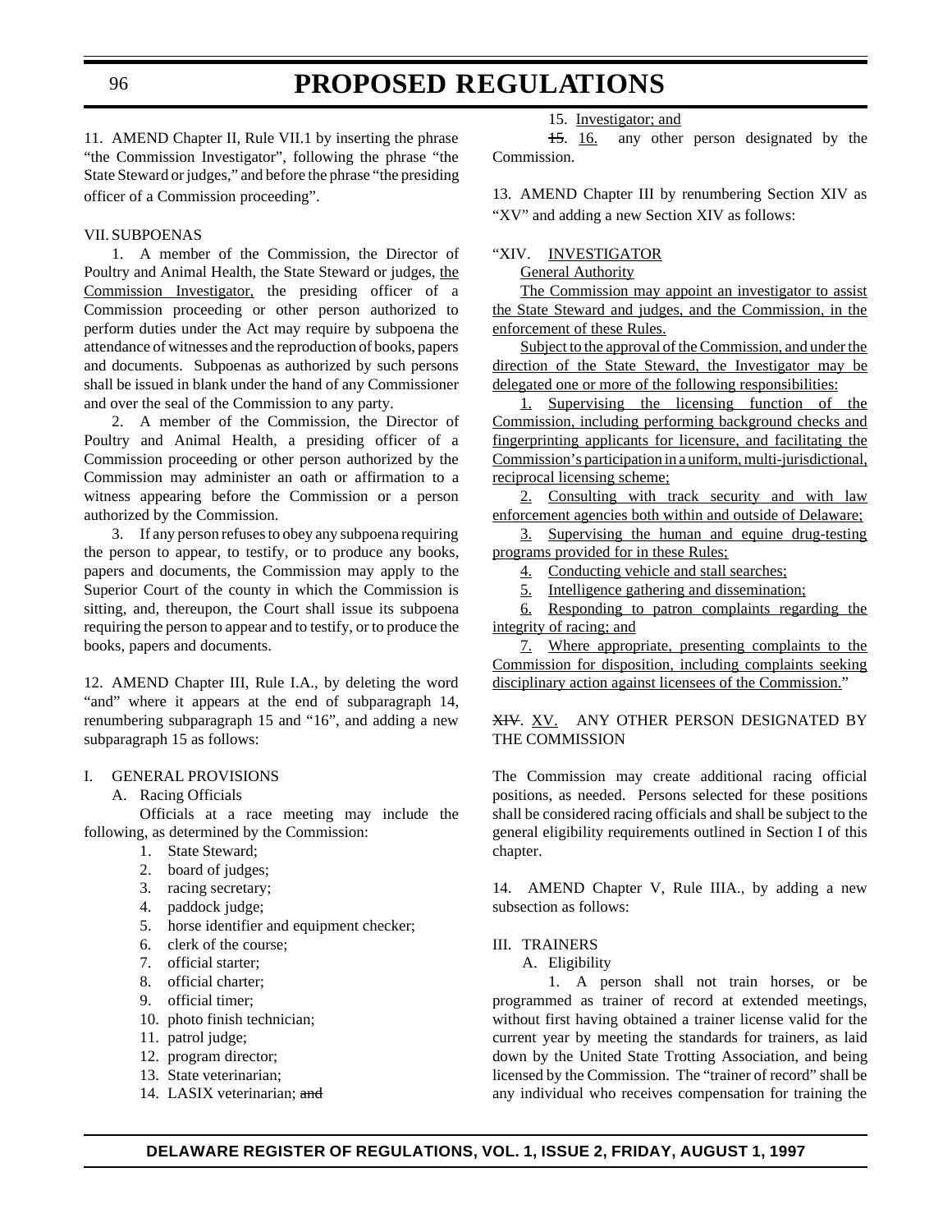11. AMEND Chapter II, Rule VII.1 by inserting the phrase "the Commission Investigator", following the phrase "the State Steward or judges," and before the phrase "the presiding officer of a Commission proceeding".

VII. SUBPOENAS

1. A member of the Commission, the Director of Poultry and Animal Health, the State Steward or judges, <u>the Commission Investigator,</u> the presiding officer of a Commission proceeding or other person authorized to perform duties under the Act may require by subpoena the attendance of witnesses and the reproduction of books, papers and documents. Subpoenas as authorized by such persons shall be issued in blank under the hand of any Commissioner and over the seal of the Commission to any party.

2. A member of the Commission, the Director of Poultry and Animal Health, a presiding officer of a Commission proceeding or other person authorized by the Commission may administer an oath or affirmation to a witness appearing before the Commission or a person authorized by the Commission.

3. If any person refuses to obey any subpoena requiring the person to appear, to testify, or to produce any books, papers and documents, the Commission may apply to the Superior Court of the county in which the Commission is sitting, and, thereupon, the Court shall issue its subpoena requiring the person to appear and to testify, or to produce the books, papers and documents.

12. AMEND Chapter III, Rule I.A., by deleting the word "and" where it appears at the end of subparagraph 14, renumbering subparagraph 15 and "16", and adding a new subparagraph 15 as follows:

I. GENERAL PROVISIONS

A. Racing Officials

Officials at a race meeting may include the following, as determined by the Commission:

1. State Steward;
2. board of judges;
3. racing secretary;
4. paddock judge;
5. horse identifier and equipment checker;
6. clerk of the course;
7. official starter;
8. official charter;
9. official timer;
10. photo finish technician;
11. patrol judge;
12. program director;
13. State veterinarian;
14. LASIX veterinarian; ~~and~~
15. <u>Investigator; and</u>

~~15~~. <u>16.</u> any other person designated by the Commission.

13. AMEND Chapter III by renumbering Section XIV as "XV" and adding a new Section XIV as follows:

"XIV. <u>INVESTIGATOR</u>

<u>General Authority</u>

<u>The Commission may appoint an investigator to assist the State Steward and judges, and the Commission, in the enforcement of these Rules.</u>

<u>Subject to the approval of the Commission, and under the direction of the State Steward, the Investigator may be delegated one or more of the following responsibilities:</u>

<u>1. Supervising the licensing function of the Commission, including performing background checks and fingerprinting applicants for licensure, and facilitating the Commission's participation in a uniform, multi-jurisdictional, reciprocal licensing scheme;</u>

<u>2. Consulting with track security and with law enforcement agencies both within and outside of Delaware;</u>

<u>3. Supervising the human and equine drug-testing programs provided for in these Rules;</u>

<u>4. Conducting vehicle and stall searches;</u>

<u>5. Intelligence gathering and dissemination;</u>

<u>6. Responding to patron complaints regarding the integrity of racing; and</u>

<u>7. Where appropriate, presenting complaints to the Commission for disposition, including complaints seeking disciplinary action against licensees of the Commission.</u>"

~~XIV~~. <u>XV.</u> ANY OTHER PERSON DESIGNATED BY THE COMMISSION

The Commission may create additional racing official positions, as needed. Persons selected for these positions shall be considered racing officials and shall be subject to the general eligibility requirements outlined in Section I of this chapter.

14. AMEND Chapter V, Rule IIIA., by adding a new subsection as follows:

III. TRAINERS

A. Eligibility

1. A person shall not train horses, or be programmed as trainer of record at extended meetings, without first having obtained a trainer license valid for the current year by meeting the standards for trainers, as laid down by the United State Trotting Association, and being licensed by the Commission. The "trainer of record" shall be any individual who receives compensation for training the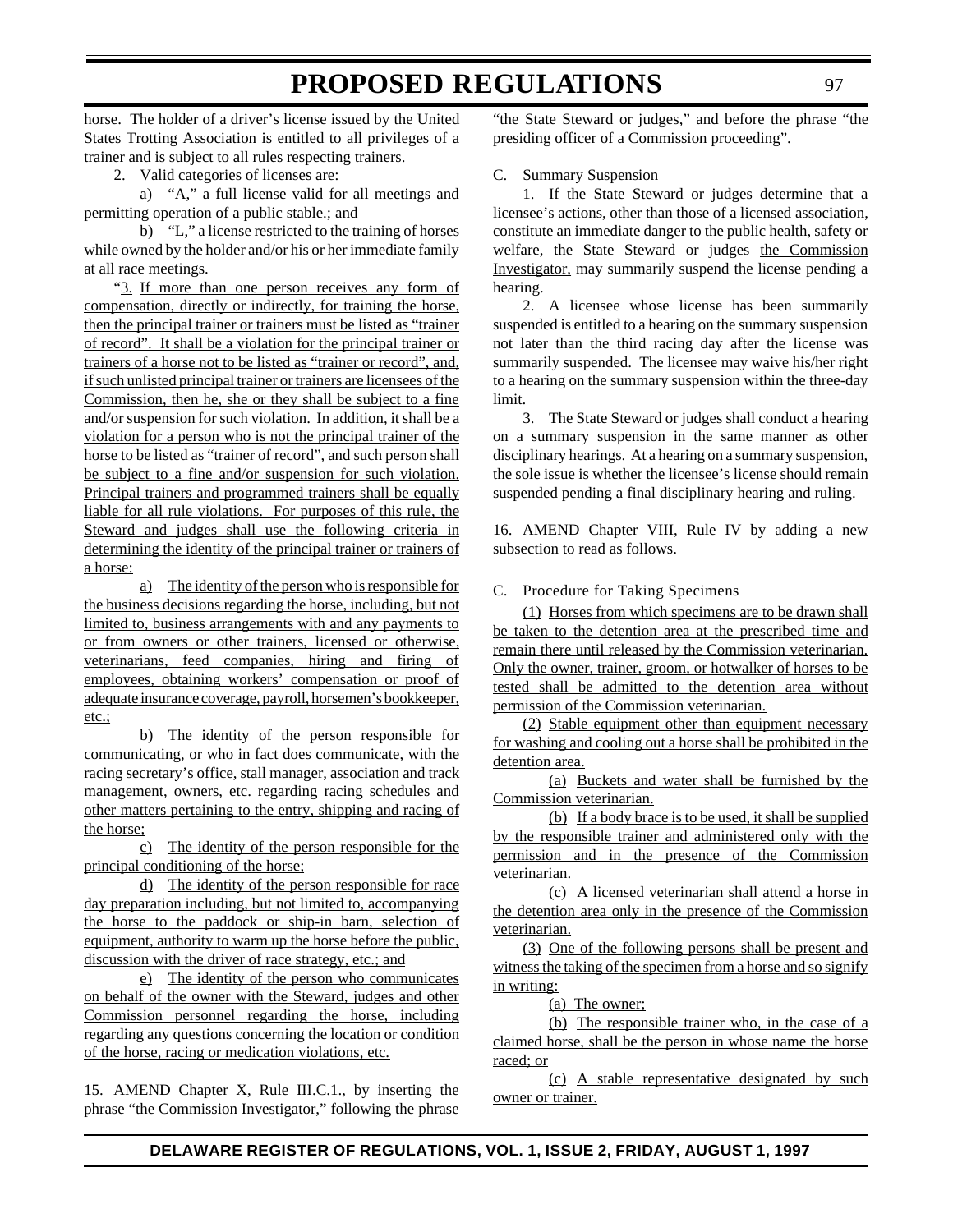horse. The holder of a driver's license issued by the United States Trotting Association is entitled to all privileges of a trainer and is subject to all rules respecting trainers.

2. Valid categories of licenses are:

a) "A," a full license valid for all meetings and permitting operation of a public stable.; and

b) "L," a license restricted to the training of horses while owned by the holder and/or his or her immediate family at all race meetings.

"3. If more than one person receives any form of compensation, directly or indirectly, for training the horse, then the principal trainer or trainers must be listed as "trainer of record". It shall be a violation for the principal trainer or trainers of a horse not to be listed as "trainer or record", and, if such unlisted principal trainer or trainers are licensees of the Commission, then he, she or they shall be subject to a fine and/or suspension for such violation. In addition, it shall be a violation for a person who is not the principal trainer of the horse to be listed as "trainer of record", and such person shall be subject to a fine and/or suspension for such violation. Principal trainers and programmed trainers shall be equally liable for all rule violations. For purposes of this rule, the Steward and judges shall use the following criteria in determining the identity of the principal trainer or trainers of a horse:

a) The identity of the person who is responsible for the business decisions regarding the horse, including, but not limited to, business arrangements with and any payments to or from owners or other trainers, licensed or otherwise, veterinarians, feed companies, hiring and firing of employees, obtaining workers' compensation or proof of adequate insurance coverage, payroll, horsemen's bookkeeper, etc.;

b) The identity of the person responsible for communicating, or who in fact does communicate, with the racing secretary's office, stall manager, association and track management, owners, etc. regarding racing schedules and other matters pertaining to the entry, shipping and racing of the horse;

c) The identity of the person responsible for the principal conditioning of the horse;

d) The identity of the person responsible for race day preparation including, but not limited to, accompanying the horse to the paddock or ship-in barn, selection of equipment, authority to warm up the horse before the public, discussion with the driver of race strategy, etc.; and

e) The identity of the person who communicates on behalf of the owner with the Steward, judges and other Commission personnel regarding the horse, including regarding any questions concerning the location or condition of the horse, racing or medication violations, etc.

15. AMEND Chapter X, Rule III.C.1., by inserting the phrase "the Commission Investigator," following the phrase "the State Steward or judges," and before the phrase "the presiding officer of a Commission proceeding".

C. Summary Suspension

1. If the State Steward or judges determine that a licensee's actions, other than those of a licensed association, constitute an immediate danger to the public health, safety or welfare, the State Steward or judges the Commission Investigator, may summarily suspend the license pending a hearing.

2. A licensee whose license has been summarily suspended is entitled to a hearing on the summary suspension not later than the third racing day after the license was summarily suspended. The licensee may waive his/her right to a hearing on the summary suspension within the three-day limit.

3. The State Steward or judges shall conduct a hearing on a summary suspension in the same manner as other disciplinary hearings. At a hearing on a summary suspension, the sole issue is whether the licensee's license should remain suspended pending a final disciplinary hearing and ruling.

16. AMEND Chapter VIII, Rule IV by adding a new subsection to read as follows.

C. Procedure for Taking Specimens

(1) Horses from which specimens are to be drawn shall be taken to the detention area at the prescribed time and remain there until released by the Commission veterinarian. Only the owner, trainer, groom, or hotwalker of horses to be tested shall be admitted to the detention area without permission of the Commission veterinarian.

(2) Stable equipment other than equipment necessary for washing and cooling out a horse shall be prohibited in the detention area.

(a) Buckets and water shall be furnished by the Commission veterinarian.

(b) If a body brace is to be used, it shall be supplied by the responsible trainer and administered only with the permission and in the presence of the Commission veterinarian.

(c) A licensed veterinarian shall attend a horse in the detention area only in the presence of the Commission veterinarian.

(3) One of the following persons shall be present and witness the taking of the specimen from a horse and so signify in writing:

(a) The owner;

(b) The responsible trainer who, in the case of a claimed horse, shall be the person in whose name the horse raced; or

(c) A stable representative designated by such owner or trainer.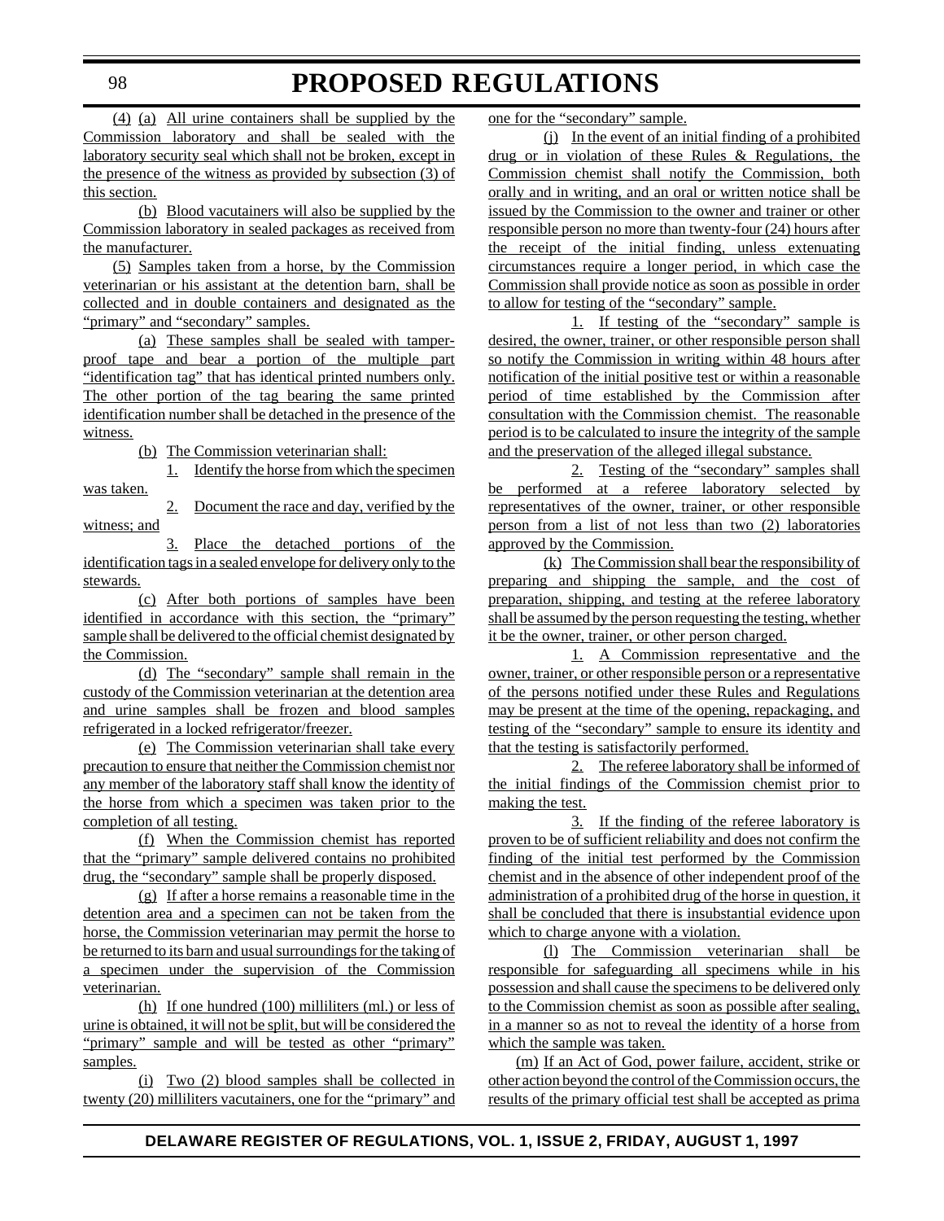(4) (a) All urine containers shall be supplied by the Commission laboratory and shall be sealed with the laboratory security seal which shall not be broken, except in the presence of the witness as provided by subsection (3) of this section.

(b) Blood vacutainers will also be supplied by the Commission laboratory in sealed packages as received from the manufacturer.

(5) Samples taken from a horse, by the Commission veterinarian or his assistant at the detention barn, shall be collected and in double containers and designated as the "primary" and "secondary" samples.

(a) These samples shall be sealed with tamper-proof tape and bear a portion of the multiple part "identification tag" that has identical printed numbers only. The other portion of the tag bearing the same printed identification number shall be detached in the presence of the witness.

(b) The Commission veterinarian shall:

1. Identify the horse from which the specimen was taken.

2. Document the race and day, verified by the witness; and

3. Place the detached portions of the identification tags in a sealed envelope for delivery only to the stewards.

(c) After both portions of samples have been identified in accordance with this section, the "primary" sample shall be delivered to the official chemist designated by the Commission.

(d) The "secondary" sample shall remain in the custody of the Commission veterinarian at the detention area and urine samples shall be frozen and blood samples refrigerated in a locked refrigerator/freezer.

(e) The Commission veterinarian shall take every precaution to ensure that neither the Commission chemist nor any member of the laboratory staff shall know the identity of the horse from which a specimen was taken prior to the completion of all testing.

(f) When the Commission chemist has reported that the "primary" sample delivered contains no prohibited drug, the "secondary" sample shall be properly disposed.

(g) If after a horse remains a reasonable time in the detention area and a specimen can not be taken from the horse, the Commission veterinarian may permit the horse to be returned to its barn and usual surroundings for the taking of a specimen under the supervision of the Commission veterinarian.

(h) If one hundred (100) milliliters (ml.) or less of urine is obtained, it will not be split, but will be considered the "primary" sample and will be tested as other "primary" samples.

(i) Two (2) blood samples shall be collected in twenty (20) milliliters vacutainers, one for the "primary" and one for the "secondary" sample.

(j) In the event of an initial finding of a prohibited drug or in violation of these Rules & Regulations, the Commission chemist shall notify the Commission, both orally and in writing, and an oral or written notice shall be issued by the Commission to the owner and trainer or other responsible person no more than twenty-four (24) hours after the receipt of the initial finding, unless extenuating circumstances require a longer period, in which case the Commission shall provide notice as soon as possible in order to allow for testing of the "secondary" sample.

1. If testing of the "secondary" sample is desired, the owner, trainer, or other responsible person shall so notify the Commission in writing within 48 hours after notification of the initial positive test or within a reasonable period of time established by the Commission after consultation with the Commission chemist. The reasonable period is to be calculated to insure the integrity of the sample and the preservation of the alleged illegal substance.

2. Testing of the "secondary" samples shall be performed at a referee laboratory selected by representatives of the owner, trainer, or other responsible person from a list of not less than two (2) laboratories approved by the Commission.

(k) The Commission shall bear the responsibility of preparing and shipping the sample, and the cost of preparation, shipping, and testing at the referee laboratory shall be assumed by the person requesting the testing, whether it be the owner, trainer, or other person charged.

1. A Commission representative and the owner, trainer, or other responsible person or a representative of the persons notified under these Rules and Regulations may be present at the time of the opening, repackaging, and testing of the "secondary" sample to ensure its identity and that the testing is satisfactorily performed.

2. The referee laboratory shall be informed of the initial findings of the Commission chemist prior to making the test.

3. If the finding of the referee laboratory is proven to be of sufficient reliability and does not confirm the finding of the initial test performed by the Commission chemist and in the absence of other independent proof of the administration of a prohibited drug of the horse in question, it shall be concluded that there is insubstantial evidence upon which to charge anyone with a violation.

(l) The Commission veterinarian shall be responsible for safeguarding all specimens while in his possession and shall cause the specimens to be delivered only to the Commission chemist as soon as possible after sealing, in a manner so as not to reveal the identity of a horse from which the sample was taken.

(m) If an Act of God, power failure, accident, strike or other action beyond the control of the Commission occurs, the results of the primary official test shall be accepted as prima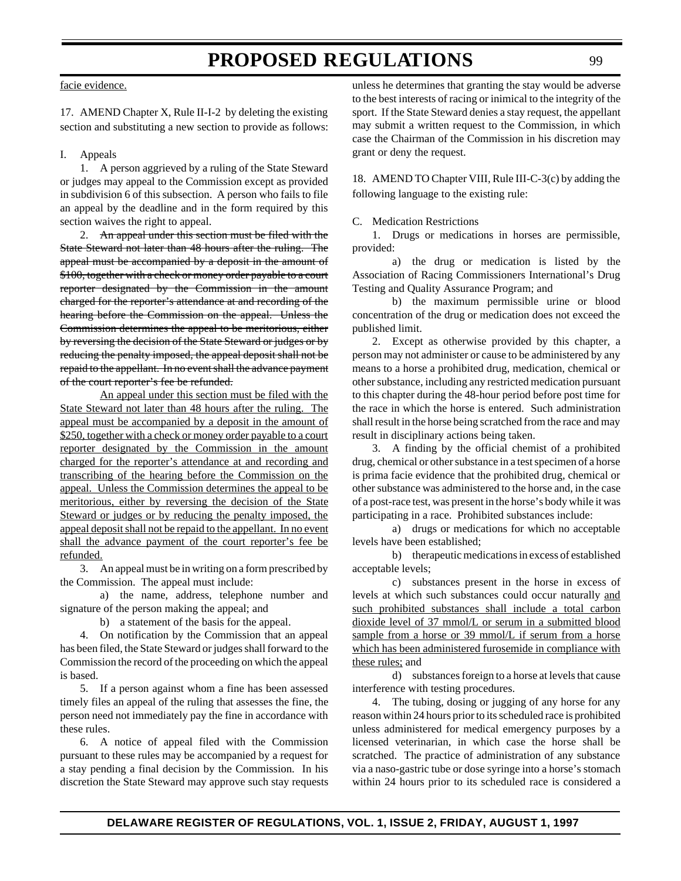facie evidence.

17. AMEND Chapter X, Rule II-I-2 by deleting the existing section and substituting a new section to provide as follows:

I. Appeals

1. A person aggrieved by a ruling of the State Steward or judges may appeal to the Commission except as provided in subdivision 6 of this subsection. A person who fails to file an appeal by the deadline and in the form required by this section waives the right to appeal.

2. ~~An appeal under this section must be filed with the State Steward not later than 48 hours after the ruling. The appeal must be accompanied by a deposit in the amount of $100, together with a check or money order payable to a court reporter designated by the Commission in the amount charged for the reporter's attendance at and recording of the hearing before the Commission on the appeal. Unless the Commission determines the appeal to be meritorious, either by reversing the decision of the State Steward or judges or by reducing the penalty imposed, the appeal deposit shall not be repaid to the appellant. In no event shall the advance payment of the court reporter's fee be refunded.~~

<u>An appeal under this section must be filed with the State Steward not later than 48 hours after the ruling. The appeal must be accompanied by a deposit in the amount of $250, together with a check or money order payable to a court reporter designated by the Commission in the amount charged for the reporter's attendance at and recording and transcribing of the hearing before the Commission on the appeal. Unless the Commission determines the appeal to be meritorious, either by reversing the decision of the State Steward or judges or by reducing the penalty imposed, the appeal deposit shall not be repaid to the appellant. In no event shall the advance payment of the court reporter's fee be refunded.</u>

3. An appeal must be in writing on a form prescribed by the Commission. The appeal must include:

a) the name, address, telephone number and signature of the person making the appeal; and

b) a statement of the basis for the appeal.

4. On notification by the Commission that an appeal has been filed, the State Steward or judges shall forward to the Commission the record of the proceeding on which the appeal is based.

5. If a person against whom a fine has been assessed timely files an appeal of the ruling that assesses the fine, the person need not immediately pay the fine in accordance with these rules.

6. A notice of appeal filed with the Commission pursuant to these rules may be accompanied by a request for a stay pending a final decision by the Commission. In his discretion the State Steward may approve such stay requests unless he determines that granting the stay would be adverse to the best interests of racing or inimical to the integrity of the sport. If the State Steward denies a stay request, the appellant may submit a written request to the Commission, in which case the Chairman of the Commission in his discretion may grant or deny the request.

18. AMEND TO Chapter VIII, Rule III-C-3(c) by adding the following language to the existing rule:

C. Medication Restrictions

1. Drugs or medications in horses are permissible, provided:

a) the drug or medication is listed by the Association of Racing Commissioners International's Drug Testing and Quality Assurance Program; and

b) the maximum permissible urine or blood concentration of the drug or medication does not exceed the published limit.

2. Except as otherwise provided by this chapter, a person may not administer or cause to be administered by any means to a horse a prohibited drug, medication, chemical or other substance, including any restricted medication pursuant to this chapter during the 48-hour period before post time for the race in which the horse is entered. Such administration shall result in the horse being scratched from the race and may result in disciplinary actions being taken.

3. A finding by the official chemist of a prohibited drug, chemical or other substance in a test specimen of a horse is prima facie evidence that the prohibited drug, chemical or other substance was administered to the horse and, in the case of a post-race test, was present in the horse's body while it was participating in a race. Prohibited substances include:

a) drugs or medications for which no acceptable levels have been established;

b) therapeutic medications in excess of established acceptable levels;

c) substances present in the horse in excess of levels at which such substances could occur naturally <u>and such prohibited substances shall include a total carbon dioxide level of 37 mmol/L or serum in a submitted blood sample from a horse or 39 mmol/L if serum from a horse which has been administered furosemide in compliance with these rules;</u> and

d) substances foreign to a horse at levels that cause interference with testing procedures.

4. The tubing, dosing or jugging of any horse for any reason within 24 hours prior to its scheduled race is prohibited unless administered for medical emergency purposes by a licensed veterinarian, in which case the horse shall be scratched. The practice of administration of any substance via a naso-gastric tube or dose syringe into a horse's stomach within 24 hours prior to its scheduled race is considered a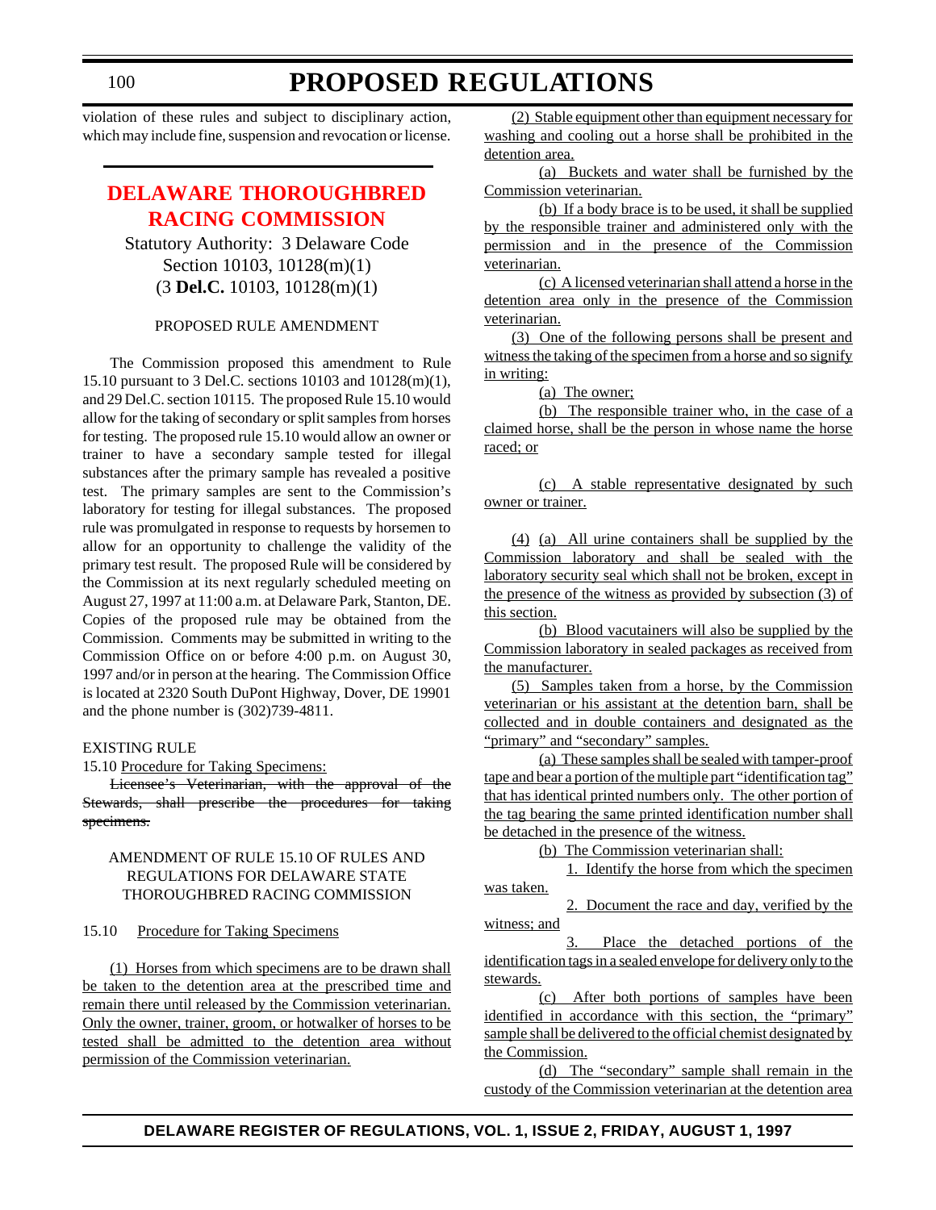violation of these rules and subject to disciplinary action, which may include fine, suspension and revocation or license.

## DELAWARE THOROUGHBRED RACING COMMISSION

Statutory Authority: 3 Delaware Code Section 10103, 10128(m)(1)
(3 **Del.C.** 10103, 10128(m)(1)

PROPOSED RULE AMENDMENT

The Commission proposed this amendment to Rule 15.10 pursuant to 3 Del.C. sections 10103 and 10128(m)(1), and 29 Del.C. section 10115. The proposed Rule 15.10 would allow for the taking of secondary or split samples from horses for testing. The proposed rule 15.10 would allow an owner or trainer to have a secondary sample tested for illegal substances after the primary sample has revealed a positive test. The primary samples are sent to the Commission's laboratory for testing for illegal substances. The proposed rule was promulgated in response to requests by horsemen to allow for an opportunity to challenge the validity of the primary test result. The proposed Rule will be considered by the Commission at its next regularly scheduled meeting on August 27, 1997 at 11:00 a.m. at Delaware Park, Stanton, DE. Copies of the proposed rule may be obtained from the Commission. Comments may be submitted in writing to the Commission Office on or before 4:00 p.m. on August 30, 1997 and/or in person at the hearing. The Commission Office is located at 2320 South DuPont Highway, Dover, DE 19901 and the phone number is (302)739-4811.

EXISTING RULE

15.10 <u>Procedure for Taking Specimens:</u>

~~Licensee's Veterinarian, with the approval of the Stewards, shall prescribe the procedures for taking specimens.~~

AMENDMENT OF RULE 15.10 OF RULES AND REGULATIONS FOR DELAWARE STATE THOROUGHBRED RACING COMMISSION

15.10 <u>Procedure for Taking Specimens</u>

<u>(1) Horses from which specimens are to be drawn shall be taken to the detention area at the prescribed time and remain there until released by the Commission veterinarian. Only the owner, trainer, groom, or hotwalker of horses to be tested shall be admitted to the detention area without permission of the Commission veterinarian.</u>

<u>(2) Stable equipment other than equipment necessary for washing and cooling out a horse shall be prohibited in the detention area.</u>

<u>(a) Buckets and water shall be furnished by the Commission veterinarian.</u>

<u>(b) If a body brace is to be used, it shall be supplied by the responsible trainer and administered only with the permission and in the presence of the Commission veterinarian.</u>

<u>(c) A licensed veterinarian shall attend a horse in the detention area only in the presence of the Commission veterinarian.</u>

<u>(3) One of the following persons shall be present and witness the taking of the specimen from a horse and so signify in writing:</u>

<u>(a) The owner;</u>

<u>(b) The responsible trainer who, in the case of a claimed horse, shall be the person in whose name the horse raced; or</u>

<u>(c) A stable representative designated by such owner or trainer.</u>

<u>(4) (a) All urine containers shall be supplied by the Commission laboratory and shall be sealed with the laboratory security seal which shall not be broken, except in the presence of the witness as provided by subsection (3) of this section.</u>

<u>(b) Blood vacutainers will also be supplied by the Commission laboratory in sealed packages as received from the manufacturer.</u>

<u>(5) Samples taken from a horse, by the Commission veterinarian or his assistant at the detention barn, shall be collected and in double containers and designated as the "primary" and "secondary" samples.</u>

<u>(a) These samples shall be sealed with tamper-proof tape and bear a portion of the multiple part "identification tag" that has identical printed numbers only. The other portion of the tag bearing the same printed identification number shall be detached in the presence of the witness.</u>

<u>(b) The Commission veterinarian shall:</u>

<u>1. Identify the horse from which the specimen was taken.</u>

<u>2. Document the race and day, verified by the witness; and</u>

<u>3. Place the detached portions of the identification tags in a sealed envelope for delivery only to the stewards.</u>

<u>(c) After both portions of samples have been identified in accordance with this section, the "primary" sample shall be delivered to the official chemist designated by the Commission.</u>

<u>(d) The "secondary" sample shall remain in the custody of the Commission veterinarian at the detention area</u>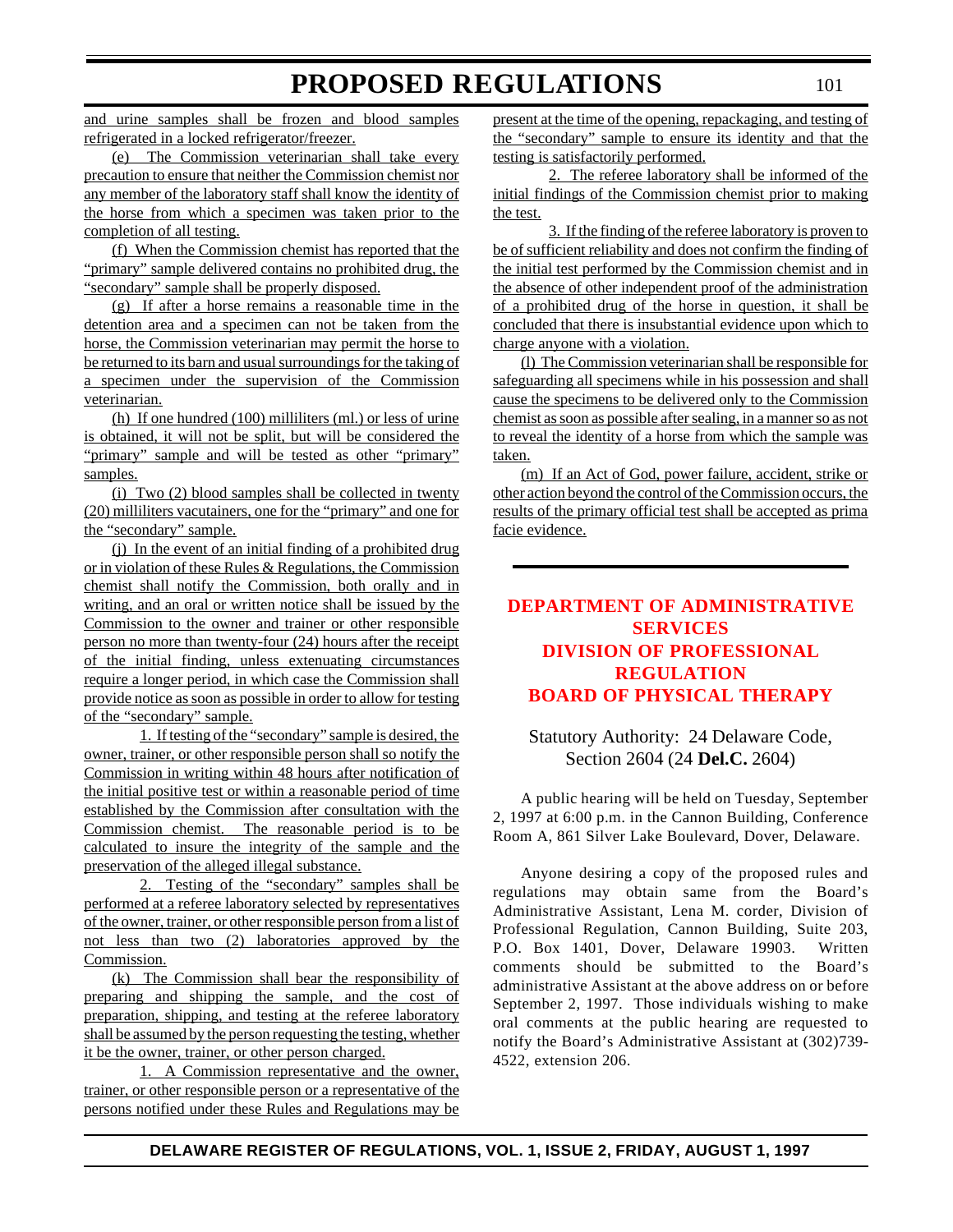and urine samples shall be frozen and blood samples refrigerated in a locked refrigerator/freezer.

(e) The Commission veterinarian shall take every precaution to ensure that neither the Commission chemist nor any member of the laboratory staff shall know the identity of the horse from which a specimen was taken prior to the completion of all testing.

(f) When the Commission chemist has reported that the "primary" sample delivered contains no prohibited drug, the "secondary" sample shall be properly disposed.

(g) If after a horse remains a reasonable time in the detention area and a specimen can not be taken from the horse, the Commission veterinarian may permit the horse to be returned to its barn and usual surroundings for the taking of a specimen under the supervision of the Commission veterinarian.

(h) If one hundred (100) milliliters (ml.) or less of urine is obtained, it will not be split, but will be considered the "primary" sample and will be tested as other "primary" samples.

(i) Two (2) blood samples shall be collected in twenty (20) milliliters vacutainers, one for the "primary" and one for the "secondary" sample.

(j) In the event of an initial finding of a prohibited drug or in violation of these Rules & Regulations, the Commission chemist shall notify the Commission, both orally and in writing, and an oral or written notice shall be issued by the Commission to the owner and trainer or other responsible person no more than twenty-four (24) hours after the receipt of the initial finding, unless extenuating circumstances require a longer period, in which case the Commission shall provide notice as soon as possible in order to allow for testing of the "secondary" sample.

1. If testing of the "secondary" sample is desired, the owner, trainer, or other responsible person shall so notify the Commission in writing within 48 hours after notification of the initial positive test or within a reasonable period of time established by the Commission after consultation with the Commission chemist. The reasonable period is to be calculated to insure the integrity of the sample and the preservation of the alleged illegal substance.

2. Testing of the "secondary" samples shall be performed at a referee laboratory selected by representatives of the owner, trainer, or other responsible person from a list of not less than two (2) laboratories approved by the Commission.

(k) The Commission shall bear the responsibility of preparing and shipping the sample, and the cost of preparation, shipping, and testing at the referee laboratory shall be assumed by the person requesting the testing, whether it be the owner, trainer, or other person charged.

1. A Commission representative and the owner, trainer, or other responsible person or a representative of the persons notified under these Rules and Regulations may be present at the time of the opening, repackaging, and testing of the "secondary" sample to ensure its identity and that the testing is satisfactorily performed.

2. The referee laboratory shall be informed of the initial findings of the Commission chemist prior to making the test.

3. If the finding of the referee laboratory is proven to be of sufficient reliability and does not confirm the finding of the initial test performed by the Commission chemist and in the absence of other independent proof of the administration of a prohibited drug of the horse in question, it shall be concluded that there is insubstantial evidence upon which to charge anyone with a violation.

(l) The Commission veterinarian shall be responsible for safeguarding all specimens while in his possession and shall cause the specimens to be delivered only to the Commission chemist as soon as possible after sealing, in a manner so as not to reveal the identity of a horse from which the sample was taken.

(m) If an Act of God, power failure, accident, strike or other action beyond the control of the Commission occurs, the results of the primary official test shall be accepted as prima facie evidence.

# DEPARTMENT OF ADMINISTRATIVE SERVICES
## DIVISION OF PROFESSIONAL REGULATION
## BOARD OF PHYSICAL THERAPY

Statutory Authority: 24 Delaware Code, Section 2604 (24 **Del.C.** 2604)

A public hearing will be held on Tuesday, September 2, 1997 at 6:00 p.m. in the Cannon Building, Conference Room A, 861 Silver Lake Boulevard, Dover, Delaware.

Anyone desiring a copy of the proposed rules and regulations may obtain same from the Board's Administrative Assistant, Lena M. corder, Division of Professional Regulation, Cannon Building, Suite 203, P.O. Box 1401, Dover, Delaware 19903. Written comments should be submitted to the Board's administrative Assistant at the above address on or before September 2, 1997. Those individuals wishing to make oral comments at the public hearing are requested to notify the Board's Administrative Assistant at (302)739-4522, extension 206.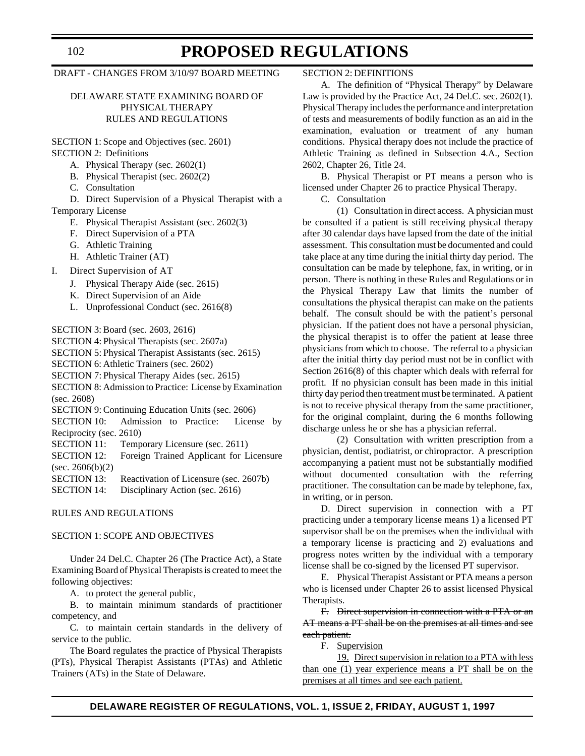# PROPOSED REGULATIONS

DRAFT - CHANGES FROM 3/10/97 BOARD MEETING

DELAWARE STATE EXAMINING BOARD OF PHYSICAL THERAPY
RULES AND REGULATIONS

SECTION 1: Scope and Objectives (sec. 2601)

SECTION 2: Definitions

- A. Physical Therapy (sec. 2602(1)
- B. Physical Therapist (sec. 2602(2)
- C. Consultation
- D. Direct Supervision of a Physical Therapist with a Temporary License
- E. Physical Therapist Assistant (sec. 2602(3)
- F. Direct Supervision of a PTA
- G. Athletic Training
- H. Athletic Trainer (AT)
- I. Direct Supervision of AT
- J. Physical Therapy Aide (sec. 2615)
- K. Direct Supervision of an Aide
- L. Unprofessional Conduct (sec. 2616(8)

SECTION 3: Board (sec. 2603, 2616)

SECTION 4: Physical Therapists (sec. 2607a)

SECTION 5: Physical Therapist Assistants (sec. 2615)

SECTION 6: Athletic Trainers (sec. 2602)

SECTION 7: Physical Therapy Aides (sec. 2615)

SECTION 8: Admission to Practice: License by Examination (sec. 2608)

SECTION 9: Continuing Education Units (sec. 2606)

SECTION 10: Admission to Practice: License by Reciprocity (sec. 2610)

SECTION 11: Temporary Licensure (sec. 2611)

SECTION 12: Foreign Trained Applicant for Licensure (sec. 2606(b)(2)

SECTION 13: Reactivation of Licensure (sec. 2607b)

SECTION 14: Disciplinary Action (sec. 2616)

RULES AND REGULATIONS

SECTION 1: SCOPE AND OBJECTIVES

Under 24 Del.C. Chapter 26 (The Practice Act), a State Examining Board of Physical Therapists is created to meet the following objectives:

A. to protect the general public,

B. to maintain minimum standards of practitioner competency, and

C. to maintain certain standards in the delivery of service to the public.

The Board regulates the practice of Physical Therapists (PTs), Physical Therapist Assistants (PTAs) and Athletic Trainers (ATs) in the State of Delaware.

SECTION 2: DEFINITIONS

A. The definition of "Physical Therapy" by Delaware Law is provided by the Practice Act, 24 Del.C. sec. 2602(1). Physical Therapy includes the performance and interpretation of tests and measurements of bodily function as an aid in the examination, evaluation or treatment of any human conditions. Physical therapy does not include the practice of Athletic Training as defined in Subsection 4.A., Section 2602, Chapter 26, Title 24.

B. Physical Therapist or PT means a person who is licensed under Chapter 26 to practice Physical Therapy.

C. Consultation

(1) Consultation in direct access. A physician must be consulted if a patient is still receiving physical therapy after 30 calendar days have lapsed from the date of the initial assessment. This consultation must be documented and could take place at any time during the initial thirty day period. The consultation can be made by telephone, fax, in writing, or in person. There is nothing in these Rules and Regulations or in the Physical Therapy Law that limits the number of consultations the physical therapist can make on the patients behalf. The consult should be with the patient's personal physician. If the patient does not have a personal physician, the physical therapist is to offer the patient at lease three physicians from which to choose. The referral to a physician after the initial thirty day period must not be in conflict with Section 2616(8) of this chapter which deals with referral for profit. If no physician consult has been made in this initial thirty day period then treatment must be terminated. A patient is not to receive physical therapy from the same practitioner, for the original complaint, during the 6 months following discharge unless he or she has a physician referral.

(2) Consultation with written prescription from a physician, dentist, podiatrist, or chiropractor. A prescription accompanying a patient must not be substantially modified without documented consultation with the referring practitioner. The consultation can be made by telephone, fax, in writing, or in person.

D. Direct supervision in connection with a PT practicing under a temporary license means 1) a licensed PT supervisor shall be on the premises when the individual with a temporary license is practicing and 2) evaluations and progress notes written by the individual with a temporary license shall be co-signed by the licensed PT supervisor.

E. Physical Therapist Assistant or PTA means a person who is licensed under Chapter 26 to assist licensed Physical Therapists.

~~F. Direct supervision in connection with a PTA or an AT means a PT shall be on the premises at all times and see each patient.~~

F. Supervision

19. Direct supervision in relation to a PTA with less than one (1) year experience means a PT shall be on the premises at all times and see each patient.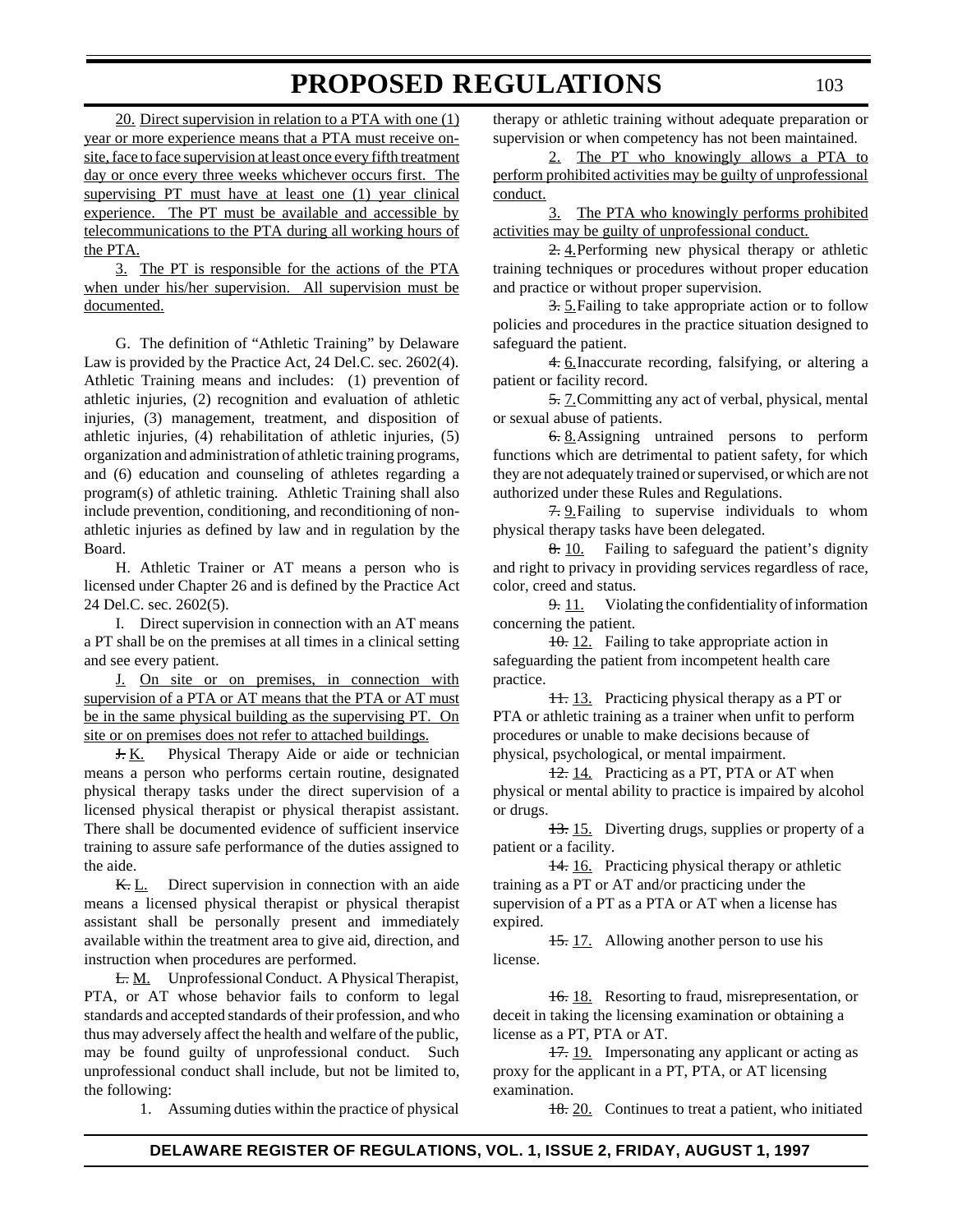20. Direct supervision in relation to a PTA with one (1) year or more experience means that a PTA must receive on-site, face to face supervision at least once every fifth treatment day or once every three weeks whichever occurs first. The supervising PT must have at least one (1) year clinical experience. The PT must be available and accessible by telecommunications to the PTA during all working hours of the PTA.

3. The PT is responsible for the actions of the PTA when under his/her supervision. All supervision must be documented.

G. The definition of "Athletic Training" by Delaware Law is provided by the Practice Act, 24 Del.C. sec. 2602(4). Athletic Training means and includes: (1) prevention of athletic injuries, (2) recognition and evaluation of athletic injuries, (3) management, treatment, and disposition of athletic injuries, (4) rehabilitation of athletic injuries, (5) organization and administration of athletic training programs, and (6) education and counseling of athletes regarding a program(s) of athletic training. Athletic Training shall also include prevention, conditioning, and reconditioning of non-athletic injuries as defined by law and in regulation by the Board.

H. Athletic Trainer or AT means a person who is licensed under Chapter 26 and is defined by the Practice Act 24 Del.C. sec. 2602(5).

I. Direct supervision in connection with an AT means a PT shall be on the premises at all times in a clinical setting and see every patient.

J. On site or on premises, in connection with supervision of a PTA or AT means that the PTA or AT must be in the same physical building as the supervising PT. On site or on premises does not refer to attached buildings.

~~J.~~ K. Physical Therapy Aide or aide or technician means a person who performs certain routine, designated physical therapy tasks under the direct supervision of a licensed physical therapist or physical therapist assistant. There shall be documented evidence of sufficient inservice training to assure safe performance of the duties assigned to the aide.

~~K.~~ L. Direct supervision in connection with an aide means a licensed physical therapist or physical therapist assistant shall be personally present and immediately available within the treatment area to give aid, direction, and instruction when procedures are performed.

~~L.~~ M. Unprofessional Conduct. A Physical Therapist, PTA, or AT whose behavior fails to conform to legal standards and accepted standards of their profession, and who thus may adversely affect the health and welfare of the public, may be found guilty of unprofessional conduct. Such unprofessional conduct shall include, but not be limited to, the following:

1. Assuming duties within the practice of physical therapy or athletic training without adequate preparation or supervision or when competency has not been maintained.

2. The PT who knowingly allows a PTA to perform prohibited activities may be guilty of unprofessional conduct.

3. The PTA who knowingly performs prohibited activities may be guilty of unprofessional conduct.

~~2.~~ 4. Performing new physical therapy or athletic training techniques or procedures without proper education and practice or without proper supervision.

~~3.~~ 5. Failing to take appropriate action or to follow policies and procedures in the practice situation designed to safeguard the patient.

~~4.~~ 6. Inaccurate recording, falsifying, or altering a patient or facility record.

~~5.~~ 7. Committing any act of verbal, physical, mental or sexual abuse of patients.

~~6.~~ 8. Assigning untrained persons to perform functions which are detrimental to patient safety, for which they are not adequately trained or supervised, or which are not authorized under these Rules and Regulations.

~~7.~~ 9. Failing to supervise individuals to whom physical therapy tasks have been delegated.

~~8.~~ 10. Failing to safeguard the patient's dignity and right to privacy in providing services regardless of race, color, creed and status.

~~9.~~ 11. Violating the confidentiality of information concerning the patient.

~~10.~~ 12. Failing to take appropriate action in safeguarding the patient from incompetent health care practice.

~~11.~~ 13. Practicing physical therapy as a PT or PTA or athletic training as a trainer when unfit to perform procedures or unable to make decisions because of physical, psychological, or mental impairment.

~~12.~~ 14. Practicing as a PT, PTA or AT when physical or mental ability to practice is impaired by alcohol or drugs.

~~13.~~ 15. Diverting drugs, supplies or property of a patient or a facility.

~~14.~~ 16. Practicing physical therapy or athletic training as a PT or AT and/or practicing under the supervision of a PT as a PTA or AT when a license has expired.

~~15.~~ 17. Allowing another person to use his license.

~~16.~~ 18. Resorting to fraud, misrepresentation, or deceit in taking the licensing examination or obtaining a license as a PT, PTA or AT.

~~17.~~ 19. Impersonating any applicant or acting as proxy for the applicant in a PT, PTA, or AT licensing examination.

~~18.~~ 20. Continues to treat a patient, who initiated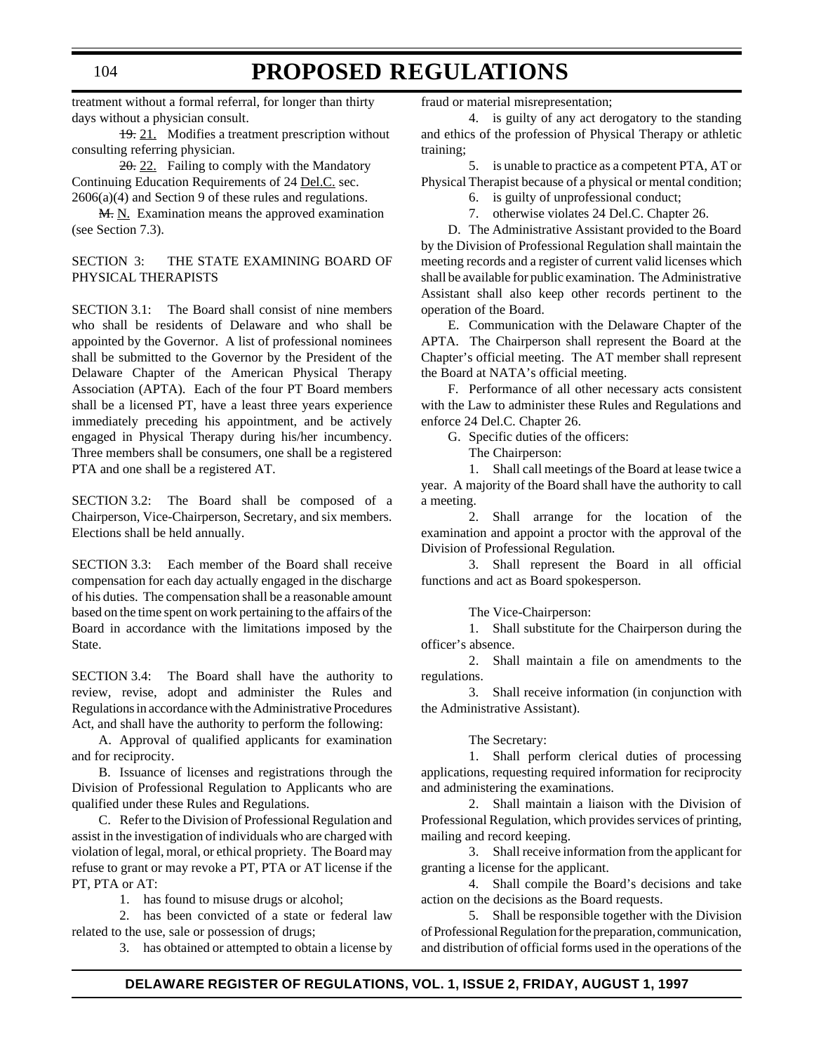treatment without a formal referral, for longer than thirty days without a physician consult.

~~19.~~ 21. Modifies a treatment prescription without consulting referring physician.

~~20.~~ 22. Failing to comply with the Mandatory Continuing Education Requirements of 24 Del.C. sec. 2606(a)(4) and Section 9 of these rules and regulations.

~~M.~~ N. Examination means the approved examination (see Section 7.3).

SECTION 3: THE STATE EXAMINING BOARD OF PHYSICAL THERAPISTS

SECTION 3.1: The Board shall consist of nine members who shall be residents of Delaware and who shall be appointed by the Governor. A list of professional nominees shall be submitted to the Governor by the President of the Delaware Chapter of the American Physical Therapy Association (APTA). Each of the four PT Board members shall be a licensed PT, have a least three years experience immediately preceding his appointment, and be actively engaged in Physical Therapy during his/her incumbency. Three members shall be consumers, one shall be a registered PTA and one shall be a registered AT.

SECTION 3.2: The Board shall be composed of a Chairperson, Vice-Chairperson, Secretary, and six members. Elections shall be held annually.

SECTION 3.3: Each member of the Board shall receive compensation for each day actually engaged in the discharge of his duties. The compensation shall be a reasonable amount based on the time spent on work pertaining to the affairs of the Board in accordance with the limitations imposed by the State.

SECTION 3.4: The Board shall have the authority to review, revise, adopt and administer the Rules and Regulations in accordance with the Administrative Procedures Act, and shall have the authority to perform the following:

A. Approval of qualified applicants for examination and for reciprocity.

B. Issuance of licenses and registrations through the Division of Professional Regulation to Applicants who are qualified under these Rules and Regulations.

C. Refer to the Division of Professional Regulation and assist in the investigation of individuals who are charged with violation of legal, moral, or ethical propriety. The Board may refuse to grant or may revoke a PT, PTA or AT license if the PT, PTA or AT:

1. has found to misuse drugs or alcohol;

2. has been convicted of a state or federal law related to the use, sale or possession of drugs;

3. has obtained or attempted to obtain a license by fraud or material misrepresentation;

4. is guilty of any act derogatory to the standing and ethics of the profession of Physical Therapy or athletic training;

5. is unable to practice as a competent PTA, AT or Physical Therapist because of a physical or mental condition;

6. is guilty of unprofessional conduct;

7. otherwise violates 24 Del.C. Chapter 26.

D. The Administrative Assistant provided to the Board by the Division of Professional Regulation shall maintain the meeting records and a register of current valid licenses which shall be available for public examination. The Administrative Assistant shall also keep other records pertinent to the operation of the Board.

E. Communication with the Delaware Chapter of the APTA. The Chairperson shall represent the Board at the Chapter's official meeting. The AT member shall represent the Board at NATA's official meeting.

F. Performance of all other necessary acts consistent with the Law to administer these Rules and Regulations and enforce 24 Del.C. Chapter 26.

G. Specific duties of the officers:

The Chairperson:

1. Shall call meetings of the Board at lease twice a year. A majority of the Board shall have the authority to call a meeting.

2. Shall arrange for the location of the examination and appoint a proctor with the approval of the Division of Professional Regulation.

3. Shall represent the Board in all official functions and act as Board spokesperson.

The Vice-Chairperson:

1. Shall substitute for the Chairperson during the officer's absence.

2. Shall maintain a file on amendments to the regulations.

3. Shall receive information (in conjunction with the Administrative Assistant).

The Secretary:

1. Shall perform clerical duties of processing applications, requesting required information for reciprocity and administering the examinations.

2. Shall maintain a liaison with the Division of Professional Regulation, which provides services of printing, mailing and record keeping.

3. Shall receive information from the applicant for granting a license for the applicant.

4. Shall compile the Board's decisions and take action on the decisions as the Board requests.

5. Shall be responsible together with the Division of Professional Regulation for the preparation, communication, and distribution of official forms used in the operations of the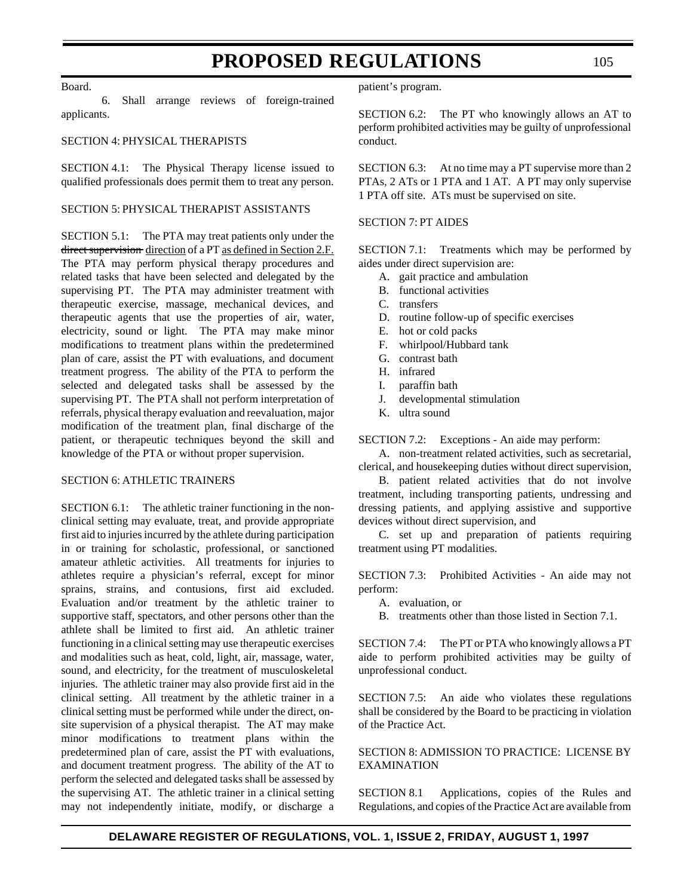Board.

6. Shall arrange reviews of foreign-trained applicants.

SECTION 4: PHYSICAL THERAPISTS

SECTION 4.1: The Physical Therapy license issued to qualified professionals does permit them to treat any person.

SECTION 5: PHYSICAL THERAPIST ASSISTANTS

SECTION 5.1: The PTA may treat patients only under the ~~direct supervision~~ <u>direction</u> of a PT <u>as defined in Section 2.F.</u> The PTA may perform physical therapy procedures and related tasks that have been selected and delegated by the supervising PT. The PTA may administer treatment with therapeutic exercise, massage, mechanical devices, and therapeutic agents that use the properties of air, water, electricity, sound or light. The PTA may make minor modifications to treatment plans within the predetermined plan of care, assist the PT with evaluations, and document treatment progress. The ability of the PTA to perform the selected and delegated tasks shall be assessed by the supervising PT. The PTA shall not perform interpretation of referrals, physical therapy evaluation and reevaluation, major modification of the treatment plan, final discharge of the patient, or therapeutic techniques beyond the skill and knowledge of the PTA or without proper supervision.

SECTION 6: ATHLETIC TRAINERS

SECTION 6.1: The athletic trainer functioning in the non-clinical setting may evaluate, treat, and provide appropriate first aid to injuries incurred by the athlete during participation in or training for scholastic, professional, or sanctioned amateur athletic activities. All treatments for injuries to athletes require a physician's referral, except for minor sprains, strains, and contusions, first aid excluded. Evaluation and/or treatment by the athletic trainer to supportive staff, spectators, and other persons other than the athlete shall be limited to first aid. An athletic trainer functioning in a clinical setting may use therapeutic exercises and modalities such as heat, cold, light, air, massage, water, sound, and electricity, for the treatment of musculoskeletal injuries. The athletic trainer may also provide first aid in the clinical setting. All treatment by the athletic trainer in a clinical setting must be performed while under the direct, on-site supervision of a physical therapist. The AT may make minor modifications to treatment plans within the predetermined plan of care, assist the PT with evaluations, and document treatment progress. The ability of the AT to perform the selected and delegated tasks shall be assessed by the supervising AT. The athletic trainer in a clinical setting may not independently initiate, modify, or discharge a patient's program.

SECTION 6.2: The PT who knowingly allows an AT to perform prohibited activities may be guilty of unprofessional conduct.

SECTION 6.3: At no time may a PT supervise more than 2 PTAs, 2 ATs or 1 PTA and 1 AT. A PT may only supervise 1 PTA off site. ATs must be supervised on site.

SECTION 7: PT AIDES

SECTION 7.1: Treatments which may be performed by aides under direct supervision are:

A. gait practice and ambulation
B. functional activities
C. transfers
D. routine follow-up of specific exercises
E. hot or cold packs
F. whirlpool/Hubbard tank
G. contrast bath
H. infrared
I. paraffin bath
J. developmental stimulation
K. ultra sound

SECTION 7.2: Exceptions - An aide may perform:

A. non-treatment related activities, such as secretarial, clerical, and housekeeping duties without direct supervision,

B. patient related activities that do not involve treatment, including transporting patients, undressing and dressing patients, and applying assistive and supportive devices without direct supervision, and

C. set up and preparation of patients requiring treatment using PT modalities.

SECTION 7.3: Prohibited Activities - An aide may not perform:

A. evaluation, or
B. treatments other than those listed in Section 7.1.

SECTION 7.4: The PT or PTA who knowingly allows a PT aide to perform prohibited activities may be guilty of unprofessional conduct.

SECTION 7.5: An aide who violates these regulations shall be considered by the Board to be practicing in violation of the Practice Act.

SECTION 8: ADMISSION TO PRACTICE: LICENSE BY EXAMINATION

SECTION 8.1 Applications, copies of the Rules and Regulations, and copies of the Practice Act are available from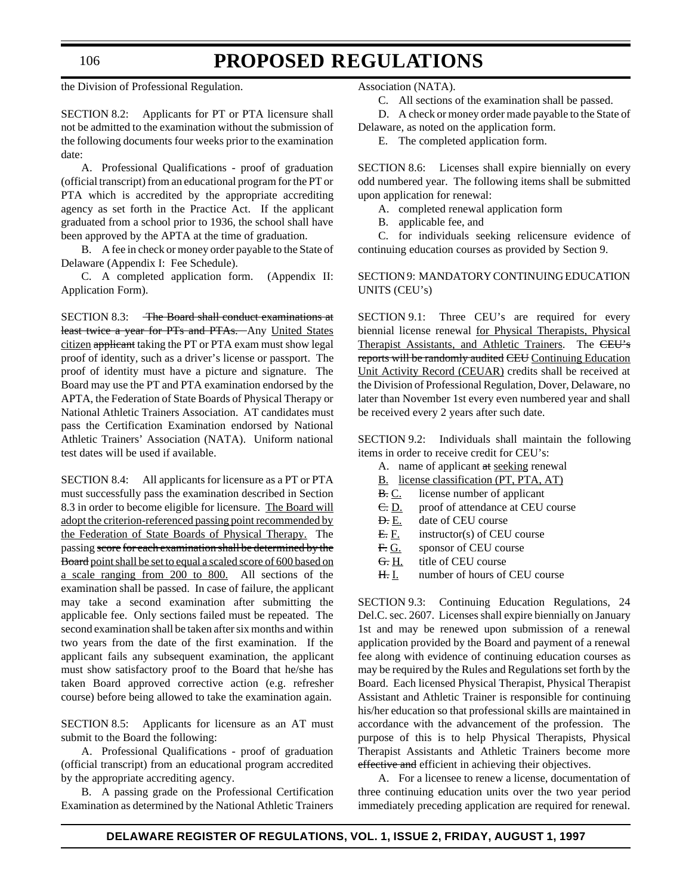the Division of Professional Regulation.

SECTION 8.2: Applicants for PT or PTA licensure shall not be admitted to the examination without the submission of the following documents four weeks prior to the examination date:

A. Professional Qualifications - proof of graduation (official transcript) from an educational program for the PT or PTA which is accredited by the appropriate accrediting agency as set forth in the Practice Act. If the applicant graduated from a school prior to 1936, the school shall have been approved by the APTA at the time of graduation.

B. A fee in check or money order payable to the State of Delaware (Appendix I: Fee Schedule).

C. A completed application form. (Appendix II: Application Form).

SECTION 8.3: ~~The Board shall conduct examinations at least twice a year for PTs and PTAs.~~ Any United States citizen ~~applicant~~ taking the PT or PTA exam must show legal proof of identity, such as a driver's license or passport. The proof of identity must have a picture and signature. The Board may use the PT and PTA examination endorsed by the APTA, the Federation of State Boards of Physical Therapy or National Athletic Trainers Association. AT candidates must pass the Certification Examination endorsed by National Athletic Trainers' Association (NATA). Uniform national test dates will be used if available.

SECTION 8.4: All applicants for licensure as a PT or PTA must successfully pass the examination described in Section 8.3 in order to become eligible for licensure. The Board will adopt the criterion-referenced passing point recommended by the Federation of State Boards of Physical Therapy. The passing ~~score for each examination shall be determined by the Board~~ point shall be set to equal a scaled score of 600 based on a scale ranging from 200 to 800. All sections of the examination shall be passed. In case of failure, the applicant may take a second examination after submitting the applicable fee. Only sections failed must be repeated. The second examination shall be taken after six months and within two years from the date of the first examination. If the applicant fails any subsequent examination, the applicant must show satisfactory proof to the Board that he/she has taken Board approved corrective action (e.g. refresher course) before being allowed to take the examination again.

SECTION 8.5: Applicants for licensure as an AT must submit to the Board the following:

A. Professional Qualifications - proof of graduation (official transcript) from an educational program accredited by the appropriate accrediting agency.

B. A passing grade on the Professional Certification Examination as determined by the National Athletic Trainers Association (NATA).

C. All sections of the examination shall be passed.

D. A check or money order made payable to the State of Delaware, as noted on the application form.

E. The completed application form.

SECTION 8.6: Licenses shall expire biennially on every odd numbered year. The following items shall be submitted upon application for renewal:

A. completed renewal application form

B. applicable fee, and

C. for individuals seeking relicensure evidence of continuing education courses as provided by Section 9.

SECTION 9: MANDATORY CONTINUING EDUCATION UNITS (CEU's)

SECTION 9.1: Three CEU's are required for every biennial license renewal for Physical Therapists, Physical Therapist Assistants, and Athletic Trainers. The ~~CEU's reports will be randomly audited CEU~~ Continuing Education Unit Activity Record (CEUAR) credits shall be received at the Division of Professional Regulation, Dover, Delaware, no later than November 1st every even numbered year and shall be received every 2 years after such date.

SECTION 9.2: Individuals shall maintain the following items in order to receive credit for CEU's:

A. name of applicant ~~at~~ seeking renewal

B. license classification (PT, PTA, AT)

~~B.~~ C. license number of applicant

~~C.~~ D. proof of attendance at CEU course

~~D.~~ E. date of CEU course

~~E.~~ F. instructor(s) of CEU course

~~F.~~ G. sponsor of CEU course

~~G.~~ H. title of CEU course

~~H.~~ I. number of hours of CEU course

SECTION 9.3: Continuing Education Regulations, 24 Del.C. sec. 2607. Licenses shall expire biennially on January 1st and may be renewed upon submission of a renewal application provided by the Board and payment of a renewal fee along with evidence of continuing education courses as may be required by the Rules and Regulations set forth by the Board. Each licensed Physical Therapist, Physical Therapist Assistant and Athletic Trainer is responsible for continuing his/her education so that professional skills are maintained in accordance with the advancement of the profession. The purpose of this is to help Physical Therapists, Physical Therapist Assistants and Athletic Trainers become more ~~effective and~~ efficient in achieving their objectives.

A. For a licensee to renew a license, documentation of three continuing education units over the two year period immediately preceding application are required for renewal.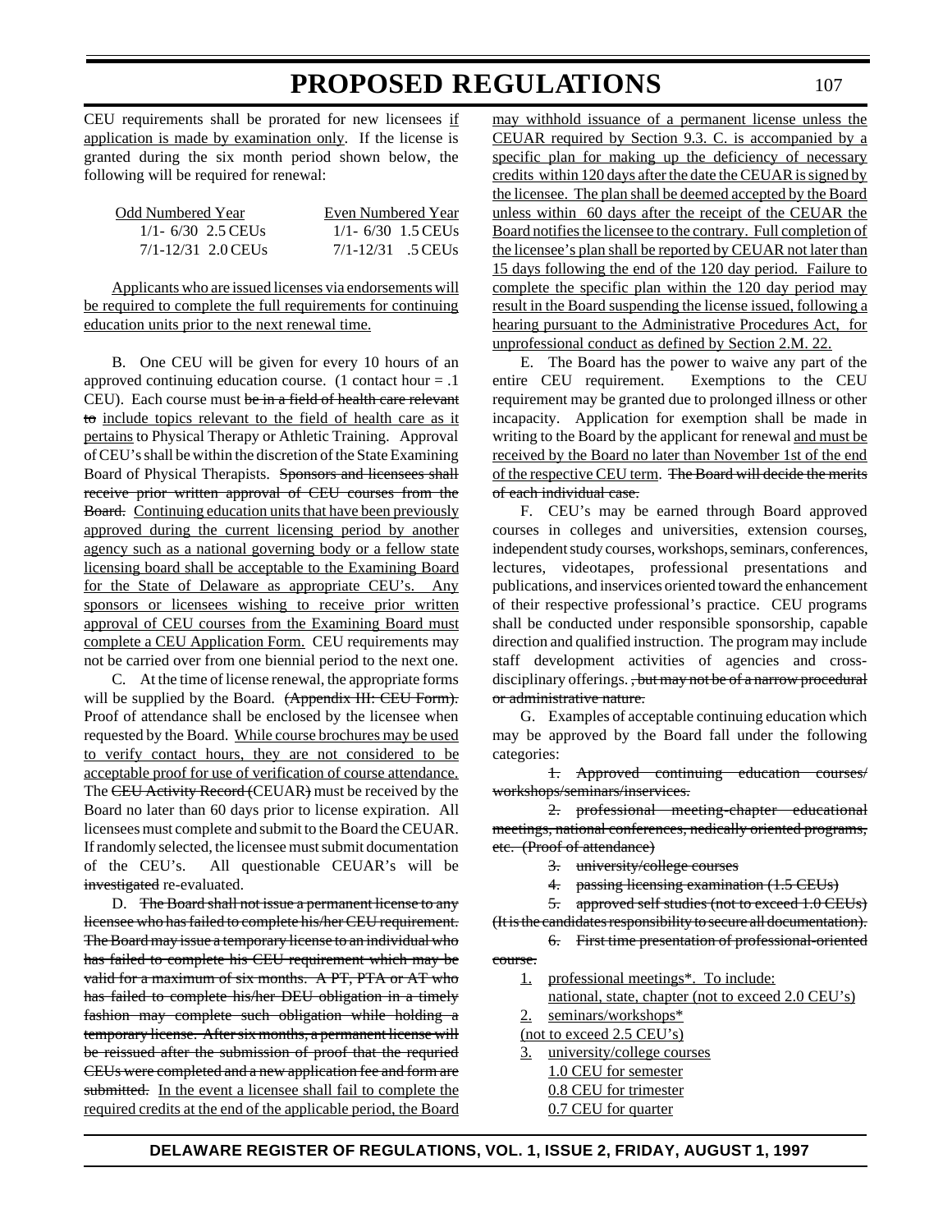CEU requirements shall be prorated for new licensees if application is made by examination only. If the license is granted during the six month period shown below, the following will be required for renewal:

| Odd Numbered Year | Even Numbered Year |
|---|---|
| 1/1- 6/30 2.5 CEUs | 1/1- 6/30 1.5 CEUs |
| 7/1-12/31 2.0 CEUs | 7/1-12/31 .5 CEUs |

Applicants who are issued licenses via endorsements will be required to complete the full requirements for continuing education units prior to the next renewal time.

B. One CEU will be given for every 10 hours of an approved continuing education course. (1 contact hour = .1 CEU). Each course must ~~be in a field of health care relevant to~~ include topics relevant to the field of health care as it pertains to Physical Therapy or Athletic Training. Approval of CEU's shall be within the discretion of the State Examining Board of Physical Therapists. ~~Sponsors and licensees shall receive prior written approval of CEU courses from the Board.~~ Continuing education units that have been previously approved during the current licensing period by another agency such as a national governing body or a fellow state licensing board shall be acceptable to the Examining Board for the State of Delaware as appropriate CEU's. Any sponsors or licensees wishing to receive prior written approval of CEU courses from the Examining Board must complete a CEU Application Form. CEU requirements may not be carried over from one biennial period to the next one.

C. At the time of license renewal, the appropriate forms will be supplied by the Board. ~~(Appendix III: CEU Form).~~ Proof of attendance shall be enclosed by the licensee when requested by the Board. While course brochures may be used to verify contact hours, they are not considered to be acceptable proof for use of verification of course attendance. The ~~CEU Activity Record (~~CEUAR~~)~~ must be received by the Board no later than 60 days prior to license expiration. All licensees must complete and submit to the Board the CEUAR. If randomly selected, the licensee must submit documentation of the CEU's. All questionable CEUAR's will be ~~investigated~~ re-evaluated.

D. ~~The Board shall not issue a permanent license to any licensee who has failed to complete his/her CEU requirement. The Board may issue a temporary license to an individual who has failed to complete his CEU requirement which may be valid for a maximum of six months. A PT, PTA or AT who has failed to complete his/her DEU obligation in a timely fashion may complete such obligation while holding a temporary license. After six months, a permanent license will be reissued after the submission of proof that the requried CEUs were completed and a new application fee and form are submitted.~~ In the event a licensee shall fail to complete the required credits at the end of the applicable period, the Board may withhold issuance of a permanent license unless the CEUAR required by Section 9.3. C. is accompanied by a specific plan for making up the deficiency of necessary credits within 120 days after the date the CEUAR is signed by the licensee. The plan shall be deemed accepted by the Board unless within 60 days after the receipt of the CEUAR the Board notifies the licensee to the contrary. Full completion of the licensee's plan shall be reported by CEUAR not later than 15 days following the end of the 120 day period. Failure to complete the specific plan within the 120 day period may result in the Board suspending the license issued, following a hearing pursuant to the Administrative Procedures Act, for unprofessional conduct as defined by Section 2.M. 22.

E. The Board has the power to waive any part of the entire CEU requirement. Exemptions to the CEU requirement may be granted due to prolonged illness or other incapacity. Application for exemption shall be made in writing to the Board by the applicant for renewal and must be received by the Board no later than November 1st of the end of the respective CEU term. ~~The Board will decide the merits of each individual case.~~

F. CEU's may be earned through Board approved courses in colleges and universities, extension courses, independent study courses, workshops, seminars, conferences, lectures, videotapes, professional presentations and publications, and inservices oriented toward the enhancement of their respective professional's practice. CEU programs shall be conducted under responsible sponsorship, capable direction and qualified instruction. The program may include staff development activities of agencies and cross-disciplinary offerings. ~~, but may not be of a narrow procedural or administrative nature.~~

G. Examples of acceptable continuing education which may be approved by the Board fall under the following categories:

~~1. Approved continuing education courses/ workshops/seminars/inservices.~~

~~2. professional meeting-chapter educational meetings, national conferences, nedically oriented programs, etc. (Proof of attendance)~~

~~3. university/college courses~~

~~4. passing licensing examination (1.5 CEUs)~~

~~5. approved self studies (not to exceed 1.0 CEUs) (It is the candidates responsibility to secure all documentation).~~

~~6. First time presentation of professional-oriented course.~~

1. professional meetings*. To include:
   national, state, chapter (not to exceed 2.0 CEU's)
2. seminars/workshops*
   (not to exceed 2.5 CEU's)
3. university/college courses
   1.0 CEU for semester
   0.8 CEU for trimester
   0.7 CEU for quarter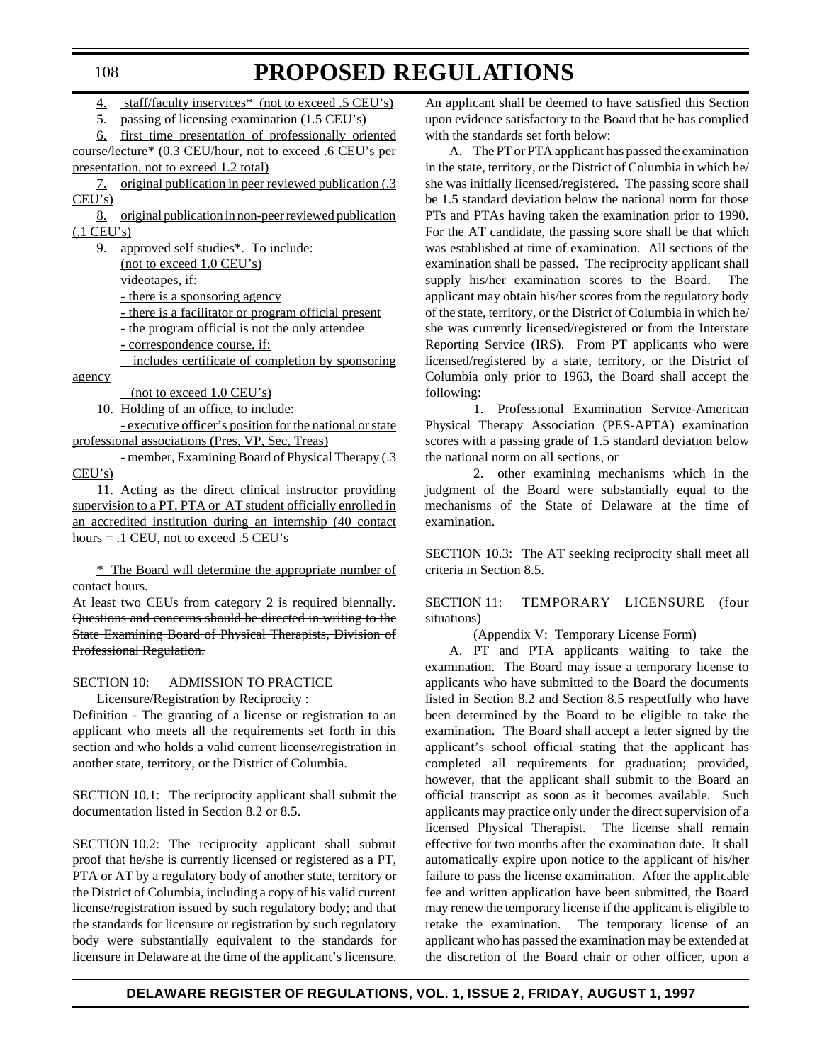4. staff/faculty inservices* (not to exceed .5 CEU's)

5. passing of licensing examination (1.5 CEU's)

6. first time presentation of professionally oriented course/lecture* (0.3 CEU/hour, not to exceed .6 CEU's per presentation, not to exceed 1.2 total)

7. original publication in peer reviewed publication (.3 CEU's)

8. original publication in non-peer reviewed publication (.1 CEU's)

9. approved self studies*. To include:
(not to exceed 1.0 CEU's)
videotapes, if:
- there is a sponsoring agency
- there is a facilitator or program official present
- the program official is not the only attendee
- correspondence course, if:
includes certificate of completion by sponsoring agency
(not to exceed 1.0 CEU's)

10. Holding of an office, to include:
- executive officer's position for the national or state professional associations (Pres, VP, Sec, Treas)
- member, Examining Board of Physical Therapy (.3 CEU's)

11. Acting as the direct clinical instructor providing supervision to a PT, PTA or AT student officially enrolled in an accredited institution during an internship (40 contact hours = .1 CEU, not to exceed .5 CEU's

* The Board will determine the appropriate number of contact hours.

~~At least two CEUs from category 2 is required biennally. Questions and concerns should be directed in writing to the State Examining Board of Physical Therapists, Division of Professional Regulation.~~

SECTION 10: ADMISSION TO PRACTICE

Licensure/Registration by Reciprocity :

Definition - The granting of a license or registration to an applicant who meets all the requirements set forth in this section and who holds a valid current license/registration in another state, territory, or the District of Columbia.

SECTION 10.1: The reciprocity applicant shall submit the documentation listed in Section 8.2 or 8.5.

SECTION 10.2: The reciprocity applicant shall submit proof that he/she is currently licensed or registered as a PT, PTA or AT by a regulatory body of another state, territory or the District of Columbia, including a copy of his valid current license/registration issued by such regulatory body; and that the standards for licensure or registration by such regulatory body were substantially equivalent to the standards for licensure in Delaware at the time of the applicant's licensure. An applicant shall be deemed to have satisfied this Section upon evidence satisfactory to the Board that he has complied with the standards set forth below:

A. The PT or PTA applicant has passed the examination in the state, territory, or the District of Columbia in which he/she was initially licensed/registered. The passing score shall be 1.5 standard deviation below the national norm for those PTs and PTAs having taken the examination prior to 1990. For the AT candidate, the passing score shall be that which was established at time of examination. All sections of the examination shall be passed. The reciprocity applicant shall supply his/her examination scores to the Board. The applicant may obtain his/her scores from the regulatory body of the state, territory, or the District of Columbia in which he/she was currently licensed/registered or from the Interstate Reporting Service (IRS). From PT applicants who were licensed/registered by a state, territory, or the District of Columbia only prior to 1963, the Board shall accept the following:

1. Professional Examination Service-American Physical Therapy Association (PES-APTA) examination scores with a passing grade of 1.5 standard deviation below the national norm on all sections, or

2. other examining mechanisms which in the judgment of the Board were substantially equal to the mechanisms of the State of Delaware at the time of examination.

SECTION 10.3: The AT seeking reciprocity shall meet all criteria in Section 8.5.

SECTION 11: TEMPORARY LICENSURE (four situations)

(Appendix V: Temporary License Form)

A. PT and PTA applicants waiting to take the examination. The Board may issue a temporary license to applicants who have submitted to the Board the documents listed in Section 8.2 and Section 8.5 respectfully who have been determined by the Board to be eligible to take the examination. The Board shall accept a letter signed by the applicant's school official stating that the applicant has completed all requirements for graduation; provided, however, that the applicant shall submit to the Board an official transcript as soon as it becomes available. Such applicants may practice only under the direct supervision of a licensed Physical Therapist. The license shall remain effective for two months after the examination date. It shall automatically expire upon notice to the applicant of his/her failure to pass the license examination. After the applicable fee and written application have been submitted, the Board may renew the temporary license if the applicant is eligible to retake the examination. The temporary license of an applicant who has passed the examination may be extended at the discretion of the Board chair or other officer, upon a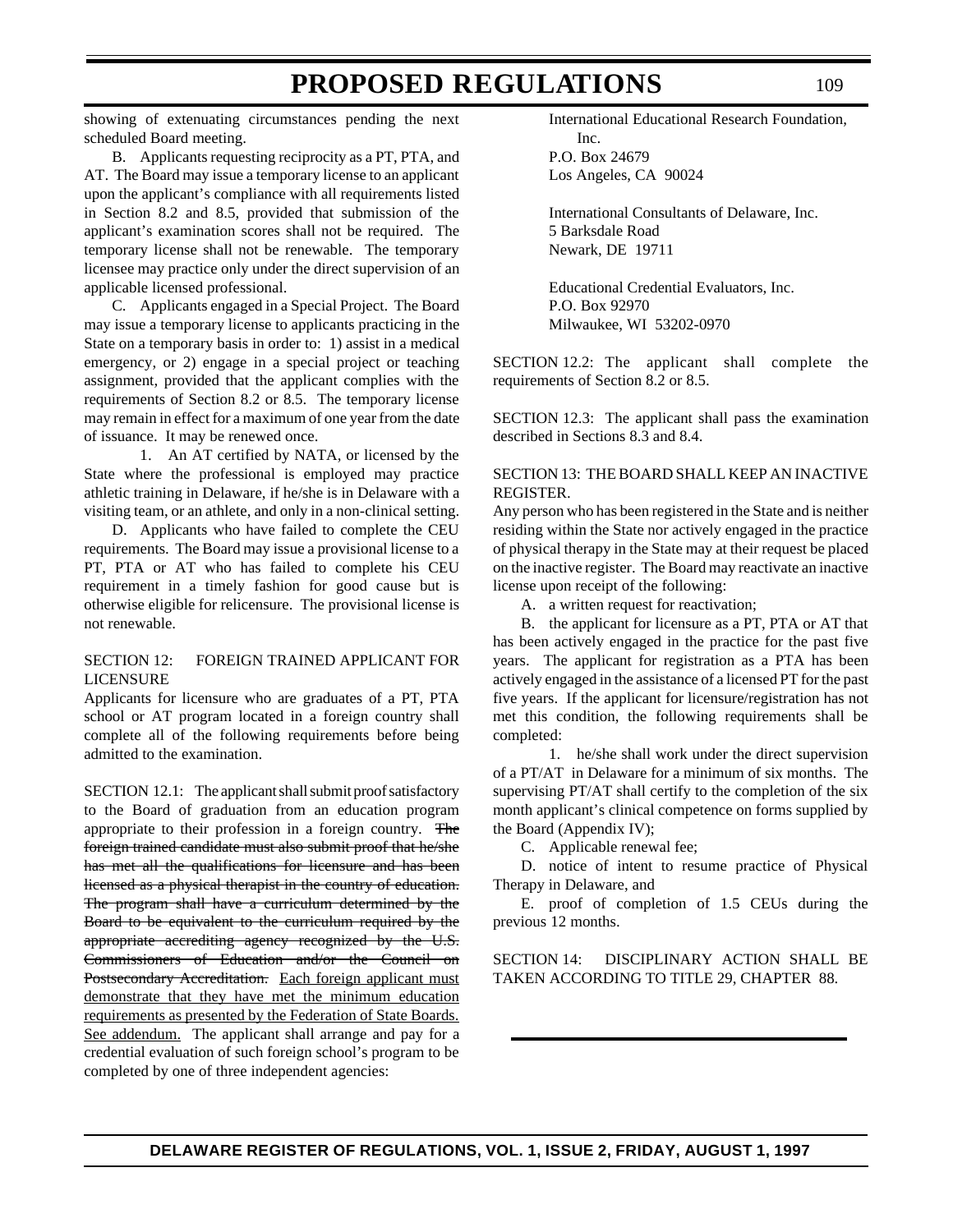showing of extenuating circumstances pending the next scheduled Board meeting.

B. Applicants requesting reciprocity as a PT, PTA, and AT. The Board may issue a temporary license to an applicant upon the applicant's compliance with all requirements listed in Section 8.2 and 8.5, provided that submission of the applicant's examination scores shall not be required. The temporary license shall not be renewable. The temporary licensee may practice only under the direct supervision of an applicable licensed professional.

C. Applicants engaged in a Special Project. The Board may issue a temporary license to applicants practicing in the State on a temporary basis in order to: 1) assist in a medical emergency, or 2) engage in a special project or teaching assignment, provided that the applicant complies with the requirements of Section 8.2 or 8.5. The temporary license may remain in effect for a maximum of one year from the date of issuance. It may be renewed once.

1. An AT certified by NATA, or licensed by the State where the professional is employed may practice athletic training in Delaware, if he/she is in Delaware with a visiting team, or an athlete, and only in a non-clinical setting.

D. Applicants who have failed to complete the CEU requirements. The Board may issue a provisional license to a PT, PTA or AT who has failed to complete his CEU requirement in a timely fashion for good cause but is otherwise eligible for relicensure. The provisional license is not renewable.

SECTION 12: FOREIGN TRAINED APPLICANT FOR LICENSURE

Applicants for licensure who are graduates of a PT, PTA school or AT program located in a foreign country shall complete all of the following requirements before being admitted to the examination.

SECTION 12.1: The applicant shall submit proof satisfactory to the Board of graduation from an education program appropriate to their profession in a foreign country. ~~The foreign trained candidate must also submit proof that he/she has met all the qualifications for licensure and has been licensed as a physical therapist in the country of education. The program shall have a curriculum determined by the Board to be equivalent to the curriculum required by the appropriate accrediting agency recognized by the U.S. Commissioners of Education and/or the Council on Postsecondary Accreditation.~~ <u>Each foreign applicant must demonstrate that they have met the minimum education requirements as presented by the Federation of State Boards. See addendum.</u> The applicant shall arrange and pay for a credential evaluation of such foreign school's program to be completed by one of three independent agencies:

International Educational Research Foundation, Inc.
P.O. Box 24679
Los Angeles, CA 90024

International Consultants of Delaware, Inc.
5 Barksdale Road
Newark, DE 19711

Educational Credential Evaluators, Inc.
P.O. Box 92970
Milwaukee, WI 53202-0970

SECTION 12.2: The applicant shall complete the requirements of Section 8.2 or 8.5.

SECTION 12.3: The applicant shall pass the examination described in Sections 8.3 and 8.4.

SECTION 13: THE BOARD SHALL KEEP AN INACTIVE REGISTER.

Any person who has been registered in the State and is neither residing within the State nor actively engaged in the practice of physical therapy in the State may at their request be placed on the inactive register. The Board may reactivate an inactive license upon receipt of the following:

A. a written request for reactivation;

B. the applicant for licensure as a PT, PTA or AT that has been actively engaged in the practice for the past five years. The applicant for registration as a PTA has been actively engaged in the assistance of a licensed PT for the past five years. If the applicant for licensure/registration has not met this condition, the following requirements shall be completed:

1. he/she shall work under the direct supervision of a PT/AT in Delaware for a minimum of six months. The supervising PT/AT shall certify to the completion of the six month applicant's clinical competence on forms supplied by the Board (Appendix IV);

C. Applicable renewal fee;

D. notice of intent to resume practice of Physical Therapy in Delaware, and

E. proof of completion of 1.5 CEUs during the previous 12 months.

SECTION 14: DISCIPLINARY ACTION SHALL BE TAKEN ACCORDING TO TITLE 29, CHAPTER 88.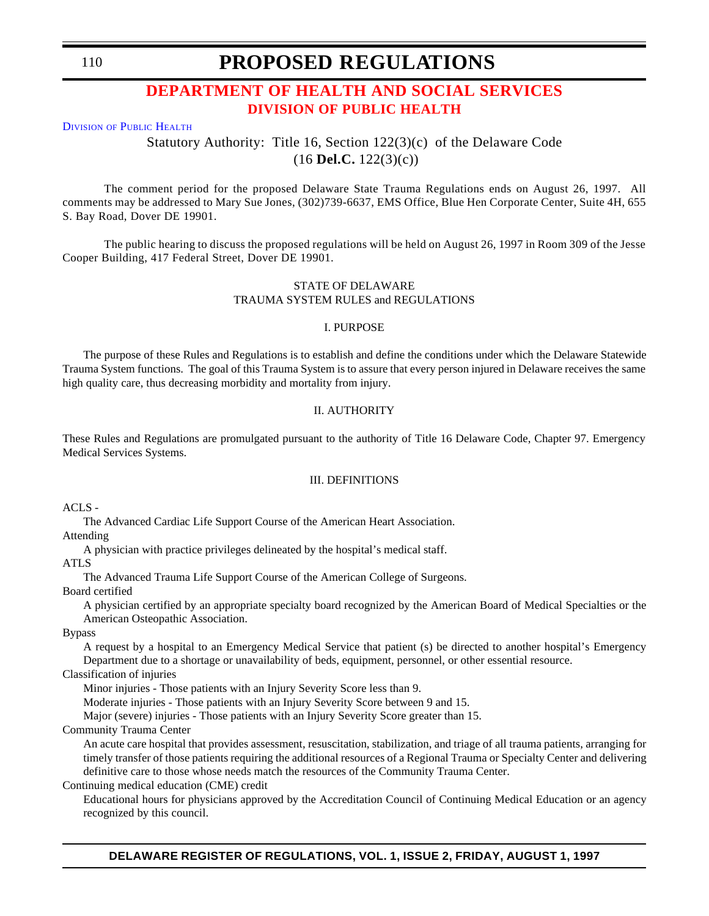# PROPOSED REGULATIONS

## DEPARTMENT OF HEALTH AND SOCIAL SERVICES

### DIVISION OF PUBLIC HEALTH

Division of Public Health

Statutory Authority: Title 16, Section 122(3)(c) of the Delaware Code (16 **Del.C.** 122(3)(c))

The comment period for the proposed Delaware State Trauma Regulations ends on August 26, 1997. All comments may be addressed to Mary Sue Jones, (302)739-6637, EMS Office, Blue Hen Corporate Center, Suite 4H, 655 S. Bay Road, Dover DE 19901.

The public hearing to discuss the proposed regulations will be held on August 26, 1997 in Room 309 of the Jesse Cooper Building, 417 Federal Street, Dover DE 19901.

STATE OF DELAWARE
TRAUMA SYSTEM RULES and REGULATIONS

I. PURPOSE

The purpose of these Rules and Regulations is to establish and define the conditions under which the Delaware Statewide Trauma System functions. The goal of this Trauma System is to assure that every person injured in Delaware receives the same high quality care, thus decreasing morbidity and mortality from injury.

II. AUTHORITY

These Rules and Regulations are promulgated pursuant to the authority of Title 16 Delaware Code, Chapter 97. Emergency Medical Services Systems.

III. DEFINITIONS

ACLS -

The Advanced Cardiac Life Support Course of the American Heart Association.

Attending

A physician with practice privileges delineated by the hospital's medical staff.

ATLS

The Advanced Trauma Life Support Course of the American College of Surgeons.

Board certified

A physician certified by an appropriate specialty board recognized by the American Board of Medical Specialties or the American Osteopathic Association.

Bypass

A request by a hospital to an Emergency Medical Service that patient (s) be directed to another hospital's Emergency Department due to a shortage or unavailability of beds, equipment, personnel, or other essential resource.

Classification of injuries

Minor injuries - Those patients with an Injury Severity Score less than 9.

Moderate injuries - Those patients with an Injury Severity Score between 9 and 15.

Major (severe) injuries - Those patients with an Injury Severity Score greater than 15.

Community Trauma Center

An acute care hospital that provides assessment, resuscitation, stabilization, and triage of all trauma patients, arranging for timely transfer of those patients requiring the additional resources of a Regional Trauma or Specialty Center and delivering definitive care to those whose needs match the resources of the Community Trauma Center.

Continuing medical education (CME) credit

Educational hours for physicians approved by the Accreditation Council of Continuing Medical Education or an agency recognized by this council.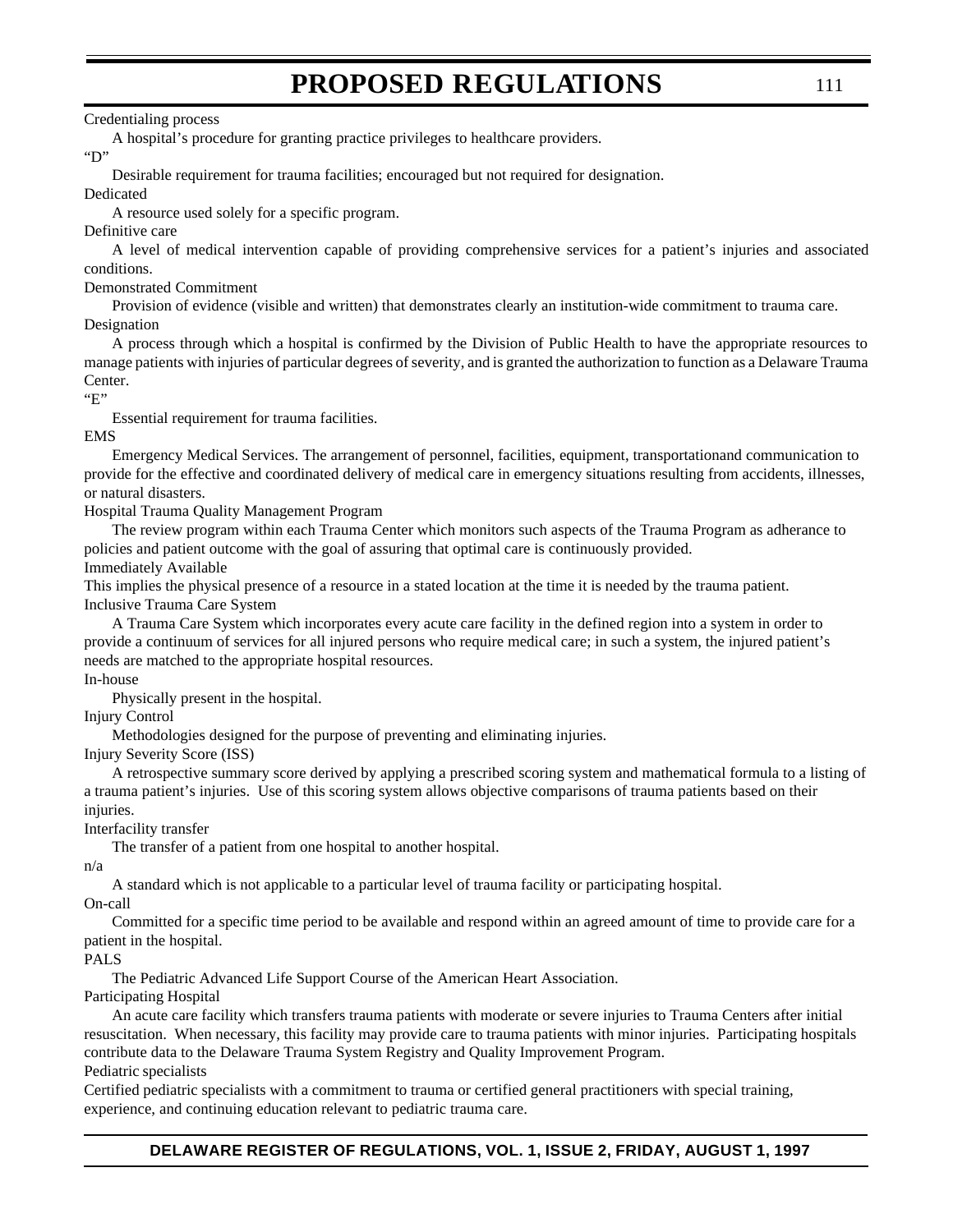Credentialing process

A hospital's procedure for granting practice privileges to healthcare providers.

"D"

Desirable requirement for trauma facilities; encouraged but not required for designation.

Dedicated

A resource used solely for a specific program.

Definitive care

A level of medical intervention capable of providing comprehensive services for a patient's injuries and associated conditions.

Demonstrated Commitment

Provision of evidence (visible and written) that demonstrates clearly an institution-wide commitment to trauma care.

Designation

A process through which a hospital is confirmed by the Division of Public Health to have the appropriate resources to manage patients with injuries of particular degrees of severity, and is granted the authorization to function as a Delaware Trauma Center.

"E"

Essential requirement for trauma facilities.

EMS

Emergency Medical Services. The arrangement of personnel, facilities, equipment, transportationand communication to provide for the effective and coordinated delivery of medical care in emergency situations resulting from accidents, illnesses, or natural disasters.

Hospital Trauma Quality Management Program

The review program within each Trauma Center which monitors such aspects of the Trauma Program as adherance to policies and patient outcome with the goal of assuring that optimal care is continuously provided.

Immediately Available

This implies the physical presence of a resource in a stated location at the time it is needed by the trauma patient.

Inclusive Trauma Care System

A Trauma Care System which incorporates every acute care facility in the defined region into a system in order to provide a continuum of services for all injured persons who require medical care; in such a system, the injured patient's needs are matched to the appropriate hospital resources.

In-house

Physically present in the hospital.

Injury Control

Methodologies designed for the purpose of preventing and eliminating injuries.

Injury Severity Score (ISS)

A retrospective summary score derived by applying a prescribed scoring system and mathematical formula to a listing of a trauma patient's injuries. Use of this scoring system allows objective comparisons of trauma patients based on their injuries.

Interfacility transfer

The transfer of a patient from one hospital to another hospital.

n/a

A standard which is not applicable to a particular level of trauma facility or participating hospital.

On-call

Committed for a specific time period to be available and respond within an agreed amount of time to provide care for a patient in the hospital.

PALS

The Pediatric Advanced Life Support Course of the American Heart Association.

Participating Hospital

An acute care facility which transfers trauma patients with moderate or severe injuries to Trauma Centers after initial resuscitation. When necessary, this facility may provide care to trauma patients with minor injuries. Participating hospitals contribute data to the Delaware Trauma System Registry and Quality Improvement Program.

Pediatric specialists

Certified pediatric specialists with a commitment to trauma or certified general practitioners with special training, experience, and continuing education relevant to pediatric trauma care.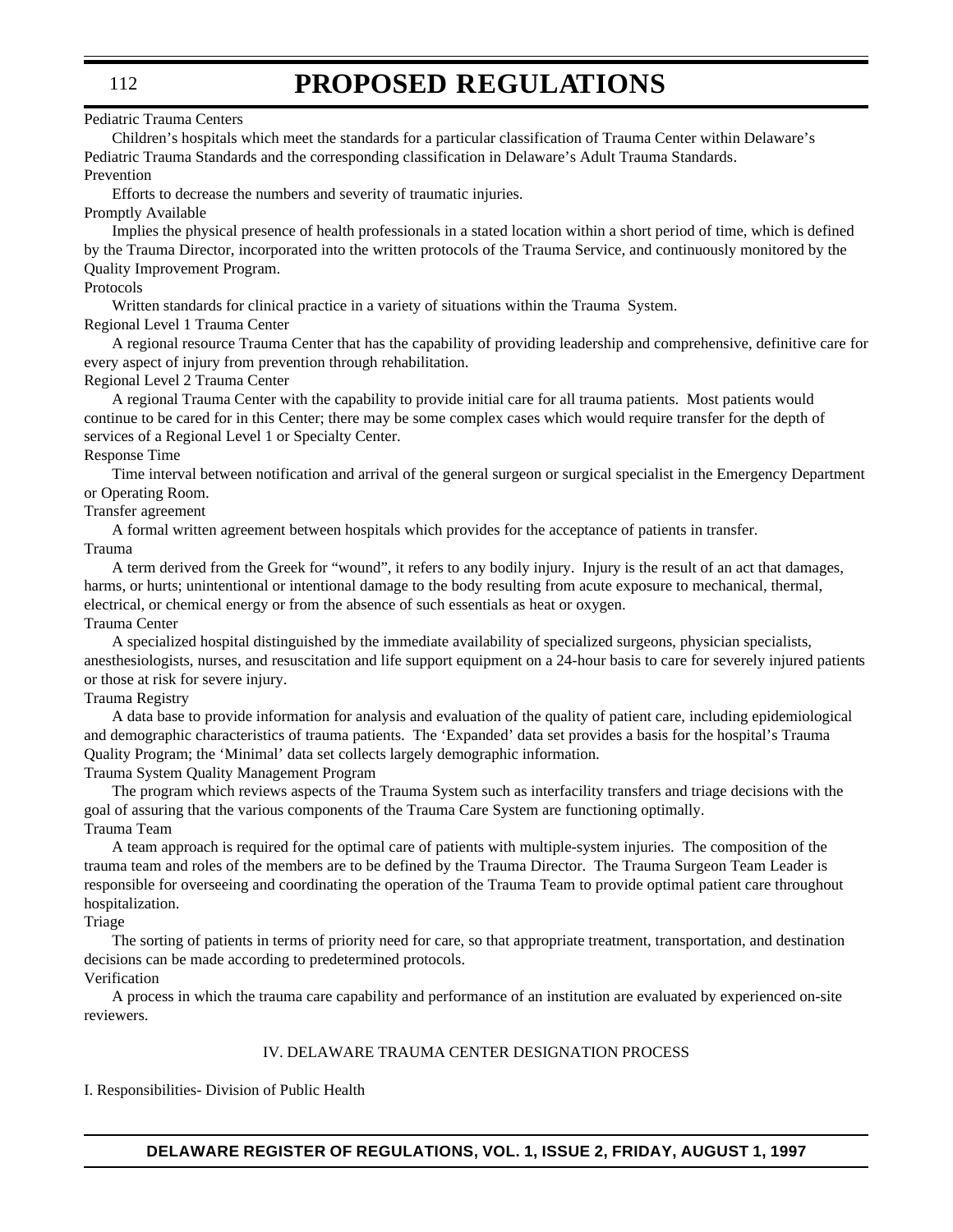Pediatric Trauma Centers

Children's hospitals which meet the standards for a particular classification of Trauma Center within Delaware's Pediatric Trauma Standards and the corresponding classification in Delaware's Adult Trauma Standards.

Prevention

Efforts to decrease the numbers and severity of traumatic injuries.

Promptly Available

Implies the physical presence of health professionals in a stated location within a short period of time, which is defined by the Trauma Director, incorporated into the written protocols of the Trauma Service, and continuously monitored by the Quality Improvement Program.

Protocols

Written standards for clinical practice in a variety of situations within the Trauma System.

Regional Level 1 Trauma Center

A regional resource Trauma Center that has the capability of providing leadership and comprehensive, definitive care for every aspect of injury from prevention through rehabilitation.

Regional Level 2 Trauma Center

A regional Trauma Center with the capability to provide initial care for all trauma patients. Most patients would continue to be cared for in this Center; there may be some complex cases which would require transfer for the depth of services of a Regional Level 1 or Specialty Center.

Response Time

Time interval between notification and arrival of the general surgeon or surgical specialist in the Emergency Department or Operating Room.

Transfer agreement

A formal written agreement between hospitals which provides for the acceptance of patients in transfer.

Trauma

A term derived from the Greek for "wound", it refers to any bodily injury. Injury is the result of an act that damages, harms, or hurts; unintentional or intentional damage to the body resulting from acute exposure to mechanical, thermal, electrical, or chemical energy or from the absence of such essentials as heat or oxygen.

Trauma Center

A specialized hospital distinguished by the immediate availability of specialized surgeons, physician specialists, anesthesiologists, nurses, and resuscitation and life support equipment on a 24-hour basis to care for severely injured patients or those at risk for severe injury.

Trauma Registry

A data base to provide information for analysis and evaluation of the quality of patient care, including epidemiological and demographic characteristics of trauma patients. The 'Expanded' data set provides a basis for the hospital's Trauma Quality Program; the 'Minimal' data set collects largely demographic information.

Trauma System Quality Management Program

The program which reviews aspects of the Trauma System such as interfacility transfers and triage decisions with the goal of assuring that the various components of the Trauma Care System are functioning optimally.

Trauma Team

A team approach is required for the optimal care of patients with multiple-system injuries. The composition of the trauma team and roles of the members are to be defined by the Trauma Director. The Trauma Surgeon Team Leader is responsible for overseeing and coordinating the operation of the Trauma Team to provide optimal patient care throughout hospitalization.

Triage

The sorting of patients in terms of priority need for care, so that appropriate treatment, transportation, and destination decisions can be made according to predetermined protocols.

Verification

A process in which the trauma care capability and performance of an institution are evaluated by experienced on-site reviewers.

## IV. DELAWARE TRAUMA CENTER DESIGNATION PROCESS

I. Responsibilities- Division of Public Health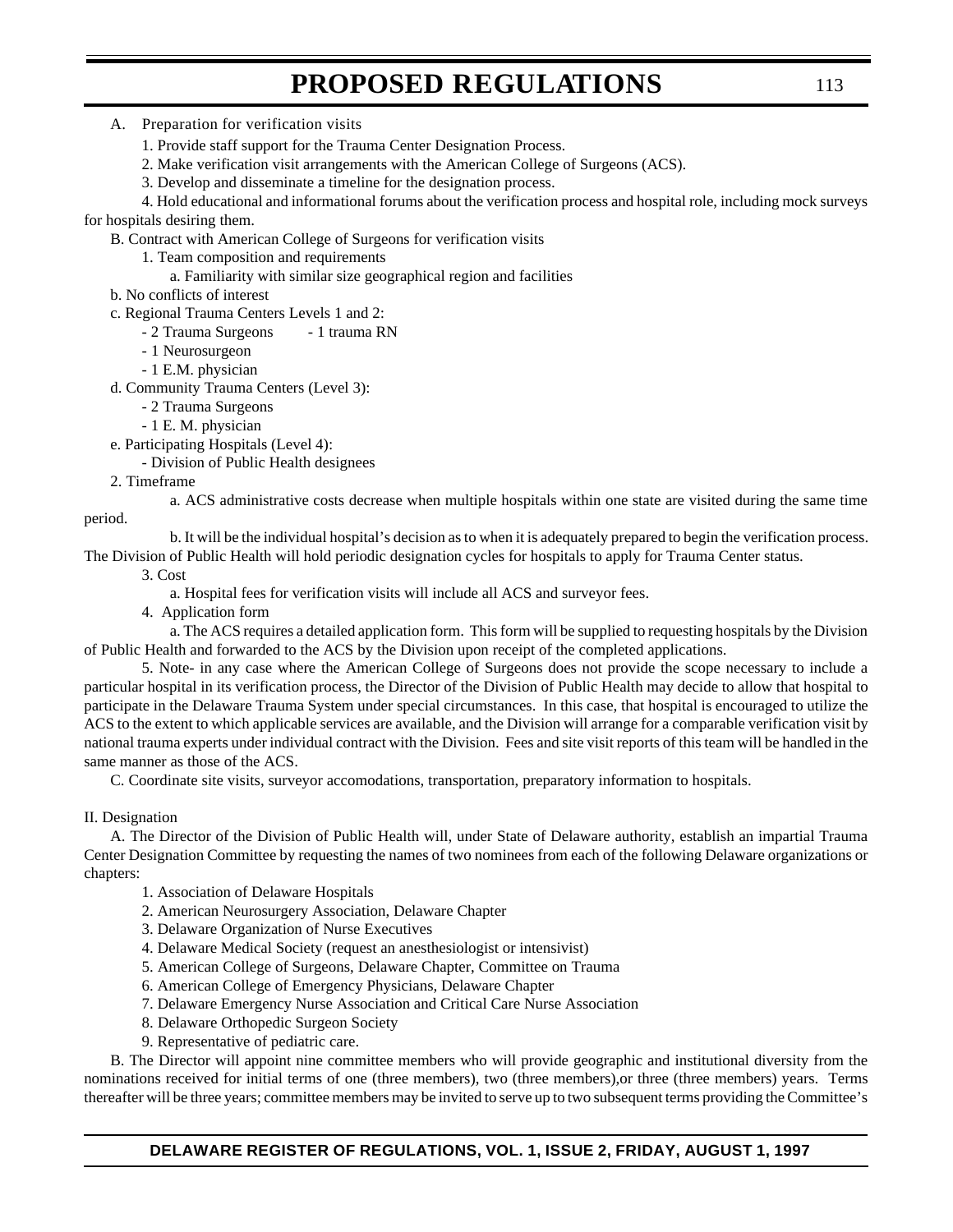A. Preparation for verification visits

1. Provide staff support for the Trauma Center Designation Process.

2. Make verification visit arrangements with the American College of Surgeons (ACS).

3. Develop and disseminate a timeline for the designation process.

4. Hold educational and informational forums about the verification process and hospital role, including mock surveys for hospitals desiring them.

B. Contract with American College of Surgeons for verification visits

1. Team composition and requirements

a. Familiarity with similar size geographical region and facilities

b. No conflicts of interest

c. Regional Trauma Centers Levels 1 and 2:

- 2 Trauma Surgeons - 1 trauma RN
- 1 Neurosurgeon
- 1 E.M. physician

d. Community Trauma Centers (Level 3):

- 2 Trauma Surgeons
- 1 E. M. physician

e. Participating Hospitals (Level 4):

- Division of Public Health designees

2. Timeframe

a. ACS administrative costs decrease when multiple hospitals within one state are visited during the same time period.

b. It will be the individual hospital's decision as to when it is adequately prepared to begin the verification process. The Division of Public Health will hold periodic designation cycles for hospitals to apply for Trauma Center status.

3. Cost

a. Hospital fees for verification visits will include all ACS and surveyor fees.

4. Application form

a. The ACS requires a detailed application form. This form will be supplied to requesting hospitals by the Division of Public Health and forwarded to the ACS by the Division upon receipt of the completed applications.

5. Note- in any case where the American College of Surgeons does not provide the scope necessary to include a particular hospital in its verification process, the Director of the Division of Public Health may decide to allow that hospital to participate in the Delaware Trauma System under special circumstances. In this case, that hospital is encouraged to utilize the ACS to the extent to which applicable services are available, and the Division will arrange for a comparable verification visit by national trauma experts under individual contract with the Division. Fees and site visit reports of this team will be handled in the same manner as those of the ACS.

C. Coordinate site visits, surveyor accomodations, transportation, preparatory information to hospitals.

II. Designation

A. The Director of the Division of Public Health will, under State of Delaware authority, establish an impartial Trauma Center Designation Committee by requesting the names of two nominees from each of the following Delaware organizations or chapters:

1. Association of Delaware Hospitals
2. American Neurosurgery Association, Delaware Chapter
3. Delaware Organization of Nurse Executives
4. Delaware Medical Society (request an anesthesiologist or intensivist)
5. American College of Surgeons, Delaware Chapter, Committee on Trauma
6. American College of Emergency Physicians, Delaware Chapter
7. Delaware Emergency Nurse Association and Critical Care Nurse Association
8. Delaware Orthopedic Surgeon Society
9. Representative of pediatric care.

B. The Director will appoint nine committee members who will provide geographic and institutional diversity from the nominations received for initial terms of one (three members), two (three members),or three (three members) years. Terms thereafter will be three years; committee members may be invited to serve up to two subsequent terms providing the Committee's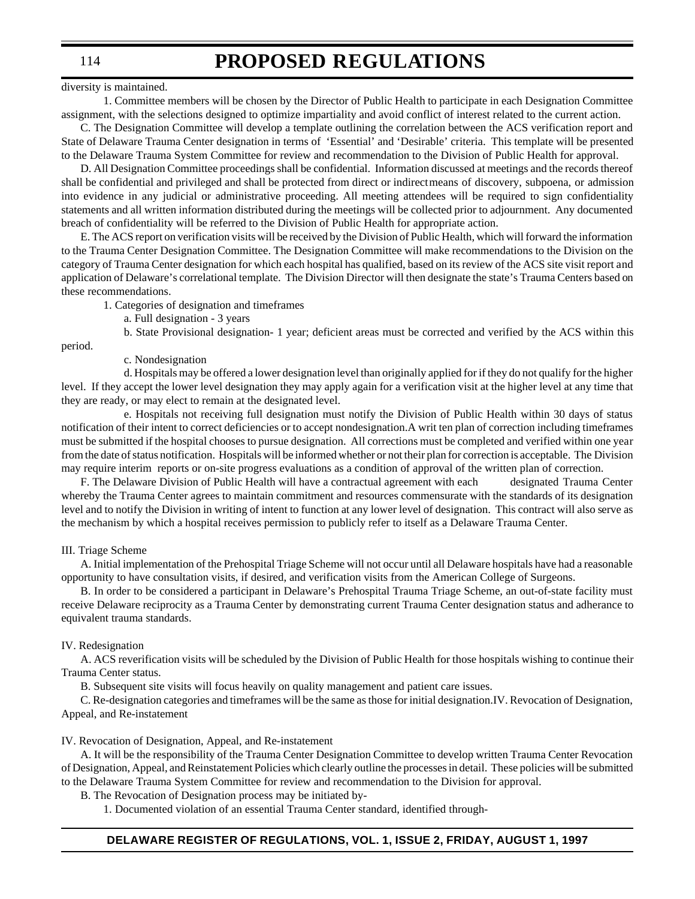diversity is maintained.

1. Committee members will be chosen by the Director of Public Health to participate in each Designation Committee assignment, with the selections designed to optimize impartiality and avoid conflict of interest related to the current action.

C. The Designation Committee will develop a template outlining the correlation between the ACS verification report and State of Delaware Trauma Center designation in terms of 'Essential' and 'Desirable' criteria. This template will be presented to the Delaware Trauma System Committee for review and recommendation to the Division of Public Health for approval.

D. All Designation Committee proceedings shall be confidential. Information discussed at meetings and the records thereof shall be confidential and privileged and shall be protected from direct or indirectmeans of discovery, subpoena, or admission into evidence in any judicial or administrative proceeding. All meeting attendees will be required to sign confidentiality statements and all written information distributed during the meetings will be collected prior to adjournment. Any documented breach of confidentiality will be referred to the Division of Public Health for appropriate action.

E. The ACS report on verification visits will be received by the Division of Public Health, which will forward the information to the Trauma Center Designation Committee. The Designation Committee will make recommendations to the Division on the category of Trauma Center designation for which each hospital has qualified, based on its review of the ACS site visit report and application of Delaware's correlational template. The Division Director will then designate the state's Trauma Centers based on these recommendations.

1. Categories of designation and timeframes

a. Full designation - 3 years

b. State Provisional designation- 1 year; deficient areas must be corrected and verified by the ACS within this period.

c. Nondesignation

d. Hospitals may be offered a lower designation level than originally applied for if they do not qualify for the higher level. If they accept the lower level designation they may apply again for a verification visit at the higher level at any time that they are ready, or may elect to remain at the designated level.

e. Hospitals not receiving full designation must notify the Division of Public Health within 30 days of status notification of their intent to correct deficiencies or to accept nondesignation.A writ ten plan of correction including timeframes must be submitted if the hospital chooses to pursue designation. All corrections must be completed and verified within one year from the date of status notification. Hospitals will be informed whether or not their plan for correction is acceptable. The Division may require interim reports or on-site progress evaluations as a condition of approval of the written plan of correction.

F. The Delaware Division of Public Health will have a contractual agreement with each designated Trauma Center whereby the Trauma Center agrees to maintain commitment and resources commensurate with the standards of its designation level and to notify the Division in writing of intent to function at any lower level of designation. This contract will also serve as the mechanism by which a hospital receives permission to publicly refer to itself as a Delaware Trauma Center.

III. Triage Scheme

A. Initial implementation of the Prehospital Triage Scheme will not occur until all Delaware hospitals have had a reasonable opportunity to have consultation visits, if desired, and verification visits from the American College of Surgeons.

B. In order to be considered a participant in Delaware's Prehospital Trauma Triage Scheme, an out-of-state facility must receive Delaware reciprocity as a Trauma Center by demonstrating current Trauma Center designation status and adherance to equivalent trauma standards.

IV. Redesignation

A. ACS reverification visits will be scheduled by the Division of Public Health for those hospitals wishing to continue their Trauma Center status.

B. Subsequent site visits will focus heavily on quality management and patient care issues.

C. Re-designation categories and timeframes will be the same as those for initial designation.IV. Revocation of Designation, Appeal, and Re-instatement

IV. Revocation of Designation, Appeal, and Re-instatement

A. It will be the responsibility of the Trauma Center Designation Committee to develop written Trauma Center Revocation of Designation, Appeal, and Reinstatement Policies which clearly outline the processes in detail. These policies will be submitted to the Delaware Trauma System Committee for review and recommendation to the Division for approval.

B. The Revocation of Designation process may be initiated by-

1. Documented violation of an essential Trauma Center standard, identified through-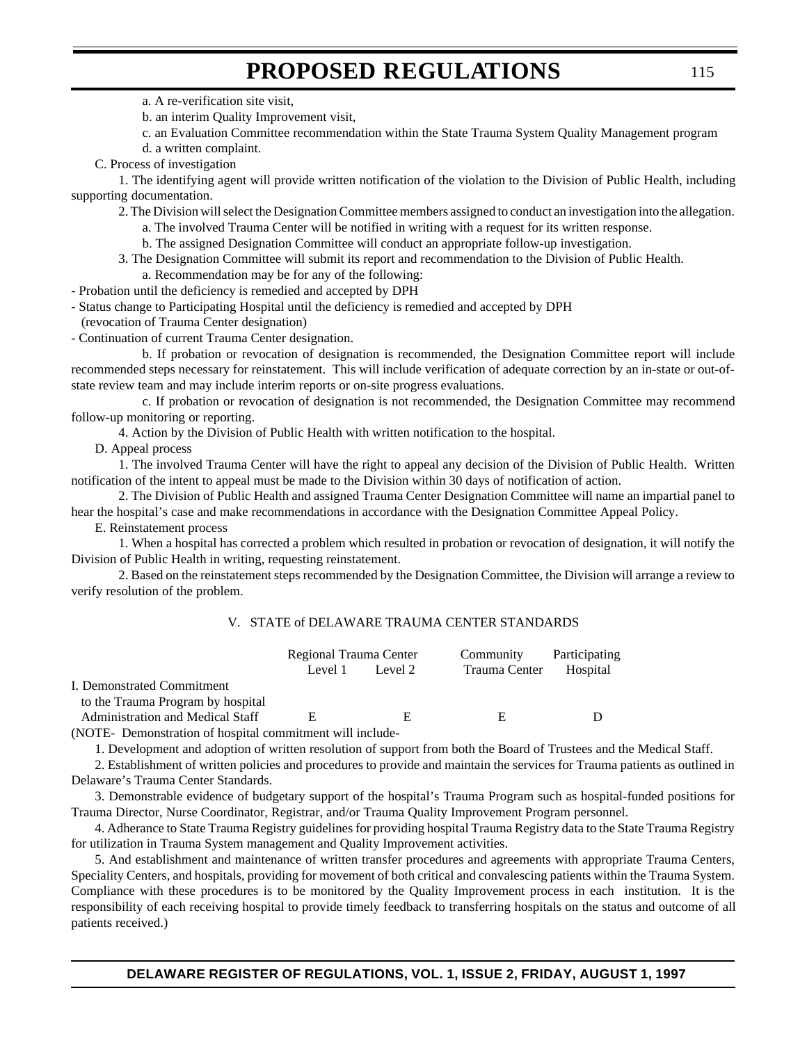a. A re-verification site visit,

b. an interim Quality Improvement visit,

c. an Evaluation Committee recommendation within the State Trauma System Quality Management program

d. a written complaint.

C. Process of investigation

1. The identifying agent will provide written notification of the violation to the Division of Public Health, including supporting documentation.

2. The Division will select the Designation Committee members assigned to conduct an investigation into the allegation.

a. The involved Trauma Center will be notified in writing with a request for its written response.

b. The assigned Designation Committee will conduct an appropriate follow-up investigation.

3. The Designation Committee will submit its report and recommendation to the Division of Public Health.

a. Recommendation may be for any of the following:

- Probation until the deficiency is remedied and accepted by DPH
- Status change to Participating Hospital until the deficiency is remedied and accepted by DPH (revocation of Trauma Center designation)
- Continuation of current Trauma Center designation.

b. If probation or revocation of designation is recommended, the Designation Committee report will include recommended steps necessary for reinstatement. This will include verification of adequate correction by an in-state or out-of-state review team and may include interim reports or on-site progress evaluations.

c. If probation or revocation of designation is not recommended, the Designation Committee may recommend follow-up monitoring or reporting.

4. Action by the Division of Public Health with written notification to the hospital.

D. Appeal process

1. The involved Trauma Center will have the right to appeal any decision of the Division of Public Health. Written notification of the intent to appeal must be made to the Division within 30 days of notification of action.

2. The Division of Public Health and assigned Trauma Center Designation Committee will name an impartial panel to hear the hospital's case and make recommendations in accordance with the Designation Committee Appeal Policy.

E. Reinstatement process

1. When a hospital has corrected a problem which resulted in probation or revocation of designation, it will notify the Division of Public Health in writing, requesting reinstatement.

2. Based on the reinstatement steps recommended by the Designation Committee, the Division will arrange a review to verify resolution of the problem.

V. STATE of DELAWARE TRAUMA CENTER STANDARDS

| | Regional Trauma Center Level 1 | Regional Trauma Center Level 2 | Community Trauma Center | Participating Hospital |
|---|---|---|---|---|
| I. Demonstrated Commitment to the Trauma Program by hospital Administration and Medical Staff | E | E | E | D |

(NOTE- Demonstration of hospital commitment will include-

1. Development and adoption of written resolution of support from both the Board of Trustees and the Medical Staff.

2. Establishment of written policies and procedures to provide and maintain the services for Trauma patients as outlined in Delaware's Trauma Center Standards.

3. Demonstrable evidence of budgetary support of the hospital's Trauma Program such as hospital-funded positions for Trauma Director, Nurse Coordinator, Registrar, and/or Trauma Quality Improvement Program personnel.

4. Adherance to State Trauma Registry guidelines for providing hospital Trauma Registry data to the State Trauma Registry for utilization in Trauma System management and Quality Improvement activities.

5. And establishment and maintenance of written transfer procedures and agreements with appropriate Trauma Centers, Speciality Centers, and hospitals, providing for movement of both critical and convalescing patients within the Trauma System. Compliance with these procedures is to be monitored by the Quality Improvement process in each institution. It is the responsibility of each receiving hospital to provide timely feedback to transferring hospitals on the status and outcome of all patients received.)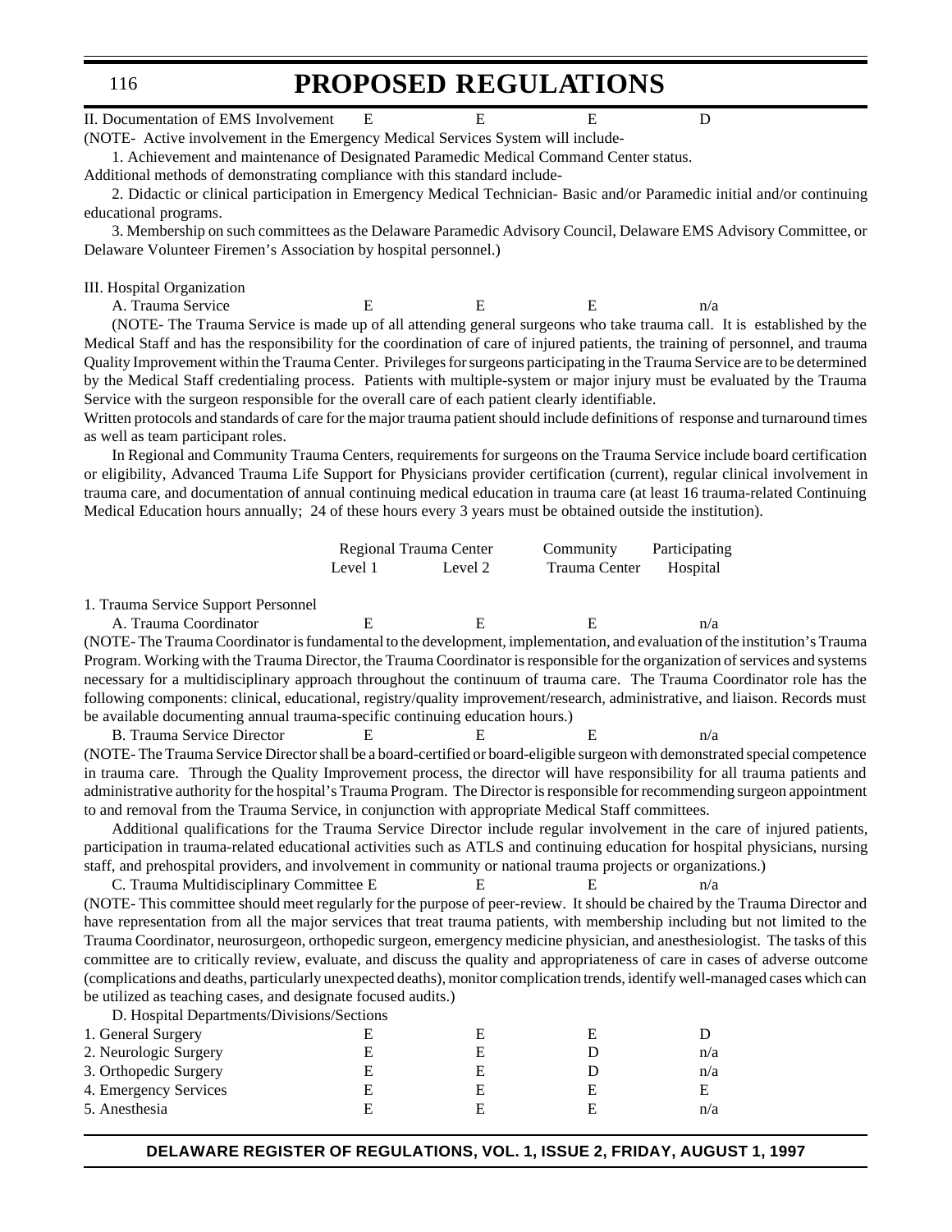| | | | | |
|---|---|---|---|---|
| II. Documentation of EMS Involvement | E | E | E | D |

(NOTE- Active involvement in the Emergency Medical Services System will include-

1. Achievement and maintenance of Designated Paramedic Medical Command Center status.

Additional methods of demonstrating compliance with this standard include-

2. Didactic or clinical participation in Emergency Medical Technician- Basic and/or Paramedic initial and/or continuing educational programs.

3. Membership on such committees as the Delaware Paramedic Advisory Council, Delaware EMS Advisory Committee, or Delaware Volunteer Firemen's Association by hospital personnel.)

III. Hospital Organization

| | | | | |
|---|---|---|---|---|
| A. Trauma Service | E | E | E | n/a |

(NOTE- The Trauma Service is made up of all attending general surgeons who take trauma call. It is established by the Medical Staff and has the responsibility for the coordination of care of injured patients, the training of personnel, and trauma Quality Improvement within the Trauma Center. Privileges for surgeons participating in the Trauma Service are to be determined by the Medical Staff credentialing process. Patients with multiple-system or major injury must be evaluated by the Trauma Service with the surgeon responsible for the overall care of each patient clearly identifiable.

Written protocols and standards of care for the major trauma patient should include definitions of response and turnaround times as well as team participant roles.

In Regional and Community Trauma Centers, requirements for surgeons on the Trauma Service include board certification or eligibility, Advanced Trauma Life Support for Physicians provider certification (current), regular clinical involvement in trauma care, and documentation of annual continuing medical education in trauma care (at least 16 trauma-related Continuing Medical Education hours annually; 24 of these hours every 3 years must be obtained outside the institution).

| | Regional Trauma Center | | Community | Participating |
|---|---|---|---|---|
| | Level 1 | Level 2 | Trauma Center | Hospital |

1. Trauma Service Support Personnel

| | | | | |
|---|---|---|---|---|
| A. Trauma Coordinator | E | E | E | n/a |

(NOTE- The Trauma Coordinator is fundamental to the development, implementation, and evaluation of the institution's Trauma Program. Working with the Trauma Director, the Trauma Coordinator is responsible for the organization of services and systems necessary for a multidisciplinary approach throughout the continuum of trauma care. The Trauma Coordinator role has the following components: clinical, educational, registry/quality improvement/research, administrative, and liaison. Records must be available documenting annual trauma-specific continuing education hours.)

| | | | | |
|---|---|---|---|---|
| B. Trauma Service Director | E | E | E | n/a |

(NOTE- The Trauma Service Director shall be a board-certified or board-eligible surgeon with demonstrated special competence in trauma care. Through the Quality Improvement process, the director will have responsibility for all trauma patients and administrative authority for the hospital's Trauma Program. The Director is responsible for recommending surgeon appointment to and removal from the Trauma Service, in conjunction with appropriate Medical Staff committees.

Additional qualifications for the Trauma Service Director include regular involvement in the care of injured patients, participation in trauma-related educational activities such as ATLS and continuing education for hospital physicians, nursing staff, and prehospital providers, and involvement in community or national trauma projects or organizations.)

| | | | | |
|---|---|---|---|---|
| C. Trauma Multidisciplinary Committee | E | E | E | n/a |

(NOTE- This committee should meet regularly for the purpose of peer-review. It should be chaired by the Trauma Director and have representation from all the major services that treat trauma patients, with membership including but not limited to the Trauma Coordinator, neurosurgeon, orthopedic surgeon, emergency medicine physician, and anesthesiologist. The tasks of this committee are to critically review, evaluate, and discuss the quality and appropriateness of care in cases of adverse outcome (complications and deaths, particularly unexpected deaths), monitor complication trends, identify well-managed cases which can be utilized as teaching cases, and designate focused audits.)

D. Hospital Departments/Divisions/Sections

| | | | | |
|---|---|---|---|---|
| 1. General Surgery | E | E | E | D |
| 2. Neurologic Surgery | E | E | D | n/a |
| 3. Orthopedic Surgery | E | E | D | n/a |
| 4. Emergency Services | E | E | E | E |
| 5. Anesthesia | E | E | E | n/a |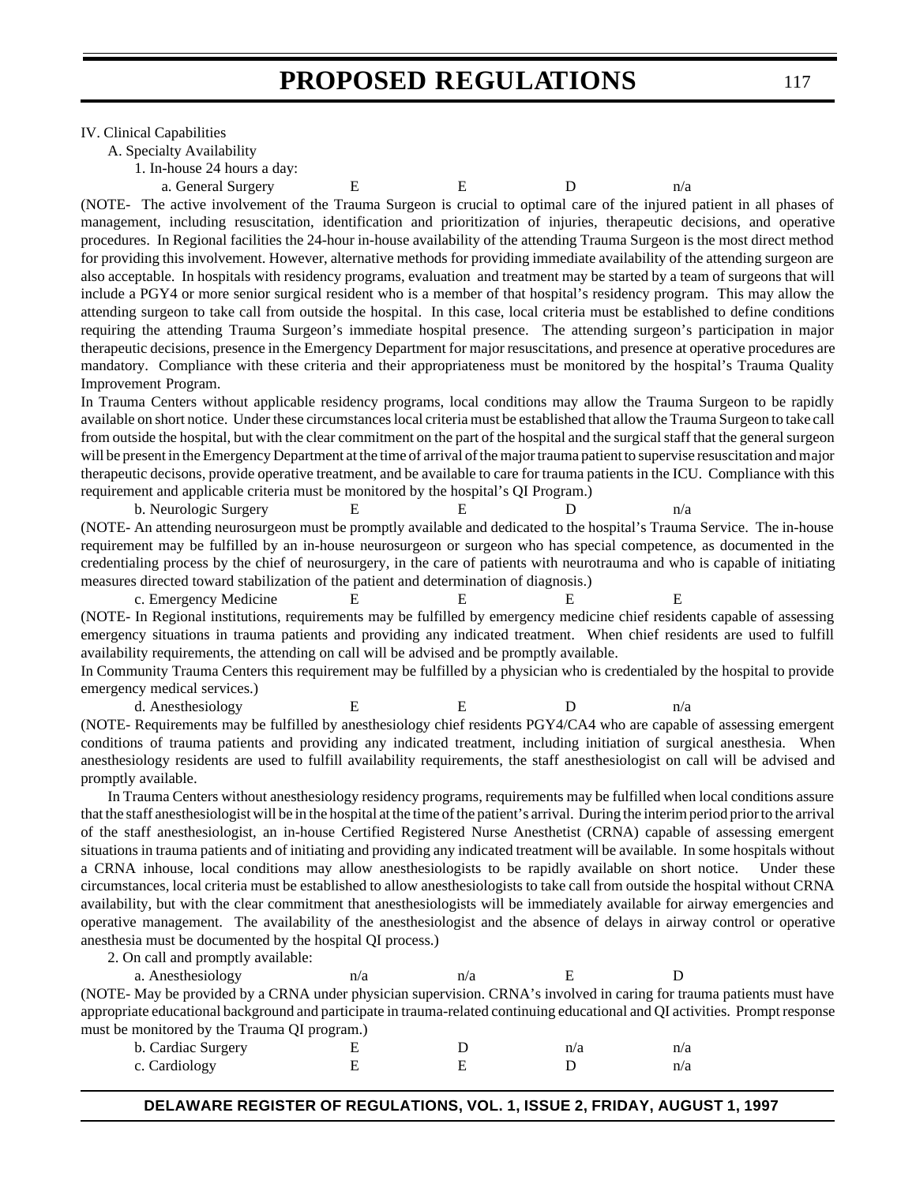IV. Clinical Capabilities

A. Specialty Availability

1. In-house 24 hours a day:

| | | | | |
|---|---|---|---|---|
| a. General Surgery | E | E | D | n/a |

(NOTE- The active involvement of the Trauma Surgeon is crucial to optimal care of the injured patient in all phases of management, including resuscitation, identification and prioritization of injuries, therapeutic decisions, and operative procedures. In Regional facilities the 24-hour in-house availability of the attending Trauma Surgeon is the most direct method for providing this involvement. However, alternative methods for providing immediate availability of the attending surgeon are also acceptable. In hospitals with residency programs, evaluation and treatment may be started by a team of surgeons that will include a PGY4 or more senior surgical resident who is a member of that hospital's residency program. This may allow the attending surgeon to take call from outside the hospital. In this case, local criteria must be established to define conditions requiring the attending Trauma Surgeon's immediate hospital presence. The attending surgeon's participation in major therapeutic decisions, presence in the Emergency Department for major resuscitations, and presence at operative procedures are mandatory. Compliance with these criteria and their appropriateness must be monitored by the hospital's Trauma Quality Improvement Program.

In Trauma Centers without applicable residency programs, local conditions may allow the Trauma Surgeon to be rapidly available on short notice. Under these circumstances local criteria must be established that allow the Trauma Surgeon to take call from outside the hospital, but with the clear commitment on the part of the hospital and the surgical staff that the general surgeon will be present in the Emergency Department at the time of arrival of the major trauma patient to supervise resuscitation and major therapeutic decisons, provide operative treatment, and be available to care for trauma patients in the ICU. Compliance with this requirement and applicable criteria must be monitored by the hospital's QI Program.)

| | | | | |
|---|---|---|---|---|
| b. Neurologic Surgery | E | E | D | n/a |

(NOTE- An attending neurosurgeon must be promptly available and dedicated to the hospital's Trauma Service. The in-house requirement may be fulfilled by an in-house neurosurgeon or surgeon who has special competence, as documented in the credentialing process by the chief of neurosurgery, in the care of patients with neurotrauma and who is capable of initiating measures directed toward stabilization of the patient and determination of diagnosis.)

| | | | | |
|---|---|---|---|---|
| c. Emergency Medicine | E | E | E | E |

(NOTE- In Regional institutions, requirements may be fulfilled by emergency medicine chief residents capable of assessing emergency situations in trauma patients and providing any indicated treatment. When chief residents are used to fulfill availability requirements, the attending on call will be advised and be promptly available.

In Community Trauma Centers this requirement may be fulfilled by a physician who is credentialed by the hospital to provide emergency medical services.)

| | | | | |
|---|---|---|---|---|
| d. Anesthesiology | E | E | D | n/a |

(NOTE- Requirements may be fulfilled by anesthesiology chief residents PGY4/CA4 who are capable of assessing emergent conditions of trauma patients and providing any indicated treatment, including initiation of surgical anesthesia. When anesthesiology residents are used to fulfill availability requirements, the staff anesthesiologist on call will be advised and promptly available.

In Trauma Centers without anesthesiology residency programs, requirements may be fulfilled when local conditions assure that the staff anesthesiologist will be in the hospital at the time of the patient's arrival. During the interim period prior to the arrival of the staff anesthesiologist, an in-house Certified Registered Nurse Anesthetist (CRNA) capable of assessing emergent situations in trauma patients and of initiating and providing any indicated treatment will be available. In some hospitals without a CRNA inhouse, local conditions may allow anesthesiologists to be rapidly available on short notice. Under these circumstances, local criteria must be established to allow anesthesiologists to take call from outside the hospital without CRNA availability, but with the clear commitment that anesthesiologists will be immediately available for airway emergencies and operative management. The availability of the anesthesiologist and the absence of delays in airway control or operative anesthesia must be documented by the hospital QI process.)

2. On call and promptly available:

| | | | | |
|---|---|---|---|---|
| a. Anesthesiology | n/a | n/a | E | D |

(NOTE- May be provided by a CRNA under physician supervision. CRNA's involved in caring for trauma patients must have appropriate educational background and participate in trauma-related continuing educational and QI activities. Prompt response must be monitored by the Trauma QI program.)

| | | | | |
|---|---|---|---|---|
| b. Cardiac Surgery | E | D | n/a | n/a |
| c. Cardiology | E | E | D | n/a |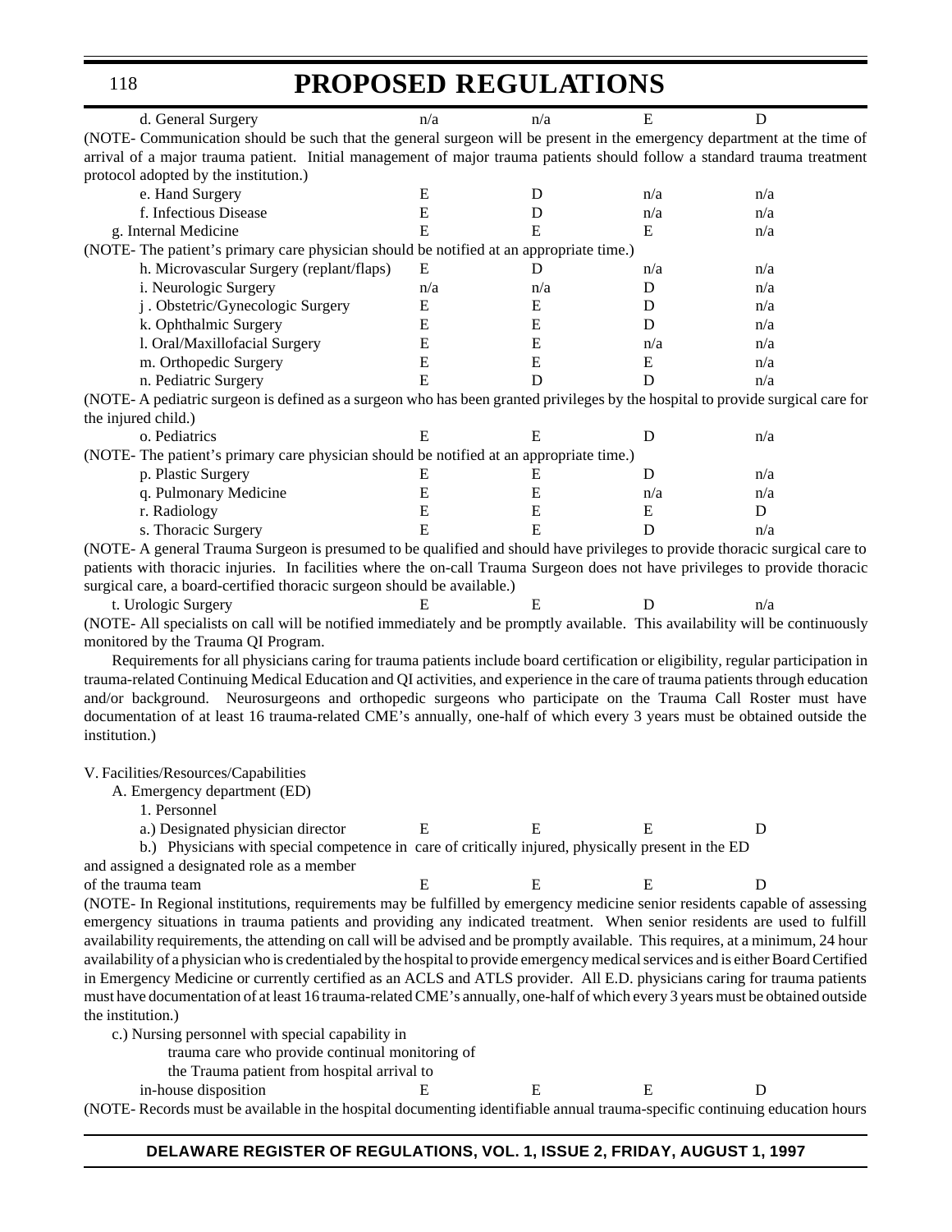| | | | | |
|---|---|---|---|---|
| d. General Surgery | n/a | n/a | E | D |

(NOTE- Communication should be such that the general surgeon will be present in the emergency department at the time of arrival of a major trauma patient. Initial management of major trauma patients should follow a standard trauma treatment protocol adopted by the institution.)

| | | | | |
|---|---|---|---|---|
| e. Hand Surgery | E | D | n/a | n/a |
| f. Infectious Disease | E | D | n/a | n/a |
| g. Internal Medicine | E | E | E | n/a |

(NOTE- The patient's primary care physician should be notified at an appropriate time.)

| | | | | |
|---|---|---|---|---|
| h. Microvascular Surgery (replant/flaps) | E | D | n/a | n/a |
| i. Neurologic Surgery | n/a | n/a | D | n/a |
| j . Obstetric/Gynecologic Surgery | E | E | D | n/a |
| k. Ophthalmic Surgery | E | E | D | n/a |
| l. Oral/Maxillofacial Surgery | E | E | n/a | n/a |
| m. Orthopedic Surgery | E | E | E | n/a |
| n. Pediatric Surgery | E | D | D | n/a |

(NOTE- A pediatric surgeon is defined as a surgeon who has been granted privileges by the hospital to provide surgical care for the injured child.)

| | | | | |
|---|---|---|---|---|
| o. Pediatrics | E | E | D | n/a |

(NOTE- The patient's primary care physician should be notified at an appropriate time.)

| | | | | |
|---|---|---|---|---|
| p. Plastic Surgery | E | E | D | n/a |
| q. Pulmonary Medicine | E | E | n/a | n/a |
| r. Radiology | E | E | E | D |
| s. Thoracic Surgery | E | E | D | n/a |

(NOTE- A general Trauma Surgeon is presumed to be qualified and should have privileges to provide thoracic surgical care to patients with thoracic injuries. In facilities where the on-call Trauma Surgeon does not have privileges to provide thoracic surgical care, a board-certified thoracic surgeon should be available.)

| | | | | |
|---|---|---|---|---|
| t. Urologic Surgery | E | E | D | n/a |

(NOTE- All specialists on call will be notified immediately and be promptly available. This availability will be continuously monitored by the Trauma QI Program.

Requirements for all physicians caring for trauma patients include board certification or eligibility, regular participation in trauma-related Continuing Medical Education and QI activities, and experience in the care of trauma patients through education and/or background. Neurosurgeons and orthopedic surgeons who participate on the Trauma Call Roster must have documentation of at least 16 trauma-related CME's annually, one-half of which every 3 years must be obtained outside the institution.)

V. Facilities/Resources/Capabilities

A. Emergency department (ED)

1. Personnel

| | | | | |
|---|---|---|---|---|
| a.) Designated physician director | E | E | E | D |
| b.) Physicians with special competence in care of critically injured, physically present in the ED and assigned a designated role as a member of the trauma team | E | E | E | D |

(NOTE- In Regional institutions, requirements may be fulfilled by emergency medicine senior residents capable of assessing emergency situations in trauma patients and providing any indicated treatment. When senior residents are used to fulfill availability requirements, the attending on call will be advised and be promptly available. This requires, at a minimum, 24 hour availability of a physician who is credentialed by the hospital to provide emergency medical services and is either Board Certified in Emergency Medicine or currently certified as an ACLS and ATLS provider. All E.D. physicians caring for trauma patients must have documentation of at least 16 trauma-related CME's annually, one-half of which every 3 years must be obtained outside the institution.)

| | | | | |
|---|---|---|---|---|
| c.) Nursing personnel with special capability in trauma care who provide continual monitoring of the Trauma patient from hospital arrival to in-house disposition | E | E | E | D |

(NOTE- Records must be available in the hospital documenting identifiable annual trauma-specific continuing education hours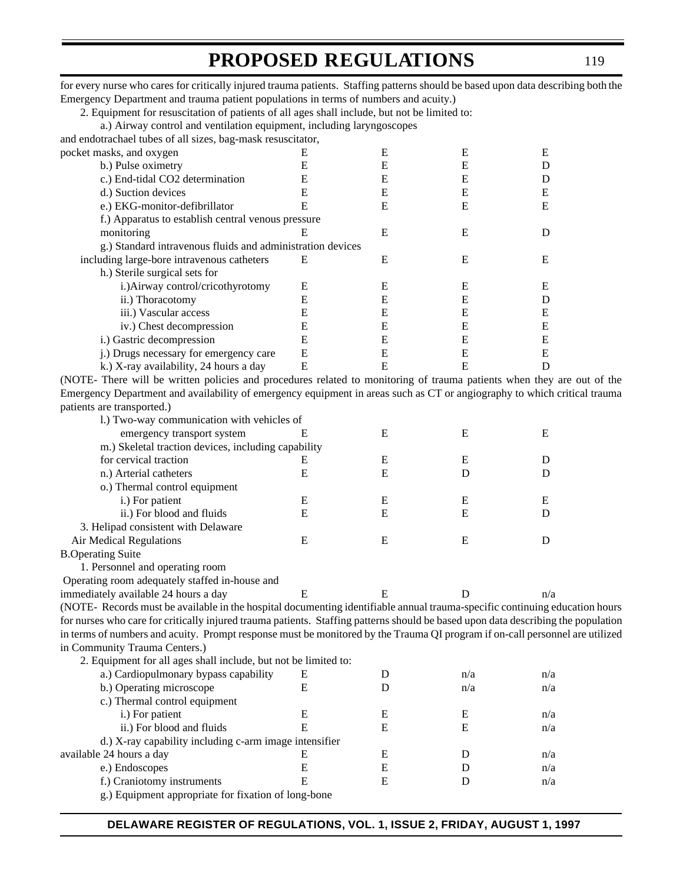for every nurse who cares for critically injured trauma patients. Staffing patterns should be based upon data describing both the Emergency Department and trauma patient populations in terms of numbers and acuity.)

2. Equipment for resuscitation of patients of all ages shall include, but not be limited to:

| | | | | |
|---|---|---|---|---|
| a.) Airway control and ventilation equipment, including laryngoscopes and endotracheal tubes of all sizes, bag-mask resuscitator, pocket masks, and oxygen | E | E | E | E |
| b.) Pulse oximetry | E | E | E | D |
| c.) End-tidal CO2 determination | E | E | E | D |
| d.) Suction devices | E | E | E | E |
| e.) EKG-monitor-defibrillator | E | E | E | E |
| f.) Apparatus to establish central venous pressure monitoring | E | E | E | D |
| g.) Standard intravenous fluids and administration devices including large-bore intravenous catheters | E | E | E | E |
| h.) Sterile surgical sets for | | | | |
| i.)Airway control/cricothyrotomy | E | E | E | E |
| ii.) Thoracotomy | E | E | E | D |
| iii.) Vascular access | E | E | E | E |
| iv.) Chest decompression | E | E | E | E |
| i.) Gastric decompression | E | E | E | E |
| j.) Drugs necessary for emergency care | E | E | E | E |
| k.) X-ray availability, 24 hours a day | E | E | E | D |

(NOTE- There will be written policies and procedures related to monitoring of trauma patients when they are out of the Emergency Department and availability of emergency equipment in areas such as CT or angiography to which critical trauma patients are transported.)

| | | | | |
|---|---|---|---|---|
| l.) Two-way communication with vehicles of emergency transport system | E | E | E | E |
| m.) Skeletal traction devices, including capability for cervical traction | E | E | E | D |
| n.) Arterial catheters | E | E | D | D |
| o.) Thermal control equipment | | | | |
| i.) For patient | E | E | E | E |
| ii.) For blood and fluids | E | E | E | D |
| 3. Helipad consistent with Delaware Air Medical Regulations | E | E | E | D |

B.Operating Suite

1. Personnel and operating room

| | | | | |
|---|---|---|---|---|
| Operating room adequately staffed in-house and immediately available 24 hours a day | E | E | D | n/a |

(NOTE- Records must be available in the hospital documenting identifiable annual trauma-specific continuing education hours for nurses who care for critically injured trauma patients. Staffing patterns should be based upon data describing the population in terms of numbers and acuity. Prompt response must be monitored by the Trauma QI program if on-call personnel are utilized in Community Trauma Centers.)

2. Equipment for all ages shall include, but not be limited to:

| | | | | |
|---|---|---|---|---|
| a.) Cardiopulmonary bypass capability | E | D | n/a | n/a |
| b.) Operating microscope | E | D | n/a | n/a |
| c.) Thermal control equipment | | | | |
| i.) For patient | E | E | E | n/a |
| ii.) For blood and fluids | E | E | E | n/a |
| d.) X-ray capability including c-arm image intensifier available 24 hours a day | E | E | D | n/a |
| e.) Endoscopes | E | E | D | n/a |
| f.) Craniotomy instruments | E | E | D | n/a |

g.) Equipment appropriate for fixation of long-bone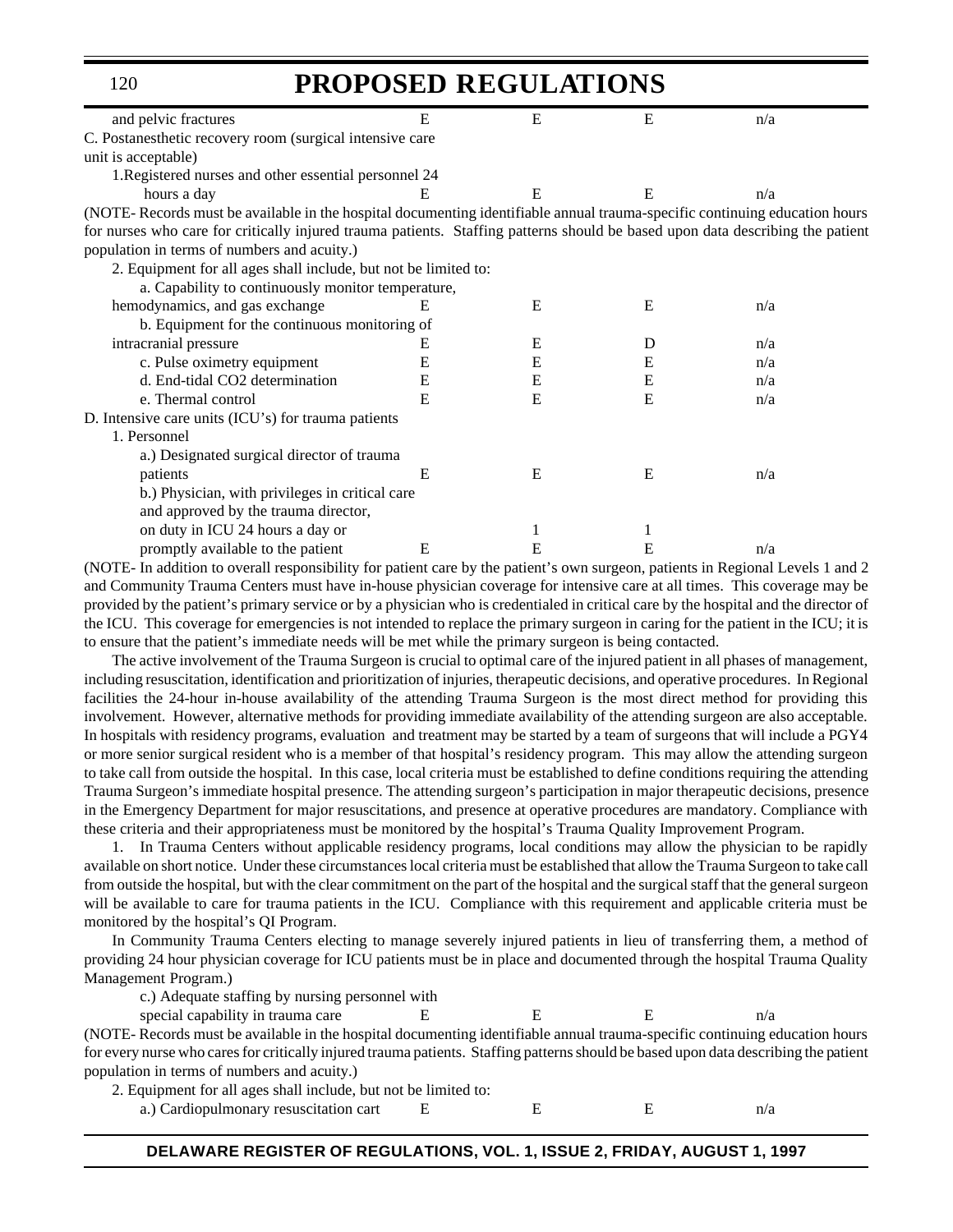| | | | | |
|---|---|---|---|---|
| and pelvic fractures | E | E | E | n/a |
| C. Postanesthetic recovery room (surgical intensive care unit is acceptable) | | | | |
| 1.Registered nurses and other essential personnel 24 hours a day | E | E | E | n/a |

(NOTE- Records must be available in the hospital documenting identifiable annual trauma-specific continuing education hours for nurses who care for critically injured trauma patients. Staffing patterns should be based upon data describing the patient population in terms of numbers and acuity.)

| | | | | |
|---|---|---|---|---|
| 2. Equipment for all ages shall include, but not be limited to: | | | | |
| a. Capability to continuously monitor temperature, hemodynamics, and gas exchange | E | E | E | n/a |
| b. Equipment for the continuous monitoring of intracranial pressure | E | E | D | n/a |
| c. Pulse oximetry equipment | E | E | E | n/a |
| d. End-tidal CO2 determination | E | E | E | n/a |
| e. Thermal control | E | E | E | n/a |
| D. Intensive care units (ICU's) for trauma patients | | | | |
| 1. Personnel | | | | |
| a.) Designated surgical director of trauma patients | E | E | E | n/a |
| b.) Physician, with privileges in critical care and approved by the trauma director, on duty in ICU 24 hours a day or promptly available to the patient | E | 1<br>E | 1<br>E | n/a |

(NOTE- In addition to overall responsibility for patient care by the patient's own surgeon, patients in Regional Levels 1 and 2 and Community Trauma Centers must have in-house physician coverage for intensive care at all times. This coverage may be provided by the patient's primary service or by a physician who is credentialed in critical care by the hospital and the director of the ICU. This coverage for emergencies is not intended to replace the primary surgeon in caring for the patient in the ICU; it is to ensure that the patient's immediate needs will be met while the primary surgeon is being contacted.

The active involvement of the Trauma Surgeon is crucial to optimal care of the injured patient in all phases of management, including resuscitation, identification and prioritization of injuries, therapeutic decisions, and operative procedures. In Regional facilities the 24-hour in-house availability of the attending Trauma Surgeon is the most direct method for providing this involvement. However, alternative methods for providing immediate availability of the attending surgeon are also acceptable. In hospitals with residency programs, evaluation and treatment may be started by a team of surgeons that will include a PGY4 or more senior surgical resident who is a member of that hospital's residency program. This may allow the attending surgeon to take call from outside the hospital. In this case, local criteria must be established to define conditions requiring the attending Trauma Surgeon's immediate hospital presence. The attending surgeon's participation in major therapeutic decisions, presence in the Emergency Department for major resuscitations, and presence at operative procedures are mandatory. Compliance with these criteria and their appropriateness must be monitored by the hospital's Trauma Quality Improvement Program.

1. In Trauma Centers without applicable residency programs, local conditions may allow the physician to be rapidly available on short notice. Under these circumstances local criteria must be established that allow the Trauma Surgeon to take call from outside the hospital, but with the clear commitment on the part of the hospital and the surgical staff that the general surgeon will be available to care for trauma patients in the ICU. Compliance with this requirement and applicable criteria must be monitored by the hospital's QI Program.

In Community Trauma Centers electing to manage severely injured patients in lieu of transferring them, a method of providing 24 hour physician coverage for ICU patients must be in place and documented through the hospital Trauma Quality Management Program.)

| | | | | |
|---|---|---|---|---|
| c.) Adequate staffing by nursing personnel with special capability in trauma care | E | E | E | n/a |

(NOTE- Records must be available in the hospital documenting identifiable annual trauma-specific continuing education hours for every nurse who cares for critically injured trauma patients. Staffing patterns should be based upon data describing the patient population in terms of numbers and acuity.)

| | | | | |
|---|---|---|---|---|
| 2. Equipment for all ages shall include, but not be limited to: | | | | |
| a.) Cardiopulmonary resuscitation cart | E | E | E | n/a |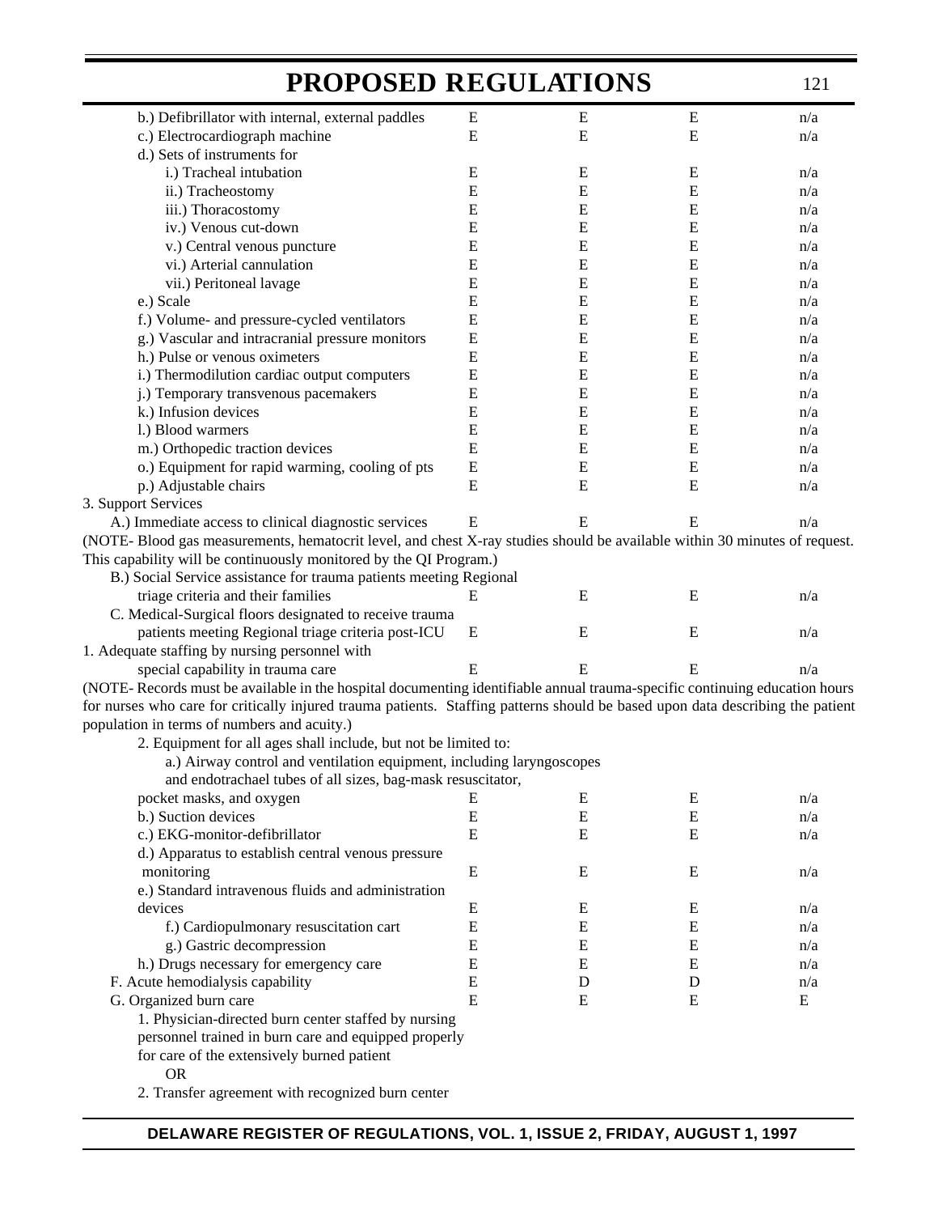| | | | | |
|---|---|---|---|---|
| b.) Defibrillator with internal, external paddles | E | E | E | n/a |
| c.) Electrocardiograph machine | E | E | E | n/a |
| d.) Sets of instruments for | | | | |
| i.) Tracheal intubation | E | E | E | n/a |
| ii.) Tracheostomy | E | E | E | n/a |
| iii.) Thoracostomy | E | E | E | n/a |
| iv.) Venous cut-down | E | E | E | n/a |
| v.) Central venous puncture | E | E | E | n/a |
| vi.) Arterial cannulation | E | E | E | n/a |
| vii.) Peritoneal lavage | E | E | E | n/a |
| e.) Scale | E | E | E | n/a |
| f.) Volume- and pressure-cycled ventilators | E | E | E | n/a |
| g.) Vascular and intracranial pressure monitors | E | E | E | n/a |
| h.) Pulse or venous oximeters | E | E | E | n/a |
| i.) Thermodilution cardiac output computers | E | E | E | n/a |
| j.) Temporary transvenous pacemakers | E | E | E | n/a |
| k.) Infusion devices | E | E | E | n/a |
| l.) Blood warmers | E | E | E | n/a |
| m.) Orthopedic traction devices | E | E | E | n/a |
| o.) Equipment for rapid warming, cooling of pts | E | E | E | n/a |
| p.) Adjustable chairs | E | E | E | n/a |
| 3. Support Services | | | | |
| A.) Immediate access to clinical diagnostic services | E | E | E | n/a |

(NOTE- Blood gas measurements, hematocrit level, and chest X-ray studies should be available within 30 minutes of request. This capability will be continuously monitored by the QI Program.)

| | | | | |
|---|---|---|---|---|
| B.) Social Service assistance for trauma patients meeting Regional triage criteria and their families | E | E | E | n/a |
| C. Medical-Surgical floors designated to receive trauma patients meeting Regional triage criteria post-ICU | E | E | E | n/a |
| 1. Adequate staffing by nursing personnel with special capability in trauma care | E | E | E | n/a |

(NOTE- Records must be available in the hospital documenting identifiable annual trauma-specific continuing education hours for nurses who care for critically injured trauma patients. Staffing patterns should be based upon data describing the patient population in terms of numbers and acuity.)

| | | | | |
|---|---|---|---|---|
| 2. Equipment for all ages shall include, but not be limited to: | | | | |
| a.) Airway control and ventilation equipment, including laryngoscopes and endotrachael tubes of all sizes, bag-mask resuscitator, pocket masks, and oxygen | E | E | E | n/a |
| b.) Suction devices | E | E | E | n/a |
| c.) EKG-monitor-defibrillator | E | E | E | n/a |
| d.) Apparatus to establish central venous pressure monitoring | E | E | E | n/a |
| e.) Standard intravenous fluids and administration devices | E | E | E | n/a |
| f.) Cardiopulmonary resuscitation cart | E | E | E | n/a |
| g.) Gastric decompression | E | E | E | n/a |
| h.) Drugs necessary for emergency care | E | E | E | n/a |
| F. Acute hemodialysis capability | E | D | D | n/a |
| G. Organized burn care | E | E | E | E |

1. Physician-directed burn center staffed by nursing personnel trained in burn care and equipped properly for care of the extensively burned patient

OR

2. Transfer agreement with recognized burn center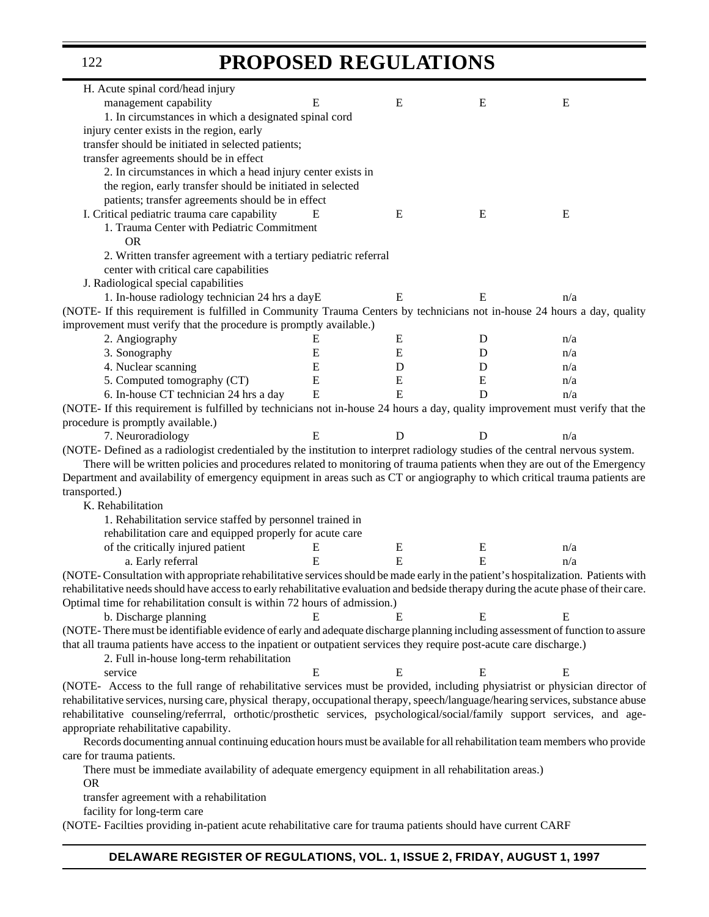| | | | | |
|---|---|---|---|---|
| H. Acute spinal cord/head injury management capability | E | E | E | E |
| 1. In circumstances in which a designated spinal cord injury center exists in the region, early transfer should be initiated in selected patients; transfer agreements should be in effect | | | | |
| 2. In circumstances in which a head injury center exists in the region, early transfer should be initiated in selected patients; transfer agreements should be in effect | | | | |
| I. Critical pediatric trauma care capability | E | E | E | E |
| 1. Trauma Center with Pediatric Commitment OR | | | | |
| 2. Written transfer agreement with a tertiary pediatric referral center with critical care capabilities | | | | |
| J. Radiological special capabilities | | | | |
| 1. In-house radiology technician 24 hrs a day | E | E | E | n/a |

(NOTE- If this requirement is fulfilled in Community Trauma Centers by technicians not in-house 24 hours a day, quality improvement must verify that the procedure is promptly available.)

| | | | | |
|---|---|---|---|---|
| 2. Angiography | E | E | D | n/a |
| 3. Sonography | E | E | D | n/a |
| 4. Nuclear scanning | E | D | D | n/a |
| 5. Computed tomography (CT) | E | E | E | n/a |
| 6. In-house CT technician 24 hrs a day | E | E | D | n/a |

(NOTE- If this requirement is fulfilled by technicians not in-house 24 hours a day, quality improvement must verify that the procedure is promptly available.)

| | | | | |
|---|---|---|---|---|
| 7. Neuroradiology | E | D | D | n/a |

(NOTE- Defined as a radiologist credentialed by the institution to interpret radiology studies of the central nervous system.

There will be written policies and procedures related to monitoring of trauma patients when they are out of the Emergency Department and availability of emergency equipment in areas such as CT or angiography to which critical trauma patients are transported.)

| | | | | |
|---|---|---|---|---|
| K. Rehabilitation | | | | |
| 1. Rehabilitation service staffed by personnel trained in rehabilitation care and equipped properly for acute care of the critically injured patient | E | E | E | n/a |
| a. Early referral | E | E | E | n/a |

(NOTE- Consultation with appropriate rehabilitative services should be made early in the patient's hospitalization. Patients with rehabilitative needs should have access to early rehabilitative evaluation and bedside therapy during the acute phase of their care. Optimal time for rehabilitation consult is within 72 hours of admission.)

| | | | | |
|---|---|---|---|---|
| b. Discharge planning | E | E | E | E |

(NOTE- There must be identifiable evidence of early and adequate discharge planning including assessment of function to assure that all trauma patients have access to the inpatient or outpatient services they require post-acute care discharge.)

| | | | | |
|---|---|---|---|---|
| 2. Full in-house long-term rehabilitation service | E | E | E | E |

(NOTE- Access to the full range of rehabilitative services must be provided, including physiatrist or physician director of rehabilitative services, nursing care, physical therapy, occupational therapy, speech/language/hearing services, substance abuse rehabilitative counseling/referrral, orthotic/prosthetic services, psychological/social/family support services, and age-appropriate rehabilitative capability.

Records documenting annual continuing education hours must be available for all rehabilitation team members who provide care for trauma patients.

There must be immediate availability of adequate emergency equipment in all rehabilitation areas.)

OR

transfer agreement with a rehabilitation facility for long-term care

(NOTE- Facilties providing in-patient acute rehabilitative care for trauma patients should have current CARF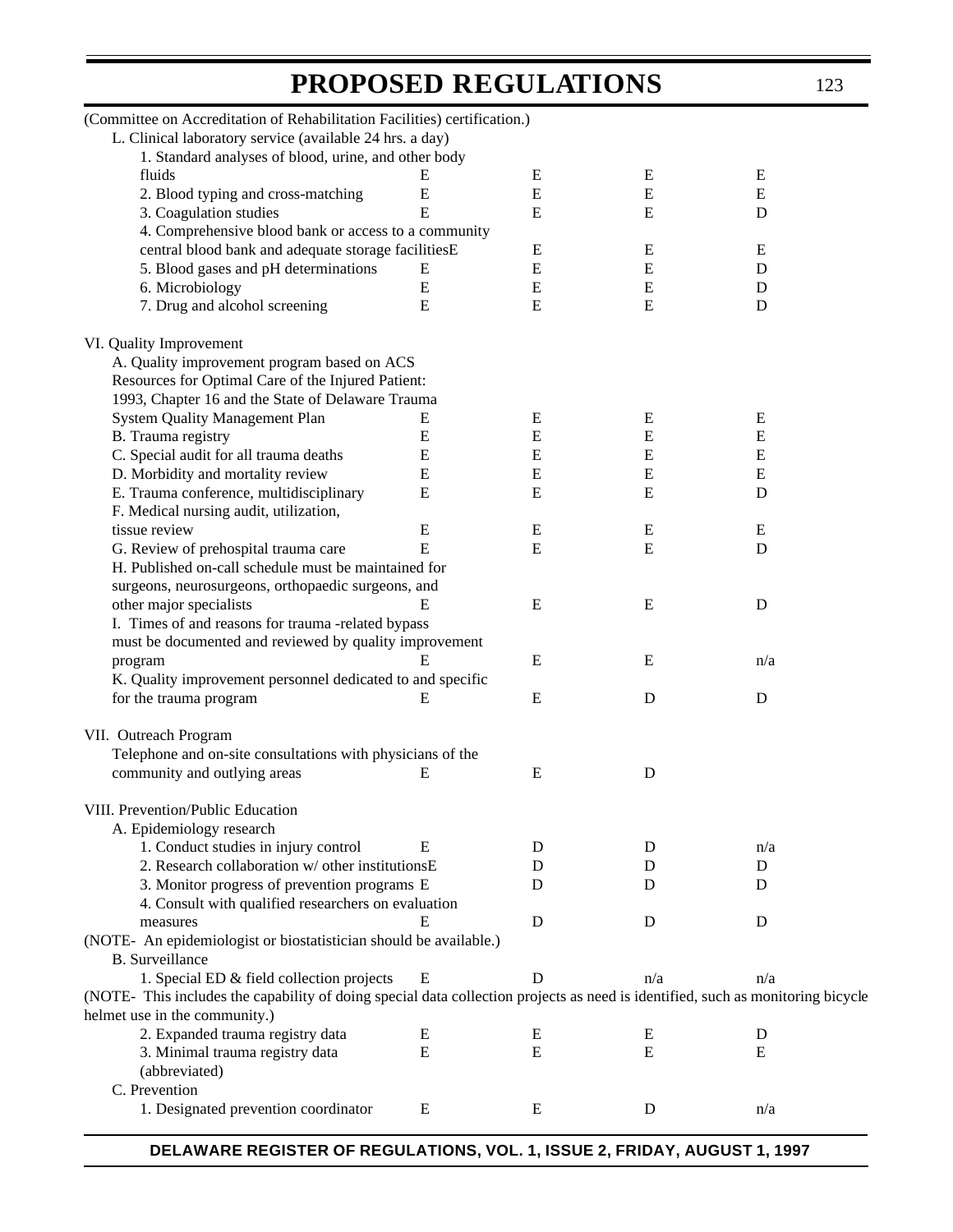| | | | | |
|---|---|---|---|---|
| (Committee on Accreditation of Rehabilitation Facilities) certification.) | | | | |
| L. Clinical laboratory service (available 24 hrs. a day) | | | | |
| 1. Standard analyses of blood, urine, and other body fluids | E | E | E | E |
| 2. Blood typing and cross-matching | E | E | E | E |
| 3. Coagulation studies | E | E | E | D |
| 4. Comprehensive blood bank or access to a community central blood bank and adequate storage facilities | E | E | E | E |
| 5. Blood gases and pH determinations | E | E | E | D |
| 6. Microbiology | E | E | E | D |
| 7. Drug and alcohol screening | E | E | E | D |
| VI. Quality Improvement | | | | |
| A. Quality improvement program based on ACS Resources for Optimal Care of the Injured Patient: 1993, Chapter 16 and the State of Delaware Trauma System Quality Management Plan | E | E | E | E |
| B. Trauma registry | E | E | E | E |
| C. Special audit for all trauma deaths | E | E | E | E |
| D. Morbidity and mortality review | E | E | E | E |
| E. Trauma conference, multidisciplinary | E | E | E | D |
| F. Medical nursing audit, utilization, tissue review | E | E | E | E |
| G. Review of prehospital trauma care | E | E | E | D |
| H. Published on-call schedule must be maintained for surgeons, neurosurgeons, orthopaedic surgeons, and other major specialists | E | E | E | D |
| I. Times of and reasons for trauma -related bypass must be documented and reviewed by quality improvement program | E | E | E | n/a |
| K. Quality improvement personnel dedicated to and specific for the trauma program | E | E | D | D |
| VII. Outreach Program | | | | |
| Telephone and on-site consultations with physicians of the community and outlying areas | E | E | D | |
| VIII. Prevention/Public Education | | | | |
| A. Epidemiology research | | | | |
| 1. Conduct studies in injury control | E | D | D | n/a |
| 2. Research collaboration w/ other institutions | E | D | D | D |
| 3. Monitor progress of prevention programs | E | D | D | D |
| 4. Consult with qualified researchers on evaluation measures | E | D | D | D |
| (NOTE- An epidemiologist or biostatistician should be available.) | | | | |
| B. Surveillance | | | | |
| 1. Special ED & field collection projects | E | D | n/a | n/a |
| (NOTE- This includes the capability of doing special data collection projects as need is identified, such as monitoring bicycle helmet use in the community.) | | | | |
| 2. Expanded trauma registry data | E | E | E | D |
| 3. Minimal trauma registry data (abbreviated) | E | E | E | E |
| C. Prevention | | | | |
| 1. Designated prevention coordinator | E | E | D | n/a |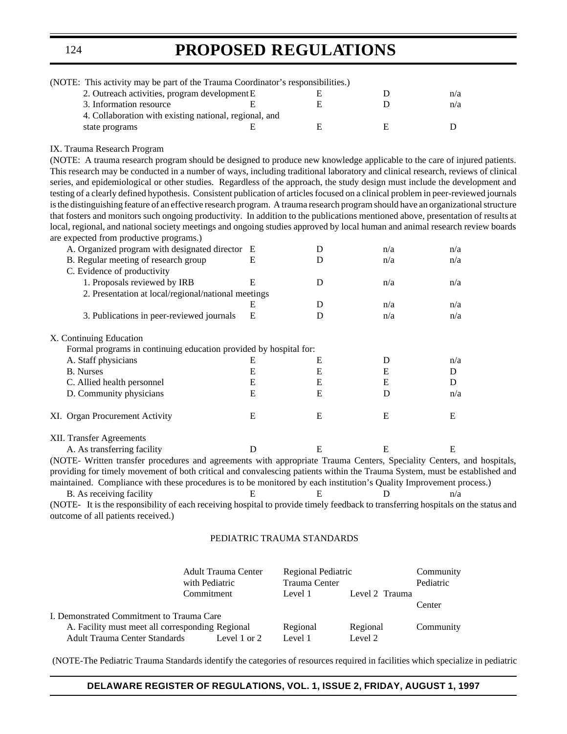(NOTE: This activity may be part of the Trauma Coordinator's responsibilities.)

| | | | | |
|---|---|---|---|---|
| 2. Outreach activities, program development | E | E | D | n/a |
| 3. Information resource | E | E | D | n/a |
| 4. Collaboration with existing national, regional, and state programs | E | E | E | D |

IX. Trauma Research Program

(NOTE: A trauma research program should be designed to produce new knowledge applicable to the care of injured patients. This research may be conducted in a number of ways, including traditional laboratory and clinical research, reviews of clinical series, and epidemiological or other studies. Regardless of the approach, the study design must include the development and testing of a clearly defined hypothesis. Consistent publication of articles focused on a clinical problem in peer-reviewed journals is the distinguishing feature of an effective research program. A trauma research program should have an organizational structure that fosters and monitors such ongoing productivity. In addition to the publications mentioned above, presentation of results at local, regional, and national society meetings and ongoing studies approved by local human and animal research review boards are expected from productive programs.)

| | | | | |
|---|---|---|---|---|
| A. Organized program with designated director | E | D | n/a | n/a |
| B. Regular meeting of research group | E | D | n/a | n/a |
| C. Evidence of productivity | | | | |
| 1. Proposals reviewed by IRB | E | D | n/a | n/a |
| 2. Presentation at local/regional/national meetings | E | D | n/a | n/a |
| 3. Publications in peer-reviewed journals | E | D | n/a | n/a |

X. Continuing Education

Formal programs in continuing education provided by hospital for:

| | | | | |
|---|---|---|---|---|
| A. Staff physicians | E | E | D | n/a |
| B. Nurses | E | E | E | D |
| C. Allied health personnel | E | E | E | D |
| D. Community physicians | E | E | D | n/a |

| | | | | |
|---|---|---|---|---|
| XI. Organ Procurement Activity | E | E | E | E |

XII. Transfer Agreements

| | | | | |
|---|---|---|---|---|
| A. As transferring facility | D | E | E | E |

(NOTE- Written transfer procedures and agreements with appropriate Trauma Centers, Speciality Centers, and hospitals, providing for timely movement of both critical and convalescing patients within the Trauma System, must be established and maintained. Compliance with these procedures is to be monitored by each institution's Quality Improvement process.)

| | | | | |
|---|---|---|---|---|
| B. As receiving facility | E | E | D | n/a |

(NOTE- It is the responsibility of each receiving hospital to provide timely feedback to transferring hospitals on the status and outcome of all patients received.)

PEDIATRIC TRAUMA STANDARDS

| | Adult Trauma Center with Pediatric Commitment | Regional Pediatric Trauma Center Level 1 | Level 2 Trauma | Community Pediatric Center |
|---|---|---|---|---|
| I. Demonstrated Commitment to Trauma Care | | | | |
| A. Facility must meet all corresponding Regional Adult Trauma Center Standards | Level 1 or 2 | Regional Level 1 | Regional Level 2 | Community |

(NOTE-The Pediatric Trauma Standards identify the categories of resources required in facilities which specialize in pediatric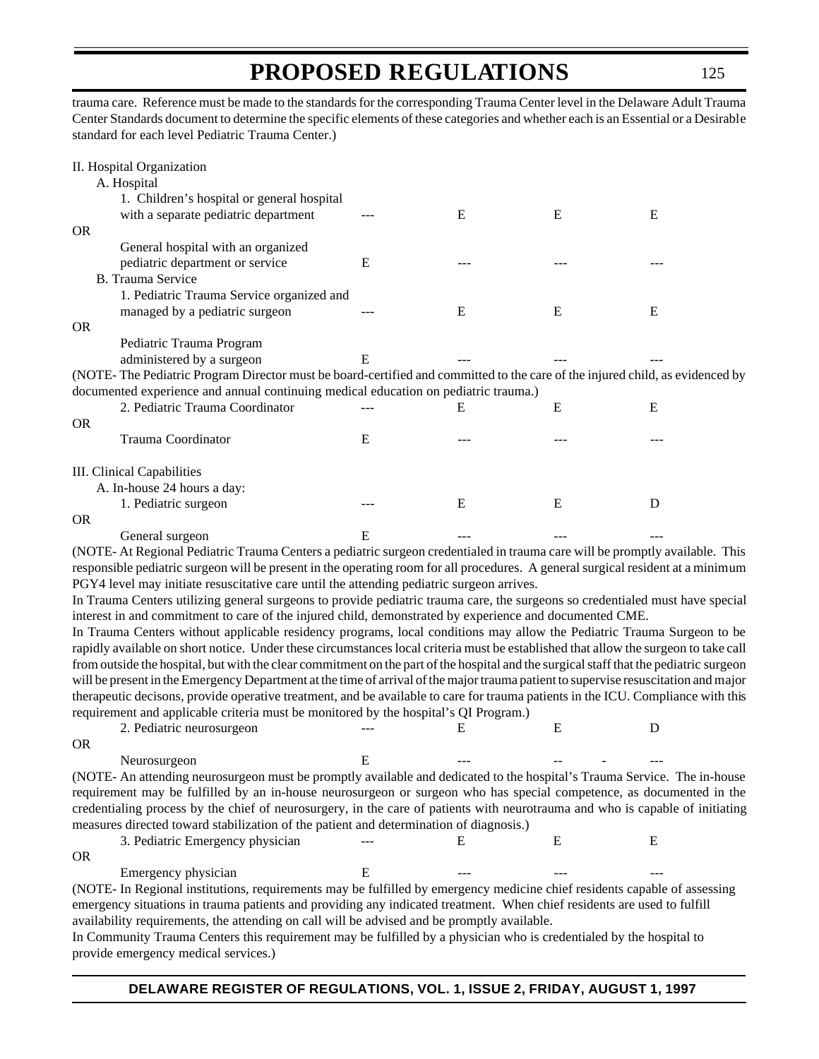trauma care. Reference must be made to the standards for the corresponding Trauma Center level in the Delaware Adult Trauma Center Standards document to determine the specific elements of these categories and whether each is an Essential or a Desirable standard for each level Pediatric Trauma Center.)

| | | | | |
|---|---|---|---|---|
| II. Hospital Organization | | | | |
| A. Hospital | | | | |
| 1. Children's hospital or general hospital with a separate pediatric department | --- | E | E | E |
| OR | | | | |
| General hospital with an organized pediatric department or service | E | --- | --- | --- |
| B. Trauma Service | | | | |
| 1. Pediatric Trauma Service organized and managed by a pediatric surgeon | --- | E | E | E |
| OR | | | | |
| Pediatric Trauma Program administered by a surgeon | E | --- | --- | --- |

(NOTE- The Pediatric Program Director must be board-certified and committed to the care of the injured child, as evidenced by documented experience and annual continuing medical education on pediatric trauma.)

| | | | | |
|---|---|---|---|---|
| 2. Pediatric Trauma Coordinator | --- | E | E | E |
| OR | | | | |
| Trauma Coordinator | E | --- | --- | --- |
| III. Clinical Capabilities | | | | |
| A. In-house 24 hours a day: | | | | |
| 1. Pediatric surgeon | --- | E | E | D |
| OR | | | | |
| General surgeon | E | --- | --- | --- |

(NOTE- At Regional Pediatric Trauma Centers a pediatric surgeon credentialed in trauma care will be promptly available. This responsible pediatric surgeon will be present in the operating room for all procedures. A general surgical resident at a minimum PGY4 level may initiate resuscitative care until the attending pediatric surgeon arrives.

In Trauma Centers utilizing general surgeons to provide pediatric trauma care, the surgeons so credentialed must have special interest in and commitment to care of the injured child, demonstrated by experience and documented CME.

In Trauma Centers without applicable residency programs, local conditions may allow the Pediatric Trauma Surgeon to be rapidly available on short notice. Under these circumstances local criteria must be established that allow the surgeon to take call from outside the hospital, but with the clear commitment on the part of the hospital and the surgical staff that the pediatric surgeon will be present in the Emergency Department at the time of arrival of the major trauma patient to supervise resuscitation and major therapeutic decisons, provide operative treatment, and be available to care for trauma patients in the ICU. Compliance with this requirement and applicable criteria must be monitored by the hospital's QI Program.)

| | | | | |
|---|---|---|---|---|
| 2. Pediatric neurosurgeon | --- | E | E | D |
| OR | | | | |
| Neurosurgeon | E | --- | -- - | --- |

(NOTE- An attending neurosurgeon must be promptly available and dedicated to the hospital's Trauma Service. The in-house requirement may be fulfilled by an in-house neurosurgeon or surgeon who has special competence, as documented in the credentialing process by the chief of neurosurgery, in the care of patients with neurotrauma and who is capable of initiating measures directed toward stabilization of the patient and determination of diagnosis.)

| | | | | |
|---|---|---|---|---|
| 3. Pediatric Emergency physician | --- | E | E | E |
| OR | | | | |
| Emergency physician | E | --- | --- | --- |

(NOTE- In Regional institutions, requirements may be fulfilled by emergency medicine chief residents capable of assessing emergency situations in trauma patients and providing any indicated treatment. When chief residents are used to fulfill availability requirements, the attending on call will be advised and be promptly available.

In Community Trauma Centers this requirement may be fulfilled by a physician who is credentialed by the hospital to provide emergency medical services.)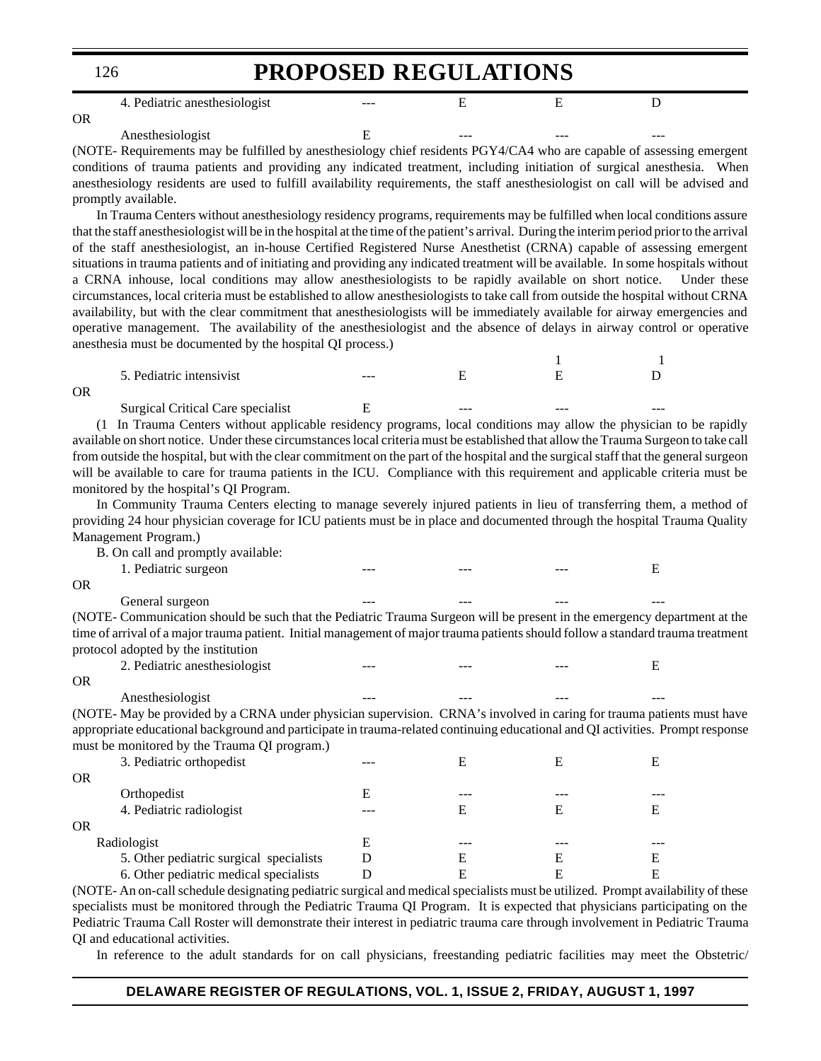| | | | | |
|---|---|---|---|---|
| 4. Pediatric anesthesiologist | --- | E | E | D |
| OR | | | | |
| Anesthesiologist | E | --- | --- | --- |

(NOTE- Requirements may be fulfilled by anesthesiology chief residents PGY4/CA4 who are capable of assessing emergent conditions of trauma patients and providing any indicated treatment, including initiation of surgical anesthesia. When anesthesiology residents are used to fulfill availability requirements, the staff anesthesiologist on call will be advised and promptly available.

In Trauma Centers without anesthesiology residency programs, requirements may be fulfilled when local conditions assure that the staff anesthesiologist will be in the hospital at the time of the patient's arrival. During the interim period prior to the arrival of the staff anesthesiologist, an in-house Certified Registered Nurse Anesthetist (CRNA) capable of assessing emergent situations in trauma patients and of initiating and providing any indicated treatment will be available. In some hospitals without a CRNA inhouse, local conditions may allow anesthesiologists to be rapidly available on short notice. Under these circumstances, local criteria must be established to allow anesthesiologists to take call from outside the hospital without CRNA availability, but with the clear commitment that anesthesiologists will be immediately available for airway emergencies and operative management. The availability of the anesthesiologist and the absence of delays in airway control or operative anesthesia must be documented by the hospital QI process.)

| | | | | |
|---|---|---|---|---|
| 5. Pediatric intensivist | --- | E | E[1] | D[1] |
| OR | | | | |
| Surgical Critical Care specialist | E | --- | --- | --- |

(1 In Trauma Centers without applicable residency programs, local conditions may allow the physician to be rapidly available on short notice. Under these circumstances local criteria must be established that allow the Trauma Surgeon to take call from outside the hospital, but with the clear commitment on the part of the hospital and the surgical staff that the general surgeon will be available to care for trauma patients in the ICU. Compliance with this requirement and applicable criteria must be monitored by the hospital's QI Program.

In Community Trauma Centers electing to manage severely injured patients in lieu of transferring them, a method of providing 24 hour physician coverage for ICU patients must be in place and documented through the hospital Trauma Quality Management Program.)

B. On call and promptly available:

| | | | | |
|---|---|---|---|---|
| 1. Pediatric surgeon | --- | --- | --- | E |
| OR | | | | |
| General surgeon | --- | --- | --- | --- |

(NOTE- Communication should be such that the Pediatric Trauma Surgeon will be present in the emergency department at the time of arrival of a major trauma patient. Initial management of major trauma patients should follow a standard trauma treatment protocol adopted by the institution

| | | | | |
|---|---|---|---|---|
| 2. Pediatric anesthesiologist | --- | --- | --- | E |
| OR | | | | |
| Anesthesiologist | --- | --- | --- | --- |

(NOTE- May be provided by a CRNA under physician supervision. CRNA's involved in caring for trauma patients must have appropriate educational background and participate in trauma-related continuing educational and QI activities. Prompt response must be monitored by the Trauma QI program.)

| | | | | |
|---|---|---|---|---|
| 3. Pediatric orthopedist | --- | E | E | E |
| OR | | | | |
| Orthopedist | E | --- | --- | --- |
| 4. Pediatric radiologist | --- | E | E | E |
| OR | | | | |
| Radiologist | E | --- | --- | --- |
| 5. Other pediatric surgical specialists | D | E | E | E |
| 6. Other pediatric medical specialists | D | E | E | E |

(NOTE- An on-call schedule designating pediatric surgical and medical specialists must be utilized. Prompt availability of these specialists must be monitored through the Pediatric Trauma QI Program. It is expected that physicians participating on the Pediatric Trauma Call Roster will demonstrate their interest in pediatric trauma care through involvement in Pediatric Trauma QI and educational activities.

In reference to the adult standards for on call physicians, freestanding pediatric facilities may meet the Obstetric/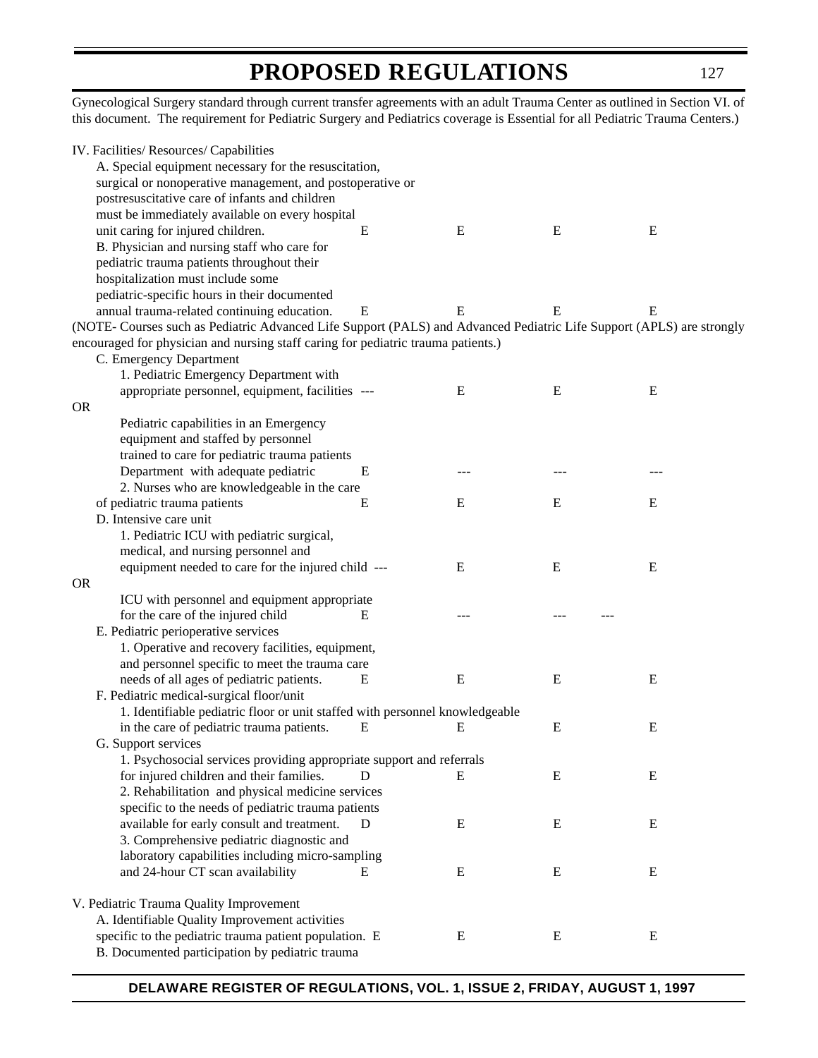Gynecological Surgery standard through current transfer agreements with an adult Trauma Center as outlined in Section VI. of this document. The requirement for Pediatric Surgery and Pediatrics coverage is Essential for all Pediatric Trauma Centers.)

| | | | | |
|---|---|---|---|---|
| IV. Facilities/ Resources/ Capabilities | | | | |
| A. Special equipment necessary for the resuscitation, surgical or nonoperative management, and postoperative or postresuscitative care of infants and children must be immediately available on every hospital unit caring for injured children. | E | E | E | E |
| B. Physician and nursing staff who care for pediatric trauma patients throughout their hospitalization must include some pediatric-specific hours in their documented annual trauma-related continuing education. | E | E | E | E |

(NOTE- Courses such as Pediatric Advanced Life Support (PALS) and Advanced Pediatric Life Support (APLS) are strongly encouraged for physician and nursing staff caring for pediatric trauma patients.)

| | | | | |
|---|---|---|---|---|
| C. Emergency Department | | | | |
| 1. Pediatric Emergency Department with appropriate personnel, equipment, facilities | --- | E | E | E |
| OR | | | | |
| Pediatric capabilities in an Emergency equipment and staffed by personnel trained to care for pediatric trauma patients Department with adequate pediatric | E | --- | --- | --- |
| 2. Nurses who are knowledgeable in the care of pediatric trauma patients | E | E | E | E |
| D. Intensive care unit | | | | |
| 1. Pediatric ICU with pediatric surgical, medical, and nursing personnel and equipment needed to care for the injured child | --- | E | E | E |
| OR | | | | |
| ICU with personnel and equipment appropriate for the care of the injured child | E | --- | --- | --- |
| E. Pediatric perioperative services | | | | |
| 1. Operative and recovery facilities, equipment, and personnel specific to meet the trauma care needs of all ages of pediatric patients. | E | E | E | E |
| F. Pediatric medical-surgical floor/unit | | | | |
| 1. Identifiable pediatric floor or unit staffed with personnel knowledgeable in the care of pediatric trauma patients. | E | E | E | E |
| G. Support services | | | | |
| 1. Psychosocial services providing appropriate support and referrals for injured children and their families. | D | E | E | E |
| 2. Rehabilitation and physical medicine services specific to the needs of pediatric trauma patients available for early consult and treatment. | D | E | E | E |
| 3. Comprehensive pediatric diagnostic and laboratory capabilities including micro-sampling and 24-hour CT scan availability | E | E | E | E |
| V. Pediatric Trauma Quality Improvement | | | | |
| A. Identifiable Quality Improvement activities specific to the pediatric trauma patient population. | E | E | E | E |
| B. Documented participation by pediatric trauma | | | | |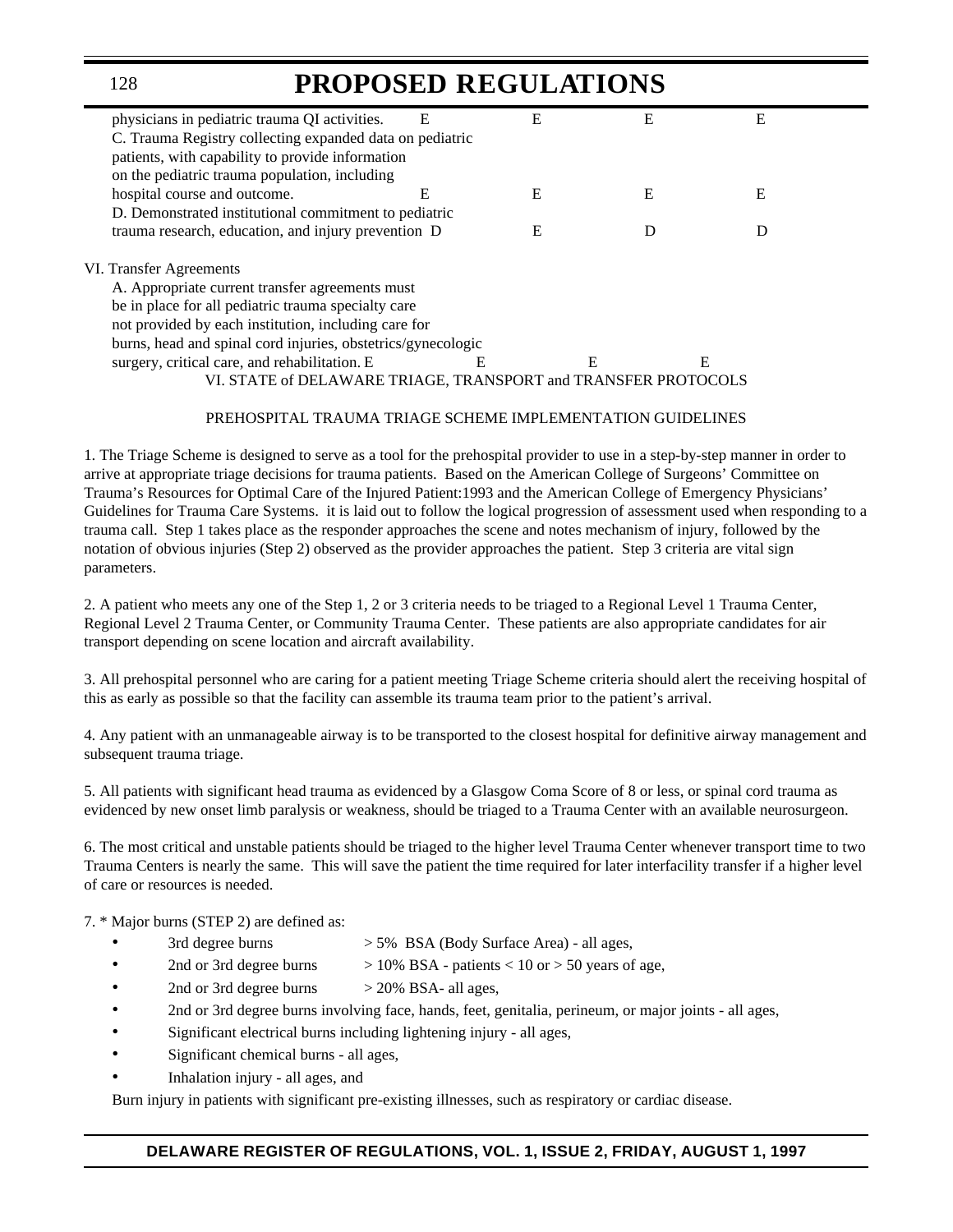| | | | | |
|---|---|---|---|---|
| physicians in pediatric trauma QI activities. | E | E | E | E |
| C. Trauma Registry collecting expanded data on pediatric patients, with capability to provide information on the pediatric trauma population, including hospital course and outcome. | E | E | E | E |
| D. Demonstrated institutional commitment to pediatric trauma research, education, and injury prevention | D | E | D | D |

VI. Transfer Agreements

| | | | | |
|---|---|---|---|---|
| A. Appropriate current transfer agreements must be in place for all pediatric trauma specialty care not provided by each institution, including care for burns, head and spinal cord injuries, obstetrics/gynecologic surgery, critical care, and rehabilitation. | E | E | E | E |

VI. STATE of DELAWARE TRIAGE, TRANSPORT and TRANSFER PROTOCOLS

PREHOSPITAL TRAUMA TRIAGE SCHEME IMPLEMENTATION GUIDELINES

1. The Triage Scheme is designed to serve as a tool for the prehospital provider to use in a step-by-step manner in order to arrive at appropriate triage decisions for trauma patients. Based on the American College of Surgeons' Committee on Trauma's Resources for Optimal Care of the Injured Patient:1993 and the American College of Emergency Physicians' Guidelines for Trauma Care Systems. it is laid out to follow the logical progression of assessment used when responding to a trauma call. Step 1 takes place as the responder approaches the scene and notes mechanism of injury, followed by the notation of obvious injuries (Step 2) observed as the provider approaches the patient. Step 3 criteria are vital sign parameters.

2. A patient who meets any one of the Step 1, 2 or 3 criteria needs to be triaged to a Regional Level 1 Trauma Center, Regional Level 2 Trauma Center, or Community Trauma Center. These patients are also appropriate candidates for air transport depending on scene location and aircraft availability.

3. All prehospital personnel who are caring for a patient meeting Triage Scheme criteria should alert the receiving hospital of this as early as possible so that the facility can assemble its trauma team prior to the patient's arrival.

4. Any patient with an unmanageable airway is to be transported to the closest hospital for definitive airway management and subsequent trauma triage.

5. All patients with significant head trauma as evidenced by a Glasgow Coma Score of 8 or less, or spinal cord trauma as evidenced by new onset limb paralysis or weakness, should be triaged to a Trauma Center with an available neurosurgeon.

6. The most critical and unstable patients should be triaged to the higher level Trauma Center whenever transport time to two Trauma Centers is nearly the same. This will save the patient the time required for later interfacility transfer if a higher level of care or resources is needed.

7. * Major burns (STEP 2) are defined as:

- 3rd degree burns > 5% BSA (Body Surface Area) - all ages,
- 2nd or 3rd degree burns > 10% BSA - patients < 10 or > 50 years of age,
- 2nd or 3rd degree burns > 20% BSA- all ages,
- 2nd or 3rd degree burns involving face, hands, feet, genitalia, perineum, or major joints - all ages,
- Significant electrical burns including lightening injury - all ages,
- Significant chemical burns - all ages,
- Inhalation injury - all ages, and

Burn injury in patients with significant pre-existing illnesses, such as respiratory or cardiac disease.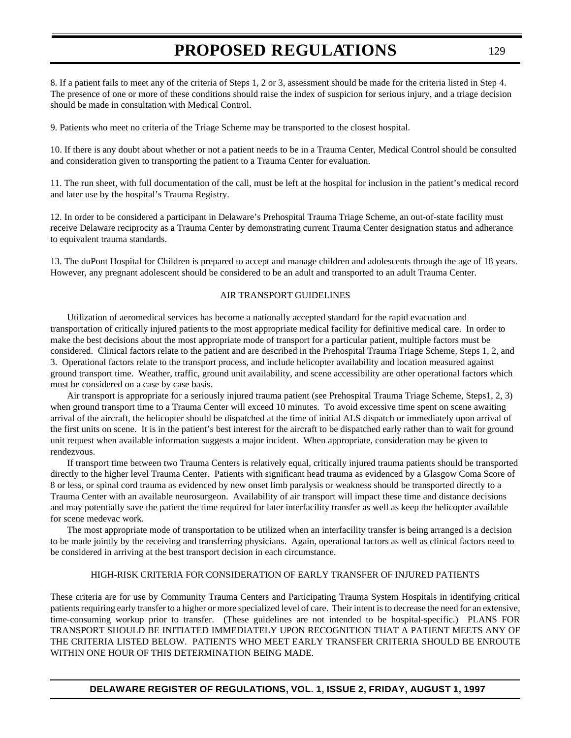8. If a patient fails to meet any of the criteria of Steps 1, 2 or 3, assessment should be made for the criteria listed in Step 4. The presence of one or more of these conditions should raise the index of suspicion for serious injury, and a triage decision should be made in consultation with Medical Control.

9. Patients who meet no criteria of the Triage Scheme may be transported to the closest hospital.

10. If there is any doubt about whether or not a patient needs to be in a Trauma Center, Medical Control should be consulted and consideration given to transporting the patient to a Trauma Center for evaluation.

11. The run sheet, with full documentation of the call, must be left at the hospital for inclusion in the patient's medical record and later use by the hospital's Trauma Registry.

12. In order to be considered a participant in Delaware's Prehospital Trauma Triage Scheme, an out-of-state facility must receive Delaware reciprocity as a Trauma Center by demonstrating current Trauma Center designation status and adherance to equivalent trauma standards.

13. The duPont Hospital for Children is prepared to accept and manage children and adolescents through the age of 18 years. However, any pregnant adolescent should be considered to be an adult and transported to an adult Trauma Center.

AIR TRANSPORT GUIDELINES

Utilization of aeromedical services has become a nationally accepted standard for the rapid evacuation and transportation of critically injured patients to the most appropriate medical facility for definitive medical care. In order to make the best decisions about the most appropriate mode of transport for a particular patient, multiple factors must be considered. Clinical factors relate to the patient and are described in the Prehospital Trauma Triage Scheme, Steps 1, 2, and 3. Operational factors relate to the transport process, and include helicopter availability and location measured against ground transport time. Weather, traffic, ground unit availability, and scene accessibility are other operational factors which must be considered on a case by case basis.

Air transport is appropriate for a seriously injured trauma patient (see Prehospital Trauma Triage Scheme, Steps1, 2, 3) when ground transport time to a Trauma Center will exceed 10 minutes. To avoid excessive time spent on scene awaiting arrival of the aircraft, the helicopter should be dispatched at the time of initial ALS dispatch or immediately upon arrival of the first units on scene. It is in the patient's best interest for the aircraft to be dispatched early rather than to wait for ground unit request when available information suggests a major incident. When appropriate, consideration may be given to rendezvous.

If transport time between two Trauma Centers is relatively equal, critically injured trauma patients should be transported directly to the higher level Trauma Center. Patients with significant head trauma as evidenced by a Glasgow Coma Score of 8 or less, or spinal cord trauma as evidenced by new onset limb paralysis or weakness should be transported directly to a Trauma Center with an available neurosurgeon. Availability of air transport will impact these time and distance decisions and may potentially save the patient the time required for later interfacility transfer as well as keep the helicopter available for scene medevac work.

The most appropriate mode of transportation to be utilized when an interfacility transfer is being arranged is a decision to be made jointly by the receiving and transferring physicians. Again, operational factors as well as clinical factors need to be considered in arriving at the best transport decision in each circumstance.

HIGH-RISK CRITERIA FOR CONSIDERATION OF EARLY TRANSFER OF INJURED PATIENTS

These criteria are for use by Community Trauma Centers and Participating Trauma System Hospitals in identifying critical patients requiring early transfer to a higher or more specialized level of care. Their intent is to decrease the need for an extensive, time-consuming workup prior to transfer. (These guidelines are not intended to be hospital-specific.) PLANS FOR TRANSPORT SHOULD BE INITIATED IMMEDIATELY UPON RECOGNITION THAT A PATIENT MEETS ANY OF THE CRITERIA LISTED BELOW. PATIENTS WHO MEET EARLY TRANSFER CRITERIA SHOULD BE ENROUTE WITHIN ONE HOUR OF THIS DETERMINATION BEING MADE.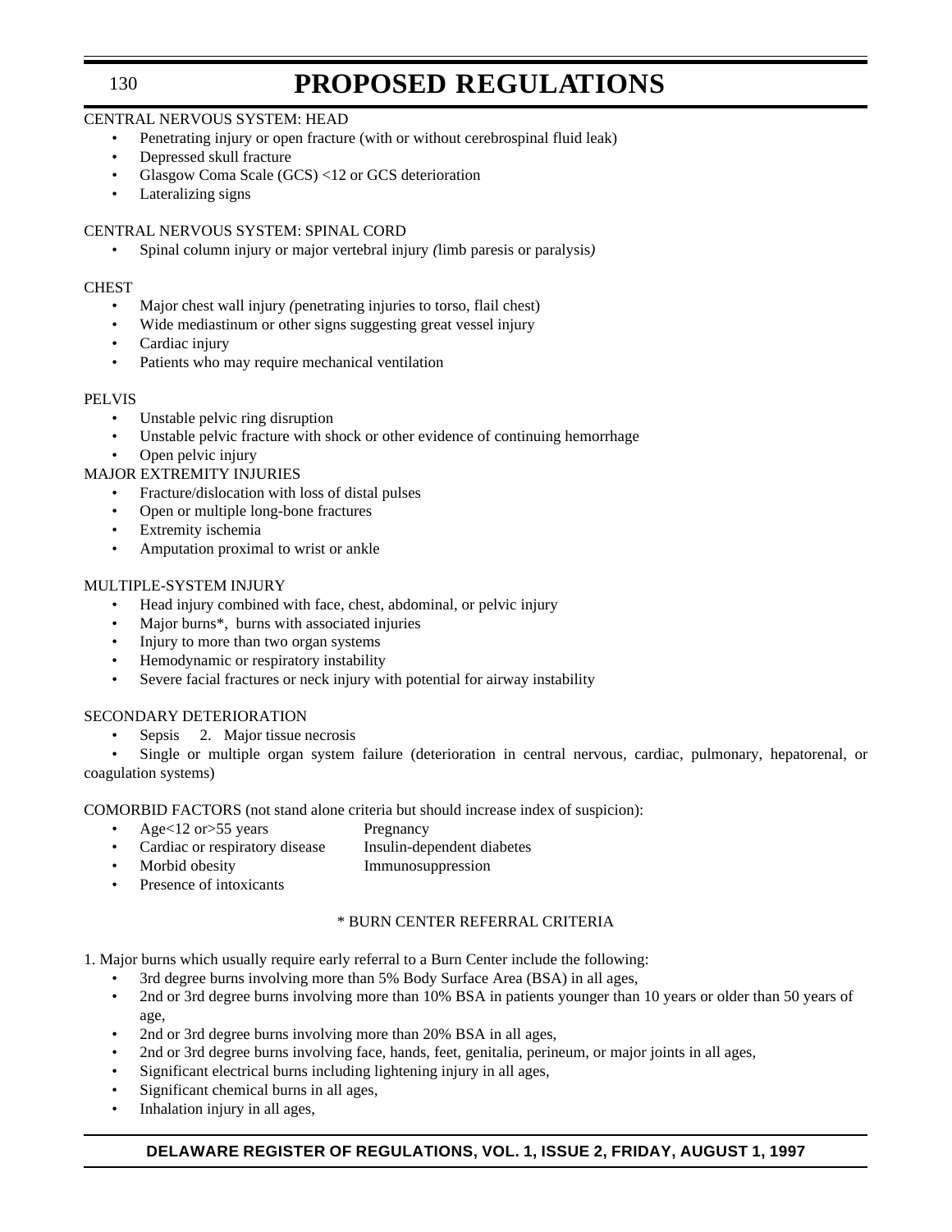CENTRAL NERVOUS SYSTEM: HEAD

- Penetrating injury or open fracture (with or without cerebrospinal fluid leak)
- Depressed skull fracture
- Glasgow Coma Scale (GCS) <12 or GCS deterioration
- Lateralizing signs

CENTRAL NERVOUS SYSTEM: SPINAL CORD

- Spinal column injury or major vertebral injury *(*limb paresis or paralysis*)*

CHEST

- Major chest wall injury *(*penetrating injuries to torso, flail chest)
- Wide mediastinum or other signs suggesting great vessel injury
- Cardiac injury
- Patients who may require mechanical ventilation

PELVIS

- Unstable pelvic ring disruption
- Unstable pelvic fracture with shock or other evidence of continuing hemorrhage
- Open pelvic injury

MAJOR EXTREMITY INJURIES

- Fracture/dislocation with loss of distal pulses
- Open or multiple long-bone fractures
- Extremity ischemia
- Amputation proximal to wrist or ankle

MULTIPLE-SYSTEM INJURY

- Head injury combined with face, chest, abdominal, or pelvic injury
- Major burns*, burns with associated injuries
- Injury to more than two organ systems
- Hemodynamic or respiratory instability
- Severe facial fractures or neck injury with potential for airway instability

SECONDARY DETERIORATION

- Sepsis 2. Major tissue necrosis
- Single or multiple organ system failure (deterioration in central nervous, cardiac, pulmonary, hepatorenal, or coagulation systems)

COMORBID FACTORS (not stand alone criteria but should increase index of suspicion):

- Age<12 or>55 years Pregnancy
- Cardiac or respiratory disease Insulin-dependent diabetes
- Morbid obesity Immunosuppression
- Presence of intoxicants

\* BURN CENTER REFERRAL CRITERIA

1. Major burns which usually require early referral to a Burn Center include the following:
   - 3rd degree burns involving more than 5% Body Surface Area (BSA) in all ages,
   - 2nd or 3rd degree burns involving more than 10% BSA in patients younger than 10 years or older than 50 years of age,
   - 2nd or 3rd degree burns involving more than 20% BSA in all ages,
   - 2nd or 3rd degree burns involving face, hands, feet, genitalia, perineum, or major joints in all ages,
   - Significant electrical burns including lightening injury in all ages,
   - Significant chemical burns in all ages,
   - Inhalation injury in all ages,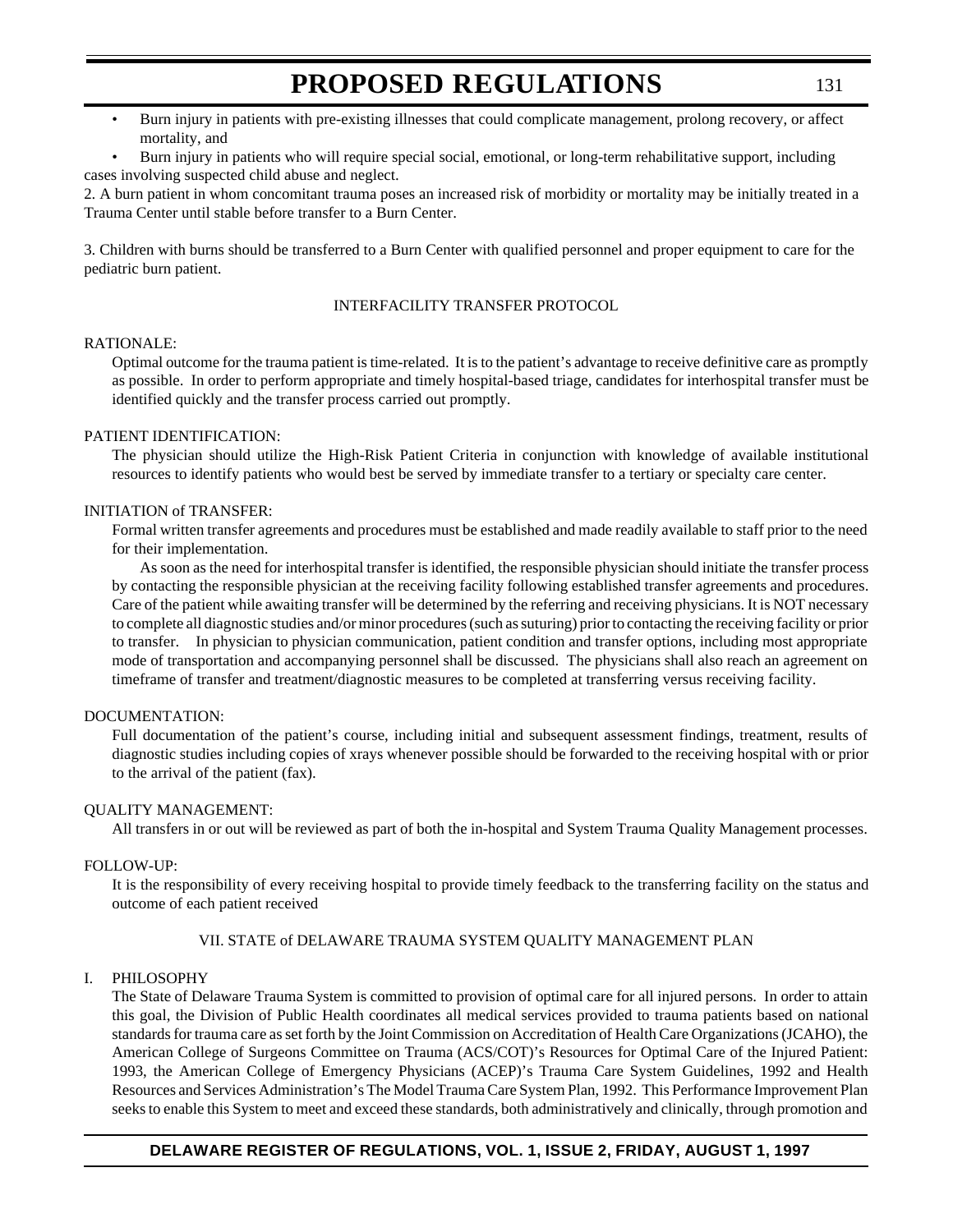- Burn injury in patients with pre-existing illnesses that could complicate management, prolong recovery, or affect mortality, and
- Burn injury in patients who will require special social, emotional, or long-term rehabilitative support, including cases involving suspected child abuse and neglect.

2. A burn patient in whom concomitant trauma poses an increased risk of morbidity or mortality may be initially treated in a Trauma Center until stable before transfer to a Burn Center.

3. Children with burns should be transferred to a Burn Center with qualified personnel and proper equipment to care for the pediatric burn patient.

INTERFACILITY TRANSFER PROTOCOL

RATIONALE:

Optimal outcome for the trauma patient is time-related. It is to the patient's advantage to receive definitive care as promptly as possible. In order to perform appropriate and timely hospital-based triage, candidates for interhospital transfer must be identified quickly and the transfer process carried out promptly.

PATIENT IDENTIFICATION:

The physician should utilize the High-Risk Patient Criteria in conjunction with knowledge of available institutional resources to identify patients who would best be served by immediate transfer to a tertiary or specialty care center.

INITIATION of TRANSFER:

Formal written transfer agreements and procedures must be established and made readily available to staff prior to the need for their implementation.

As soon as the need for interhospital transfer is identified, the responsible physician should initiate the transfer process by contacting the responsible physician at the receiving facility following established transfer agreements and procedures. Care of the patient while awaiting transfer will be determined by the referring and receiving physicians. It is NOT necessary to complete all diagnostic studies and/or minor procedures (such as suturing) prior to contacting the receiving facility or prior to transfer. In physician to physician communication, patient condition and transfer options, including most appropriate mode of transportation and accompanying personnel shall be discussed. The physicians shall also reach an agreement on timeframe of transfer and treatment/diagnostic measures to be completed at transferring versus receiving facility.

DOCUMENTATION:

Full documentation of the patient's course, including initial and subsequent assessment findings, treatment, results of diagnostic studies including copies of xrays whenever possible should be forwarded to the receiving hospital with or prior to the arrival of the patient (fax).

QUALITY MANAGEMENT:

All transfers in or out will be reviewed as part of both the in-hospital and System Trauma Quality Management processes.

FOLLOW-UP:

It is the responsibility of every receiving hospital to provide timely feedback to the transferring facility on the status and outcome of each patient received

VII. STATE of DELAWARE TRAUMA SYSTEM QUALITY MANAGEMENT PLAN

I. PHILOSOPHY

The State of Delaware Trauma System is committed to provision of optimal care for all injured persons. In order to attain this goal, the Division of Public Health coordinates all medical services provided to trauma patients based on national standards for trauma care as set forth by the Joint Commission on Accreditation of Health Care Organizations (JCAHO), the American College of Surgeons Committee on Trauma (ACS/COT)'s Resources for Optimal Care of the Injured Patient: 1993, the American College of Emergency Physicians (ACEP)'s Trauma Care System Guidelines, 1992 and Health Resources and Services Administration's The Model Trauma Care System Plan, 1992. This Performance Improvement Plan seeks to enable this System to meet and exceed these standards, both administratively and clinically, through promotion and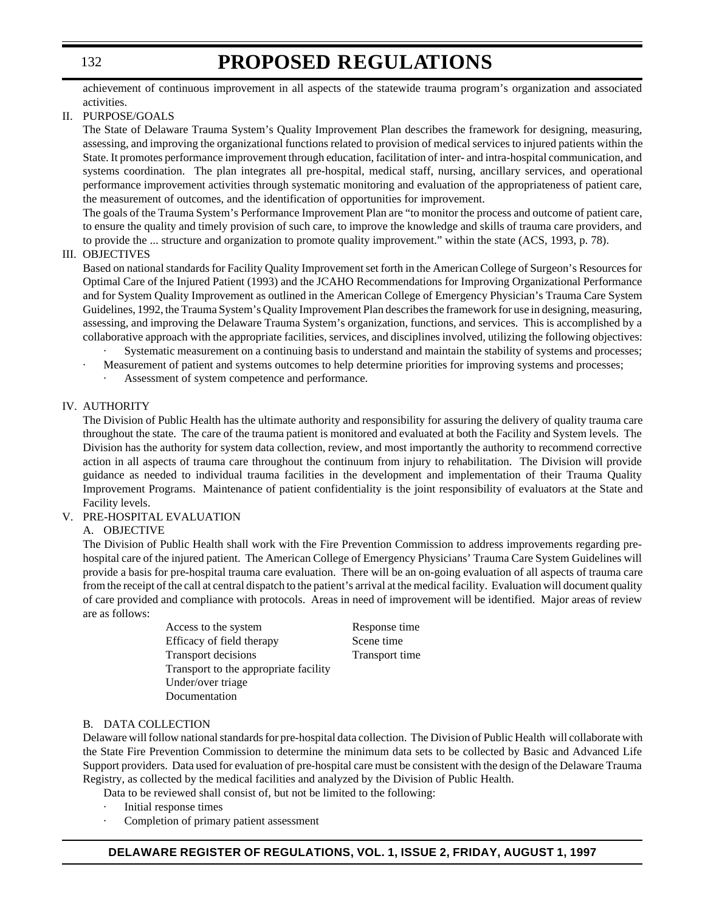achievement of continuous improvement in all aspects of the statewide trauma program's organization and associated activities.

II. PURPOSE/GOALS

The State of Delaware Trauma System's Quality Improvement Plan describes the framework for designing, measuring, assessing, and improving the organizational functions related to provision of medical services to injured patients within the State. It promotes performance improvement through education, facilitation of inter- and intra-hospital communication, and systems coordination. The plan integrates all pre-hospital, medical staff, nursing, ancillary services, and operational performance improvement activities through systematic monitoring and evaluation of the appropriateness of patient care, the measurement of outcomes, and the identification of opportunities for improvement.

The goals of the Trauma System's Performance Improvement Plan are "to monitor the process and outcome of patient care, to ensure the quality and timely provision of such care, to improve the knowledge and skills of trauma care providers, and to provide the ... structure and organization to promote quality improvement." within the state (ACS, 1993, p. 78).

III. OBJECTIVES

Based on national standards for Facility Quality Improvement set forth in the American College of Surgeon's Resources for Optimal Care of the Injured Patient (1993) and the JCAHO Recommendations for Improving Organizational Performance and for System Quality Improvement as outlined in the American College of Emergency Physician's Trauma Care System Guidelines, 1992, the Trauma System's Quality Improvement Plan describes the framework for use in designing, measuring, assessing, and improving the Delaware Trauma System's organization, functions, and services. This is accomplished by a collaborative approach with the appropriate facilities, services, and disciplines involved, utilizing the following objectives:

- Systematic measurement on a continuing basis to understand and maintain the stability of systems and processes;
- Measurement of patient and systems outcomes to help determine priorities for improving systems and processes;
- Assessment of system competence and performance.

IV. AUTHORITY

The Division of Public Health has the ultimate authority and responsibility for assuring the delivery of quality trauma care throughout the state. The care of the trauma patient is monitored and evaluated at both the Facility and System levels. The Division has the authority for system data collection, review, and most importantly the authority to recommend corrective action in all aspects of trauma care throughout the continuum from injury to rehabilitation. The Division will provide guidance as needed to individual trauma facilities in the development and implementation of their Trauma Quality Improvement Programs. Maintenance of patient confidentiality is the joint responsibility of evaluators at the State and Facility levels.

V. PRE-HOSPITAL EVALUATION

A. OBJECTIVE

The Division of Public Health shall work with the Fire Prevention Commission to address improvements regarding pre-hospital care of the injured patient. The American College of Emergency Physicians' Trauma Care System Guidelines will provide a basis for pre-hospital trauma care evaluation. There will be an on-going evaluation of all aspects of trauma care from the receipt of the call at central dispatch to the patient's arrival at the medical facility. Evaluation will document quality of care provided and compliance with protocols. Areas in need of improvement will be identified. Major areas of review are as follows:

| | |
|---|---|
| Access to the system | Response time |
| Efficacy of field therapy | Scene time |
| Transport decisions | Transport time |
| Transport to the appropriate facility | |
| Under/over triage | |
| Documentation | |

B. DATA COLLECTION

Delaware will follow national standards for pre-hospital data collection. The Division of Public Health will collaborate with the State Fire Prevention Commission to determine the minimum data sets to be collected by Basic and Advanced Life Support providers. Data used for evaluation of pre-hospital care must be consistent with the design of the Delaware Trauma Registry, as collected by the medical facilities and analyzed by the Division of Public Health.

Data to be reviewed shall consist of, but not be limited to the following:

- Initial response times
- Completion of primary patient assessment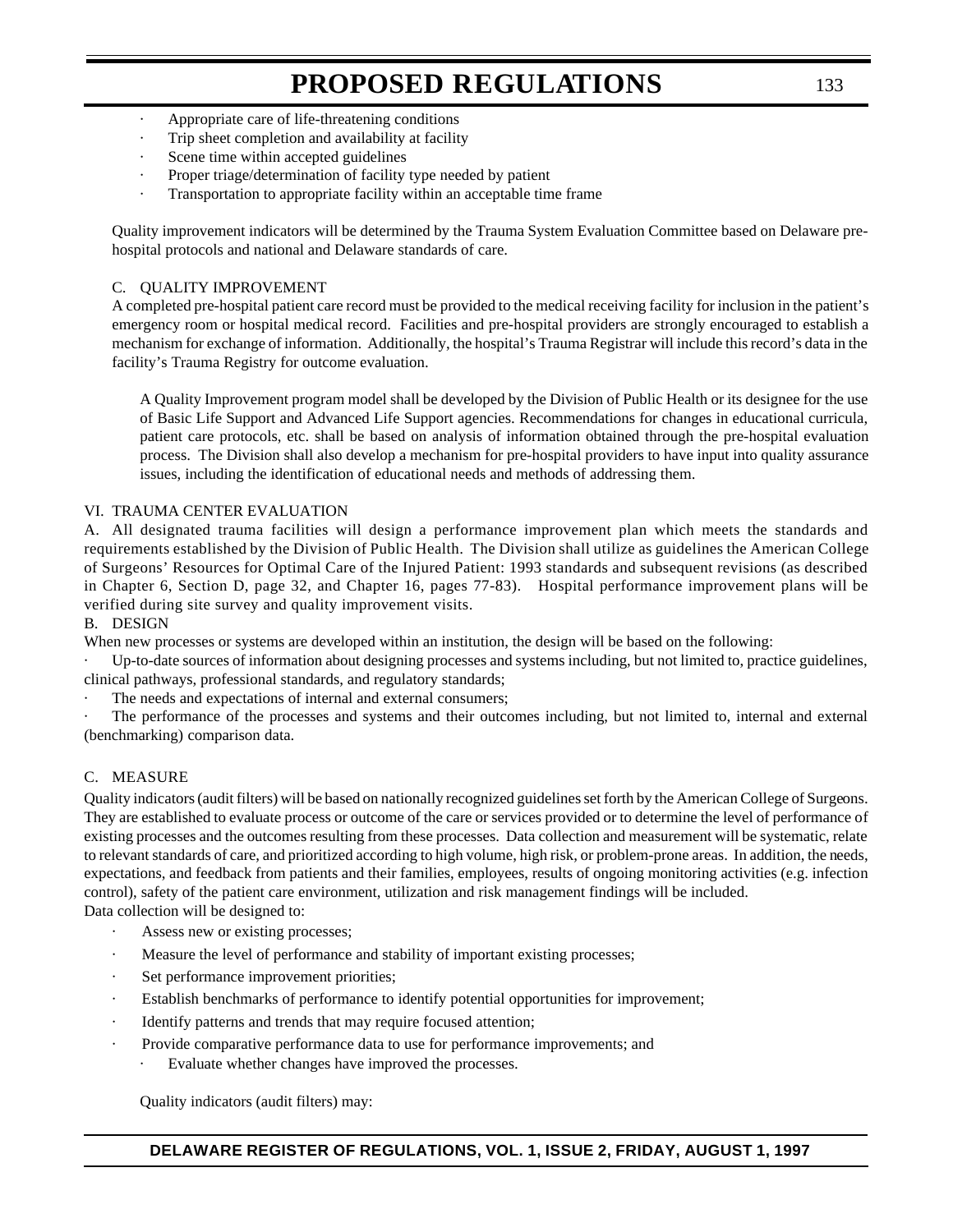- Appropriate care of life-threatening conditions
- Trip sheet completion and availability at facility
- Scene time within accepted guidelines
- Proper triage/determination of facility type needed by patient
- Transportation to appropriate facility within an acceptable time frame

Quality improvement indicators will be determined by the Trauma System Evaluation Committee based on Delaware pre-hospital protocols and national and Delaware standards of care.

C. QUALITY IMPROVEMENT

A completed pre-hospital patient care record must be provided to the medical receiving facility for inclusion in the patient's emergency room or hospital medical record. Facilities and pre-hospital providers are strongly encouraged to establish a mechanism for exchange of information. Additionally, the hospital's Trauma Registrar will include this record's data in the facility's Trauma Registry for outcome evaluation.

A Quality Improvement program model shall be developed by the Division of Public Health or its designee for the use of Basic Life Support and Advanced Life Support agencies. Recommendations for changes in educational curricula, patient care protocols, etc. shall be based on analysis of information obtained through the pre-hospital evaluation process. The Division shall also develop a mechanism for pre-hospital providers to have input into quality assurance issues, including the identification of educational needs and methods of addressing them.

VI. TRAUMA CENTER EVALUATION

A. All designated trauma facilities will design a performance improvement plan which meets the standards and requirements established by the Division of Public Health. The Division shall utilize as guidelines the American College of Surgeons' Resources for Optimal Care of the Injured Patient: 1993 standards and subsequent revisions (as described in Chapter 6, Section D, page 32, and Chapter 16, pages 77-83). Hospital performance improvement plans will be verified during site survey and quality improvement visits.

B. DESIGN

When new processes or systems are developed within an institution, the design will be based on the following:

- Up-to-date sources of information about designing processes and systems including, but not limited to, practice guidelines, clinical pathways, professional standards, and regulatory standards;
- The needs and expectations of internal and external consumers;
- The performance of the processes and systems and their outcomes including, but not limited to, internal and external (benchmarking) comparison data.

C. MEASURE

Quality indicators (audit filters) will be based on nationally recognized guidelines set forth by the American College of Surgeons. They are established to evaluate process or outcome of the care or services provided or to determine the level of performance of existing processes and the outcomes resulting from these processes. Data collection and measurement will be systematic, relate to relevant standards of care, and prioritized according to high volume, high risk, or problem-prone areas. In addition, the needs, expectations, and feedback from patients and their families, employees, results of ongoing monitoring activities (e.g. infection control), safety of the patient care environment, utilization and risk management findings will be included.

Data collection will be designed to:

- Assess new or existing processes;
- Measure the level of performance and stability of important existing processes;
- Set performance improvement priorities;
- Establish benchmarks of performance to identify potential opportunities for improvement;
- Identify patterns and trends that may require focused attention;
- Provide comparative performance data to use for performance improvements; and
- Evaluate whether changes have improved the processes.

Quality indicators (audit filters) may: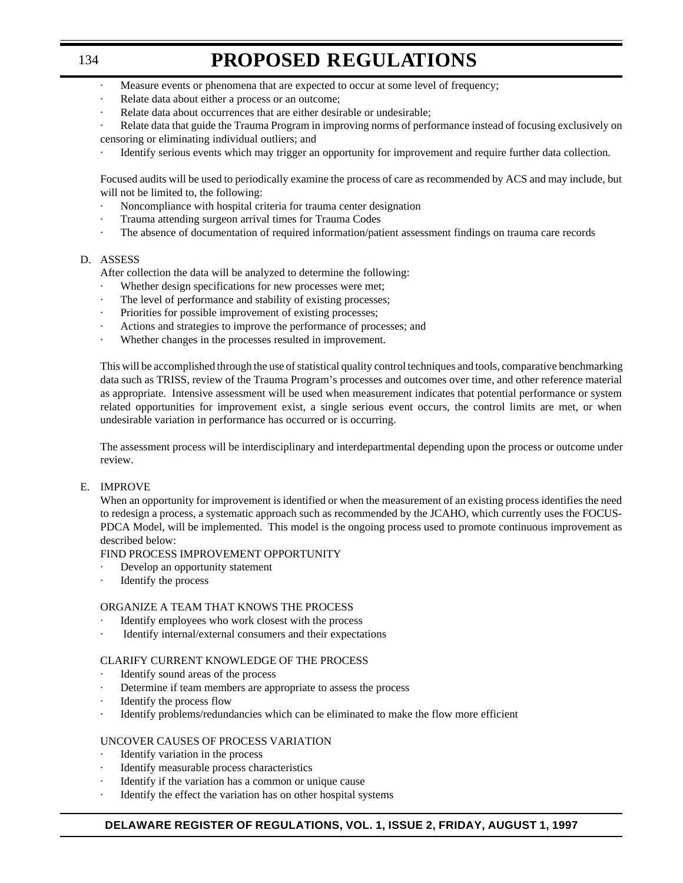- Measure events or phenomena that are expected to occur at some level of frequency;
- Relate data about either a process or an outcome;
- Relate data about occurrences that are either desirable or undesirable;
- Relate data that guide the Trauma Program in improving norms of performance instead of focusing exclusively on censoring or eliminating individual outliers; and
- Identify serious events which may trigger an opportunity for improvement and require further data collection.

Focused audits will be used to periodically examine the process of care as recommended by ACS and may include, but will not be limited to, the following:

- Noncompliance with hospital criteria for trauma center designation
- Trauma attending surgeon arrival times for Trauma Codes
- The absence of documentation of required information/patient assessment findings on trauma care records

D. ASSESS

After collection the data will be analyzed to determine the following:

- Whether design specifications for new processes were met;
- The level of performance and stability of existing processes;
- Priorities for possible improvement of existing processes;
- Actions and strategies to improve the performance of processes; and
- Whether changes in the processes resulted in improvement.

This will be accomplished through the use of statistical quality control techniques and tools, comparative benchmarking data such as TRISS, review of the Trauma Program's processes and outcomes over time, and other reference material as appropriate. Intensive assessment will be used when measurement indicates that potential performance or system related opportunities for improvement exist, a single serious event occurs, the control limits are met, or when undesirable variation in performance has occurred or is occurring.

The assessment process will be interdisciplinary and interdepartmental depending upon the process or outcome under review.

E. IMPROVE

When an opportunity for improvement is identified or when the measurement of an existing process identifies the need to redesign a process, a systematic approach such as recommended by the JCAHO, which currently uses the FOCUS-PDCA Model, will be implemented. This model is the ongoing process used to promote continuous improvement as described below:

FIND PROCESS IMPROVEMENT OPPORTUNITY

- Develop an opportunity statement
- Identify the process

ORGANIZE A TEAM THAT KNOWS THE PROCESS

- Identify employees who work closest with the process
- Identify internal/external consumers and their expectations

CLARIFY CURRENT KNOWLEDGE OF THE PROCESS

- Identify sound areas of the process
- Determine if team members are appropriate to assess the process
- Identify the process flow
- Identify problems/redundancies which can be eliminated to make the flow more efficient

UNCOVER CAUSES OF PROCESS VARIATION

- Identify variation in the process
- Identify measurable process characteristics
- Identify if the variation has a common or unique cause
- Identify the effect the variation has on other hospital systems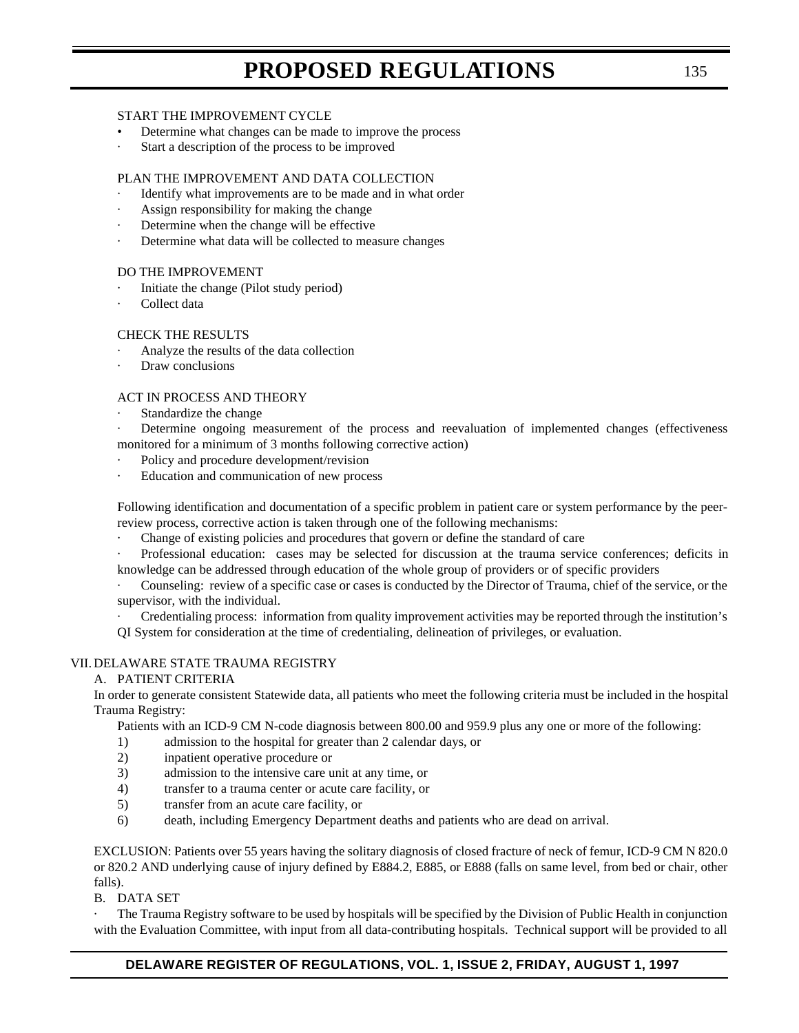START THE IMPROVEMENT CYCLE

- Determine what changes can be made to improve the process
- Start a description of the process to be improved

PLAN THE IMPROVEMENT AND DATA COLLECTION

- Identify what improvements are to be made and in what order
- Assign responsibility for making the change
- Determine when the change will be effective
- Determine what data will be collected to measure changes

DO THE IMPROVEMENT

- Initiate the change (Pilot study period)
- Collect data

CHECK THE RESULTS

- Analyze the results of the data collection
- Draw conclusions

ACT IN PROCESS AND THEORY

- Standardize the change
- Determine ongoing measurement of the process and reevaluation of implemented changes (effectiveness monitored for a minimum of 3 months following corrective action)
- Policy and procedure development/revision
- Education and communication of new process

Following identification and documentation of a specific problem in patient care or system performance by the peer-review process, corrective action is taken through one of the following mechanisms:

- Change of existing policies and procedures that govern or define the standard of care
- Professional education: cases may be selected for discussion at the trauma service conferences; deficits in knowledge can be addressed through education of the whole group of providers or of specific providers
- Counseling: review of a specific case or cases is conducted by the Director of Trauma, chief of the service, or the supervisor, with the individual.
- Credentialing process: information from quality improvement activities may be reported through the institution's QI System for consideration at the time of credentialing, delineation of privileges, or evaluation.

VII. DELAWARE STATE TRAUMA REGISTRY

A. PATIENT CRITERIA

In order to generate consistent Statewide data, all patients who meet the following criteria must be included in the hospital Trauma Registry:

Patients with an ICD-9 CM N-code diagnosis between 800.00 and 959.9 plus any one or more of the following:

1) admission to the hospital for greater than 2 calendar days, or
2) inpatient operative procedure or
3) admission to the intensive care unit at any time, or
4) transfer to a trauma center or acute care facility, or
5) transfer from an acute care facility, or
6) death, including Emergency Department deaths and patients who are dead on arrival.

EXCLUSION: Patients over 55 years having the solitary diagnosis of closed fracture of neck of femur, ICD-9 CM N 820.0 or 820.2 AND underlying cause of injury defined by E884.2, E885, or E888 (falls on same level, from bed or chair, other falls).

B. DATA SET

- The Trauma Registry software to be used by hospitals will be specified by the Division of Public Health in conjunction with the Evaluation Committee, with input from all data-contributing hospitals. Technical support will be provided to all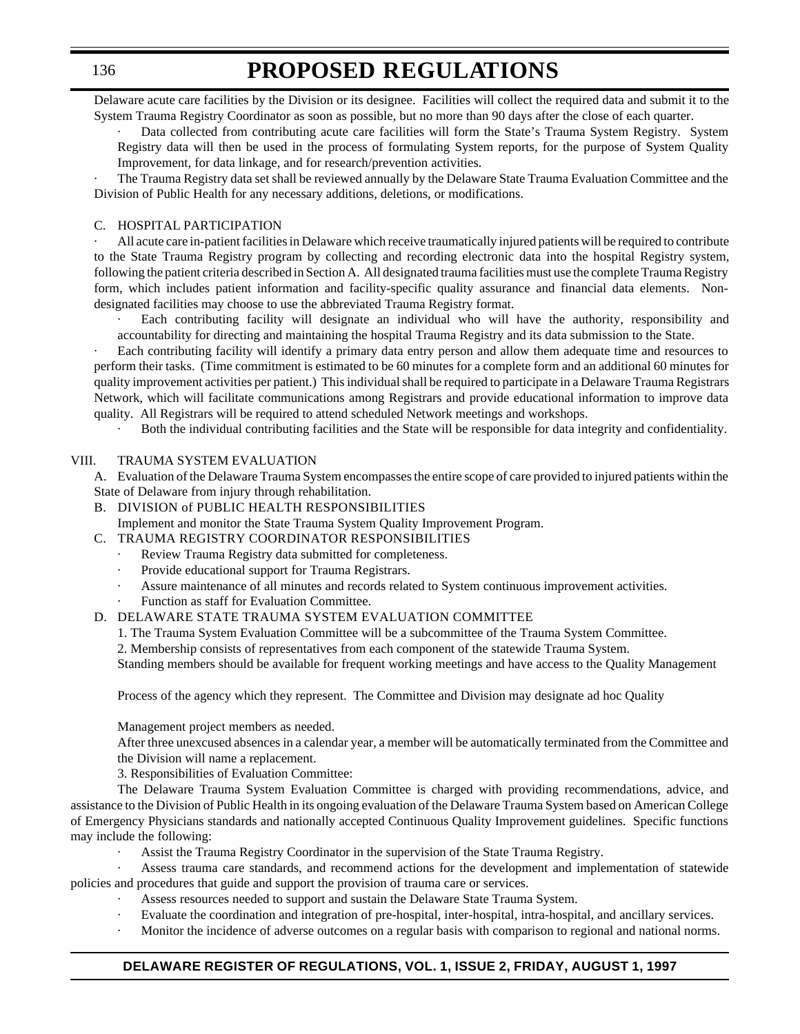Delaware acute care facilities by the Division or its designee. Facilities will collect the required data and submit it to the System Trauma Registry Coordinator as soon as possible, but no more than 90 days after the close of each quarter.

· Data collected from contributing acute care facilities will form the State's Trauma System Registry. System Registry data will then be used in the process of formulating System reports, for the purpose of System Quality Improvement, for data linkage, and for research/prevention activities.

· The Trauma Registry data set shall be reviewed annually by the Delaware State Trauma Evaluation Committee and the Division of Public Health for any necessary additions, deletions, or modifications.

C. HOSPITAL PARTICIPATION

· All acute care in-patient facilities in Delaware which receive traumatically injured patients will be required to contribute to the State Trauma Registry program by collecting and recording electronic data into the hospital Registry system, following the patient criteria described in Section A. All designated trauma facilities must use the complete Trauma Registry form, which includes patient information and facility-specific quality assurance and financial data elements. Non-designated facilities may choose to use the abbreviated Trauma Registry format.

· Each contributing facility will designate an individual who will have the authority, responsibility and accountability for directing and maintaining the hospital Trauma Registry and its data submission to the State.

· Each contributing facility will identify a primary data entry person and allow them adequate time and resources to perform their tasks. (Time commitment is estimated to be 60 minutes for a complete form and an additional 60 minutes for quality improvement activities per patient.) This individual shall be required to participate in a Delaware Trauma Registrars Network, which will facilitate communications among Registrars and provide educational information to improve data quality. All Registrars will be required to attend scheduled Network meetings and workshops.

· Both the individual contributing facilities and the State will be responsible for data integrity and confidentiality.

VIII. TRAUMA SYSTEM EVALUATION

A. Evaluation of the Delaware Trauma System encompasses the entire scope of care provided to injured patients within the State of Delaware from injury through rehabilitation.

B. DIVISION of PUBLIC HEALTH RESPONSIBILITIES

Implement and monitor the State Trauma System Quality Improvement Program.

C. TRAUMA REGISTRY COORDINATOR RESPONSIBILITIES

· Review Trauma Registry data submitted for completeness.

· Provide educational support for Trauma Registrars.

· Assure maintenance of all minutes and records related to System continuous improvement activities.

· Function as staff for Evaluation Committee.

D. DELAWARE STATE TRAUMA SYSTEM EVALUATION COMMITTEE

1. The Trauma System Evaluation Committee will be a subcommittee of the Trauma System Committee.

2. Membership consists of representatives from each component of the statewide Trauma System.

Standing members should be available for frequent working meetings and have access to the Quality Management

Process of the agency which they represent. The Committee and Division may designate ad hoc Quality

Management project members as needed.

After three unexcused absences in a calendar year, a member will be automatically terminated from the Committee and the Division will name a replacement.

3. Responsibilities of Evaluation Committee:

The Delaware Trauma System Evaluation Committee is charged with providing recommendations, advice, and assistance to the Division of Public Health in its ongoing evaluation of the Delaware Trauma System based on American College of Emergency Physicians standards and nationally accepted Continuous Quality Improvement guidelines. Specific functions may include the following:

· Assist the Trauma Registry Coordinator in the supervision of the State Trauma Registry.

· Assess trauma care standards, and recommend actions for the development and implementation of statewide policies and procedures that guide and support the provision of trauma care or services.

· Assess resources needed to support and sustain the Delaware State Trauma System.

· Evaluate the coordination and integration of pre-hospital, inter-hospital, intra-hospital, and ancillary services.

· Monitor the incidence of adverse outcomes on a regular basis with comparison to regional and national norms.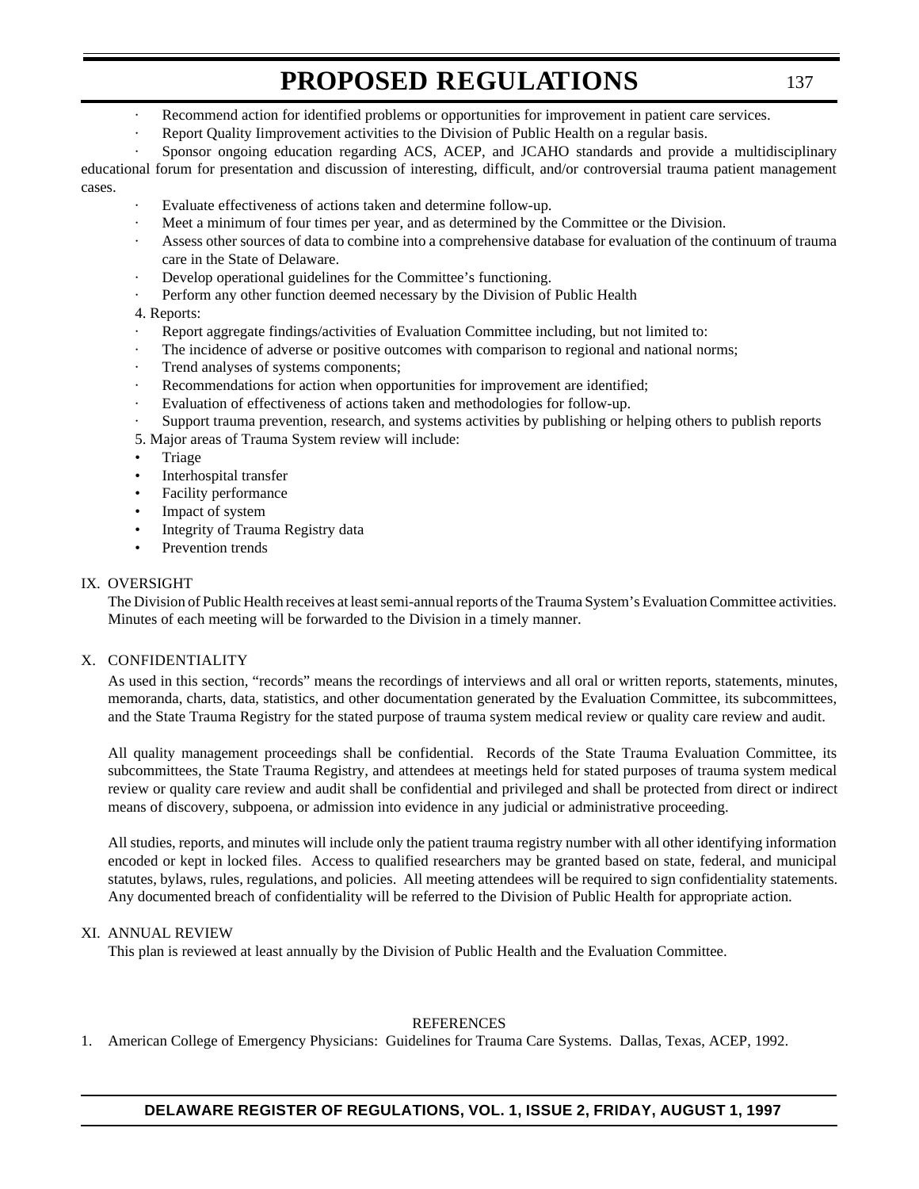- Recommend action for identified problems or opportunities for improvement in patient care services.
- Report Quality Iimprovement activities to the Division of Public Health on a regular basis.
- Sponsor ongoing education regarding ACS, ACEP, and JCAHO standards and provide a multidisciplinary educational forum for presentation and discussion of interesting, difficult, and/or controversial trauma patient management cases.
- Evaluate effectiveness of actions taken and determine follow-up.
- Meet a minimum of four times per year, and as determined by the Committee or the Division.
- Assess other sources of data to combine into a comprehensive database for evaluation of the continuum of trauma care in the State of Delaware.
- Develop operational guidelines for the Committee's functioning.
- Perform any other function deemed necessary by the Division of Public Health

4. Reports:

- Report aggregate findings/activities of Evaluation Committee including, but not limited to:
- The incidence of adverse or positive outcomes with comparison to regional and national norms;
- Trend analyses of systems components;
- Recommendations for action when opportunities for improvement are identified;
- Evaluation of effectiveness of actions taken and methodologies for follow-up.
- Support trauma prevention, research, and systems activities by publishing or helping others to publish reports

5. Major areas of Trauma System review will include:

- Triage
- Interhospital transfer
- Facility performance
- Impact of system
- Integrity of Trauma Registry data
- Prevention trends

IX. OVERSIGHT

The Division of Public Health receives at least semi-annual reports of the Trauma System's Evaluation Committee activities. Minutes of each meeting will be forwarded to the Division in a timely manner.

X. CONFIDENTIALITY

As used in this section, "records" means the recordings of interviews and all oral or written reports, statements, minutes, memoranda, charts, data, statistics, and other documentation generated by the Evaluation Committee, its subcommittees, and the State Trauma Registry for the stated purpose of trauma system medical review or quality care review and audit.

All quality management proceedings shall be confidential. Records of the State Trauma Evaluation Committee, its subcommittees, the State Trauma Registry, and attendees at meetings held for stated purposes of trauma system medical review or quality care review and audit shall be confidential and privileged and shall be protected from direct or indirect means of discovery, subpoena, or admission into evidence in any judicial or administrative proceeding.

All studies, reports, and minutes will include only the patient trauma registry number with all other identifying information encoded or kept in locked files. Access to qualified researchers may be granted based on state, federal, and municipal statutes, bylaws, rules, regulations, and policies. All meeting attendees will be required to sign confidentiality statements. Any documented breach of confidentiality will be referred to the Division of Public Health for appropriate action.

XI. ANNUAL REVIEW

This plan is reviewed at least annually by the Division of Public Health and the Evaluation Committee.

REFERENCES

1. American College of Emergency Physicians: Guidelines for Trauma Care Systems. Dallas, Texas, ACEP, 1992.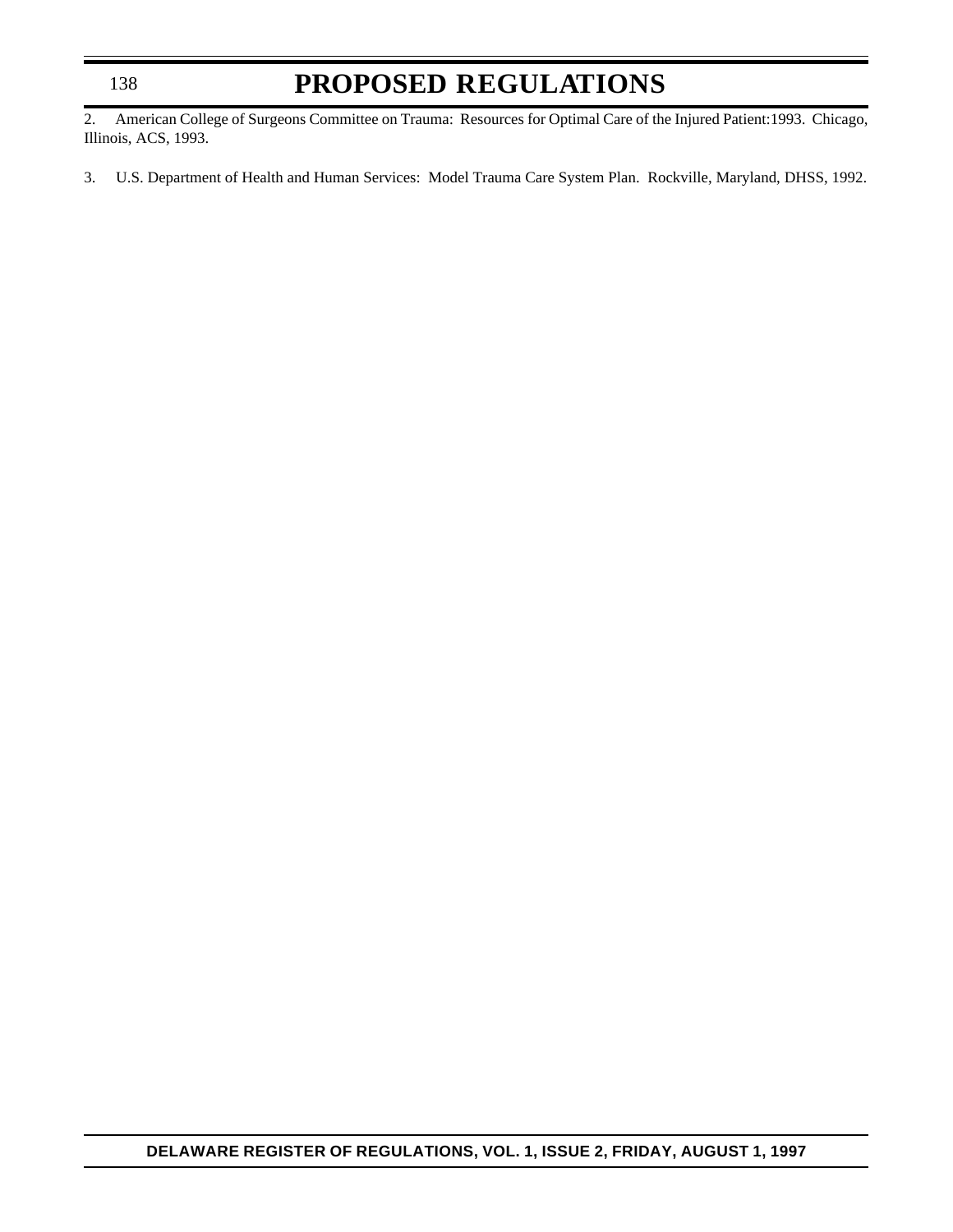2. American College of Surgeons Committee on Trauma: Resources for Optimal Care of the Injured Patient:1993. Chicago, Illinois, ACS, 1993.

3. U.S. Department of Health and Human Services: Model Trauma Care System Plan. Rockville, Maryland, DHSS, 1992.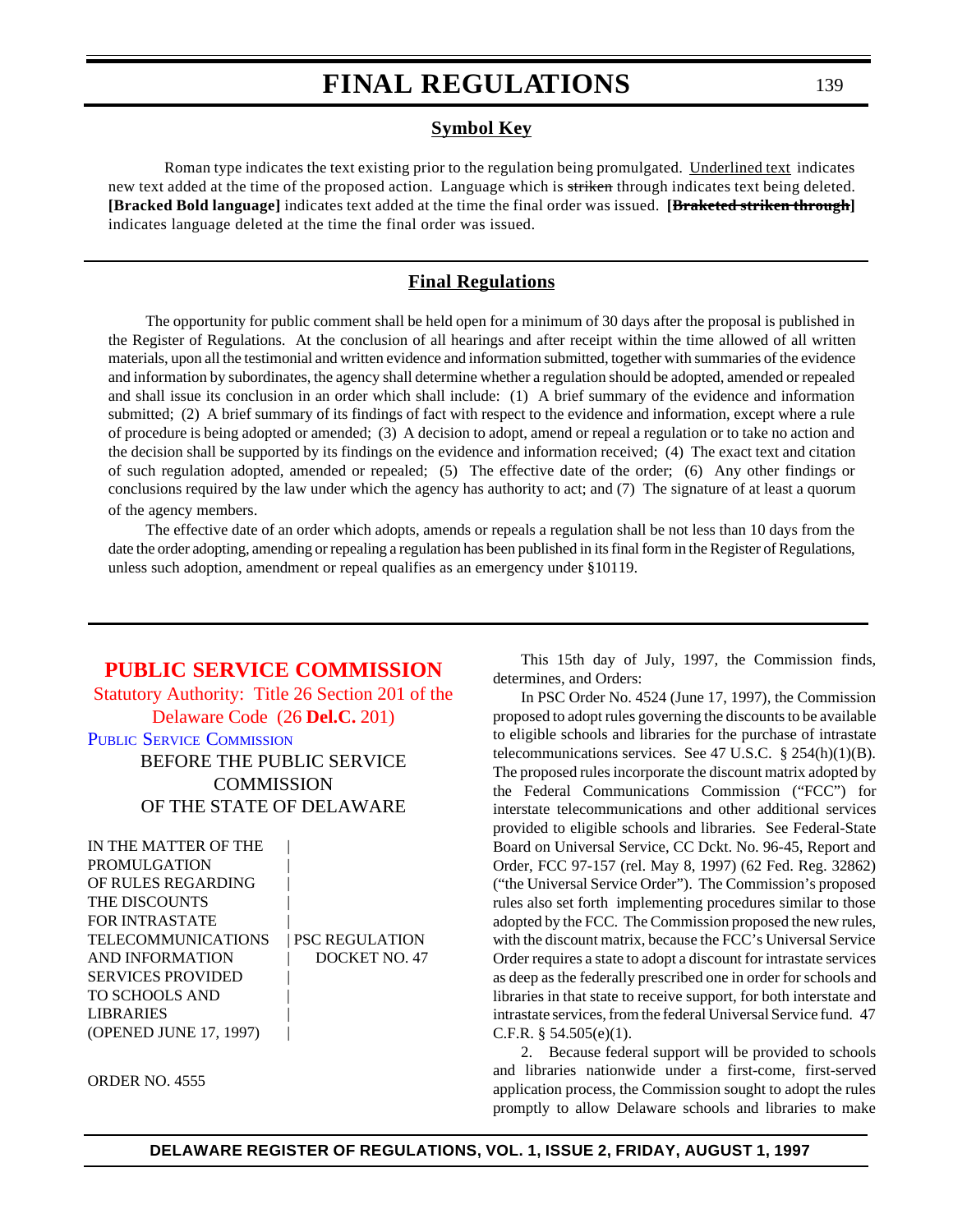# FINAL REGULATIONS

## Symbol Key

Roman type indicates the text existing prior to the regulation being promulgated. Underlined text indicates new text added at the time of the proposed action. Language which is ~~striken~~ through indicates text being deleted. **[Bracked Bold language]** indicates text added at the time the final order was issued. **[~~Braketed striken through~~]** indicates language deleted at the time the final order was issued.

## Final Regulations

The opportunity for public comment shall be held open for a minimum of 30 days after the proposal is published in the Register of Regulations. At the conclusion of all hearings and after receipt within the time allowed of all written materials, upon all the testimonial and written evidence and information submitted, together with summaries of the evidence and information by subordinates, the agency shall determine whether a regulation should be adopted, amended or repealed and shall issue its conclusion in an order which shall include: (1) A brief summary of the evidence and information submitted; (2) A brief summary of its findings of fact with respect to the evidence and information, except where a rule of procedure is being adopted or amended; (3) A decision to adopt, amend or repeal a regulation or to take no action and the decision shall be supported by its findings on the evidence and information received; (4) The exact text and citation of such regulation adopted, amended or repealed; (5) The effective date of the order; (6) Any other findings or conclusions required by the law under which the agency has authority to act; and (7) The signature of at least a quorum of the agency members.

The effective date of an order which adopts, amends or repeals a regulation shall be not less than 10 days from the date the order adopting, amending or repealing a regulation has been published in its final form in the Register of Regulations, unless such adoption, amendment or repeal qualifies as an emergency under §10119.

## PUBLIC SERVICE COMMISSION

Statutory Authority: Title 26 Section 201 of the Delaware Code (26 **Del.C.** 201)

PUBLIC SERVICE COMMISSION

BEFORE THE PUBLIC SERVICE COMMISSION OF THE STATE OF DELAWARE

IN THE MATTER OF THE PROMULGATION OF RULES REGARDING THE DISCOUNTS FOR INTRASTATE TELECOMMUNICATIONS AND INFORMATION SERVICES PROVIDED TO SCHOOLS AND LIBRARIES (OPENED JUNE 17, 1997) | PSC REGULATION DOCKET NO. 47

ORDER NO. 4555

This 15th day of July, 1997, the Commission finds, determines, and Orders:

In PSC Order No. 4524 (June 17, 1997), the Commission proposed to adopt rules governing the discounts to be available to eligible schools and libraries for the purchase of intrastate telecommunications services. See 47 U.S.C. § 254(h)(1)(B). The proposed rules incorporate the discount matrix adopted by the Federal Communications Commission ("FCC") for interstate telecommunications and other additional services provided to eligible schools and libraries. See Federal-State Board on Universal Service, CC Dckt. No. 96-45, Report and Order, FCC 97-157 (rel. May 8, 1997) (62 Fed. Reg. 32862) ("the Universal Service Order"). The Commission's proposed rules also set forth implementing procedures similar to those adopted by the FCC. The Commission proposed the new rules, with the discount matrix, because the FCC's Universal Service Order requires a state to adopt a discount for intrastate services as deep as the federally prescribed one in order for schools and libraries in that state to receive support, for both interstate and intrastate services, from the federal Universal Service fund. 47 C.F.R. § 54.505(e)(1).

2. Because federal support will be provided to schools and libraries nationwide under a first-come, first-served application process, the Commission sought to adopt the rules promptly to allow Delaware schools and libraries to make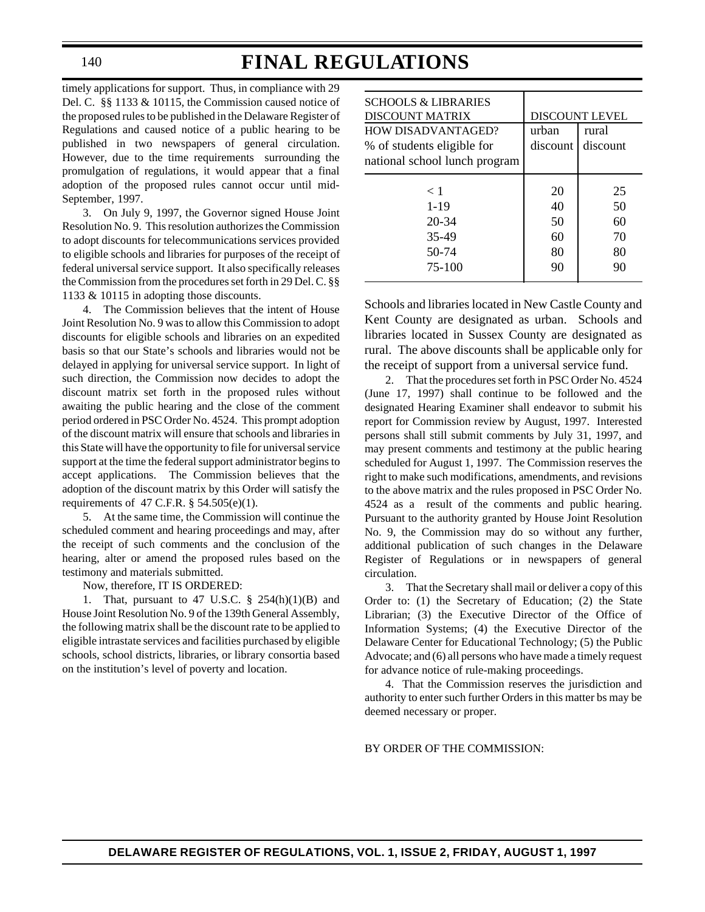timely applications for support. Thus, in compliance with 29 Del. C. §§ 1133 & 10115, the Commission caused notice of the proposed rules to be published in the Delaware Register of Regulations and caused notice of a public hearing to be published in two newspapers of general circulation. However, due to the time requirements surrounding the promulgation of regulations, it would appear that a final adoption of the proposed rules cannot occur until mid-September, 1997.

3. On July 9, 1997, the Governor signed House Joint Resolution No. 9. This resolution authorizes the Commission to adopt discounts for telecommunications services provided to eligible schools and libraries for purposes of the receipt of federal universal service support. It also specifically releases the Commission from the procedures set forth in 29 Del. C. §§ 1133 & 10115 in adopting those discounts.

4. The Commission believes that the intent of House Joint Resolution No. 9 was to allow this Commission to adopt discounts for eligible schools and libraries on an expedited basis so that our State's schools and libraries would not be delayed in applying for universal service support. In light of such direction, the Commission now decides to adopt the discount matrix set forth in the proposed rules without awaiting the public hearing and the close of the comment period ordered in PSC Order No. 4524. This prompt adoption of the discount matrix will ensure that schools and libraries in this State will have the opportunity to file for universal service support at the time the federal support administrator begins to accept applications. The Commission believes that the adoption of the discount matrix by this Order will satisfy the requirements of 47 C.F.R. § 54.505(e)(1).

5. At the same time, the Commission will continue the scheduled comment and hearing proceedings and may, after the receipt of such comments and the conclusion of the hearing, alter or amend the proposed rules based on the testimony and materials submitted.

Now, therefore, IT IS ORDERED:

1. That, pursuant to 47 U.S.C. § 254(h)(1)(B) and House Joint Resolution No. 9 of the 139th General Assembly, the following matrix shall be the discount rate to be applied to eligible intrastate services and facilities purchased by eligible schools, school districts, libraries, or library consortia based on the institution's level of poverty and location.

| SCHOOLS & LIBRARIES DISCOUNT MATRIX | DISCOUNT LEVEL | |
|---|---|---|
| HOW DISADVANTAGED? % of students eligible for national school lunch program | urban discount | rural discount |
| < 1 | 20 | 25 |
| 1-19 | 40 | 50 |
| 20-34 | 50 | 60 |
| 35-49 | 60 | 70 |
| 50-74 | 80 | 80 |
| 75-100 | 90 | 90 |

Schools and libraries located in New Castle County and Kent County are designated as urban. Schools and libraries located in Sussex County are designated as rural. The above discounts shall be applicable only for the receipt of support from a universal service fund.

2. That the procedures set forth in PSC Order No. 4524 (June 17, 1997) shall continue to be followed and the designated Hearing Examiner shall endeavor to submit his report for Commission review by August, 1997. Interested persons shall still submit comments by July 31, 1997, and may present comments and testimony at the public hearing scheduled for August 1, 1997. The Commission reserves the right to make such modifications, amendments, and revisions to the above matrix and the rules proposed in PSC Order No. 4524 as a result of the comments and public hearing. Pursuant to the authority granted by House Joint Resolution No. 9, the Commission may do so without any further, additional publication of such changes in the Delaware Register of Regulations or in newspapers of general circulation.

3. That the Secretary shall mail or deliver a copy of this Order to: (1) the Secretary of Education; (2) the State Librarian; (3) the Executive Director of the Office of Information Systems; (4) the Executive Director of the Delaware Center for Educational Technology; (5) the Public Advocate; and (6) all persons who have made a timely request for advance notice of rule-making proceedings.

4. That the Commission reserves the jurisdiction and authority to enter such further Orders in this matter bs may be deemed necessary or proper.

BY ORDER OF THE COMMISSION: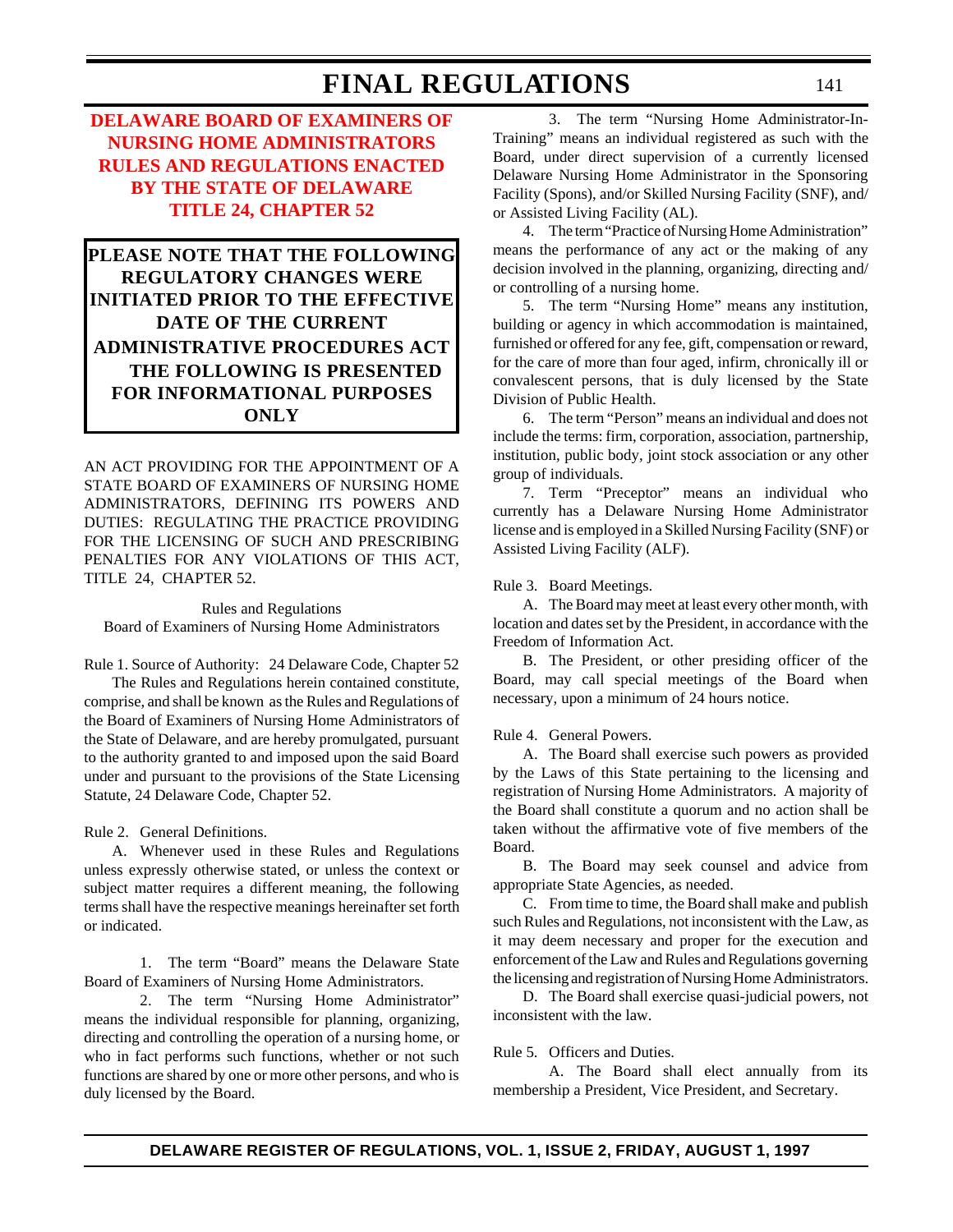## DELAWARE BOARD OF EXAMINERS OF NURSING HOME ADMINISTRATORS RULES AND REGULATIONS ENACTED BY THE STATE OF DELAWARE TITLE 24, CHAPTER 52

**PLEASE NOTE THAT THE FOLLOWING REGULATORY CHANGES WERE INITIATED PRIOR TO THE EFFECTIVE DATE OF THE CURRENT ADMINISTRATIVE PROCEDURES ACT THE FOLLOWING IS PRESENTED FOR INFORMATIONAL PURPOSES ONLY**

AN ACT PROVIDING FOR THE APPOINTMENT OF A STATE BOARD OF EXAMINERS OF NURSING HOME ADMINISTRATORS, DEFINING ITS POWERS AND DUTIES: REGULATING THE PRACTICE PROVIDING FOR THE LICENSING OF SUCH AND PRESCRIBING PENALTIES FOR ANY VIOLATIONS OF THIS ACT, TITLE 24, CHAPTER 52.

Rules and Regulations
Board of Examiners of Nursing Home Administrators

Rule 1. Source of Authority: 24 Delaware Code, Chapter 52

The Rules and Regulations herein contained constitute, comprise, and shall be known as the Rules and Regulations of the Board of Examiners of Nursing Home Administrators of the State of Delaware, and are hereby promulgated, pursuant to the authority granted to and imposed upon the said Board under and pursuant to the provisions of the State Licensing Statute, 24 Delaware Code, Chapter 52.

Rule 2. General Definitions.

A. Whenever used in these Rules and Regulations unless expressly otherwise stated, or unless the context or subject matter requires a different meaning, the following terms shall have the respective meanings hereinafter set forth or indicated.

1. The term "Board" means the Delaware State Board of Examiners of Nursing Home Administrators.

2. The term "Nursing Home Administrator" means the individual responsible for planning, organizing, directing and controlling the operation of a nursing home, or who in fact performs such functions, whether or not such functions are shared by one or more other persons, and who is duly licensed by the Board.

3. The term "Nursing Home Administrator-In-Training" means an individual registered as such with the Board, under direct supervision of a currently licensed Delaware Nursing Home Administrator in the Sponsoring Facility (Spons), and/or Skilled Nursing Facility (SNF), and/ or Assisted Living Facility (AL).

4. The term "Practice of Nursing Home Administration" means the performance of any act or the making of any decision involved in the planning, organizing, directing and/ or controlling of a nursing home.

5. The term "Nursing Home" means any institution, building or agency in which accommodation is maintained, furnished or offered for any fee, gift, compensation or reward, for the care of more than four aged, infirm, chronically ill or convalescent persons, that is duly licensed by the State Division of Public Health.

6. The term "Person" means an individual and does not include the terms: firm, corporation, association, partnership, institution, public body, joint stock association or any other group of individuals.

7. Term "Preceptor" means an individual who currently has a Delaware Nursing Home Administrator license and is employed in a Skilled Nursing Facility (SNF) or Assisted Living Facility (ALF).

Rule 3. Board Meetings.

A. The Board may meet at least every other month, with location and dates set by the President, in accordance with the Freedom of Information Act.

B. The President, or other presiding officer of the Board, may call special meetings of the Board when necessary, upon a minimum of 24 hours notice.

Rule 4. General Powers.

A. The Board shall exercise such powers as provided by the Laws of this State pertaining to the licensing and registration of Nursing Home Administrators. A majority of the Board shall constitute a quorum and no action shall be taken without the affirmative vote of five members of the Board.

B. The Board may seek counsel and advice from appropriate State Agencies, as needed.

C. From time to time, the Board shall make and publish such Rules and Regulations, not inconsistent with the Law, as it may deem necessary and proper for the execution and enforcement of the Law and Rules and Regulations governing the licensing and registration of Nursing Home Administrators.

D. The Board shall exercise quasi-judicial powers, not inconsistent with the law.

Rule 5. Officers and Duties.

A. The Board shall elect annually from its membership a President, Vice President, and Secretary.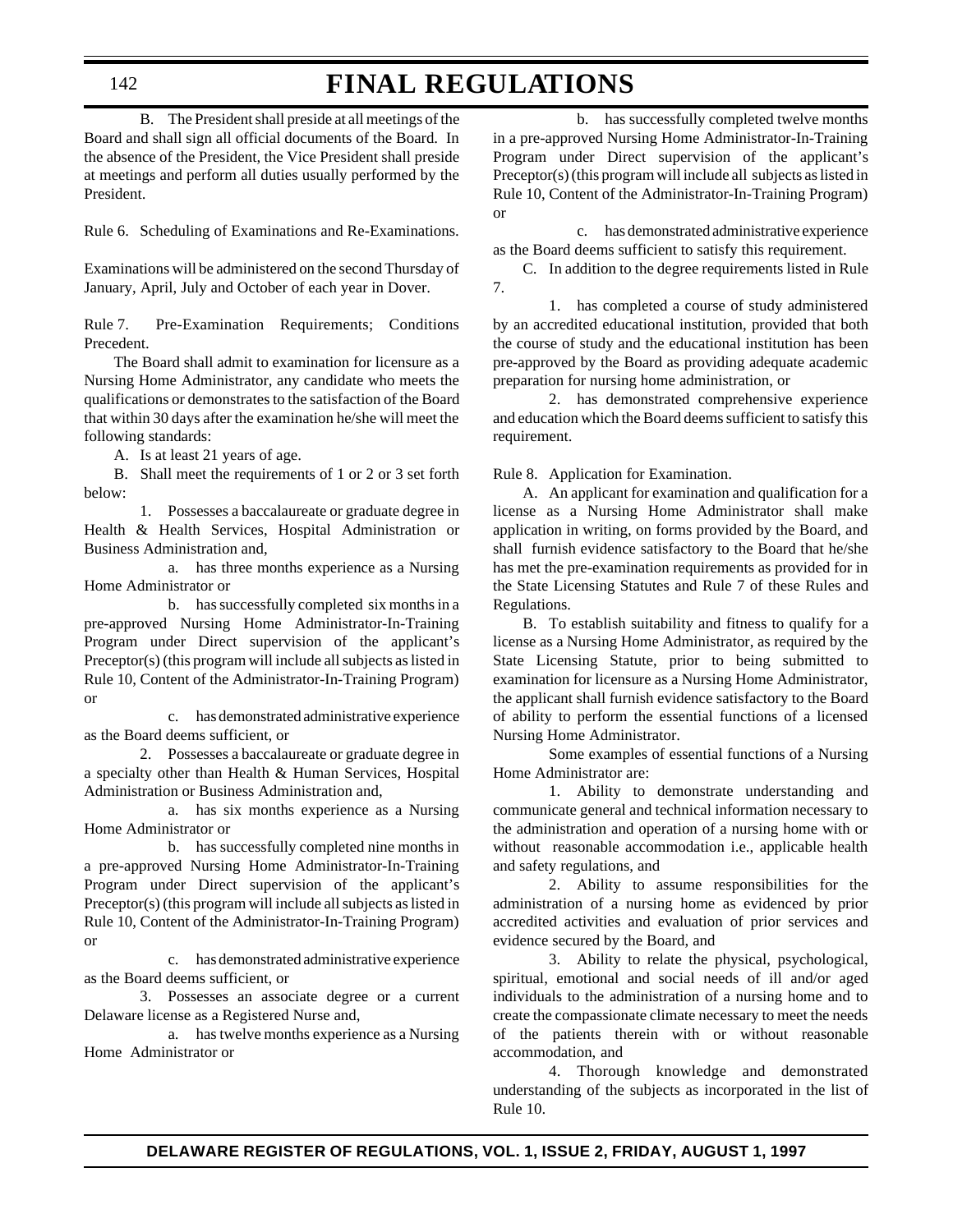B. The President shall preside at all meetings of the Board and shall sign all official documents of the Board. In the absence of the President, the Vice President shall preside at meetings and perform all duties usually performed by the President.

Rule 6. Scheduling of Examinations and Re-Examinations.

Examinations will be administered on the second Thursday of January, April, July and October of each year in Dover.

Rule 7. Pre-Examination Requirements; Conditions Precedent.

The Board shall admit to examination for licensure as a Nursing Home Administrator, any candidate who meets the qualifications or demonstrates to the satisfaction of the Board that within 30 days after the examination he/she will meet the following standards:

A. Is at least 21 years of age.

B. Shall meet the requirements of 1 or 2 or 3 set forth below:

1. Possesses a baccalaureate or graduate degree in Health & Health Services, Hospital Administration or Business Administration and,

a. has three months experience as a Nursing Home Administrator or

b. has successfully completed six months in a pre-approved Nursing Home Administrator-In-Training Program under Direct supervision of the applicant's Preceptor(s) (this program will include all subjects as listed in Rule 10, Content of the Administrator-In-Training Program) or

c. has demonstrated administrative experience as the Board deems sufficient, or

2. Possesses a baccalaureate or graduate degree in a specialty other than Health & Human Services, Hospital Administration or Business Administration and,

a. has six months experience as a Nursing Home Administrator or

b. has successfully completed nine months in a pre-approved Nursing Home Administrator-In-Training Program under Direct supervision of the applicant's Preceptor(s) (this program will include all subjects as listed in Rule 10, Content of the Administrator-In-Training Program) or

c. has demonstrated administrative experience as the Board deems sufficient, or

3. Possesses an associate degree or a current Delaware license as a Registered Nurse and,

a. has twelve months experience as a Nursing Home Administrator or

b. has successfully completed twelve months in a pre-approved Nursing Home Administrator-In-Training Program under Direct supervision of the applicant's Preceptor(s) (this program will include all subjects as listed in Rule 10, Content of the Administrator-In-Training Program) or

c. has demonstrated administrative experience as the Board deems sufficient to satisfy this requirement.

C. In addition to the degree requirements listed in Rule 7.

1. has completed a course of study administered by an accredited educational institution, provided that both the course of study and the educational institution has been pre-approved by the Board as providing adequate academic preparation for nursing home administration, or

2. has demonstrated comprehensive experience and education which the Board deems sufficient to satisfy this requirement.

Rule 8. Application for Examination.

A. An applicant for examination and qualification for a license as a Nursing Home Administrator shall make application in writing, on forms provided by the Board, and shall furnish evidence satisfactory to the Board that he/she has met the pre-examination requirements as provided for in the State Licensing Statutes and Rule 7 of these Rules and Regulations.

B. To establish suitability and fitness to qualify for a license as a Nursing Home Administrator, as required by the State Licensing Statute, prior to being submitted to examination for licensure as a Nursing Home Administrator, the applicant shall furnish evidence satisfactory to the Board of ability to perform the essential functions of a licensed Nursing Home Administrator.

Some examples of essential functions of a Nursing Home Administrator are:

1. Ability to demonstrate understanding and communicate general and technical information necessary to the administration and operation of a nursing home with or without reasonable accommodation i.e., applicable health and safety regulations, and

2. Ability to assume responsibilities for the administration of a nursing home as evidenced by prior accredited activities and evaluation of prior services and evidence secured by the Board, and

3. Ability to relate the physical, psychological, spiritual, emotional and social needs of ill and/or aged individuals to the administration of a nursing home and to create the compassionate climate necessary to meet the needs of the patients therein with or without reasonable accommodation, and

4. Thorough knowledge and demonstrated understanding of the subjects as incorporated in the list of Rule 10.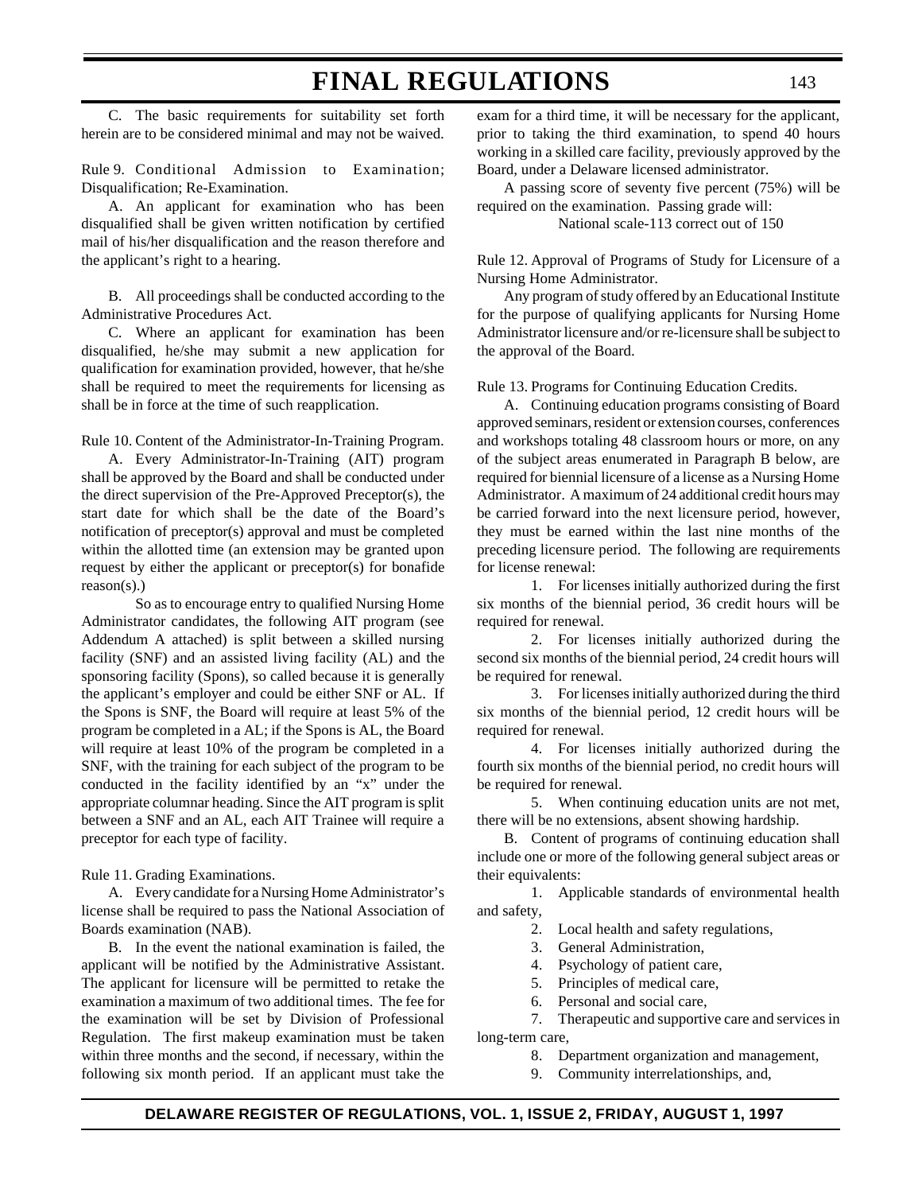C. The basic requirements for suitability set forth herein are to be considered minimal and may not be waived.

Rule 9. Conditional Admission to Examination; Disqualification; Re-Examination.

A. An applicant for examination who has been disqualified shall be given written notification by certified mail of his/her disqualification and the reason therefore and the applicant's right to a hearing.

B. All proceedings shall be conducted according to the Administrative Procedures Act.

C. Where an applicant for examination has been disqualified, he/she may submit a new application for qualification for examination provided, however, that he/she shall be required to meet the requirements for licensing as shall be in force at the time of such reapplication.

Rule 10. Content of the Administrator-In-Training Program.

A. Every Administrator-In-Training (AIT) program shall be approved by the Board and shall be conducted under the direct supervision of the Pre-Approved Preceptor(s), the start date for which shall be the date of the Board's notification of preceptor(s) approval and must be completed within the allotted time (an extension may be granted upon request by either the applicant or preceptor(s) for bonafide reason(s).)

So as to encourage entry to qualified Nursing Home Administrator candidates, the following AIT program (see Addendum A attached) is split between a skilled nursing facility (SNF) and an assisted living facility (AL) and the sponsoring facility (Spons), so called because it is generally the applicant's employer and could be either SNF or AL. If the Spons is SNF, the Board will require at least 5% of the program be completed in a AL; if the Spons is AL, the Board will require at least 10% of the program be completed in a SNF, with the training for each subject of the program to be conducted in the facility identified by an "x" under the appropriate columnar heading. Since the AIT program is split between a SNF and an AL, each AIT Trainee will require a preceptor for each type of facility.

Rule 11. Grading Examinations.

A. Every candidate for a Nursing Home Administrator's license shall be required to pass the National Association of Boards examination (NAB).

B. In the event the national examination is failed, the applicant will be notified by the Administrative Assistant. The applicant for licensure will be permitted to retake the examination a maximum of two additional times. The fee for the examination will be set by Division of Professional Regulation. The first makeup examination must be taken within three months and the second, if necessary, within the following six month period. If an applicant must take the exam for a third time, it will be necessary for the applicant, prior to taking the third examination, to spend 40 hours working in a skilled care facility, previously approved by the Board, under a Delaware licensed administrator.

A passing score of seventy five percent (75%) will be required on the examination. Passing grade will:

National scale-113 correct out of 150

Rule 12. Approval of Programs of Study for Licensure of a Nursing Home Administrator.

Any program of study offered by an Educational Institute for the purpose of qualifying applicants for Nursing Home Administrator licensure and/or re-licensure shall be subject to the approval of the Board.

Rule 13. Programs for Continuing Education Credits.

A. Continuing education programs consisting of Board approved seminars, resident or extension courses, conferences and workshops totaling 48 classroom hours or more, on any of the subject areas enumerated in Paragraph B below, are required for biennial licensure of a license as a Nursing Home Administrator. A maximum of 24 additional credit hours may be carried forward into the next licensure period, however, they must be earned within the last nine months of the preceding licensure period. The following are requirements for license renewal:

1. For licenses initially authorized during the first six months of the biennial period, 36 credit hours will be required for renewal.

2. For licenses initially authorized during the second six months of the biennial period, 24 credit hours will be required for renewal.

3. For licenses initially authorized during the third six months of the biennial period, 12 credit hours will be required for renewal.

4. For licenses initially authorized during the fourth six months of the biennial period, no credit hours will be required for renewal.

5. When continuing education units are not met, there will be no extensions, absent showing hardship.

B. Content of programs of continuing education shall include one or more of the following general subject areas or their equivalents:

1. Applicable standards of environmental health and safety,

2. Local health and safety regulations,

3. General Administration,

4. Psychology of patient care,

5. Principles of medical care,

6. Personal and social care,

7. Therapeutic and supportive care and services in long-term care,

8. Department organization and management,

9. Community interrelationships, and,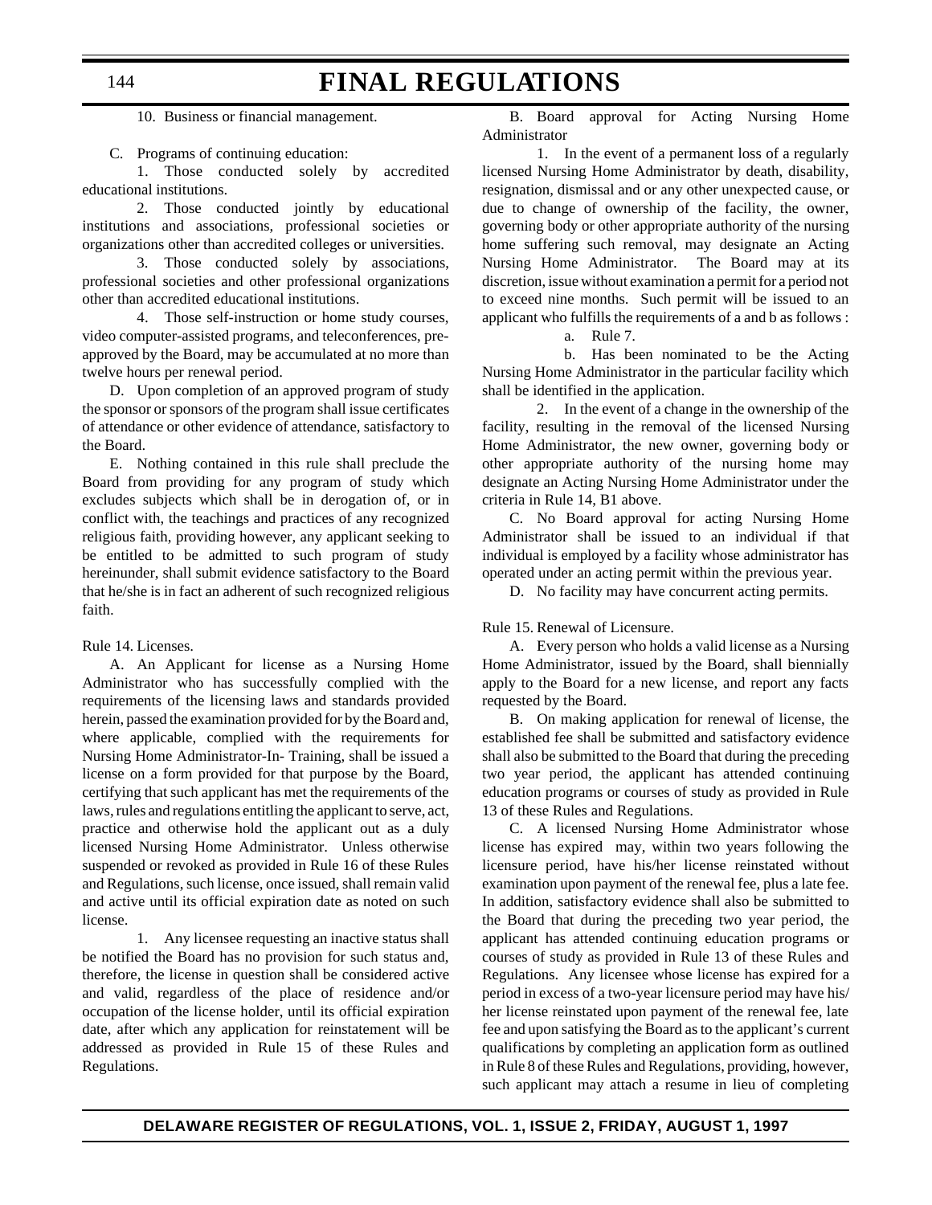10. Business or financial management.

C. Programs of continuing education:

1. Those conducted solely by accredited educational institutions.

2. Those conducted jointly by educational institutions and associations, professional societies or organizations other than accredited colleges or universities.

3. Those conducted solely by associations, professional societies and other professional organizations other than accredited educational institutions.

4. Those self-instruction or home study courses, video computer-assisted programs, and teleconferences, pre-approved by the Board, may be accumulated at no more than twelve hours per renewal period.

D. Upon completion of an approved program of study the sponsor or sponsors of the program shall issue certificates of attendance or other evidence of attendance, satisfactory to the Board.

E. Nothing contained in this rule shall preclude the Board from providing for any program of study which excludes subjects which shall be in derogation of, or in conflict with, the teachings and practices of any recognized religious faith, providing however, any applicant seeking to be entitled to be admitted to such program of study hereinunder, shall submit evidence satisfactory to the Board that he/she is in fact an adherent of such recognized religious faith.

Rule 14. Licenses.

A. An Applicant for license as a Nursing Home Administrator who has successfully complied with the requirements of the licensing laws and standards provided herein, passed the examination provided for by the Board and, where applicable, complied with the requirements for Nursing Home Administrator-In- Training, shall be issued a license on a form provided for that purpose by the Board, certifying that such applicant has met the requirements of the laws, rules and regulations entitling the applicant to serve, act, practice and otherwise hold the applicant out as a duly licensed Nursing Home Administrator. Unless otherwise suspended or revoked as provided in Rule 16 of these Rules and Regulations, such license, once issued, shall remain valid and active until its official expiration date as noted on such license.

1. Any licensee requesting an inactive status shall be notified the Board has no provision for such status and, therefore, the license in question shall be considered active and valid, regardless of the place of residence and/or occupation of the license holder, until its official expiration date, after which any application for reinstatement will be addressed as provided in Rule 15 of these Rules and Regulations.

B. Board approval for Acting Nursing Home Administrator

1. In the event of a permanent loss of a regularly licensed Nursing Home Administrator by death, disability, resignation, dismissal and or any other unexpected cause, or due to change of ownership of the facility, the owner, governing body or other appropriate authority of the nursing home suffering such removal, may designate an Acting Nursing Home Administrator. The Board may at its discretion, issue without examination a permit for a period not to exceed nine months. Such permit will be issued to an applicant who fulfills the requirements of a and b as follows :

a. Rule 7.

b. Has been nominated to be the Acting Nursing Home Administrator in the particular facility which shall be identified in the application.

2. In the event of a change in the ownership of the facility, resulting in the removal of the licensed Nursing Home Administrator, the new owner, governing body or other appropriate authority of the nursing home may designate an Acting Nursing Home Administrator under the criteria in Rule 14, B1 above.

C. No Board approval for acting Nursing Home Administrator shall be issued to an individual if that individual is employed by a facility whose administrator has operated under an acting permit within the previous year.

D. No facility may have concurrent acting permits.

Rule 15. Renewal of Licensure.

A. Every person who holds a valid license as a Nursing Home Administrator, issued by the Board, shall biennially apply to the Board for a new license, and report any facts requested by the Board.

B. On making application for renewal of license, the established fee shall be submitted and satisfactory evidence shall also be submitted to the Board that during the preceding two year period, the applicant has attended continuing education programs or courses of study as provided in Rule 13 of these Rules and Regulations.

C. A licensed Nursing Home Administrator whose license has expired may, within two years following the licensure period, have his/her license reinstated without examination upon payment of the renewal fee, plus a late fee. In addition, satisfactory evidence shall also be submitted to the Board that during the preceding two year period, the applicant has attended continuing education programs or courses of study as provided in Rule 13 of these Rules and Regulations. Any licensee whose license has expired for a period in excess of a two-year licensure period may have his/her license reinstated upon payment of the renewal fee, late fee and upon satisfying the Board as to the applicant's current qualifications by completing an application form as outlined in Rule 8 of these Rules and Regulations, providing, however, such applicant may attach a resume in lieu of completing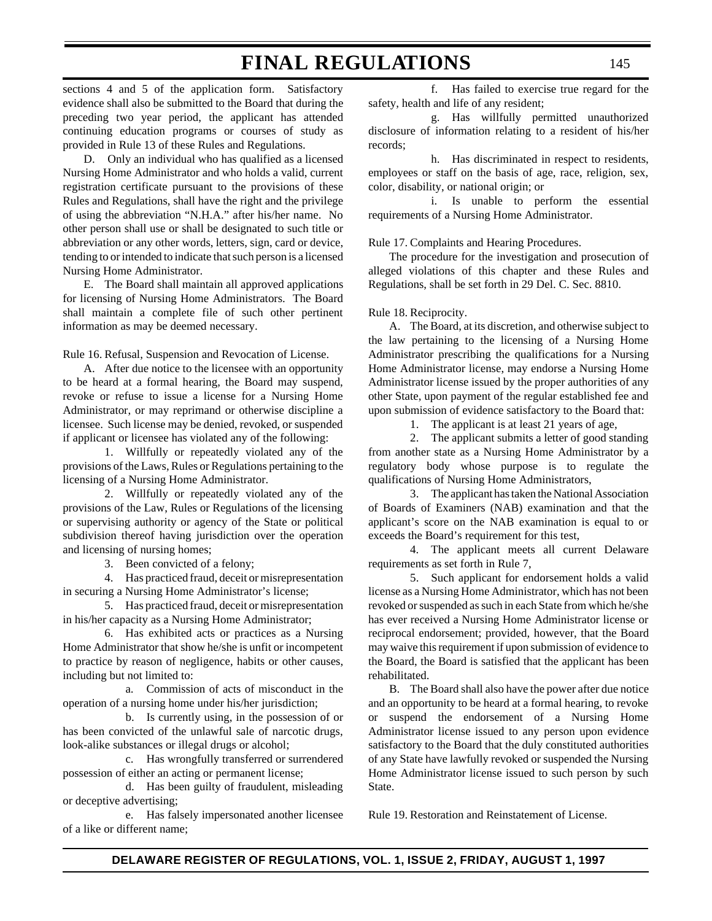sections 4 and 5 of the application form. Satisfactory evidence shall also be submitted to the Board that during the preceding two year period, the applicant has attended continuing education programs or courses of study as provided in Rule 13 of these Rules and Regulations.

D. Only an individual who has qualified as a licensed Nursing Home Administrator and who holds a valid, current registration certificate pursuant to the provisions of these Rules and Regulations, shall have the right and the privilege of using the abbreviation "N.H.A." after his/her name. No other person shall use or shall be designated to such title or abbreviation or any other words, letters, sign, card or device, tending to or intended to indicate that such person is a licensed Nursing Home Administrator.

E. The Board shall maintain all approved applications for licensing of Nursing Home Administrators. The Board shall maintain a complete file of such other pertinent information as may be deemed necessary.

Rule 16. Refusal, Suspension and Revocation of License.

A. After due notice to the licensee with an opportunity to be heard at a formal hearing, the Board may suspend, revoke or refuse to issue a license for a Nursing Home Administrator, or may reprimand or otherwise discipline a licensee. Such license may be denied, revoked, or suspended if applicant or licensee has violated any of the following:

1. Willfully or repeatedly violated any of the provisions of the Laws, Rules or Regulations pertaining to the licensing of a Nursing Home Administrator.

2. Willfully or repeatedly violated any of the provisions of the Law, Rules or Regulations of the licensing or supervising authority or agency of the State or political subdivision thereof having jurisdiction over the operation and licensing of nursing homes;

3. Been convicted of a felony;

4. Has practiced fraud, deceit or misrepresentation in securing a Nursing Home Administrator's license;

5. Has practiced fraud, deceit or misrepresentation in his/her capacity as a Nursing Home Administrator;

6. Has exhibited acts or practices as a Nursing Home Administrator that show he/she is unfit or incompetent to practice by reason of negligence, habits or other causes, including but not limited to:

a. Commission of acts of misconduct in the operation of a nursing home under his/her jurisdiction;

b. Is currently using, in the possession of or has been convicted of the unlawful sale of narcotic drugs, look-alike substances or illegal drugs or alcohol;

c. Has wrongfully transferred or surrendered possession of either an acting or permanent license;

d. Has been guilty of fraudulent, misleading or deceptive advertising;

e. Has falsely impersonated another licensee of a like or different name;

f. Has failed to exercise true regard for the safety, health and life of any resident;

g. Has willfully permitted unauthorized disclosure of information relating to a resident of his/her records;

h. Has discriminated in respect to residents, employees or staff on the basis of age, race, religion, sex, color, disability, or national origin; or

i. Is unable to perform the essential requirements of a Nursing Home Administrator.

Rule 17. Complaints and Hearing Procedures.

The procedure for the investigation and prosecution of alleged violations of this chapter and these Rules and Regulations, shall be set forth in 29 Del. C. Sec. 8810.

Rule 18. Reciprocity.

A. The Board, at its discretion, and otherwise subject to the law pertaining to the licensing of a Nursing Home Administrator prescribing the qualifications for a Nursing Home Administrator license, may endorse a Nursing Home Administrator license issued by the proper authorities of any other State, upon payment of the regular established fee and upon submission of evidence satisfactory to the Board that:

1. The applicant is at least 21 years of age,

2. The applicant submits a letter of good standing from another state as a Nursing Home Administrator by a regulatory body whose purpose is to regulate the qualifications of Nursing Home Administrators,

3. The applicant has taken the National Association of Boards of Examiners (NAB) examination and that the applicant's score on the NAB examination is equal to or exceeds the Board's requirement for this test,

4. The applicant meets all current Delaware requirements as set forth in Rule 7,

5. Such applicant for endorsement holds a valid license as a Nursing Home Administrator, which has not been revoked or suspended as such in each State from which he/she has ever received a Nursing Home Administrator license or reciprocal endorsement; provided, however, that the Board may waive this requirement if upon submission of evidence to the Board, the Board is satisfied that the applicant has been rehabilitated.

B. The Board shall also have the power after due notice and an opportunity to be heard at a formal hearing, to revoke or suspend the endorsement of a Nursing Home Administrator license issued to any person upon evidence satisfactory to the Board that the duly constituted authorities of any State have lawfully revoked or suspended the Nursing Home Administrator license issued to such person by such State.

Rule 19. Restoration and Reinstatement of License.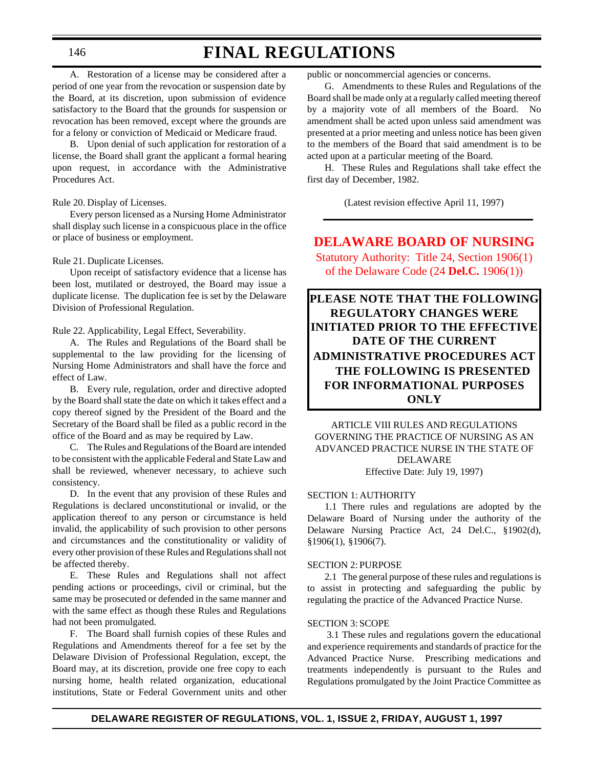A. Restoration of a license may be considered after a period of one year from the revocation or suspension date by the Board, at its discretion, upon submission of evidence satisfactory to the Board that the grounds for suspension or revocation has been removed, except where the grounds are for a felony or conviction of Medicaid or Medicare fraud.

B. Upon denial of such application for restoration of a license, the Board shall grant the applicant a formal hearing upon request, in accordance with the Administrative Procedures Act.

Rule 20. Display of Licenses.

Every person licensed as a Nursing Home Administrator shall display such license in a conspicuous place in the office or place of business or employment.

Rule 21. Duplicate Licenses.

Upon receipt of satisfactory evidence that a license has been lost, mutilated or destroyed, the Board may issue a duplicate license. The duplication fee is set by the Delaware Division of Professional Regulation.

Rule 22. Applicability, Legal Effect, Severability.

A. The Rules and Regulations of the Board shall be supplemental to the law providing for the licensing of Nursing Home Administrators and shall have the force and effect of Law.

B. Every rule, regulation, order and directive adopted by the Board shall state the date on which it takes effect and a copy thereof signed by the President of the Board and the Secretary of the Board shall be filed as a public record in the office of the Board and as may be required by Law.

C. The Rules and Regulations of the Board are intended to be consistent with the applicable Federal and State Law and shall be reviewed, whenever necessary, to achieve such consistency.

D. In the event that any provision of these Rules and Regulations is declared unconstitutional or invalid, or the application thereof to any person or circumstance is held invalid, the applicability of such provision to other persons and circumstances and the constitutionality or validity of every other provision of these Rules and Regulations shall not be affected thereby.

E. These Rules and Regulations shall not affect pending actions or proceedings, civil or criminal, but the same may be prosecuted or defended in the same manner and with the same effect as though these Rules and Regulations had not been promulgated.

F. The Board shall furnish copies of these Rules and Regulations and Amendments thereof for a fee set by the Delaware Division of Professional Regulation, except, the Board may, at its discretion, provide one free copy to each nursing home, health related organization, educational institutions, State or Federal Government units and other public or noncommercial agencies or concerns.

G. Amendments to these Rules and Regulations of the Board shall be made only at a regularly called meeting thereof by a majority vote of all members of the Board. No amendment shall be acted upon unless said amendment was presented at a prior meeting and unless notice has been given to the members of the Board that said amendment is to be acted upon at a particular meeting of the Board.

H. These Rules and Regulations shall take effect the first day of December, 1982.

(Latest revision effective April 11, 1997)

---

## DELAWARE BOARD OF NURSING

Statutory Authority: Title 24, Section 1906(1) of the Delaware Code (24 **Del.C.** 1906(1))

**PLEASE NOTE THAT THE FOLLOWING REGULATORY CHANGES WERE INITIATED PRIOR TO THE EFFECTIVE DATE OF THE CURRENT ADMINISTRATIVE PROCEDURES ACT THE FOLLOWING IS PRESENTED FOR INFORMATIONAL PURPOSES ONLY**

ARTICLE VIII RULES AND REGULATIONS GOVERNING THE PRACTICE OF NURSING AS AN ADVANCED PRACTICE NURSE IN THE STATE OF DELAWARE
Effective Date: July 19, 1997)

SECTION 1: AUTHORITY

1.1 There rules and regulations are adopted by the Delaware Board of Nursing under the authority of the Delaware Nursing Practice Act, 24 Del.C., §1902(d), §1906(1), §1906(7).

SECTION 2: PURPOSE

2.1 The general purpose of these rules and regulations is to assist in protecting and safeguarding the public by regulating the practice of the Advanced Practice Nurse.

SECTION 3: SCOPE

3.1 These rules and regulations govern the educational and experience requirements and standards of practice for the Advanced Practice Nurse. Prescribing medications and treatments independently is pursuant to the Rules and Regulations promulgated by the Joint Practice Committee as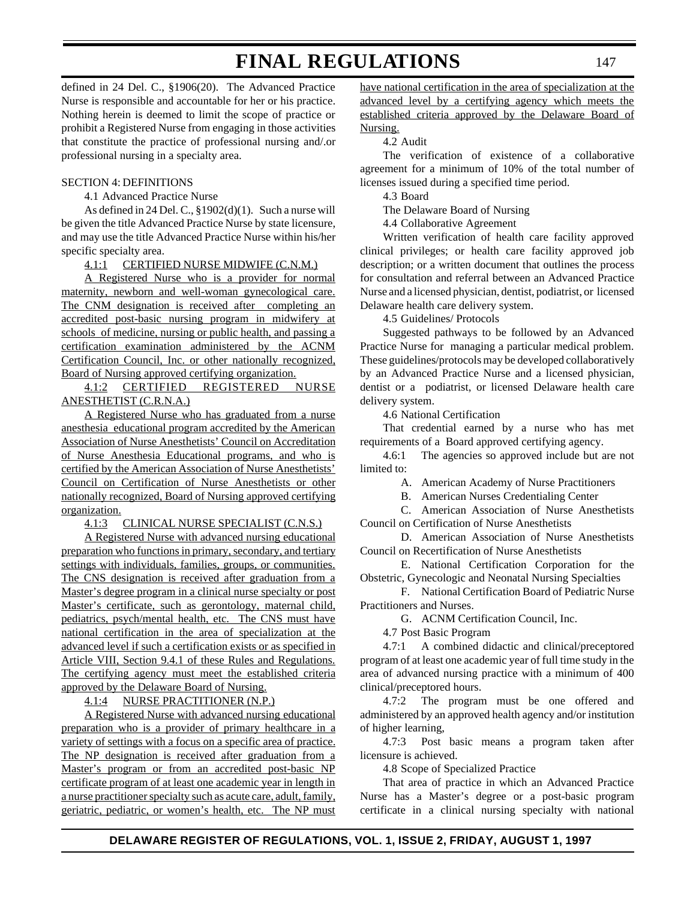defined in 24 Del. C., §1906(20). The Advanced Practice Nurse is responsible and accountable for her or his practice. Nothing herein is deemed to limit the scope of practice or prohibit a Registered Nurse from engaging in those activities that constitute the practice of professional nursing and/.or professional nursing in a specialty area.

SECTION 4: DEFINITIONS

4.1 Advanced Practice Nurse

As defined in 24 Del. C., §1902(d)(1). Such a nurse will be given the title Advanced Practice Nurse by state licensure, and may use the title Advanced Practice Nurse within his/her specific specialty area.

4.1:1 CERTIFIED NURSE MIDWIFE (C.N.M.)

A Registered Nurse who is a provider for normal maternity, newborn and well-woman gynecological care. The CNM designation is received after completing an accredited post-basic nursing program in midwifery at schools of medicine, nursing or public health, and passing a certification examination administered by the ACNM Certification Council, Inc. or other nationally recognized, Board of Nursing approved certifying organization.

4.1:2 CERTIFIED REGISTERED NURSE ANESTHETIST (C.R.N.A.)

A Registered Nurse who has graduated from a nurse anesthesia educational program accredited by the American Association of Nurse Anesthetists' Council on Accreditation of Nurse Anesthesia Educational programs, and who is certified by the American Association of Nurse Anesthetists' Council on Certification of Nurse Anesthetists or other nationally recognized, Board of Nursing approved certifying organization.

4.1:3 CLINICAL NURSE SPECIALIST (C.N.S.)

A Registered Nurse with advanced nursing educational preparation who functions in primary, secondary, and tertiary settings with individuals, families, groups, or communities. The CNS designation is received after graduation from a Master's degree program in a clinical nurse specialty or post Master's certificate, such as gerontology, maternal child, pediatrics, psych/mental health, etc. The CNS must have national certification in the area of specialization at the advanced level if such a certification exists or as specified in Article VIII, Section 9.4.1 of these Rules and Regulations. The certifying agency must meet the established criteria approved by the Delaware Board of Nursing.

4.1:4 NURSE PRACTITIONER (N.P.)

A Registered Nurse with advanced nursing educational preparation who is a provider of primary healthcare in a variety of settings with a focus on a specific area of practice. The NP designation is received after graduation from a Master's program or from an accredited post-basic NP certificate program of at least one academic year in length in a nurse practitioner specialty such as acute care, adult, family, geriatric, pediatric, or women's health, etc. The NP must have national certification in the area of specialization at the advanced level by a certifying agency which meets the established criteria approved by the Delaware Board of Nursing.

4.2 Audit

The verification of existence of a collaborative agreement for a minimum of 10% of the total number of licenses issued during a specified time period.

4.3 Board

The Delaware Board of Nursing

4.4 Collaborative Agreement

Written verification of health care facility approved clinical privileges; or health care facility approved job description; or a written document that outlines the process for consultation and referral between an Advanced Practice Nurse and a licensed physician, dentist, podiatrist, or licensed Delaware health care delivery system.

4.5 Guidelines/ Protocols

Suggested pathways to be followed by an Advanced Practice Nurse for managing a particular medical problem. These guidelines/protocols may be developed collaboratively by an Advanced Practice Nurse and a licensed physician, dentist or a podiatrist, or licensed Delaware health care delivery system.

4.6 National Certification

That credential earned by a nurse who has met requirements of a Board approved certifying agency.

4.6:1 The agencies so approved include but are not limited to:

A. American Academy of Nurse Practitioners

B. American Nurses Credentialing Center

C. American Association of Nurse Anesthetists Council on Certification of Nurse Anesthetists

D. American Association of Nurse Anesthetists Council on Recertification of Nurse Anesthetists

E. National Certification Corporation for the Obstetric, Gynecologic and Neonatal Nursing Specialties

F. National Certification Board of Pediatric Nurse Practitioners and Nurses.

G. ACNM Certification Council, Inc.

4.7 Post Basic Program

4.7:1 A combined didactic and clinical/preceptored program of at least one academic year of full time study in the area of advanced nursing practice with a minimum of 400 clinical/preceptored hours.

4.7:2 The program must be one offered and administered by an approved health agency and/or institution of higher learning,

4.7:3 Post basic means a program taken after licensure is achieved.

4.8 Scope of Specialized Practice

That area of practice in which an Advanced Practice Nurse has a Master's degree or a post-basic program certificate in a clinical nursing specialty with national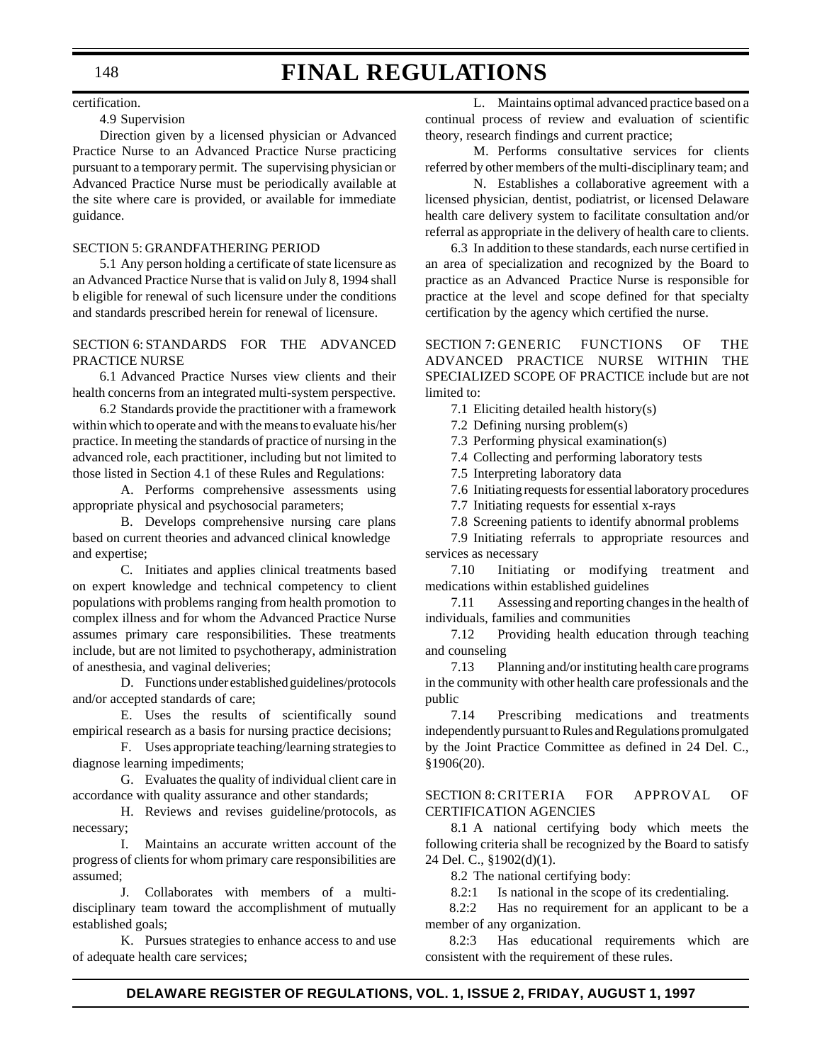certification.

4.9 Supervision

Direction given by a licensed physician or Advanced Practice Nurse to an Advanced Practice Nurse practicing pursuant to a temporary permit. The supervising physician or Advanced Practice Nurse must be periodically available at the site where care is provided, or available for immediate guidance.

SECTION 5: GRANDFATHERING PERIOD

5.1 Any person holding a certificate of state licensure as an Advanced Practice Nurse that is valid on July 8, 1994 shall b eligible for renewal of such licensure under the conditions and standards prescribed herein for renewal of licensure.

SECTION 6: STANDARDS FOR THE ADVANCED PRACTICE NURSE

6.1 Advanced Practice Nurses view clients and their health concerns from an integrated multi-system perspective.

6.2 Standards provide the practitioner with a framework within which to operate and with the means to evaluate his/her practice. In meeting the standards of practice of nursing in the advanced role, each practitioner, including but not limited to those listed in Section 4.1 of these Rules and Regulations:

A. Performs comprehensive assessments using appropriate physical and psychosocial parameters;

B. Develops comprehensive nursing care plans based on current theories and advanced clinical knowledge and expertise;

C. Initiates and applies clinical treatments based on expert knowledge and technical competency to client populations with problems ranging from health promotion to complex illness and for whom the Advanced Practice Nurse assumes primary care responsibilities. These treatments include, but are not limited to psychotherapy, administration of anesthesia, and vaginal deliveries;

D. Functions under established guidelines/protocols and/or accepted standards of care;

E. Uses the results of scientifically sound empirical research as a basis for nursing practice decisions;

F. Uses appropriate teaching/learning strategies to diagnose learning impediments;

G. Evaluates the quality of individual client care in accordance with quality assurance and other standards;

H. Reviews and revises guideline/protocols, as necessary;

I. Maintains an accurate written account of the progress of clients for whom primary care responsibilities are assumed;

J. Collaborates with members of a multi-disciplinary team toward the accomplishment of mutually established goals;

K. Pursues strategies to enhance access to and use of adequate health care services;

L. Maintains optimal advanced practice based on a continual process of review and evaluation of scientific theory, research findings and current practice;

M. Performs consultative services for clients referred by other members of the multi-disciplinary team; and

N. Establishes a collaborative agreement with a licensed physician, dentist, podiatrist, or licensed Delaware health care delivery system to facilitate consultation and/or referral as appropriate in the delivery of health care to clients.

6.3 In addition to these standards, each nurse certified in an area of specialization and recognized by the Board to practice as an Advanced Practice Nurse is responsible for practice at the level and scope defined for that specialty certification by the agency which certified the nurse.

SECTION 7: GENERIC FUNCTIONS OF THE ADVANCED PRACTICE NURSE WITHIN THE SPECIALIZED SCOPE OF PRACTICE include but are not limited to:

7.1 Eliciting detailed health history(s)

7.2 Defining nursing problem(s)

7.3 Performing physical examination(s)

7.4 Collecting and performing laboratory tests

7.5 Interpreting laboratory data

7.6 Initiating requests for essential laboratory procedures

7.7 Initiating requests for essential x-rays

7.8 Screening patients to identify abnormal problems

7.9 Initiating referrals to appropriate resources and services as necessary

7.10 Initiating or modifying treatment and medications within established guidelines

7.11 Assessing and reporting changes in the health of individuals, families and communities

7.12 Providing health education through teaching and counseling

7.13 Planning and/or instituting health care programs in the community with other health care professionals and the public

7.14 Prescribing medications and treatments independently pursuant to Rules and Regulations promulgated by the Joint Practice Committee as defined in 24 Del. C., §1906(20).

SECTION 8: CRITERIA FOR APPROVAL OF CERTIFICATION AGENCIES

8.1 A national certifying body which meets the following criteria shall be recognized by the Board to satisfy 24 Del. C., §1902(d)(1).

8.2 The national certifying body:

8.2:1 Is national in the scope of its credentialing.

8.2:2 Has no requirement for an applicant to be a member of any organization.

8.2:3 Has educational requirements which are consistent with the requirement of these rules.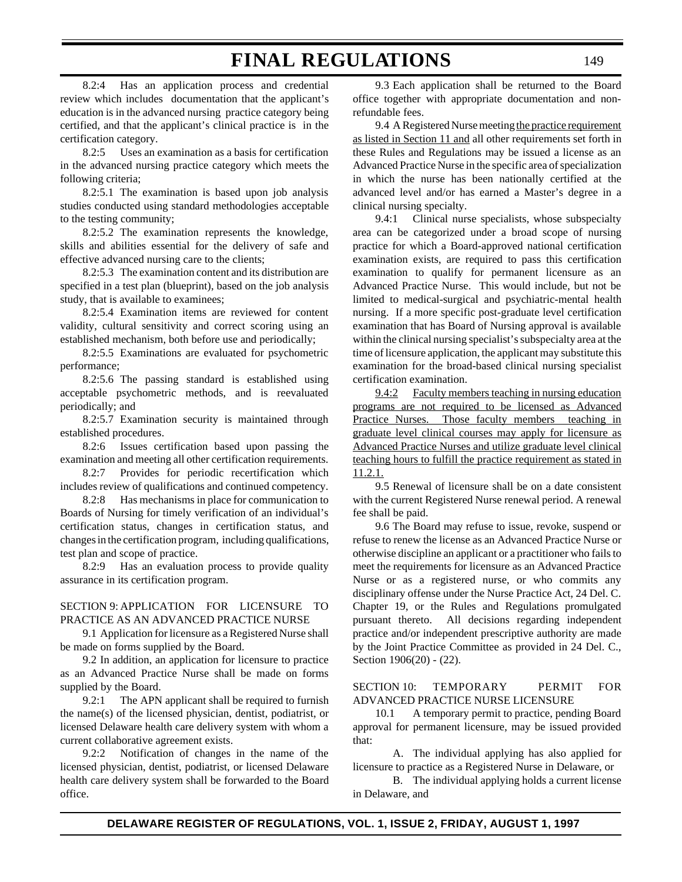8.2:4 Has an application process and credential review which includes documentation that the applicant's education is in the advanced nursing practice category being certified, and that the applicant's clinical practice is in the certification category.

8.2:5 Uses an examination as a basis for certification in the advanced nursing practice category which meets the following criteria;

8.2:5.1 The examination is based upon job analysis studies conducted using standard methodologies acceptable to the testing community;

8.2:5.2 The examination represents the knowledge, skills and abilities essential for the delivery of safe and effective advanced nursing care to the clients;

8.2:5.3 The examination content and its distribution are specified in a test plan (blueprint), based on the job analysis study, that is available to examinees;

8.2:5.4 Examination items are reviewed for content validity, cultural sensitivity and correct scoring using an established mechanism, both before use and periodically;

8.2:5.5 Examinations are evaluated for psychometric performance;

8.2:5.6 The passing standard is established using acceptable psychometric methods, and is reevaluated periodically; and

8.2:5.7 Examination security is maintained through established procedures.

8.2:6 Issues certification based upon passing the examination and meeting all other certification requirements.

8.2:7 Provides for periodic recertification which includes review of qualifications and continued competency.

8.2:8 Has mechanisms in place for communication to Boards of Nursing for timely verification of an individual's certification status, changes in certification status, and changes in the certification program, including qualifications, test plan and scope of practice.

8.2:9 Has an evaluation process to provide quality assurance in its certification program.

SECTION 9: APPLICATION FOR LICENSURE TO PRACTICE AS AN ADVANCED PRACTICE NURSE

9.1 Application for licensure as a Registered Nurse shall be made on forms supplied by the Board.

9.2 In addition, an application for licensure to practice as an Advanced Practice Nurse shall be made on forms supplied by the Board.

9.2:1 The APN applicant shall be required to furnish the name(s) of the licensed physician, dentist, podiatrist, or licensed Delaware health care delivery system with whom a current collaborative agreement exists.

9.2:2 Notification of changes in the name of the licensed physician, dentist, podiatrist, or licensed Delaware health care delivery system shall be forwarded to the Board office.

9.3 Each application shall be returned to the Board office together with appropriate documentation and non-refundable fees.

9.4 A Registered Nurse meeting the practice requirement as listed in Section 11 and all other requirements set forth in these Rules and Regulations may be issued a license as an Advanced Practice Nurse in the specific area of specialization in which the nurse has been nationally certified at the advanced level and/or has earned a Master's degree in a clinical nursing specialty.

9.4:1 Clinical nurse specialists, whose subspecialty area can be categorized under a broad scope of nursing practice for which a Board-approved national certification examination exists, are required to pass this certification examination to qualify for permanent licensure as an Advanced Practice Nurse. This would include, but not be limited to medical-surgical and psychiatric-mental health nursing. If a more specific post-graduate level certification examination that has Board of Nursing approval is available within the clinical nursing specialist's subspecialty area at the time of licensure application, the applicant may substitute this examination for the broad-based clinical nursing specialist certification examination.

9.4:2 Faculty members teaching in nursing education programs are not required to be licensed as Advanced Practice Nurses. Those faculty members teaching in graduate level clinical courses may apply for licensure as Advanced Practice Nurses and utilize graduate level clinical teaching hours to fulfill the practice requirement as stated in 11.2.1.

9.5 Renewal of licensure shall be on a date consistent with the current Registered Nurse renewal period. A renewal fee shall be paid.

9.6 The Board may refuse to issue, revoke, suspend or refuse to renew the license as an Advanced Practice Nurse or otherwise discipline an applicant or a practitioner who fails to meet the requirements for licensure as an Advanced Practice Nurse or as a registered nurse, or who commits any disciplinary offense under the Nurse Practice Act, 24 Del. C. Chapter 19, or the Rules and Regulations promulgated pursuant thereto. All decisions regarding independent practice and/or independent prescriptive authority are made by the Joint Practice Committee as provided in 24 Del. C., Section 1906(20) - (22).

SECTION 10: TEMPORARY PERMIT FOR ADVANCED PRACTICE NURSE LICENSURE

10.1 A temporary permit to practice, pending Board approval for permanent licensure, may be issued provided that:

A. The individual applying has also applied for licensure to practice as a Registered Nurse in Delaware, or

B. The individual applying holds a current license in Delaware, and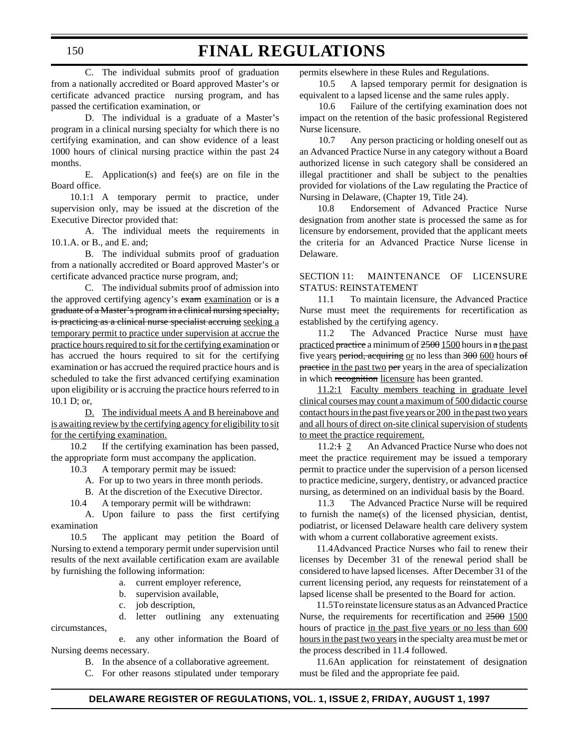C. The individual submits proof of graduation from a nationally accredited or Board approved Master's or certificate advanced practice nursing program, and has passed the certification examination, or

D. The individual is a graduate of a Master's program in a clinical nursing specialty for which there is no certifying examination, and can show evidence of a least 1000 hours of clinical nursing practice within the past 24 months.

E. Application(s) and fee(s) are on file in the Board office.

10.1:1 A temporary permit to practice, under supervision only, may be issued at the discretion of the Executive Director provided that:

A. The individual meets the requirements in 10.1.A. or B., and E. and;

B. The individual submits proof of graduation from a nationally accredited or Board approved Master's or certificate advanced practice nurse program, and;

C. The individual submits proof of admission into the approved certifying agency's ~~exam~~ examination or is ~~a graduate of a Master's program in a clinical nursing specialty, is practicing as a clinical nurse specialist accruing~~ seeking a temporary permit to practice under supervision at accrue the practice hours required to sit for the certifying examination or has accrued the hours required to sit for the certifying examination or has accrued the required practice hours and is scheduled to take the first advanced certifying examination upon eligibility or is accruing the practice hours referred to in 10.1 D; or,

D. The individual meets A and B hereinabove and is awaiting review by the certifying agency for eligibility to sit for the certifying examination.

10.2 If the certifying examination has been passed, the appropriate form must accompany the application.

10.3 A temporary permit may be issued:

A. For up to two years in three month periods.

B. At the discretion of the Executive Director.

10.4 A temporary permit will be withdrawn:

A. Upon failure to pass the first certifying examination

10.5 The applicant may petition the Board of Nursing to extend a temporary permit under supervision until results of the next available certification exam are available by furnishing the following information:

a. current employer reference,

b. supervision available,

c. job description,

d. letter outlining any extenuating circumstances,

e. any other information the Board of Nursing deems necessary.

B. In the absence of a collaborative agreement.

C. For other reasons stipulated under temporary permits elsewhere in these Rules and Regulations.

10.5 A lapsed temporary permit for designation is equivalent to a lapsed license and the same rules apply.

10.6 Failure of the certifying examination does not impact on the retention of the basic professional Registered Nurse licensure.

10.7 Any person practicing or holding oneself out as an Advanced Practice Nurse in any category without a Board authorized license in such category shall be considered an illegal practitioner and shall be subject to the penalties provided for violations of the Law regulating the Practice of Nursing in Delaware, (Chapter 19, Title 24).

10.8 Endorsement of Advanced Practice Nurse designation from another state is processed the same as for licensure by endorsement, provided that the applicant meets the criteria for an Advanced Practice Nurse license in Delaware.

SECTION 11: MAINTENANCE OF LICENSURE STATUS: REINSTATEMENT

11.1 To maintain licensure, the Advanced Practice Nurse must meet the requirements for recertification as established by the certifying agency.

11.2 The Advanced Practice Nurse must have practiced ~~practice~~ a minimum of ~~2500~~ 1500 hours in ~~a~~ the past five years ~~period, acquiring~~ or no less than ~~300~~ 600 hours ~~of practice~~ in the past two ~~per~~ years in the area of specialization in which ~~recognition~~ licensure has been granted.

11.2:1 Faculty members teaching in graduate level clinical courses may count a maximum of 500 didactic course contact hours in the past five years or 200 in the past two years and all hours of direct on-site clinical supervision of students to meet the practice requirement.

11.2:~~1~~ 2 An Advanced Practice Nurse who does not meet the practice requirement may be issued a temporary permit to practice under the supervision of a person licensed to practice medicine, surgery, dentistry, or advanced practice nursing, as determined on an individual basis by the Board.

11.3 The Advanced Practice Nurse will be required to furnish the name(s) of the licensed physician, dentist, podiatrist, or licensed Delaware health care delivery system with whom a current collaborative agreement exists.

11.4 Advanced Practice Nurses who fail to renew their licenses by December 31 of the renewal period shall be considered to have lapsed licenses. After December 31 of the current licensing period, any requests for reinstatement of a lapsed license shall be presented to the Board for action.

11.5 To reinstate licensure status as an Advanced Practice Nurse, the requirements for recertification and ~~2500~~ 1500 hours of practice in the past five years or no less than 600 hours in the past two years in the specialty area must be met or the process described in 11.4 followed.

11.6 An application for reinstatement of designation must be filed and the appropriate fee paid.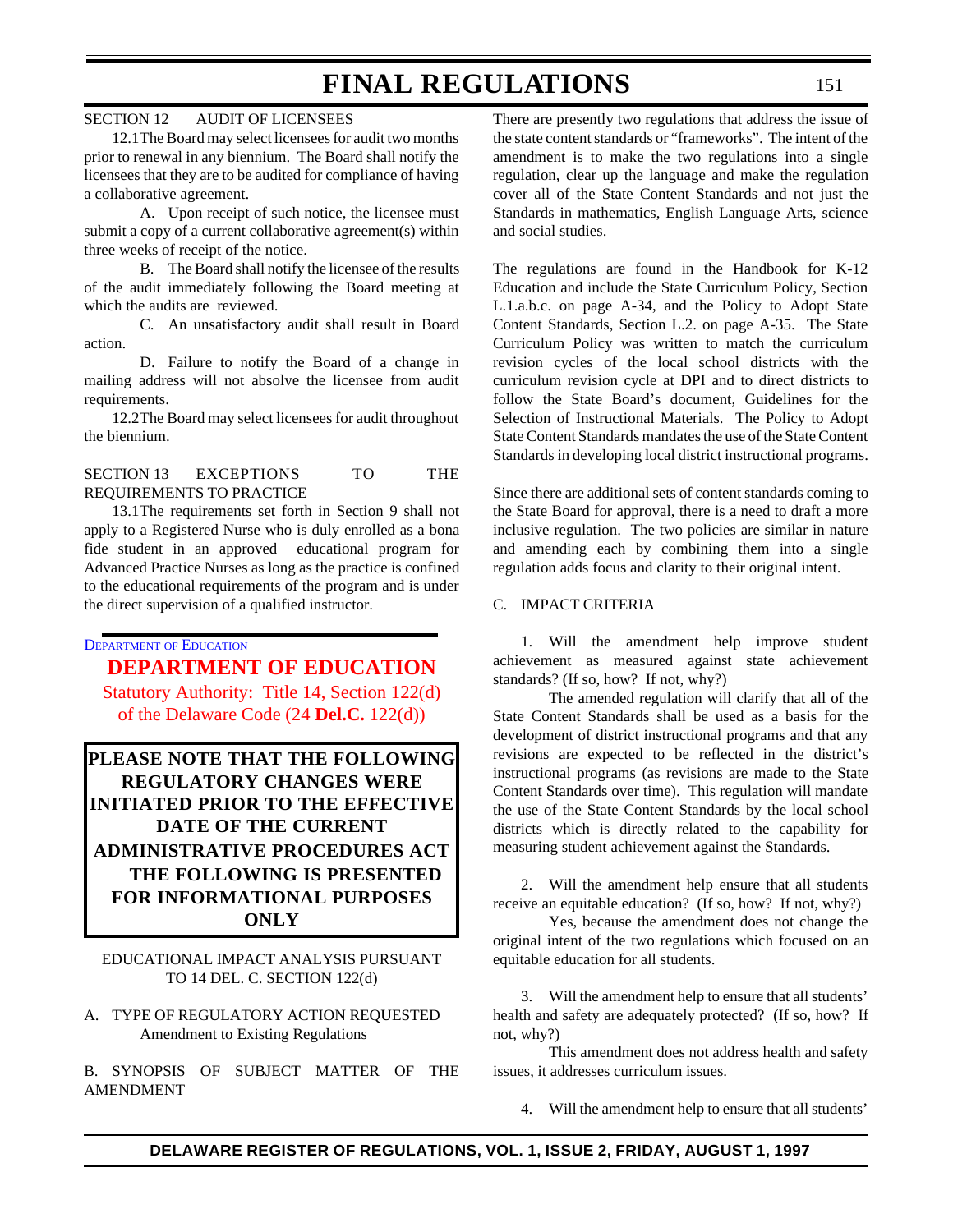SECTION 12 AUDIT OF LICENSEES

12.1 The Board may select licensees for audit two months prior to renewal in any biennium. The Board shall notify the licensees that they are to be audited for compliance of having a collaborative agreement.

A. Upon receipt of such notice, the licensee must submit a copy of a current collaborative agreement(s) within three weeks of receipt of the notice.

B. The Board shall notify the licensee of the results of the audit immediately following the Board meeting at which the audits are reviewed.

C. An unsatisfactory audit shall result in Board action.

D. Failure to notify the Board of a change in mailing address will not absolve the licensee from audit requirements.

12.2 The Board may select licensees for audit throughout the biennium.

SECTION 13 EXCEPTIONS TO THE REQUIREMENTS TO PRACTICE

13.1 The requirements set forth in Section 9 shall not apply to a Registered Nurse who is duly enrolled as a bona fide student in an approved educational program for Advanced Practice Nurses as long as the practice is confined to the educational requirements of the program and is under the direct supervision of a qualified instructor.

Department of Education

# DEPARTMENT OF EDUCATION

Statutory Authority: Title 14, Section 122(d) of the Delaware Code (24 **Del.C.** 122(d))

**PLEASE NOTE THAT THE FOLLOWING REGULATORY CHANGES WERE INITIATED PRIOR TO THE EFFECTIVE DATE OF THE CURRENT ADMINISTRATIVE PROCEDURES ACT THE FOLLOWING IS PRESENTED FOR INFORMATIONAL PURPOSES ONLY**

EDUCATIONAL IMPACT ANALYSIS PURSUANT TO 14 DEL. C. SECTION 122(d)

A. TYPE OF REGULATORY ACTION REQUESTED
Amendment to Existing Regulations

B. SYNOPSIS OF SUBJECT MATTER OF THE AMENDMENT

There are presently two regulations that address the issue of the state content standards or "frameworks". The intent of the amendment is to make the two regulations into a single regulation, clear up the language and make the regulation cover all of the State Content Standards and not just the Standards in mathematics, English Language Arts, science and social studies.

The regulations are found in the Handbook for K-12 Education and include the State Curriculum Policy, Section L.1.a.b.c. on page A-34, and the Policy to Adopt State Content Standards, Section L.2. on page A-35. The State Curriculum Policy was written to match the curriculum revision cycles of the local school districts with the curriculum revision cycle at DPI and to direct districts to follow the State Board's document, Guidelines for the Selection of Instructional Materials. The Policy to Adopt State Content Standards mandates the use of the State Content Standards in developing local district instructional programs.

Since there are additional sets of content standards coming to the State Board for approval, there is a need to draft a more inclusive regulation. The two policies are similar in nature and amending each by combining them into a single regulation adds focus and clarity to their original intent.

C. IMPACT CRITERIA

1. Will the amendment help improve student achievement as measured against state achievement standards? (If so, how? If not, why?)

The amended regulation will clarify that all of the State Content Standards shall be used as a basis for the development of district instructional programs and that any revisions are expected to be reflected in the district's instructional programs (as revisions are made to the State Content Standards over time). This regulation will mandate the use of the State Content Standards by the local school districts which is directly related to the capability for measuring student achievement against the Standards.

2. Will the amendment help ensure that all students receive an equitable education? (If so, how? If not, why?)

Yes, because the amendment does not change the original intent of the two regulations which focused on an equitable education for all students.

3. Will the amendment help to ensure that all students' health and safety are adequately protected? (If so, how? If not, why?)

This amendment does not address health and safety issues, it addresses curriculum issues.

4. Will the amendment help to ensure that all students'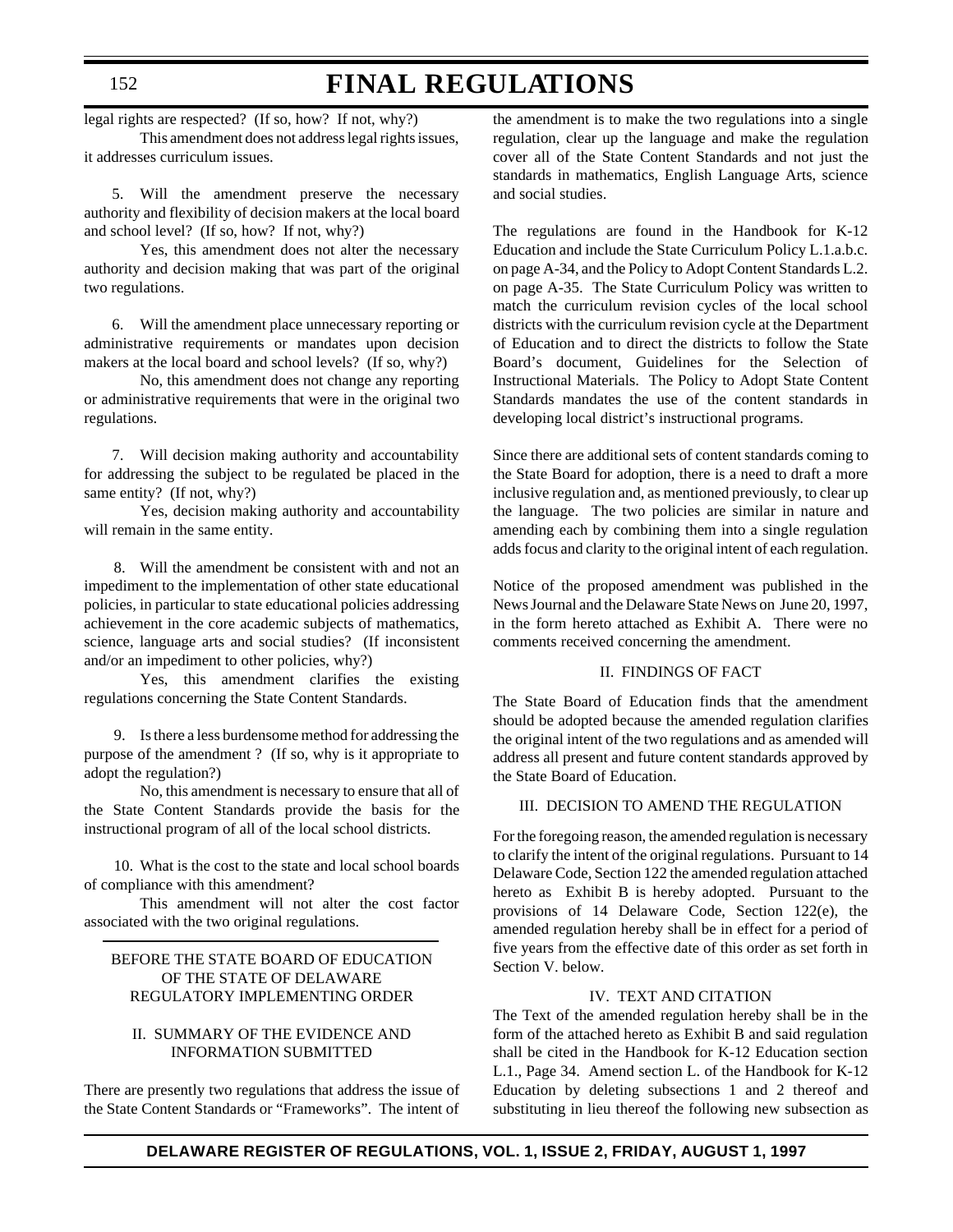legal rights are respected? (If so, how? If not, why?)

This amendment does not address legal rights issues, it addresses curriculum issues.

5. Will the amendment preserve the necessary authority and flexibility of decision makers at the local board and school level? (If so, how? If not, why?)

Yes, this amendment does not alter the necessary authority and decision making that was part of the original two regulations.

6. Will the amendment place unnecessary reporting or administrative requirements or mandates upon decision makers at the local board and school levels? (If so, why?)

No, this amendment does not change any reporting or administrative requirements that were in the original two regulations.

7. Will decision making authority and accountability for addressing the subject to be regulated be placed in the same entity? (If not, why?)

Yes, decision making authority and accountability will remain in the same entity.

8. Will the amendment be consistent with and not an impediment to the implementation of other state educational policies, in particular to state educational policies addressing achievement in the core academic subjects of mathematics, science, language arts and social studies? (If inconsistent and/or an impediment to other policies, why?)

Yes, this amendment clarifies the existing regulations concerning the State Content Standards.

9. Is there a less burdensome method for addressing the purpose of the amendment ? (If so, why is it appropriate to adopt the regulation?)

No, this amendment is necessary to ensure that all of the State Content Standards provide the basis for the instructional program of all of the local school districts.

10. What is the cost to the state and local school boards of compliance with this amendment?

This amendment will not alter the cost factor associated with the two original regulations.

---

BEFORE THE STATE BOARD OF EDUCATION
OF THE STATE OF DELAWARE
REGULATORY IMPLEMENTING ORDER

II. SUMMARY OF THE EVIDENCE AND INFORMATION SUBMITTED

There are presently two regulations that address the issue of the State Content Standards or "Frameworks". The intent of the amendment is to make the two regulations into a single regulation, clear up the language and make the regulation cover all of the State Content Standards and not just the standards in mathematics, English Language Arts, science and social studies.

The regulations are found in the Handbook for K-12 Education and include the State Curriculum Policy L.1.a.b.c. on page A-34, and the Policy to Adopt Content Standards L.2. on page A-35. The State Curriculum Policy was written to match the curriculum revision cycles of the local school districts with the curriculum revision cycle at the Department of Education and to direct the districts to follow the State Board's document, Guidelines for the Selection of Instructional Materials. The Policy to Adopt State Content Standards mandates the use of the content standards in developing local district's instructional programs.

Since there are additional sets of content standards coming to the State Board for adoption, there is a need to draft a more inclusive regulation and, as mentioned previously, to clear up the language. The two policies are similar in nature and amending each by combining them into a single regulation adds focus and clarity to the original intent of each regulation.

Notice of the proposed amendment was published in the News Journal and the Delaware State News on June 20, 1997, in the form hereto attached as Exhibit A. There were no comments received concerning the amendment.

II. FINDINGS OF FACT

The State Board of Education finds that the amendment should be adopted because the amended regulation clarifies the original intent of the two regulations and as amended will address all present and future content standards approved by the State Board of Education.

III. DECISION TO AMEND THE REGULATION

For the foregoing reason, the amended regulation is necessary to clarify the intent of the original regulations. Pursuant to 14 Delaware Code, Section 122 the amended regulation attached hereto as Exhibit B is hereby adopted. Pursuant to the provisions of 14 Delaware Code, Section 122(e), the amended regulation hereby shall be in effect for a period of five years from the effective date of this order as set forth in Section V. below.

IV. TEXT AND CITATION

The Text of the amended regulation hereby shall be in the form of the attached hereto as Exhibit B and said regulation shall be cited in the Handbook for K-12 Education section L.1., Page 34. Amend section L. of the Handbook for K-12 Education by deleting subsections 1 and 2 thereof and substituting in lieu thereof the following new subsection as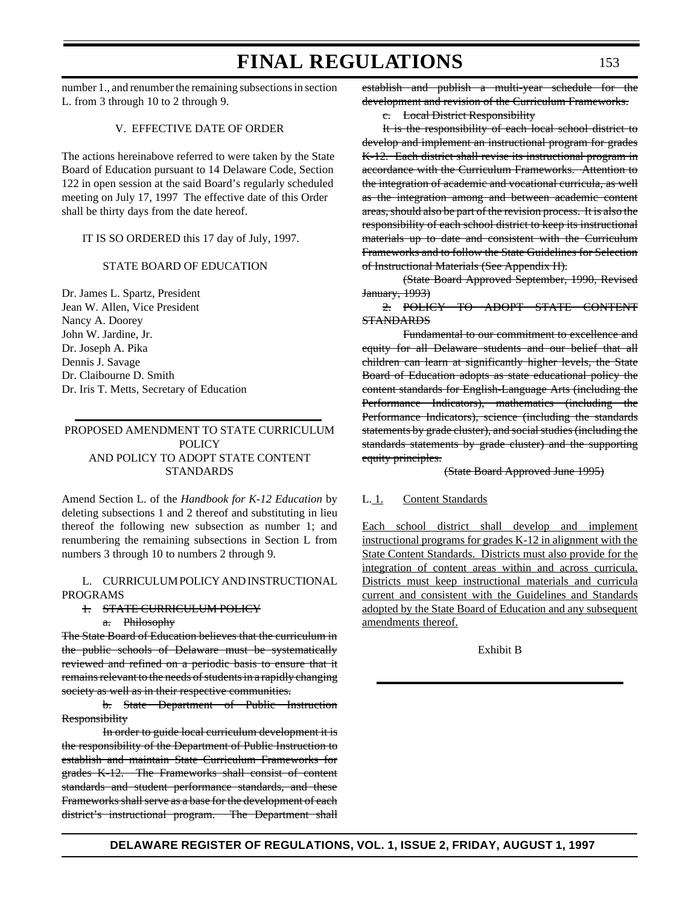number 1., and renumber the remaining subsections in section L. from 3 through 10 to 2 through 9.

V. EFFECTIVE DATE OF ORDER

The actions hereinabove referred to were taken by the State Board of Education pursuant to 14 Delaware Code, Section 122 in open session at the said Board's regularly scheduled meeting on July 17, 1997 The effective date of this Order shall be thirty days from the date hereof.

IT IS SO ORDERED this 17 day of July, 1997.

STATE BOARD OF EDUCATION

Dr. James L. Spartz, President
Jean W. Allen, Vice President
Nancy A. Doorey
John W. Jardine, Jr.
Dr. Joseph A. Pika
Dennis J. Savage
Dr. Claibourne D. Smith
Dr. Iris T. Metts, Secretary of Education

---

PROPOSED AMENDMENT TO STATE CURRICULUM POLICY
AND POLICY TO ADOPT STATE CONTENT STANDARDS

Amend Section L. of the *Handbook for K-12 Education* by deleting subsections 1 and 2 thereof and substituting in lieu thereof the following new subsection as number 1; and renumbering the remaining subsections in Section L from numbers 3 through 10 to numbers 2 through 9.

L. CURRICULUM POLICY AND INSTRUCTIONAL PROGRAMS

~~1. STATE CURRICULUM POLICY~~

~~a. Philosophy~~

~~The State Board of Education believes that the curriculum in the public schools of Delaware must be systematically reviewed and refined on a periodic basis to ensure that it remains relevant to the needs of students in a rapidly changing society as well as in their respective communities.~~

~~b. State Department of Public Instruction Responsibility~~

~~In order to guide local curriculum development it is the responsibility of the Department of Public Instruction to establish and maintain State Curriculum Frameworks for grades K-12. The Frameworks shall consist of content standards and student performance standards, and these Frameworks shall serve as a base for the development of each district's instructional program. The Department shall establish and publish a multi-year schedule for the development and revision of the Curriculum Frameworks.~~

~~c. Local District Responsibility~~

~~It is the responsibility of each local school district to develop and implement an instructional program for grades K-12. Each district shall revise its instructional program in accordance with the Curriculum Frameworks. Attention to the integration of academic and vocational curricula, as well as the integration among and between academic content areas, should also be part of the revision process. It is also the responsibility of each school district to keep its instructional materials up to date and consistent with the Curriculum Frameworks and to follow the State Guidelines for Selection of Instructional Materials (See Appendix II).~~

~~(State Board Approved September, 1990, Revised January, 1993)~~

~~2. POLICY TO ADOPT STATE CONTENT STANDARDS~~

~~Fundamental to our commitment to excellence and equity for all Delaware students and our belief that all children can learn at significantly higher levels, the State Board of Education adopts as state educational policy the content standards for English-Language Arts (including the Performance Indicators), mathematics (including the Performance Indicators), science (including the standards statements by grade cluster), and social studies (including the standards statements by grade cluster) and the supporting equity principles.~~

~~(State Board Approved June 1995)~~

L. <u>1.</u> <u>Content Standards</u>

<u>Each school district shall develop and implement instructional programs for grades K-12 in alignment with the State Content Standards. Districts must also provide for the integration of content areas within and across curricula. Districts must keep instructional materials and curricula current and consistent with the Guidelines and Standards adopted by the State Board of Education and any subsequent amendments thereof.</u>

Exhibit B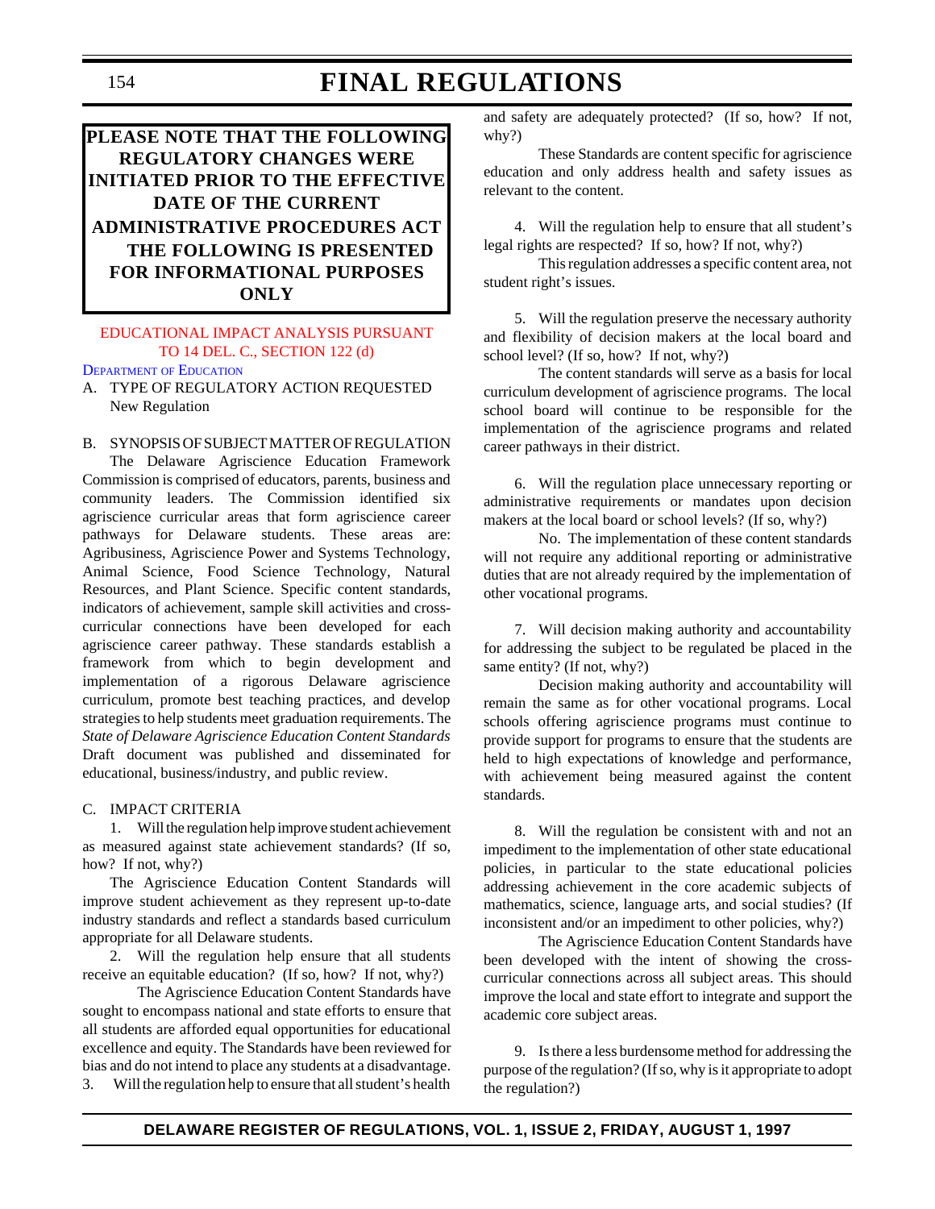**PLEASE NOTE THAT THE FOLLOWING REGULATORY CHANGES WERE INITIATED PRIOR TO THE EFFECTIVE DATE OF THE CURRENT ADMINISTRATIVE PROCEDURES ACT THE FOLLOWING IS PRESENTED FOR INFORMATIONAL PURPOSES ONLY**

## EDUCATIONAL IMPACT ANALYSIS PURSUANT TO 14 DEL. C., SECTION 122 (d)

DEPARTMENT OF EDUCATION

A. TYPE OF REGULATORY ACTION REQUESTED
New Regulation

B. SYNOPSIS OF SUBJECT MATTER OF REGULATION

The Delaware Agriscience Education Framework Commission is comprised of educators, parents, business and community leaders. The Commission identified six agriscience curricular areas that form agriscience career pathways for Delaware students. These areas are: Agribusiness, Agriscience Power and Systems Technology, Animal Science, Food Science Technology, Natural Resources, and Plant Science. Specific content standards, indicators of achievement, sample skill activities and cross-curricular connections have been developed for each agriscience career pathway. These standards establish a framework from which to begin development and implementation of a rigorous Delaware agriscience curriculum, promote best teaching practices, and develop strategies to help students meet graduation requirements. The *State of Delaware Agriscience Education Content Standards* Draft document was published and disseminated for educational, business/industry, and public review.

C. IMPACT CRITERIA

1. Will the regulation help improve student achievement as measured against state achievement standards? (If so, how? If not, why?)

The Agriscience Education Content Standards will improve student achievement as they represent up-to-date industry standards and reflect a standards based curriculum appropriate for all Delaware students.

2. Will the regulation help ensure that all students receive an equitable education? (If so, how? If not, why?)

The Agriscience Education Content Standards have sought to encompass national and state efforts to ensure that all students are afforded equal opportunities for educational excellence and equity. The Standards have been reviewed for bias and do not intend to place any students at a disadvantage.

3. Will the regulation help to ensure that all student's health and safety are adequately protected? (If so, how? If not, why?)

These Standards are content specific for agriscience education and only address health and safety issues as relevant to the content.

4. Will the regulation help to ensure that all student's legal rights are respected? If so, how? If not, why?)

This regulation addresses a specific content area, not student right's issues.

5. Will the regulation preserve the necessary authority and flexibility of decision makers at the local board and school level? (If so, how? If not, why?)

The content standards will serve as a basis for local curriculum development of agriscience programs. The local school board will continue to be responsible for the implementation of the agriscience programs and related career pathways in their district.

6. Will the regulation place unnecessary reporting or administrative requirements or mandates upon decision makers at the local board or school levels? (If so, why?)

No. The implementation of these content standards will not require any additional reporting or administrative duties that are not already required by the implementation of other vocational programs.

7. Will decision making authority and accountability for addressing the subject to be regulated be placed in the same entity? (If not, why?)

Decision making authority and accountability will remain the same as for other vocational programs. Local schools offering agriscience programs must continue to provide support for programs to ensure that the students are held to high expectations of knowledge and performance, with achievement being measured against the content standards.

8. Will the regulation be consistent with and not an impediment to the implementation of other state educational policies, in particular to the state educational policies addressing achievement in the core academic subjects of mathematics, science, language arts, and social studies? (If inconsistent and/or an impediment to other policies, why?)

The Agriscience Education Content Standards have been developed with the intent of showing the cross-curricular connections across all subject areas. This should improve the local and state effort to integrate and support the academic core subject areas.

9. Is there a less burdensome method for addressing the purpose of the regulation? (If so, why is it appropriate to adopt the regulation?)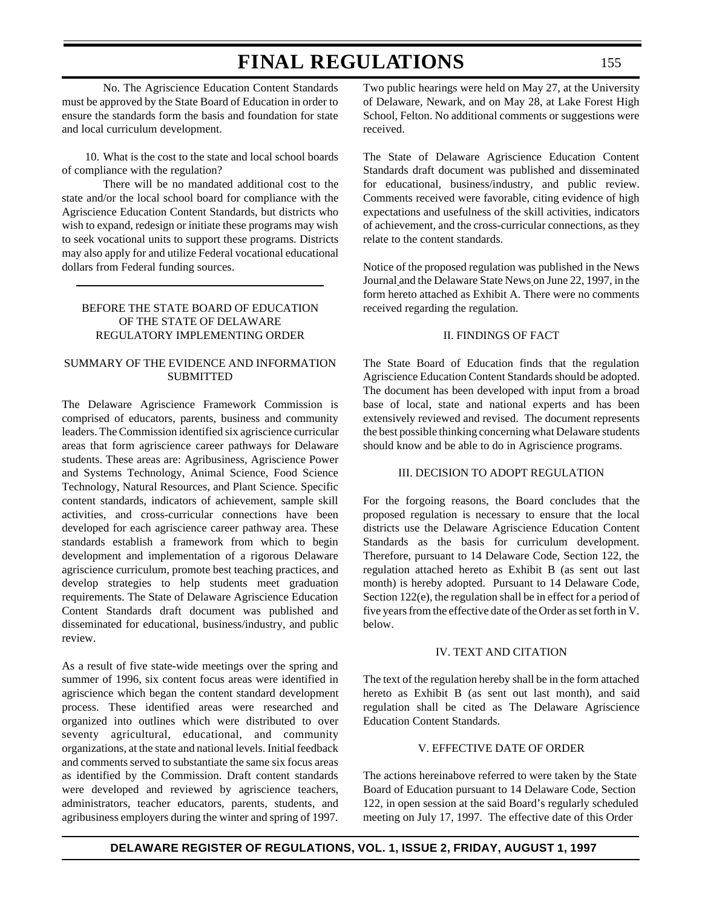No. The Agriscience Education Content Standards must be approved by the State Board of Education in order to ensure the standards form the basis and foundation for state and local curriculum development.

10. What is the cost to the state and local school boards of compliance with the regulation?

There will be no mandated additional cost to the state and/or the local school board for compliance with the Agriscience Education Content Standards, but districts who wish to expand, redesign or initiate these programs may wish to seek vocational units to support these programs. Districts may also apply for and utilize Federal vocational educational dollars from Federal funding sources.

---

BEFORE THE STATE BOARD OF EDUCATION
OF THE STATE OF DELAWARE
REGULATORY IMPLEMENTING ORDER

SUMMARY OF THE EVIDENCE AND INFORMATION SUBMITTED

The Delaware Agriscience Framework Commission is comprised of educators, parents, business and community leaders. The Commission identified six agriscience curricular areas that form agriscience career pathways for Delaware students. These areas are: Agribusiness, Agriscience Power and Systems Technology, Animal Science, Food Science Technology, Natural Resources, and Plant Science. Specific content standards, indicators of achievement, sample skill activities, and cross-curricular connections have been developed for each agriscience career pathway area. These standards establish a framework from which to begin development and implementation of a rigorous Delaware agriscience curriculum, promote best teaching practices, and develop strategies to help students meet graduation requirements. The State of Delaware Agriscience Education Content Standards draft document was published and disseminated for educational, business/industry, and public review.

As a result of five state-wide meetings over the spring and summer of 1996, six content focus areas were identified in agriscience which began the content standard development process. These identified areas were researched and organized into outlines which were distributed to over seventy agricultural, educational, and community organizations, at the state and national levels. Initial feedback and comments served to substantiate the same six focus areas as identified by the Commission. Draft content standards were developed and reviewed by agriscience teachers, administrators, teacher educators, parents, students, and agribusiness employers during the winter and spring of 1997. Two public hearings were held on May 27, at the University of Delaware, Newark, and on May 28, at Lake Forest High School, Felton. No additional comments or suggestions were received.

The State of Delaware Agriscience Education Content Standards draft document was published and disseminated for educational, business/industry, and public review. Comments received were favorable, citing evidence of high expectations and usefulness of the skill activities, indicators of achievement, and the cross-curricular connections, as they relate to the content standards.

Notice of the proposed regulation was published in the News Journal and the Delaware State News on June 22, 1997, in the form hereto attached as Exhibit A. There were no comments received regarding the regulation.

II. FINDINGS OF FACT

The State Board of Education finds that the regulation Agriscience Education Content Standards should be adopted. The document has been developed with input from a broad base of local, state and national experts and has been extensively reviewed and revised. The document represents the best possible thinking concerning what Delaware students should know and be able to do in Agriscience programs.

III. DECISION TO ADOPT REGULATION

For the forgoing reasons, the Board concludes that the proposed regulation is necessary to ensure that the local districts use the Delaware Agriscience Education Content Standards as the basis for curriculum development. Therefore, pursuant to 14 Delaware Code, Section 122, the regulation attached hereto as Exhibit B (as sent out last month) is hereby adopted. Pursuant to 14 Delaware Code, Section 122(e), the regulation shall be in effect for a period of five years from the effective date of the Order as set forth in V. below.

IV. TEXT AND CITATION

The text of the regulation hereby shall be in the form attached hereto as Exhibit B (as sent out last month), and said regulation shall be cited as The Delaware Agriscience Education Content Standards.

V. EFFECTIVE DATE OF ORDER

The actions hereinabove referred to were taken by the State Board of Education pursuant to 14 Delaware Code, Section 122, in open session at the said Board's regularly scheduled meeting on July 17, 1997. The effective date of this Order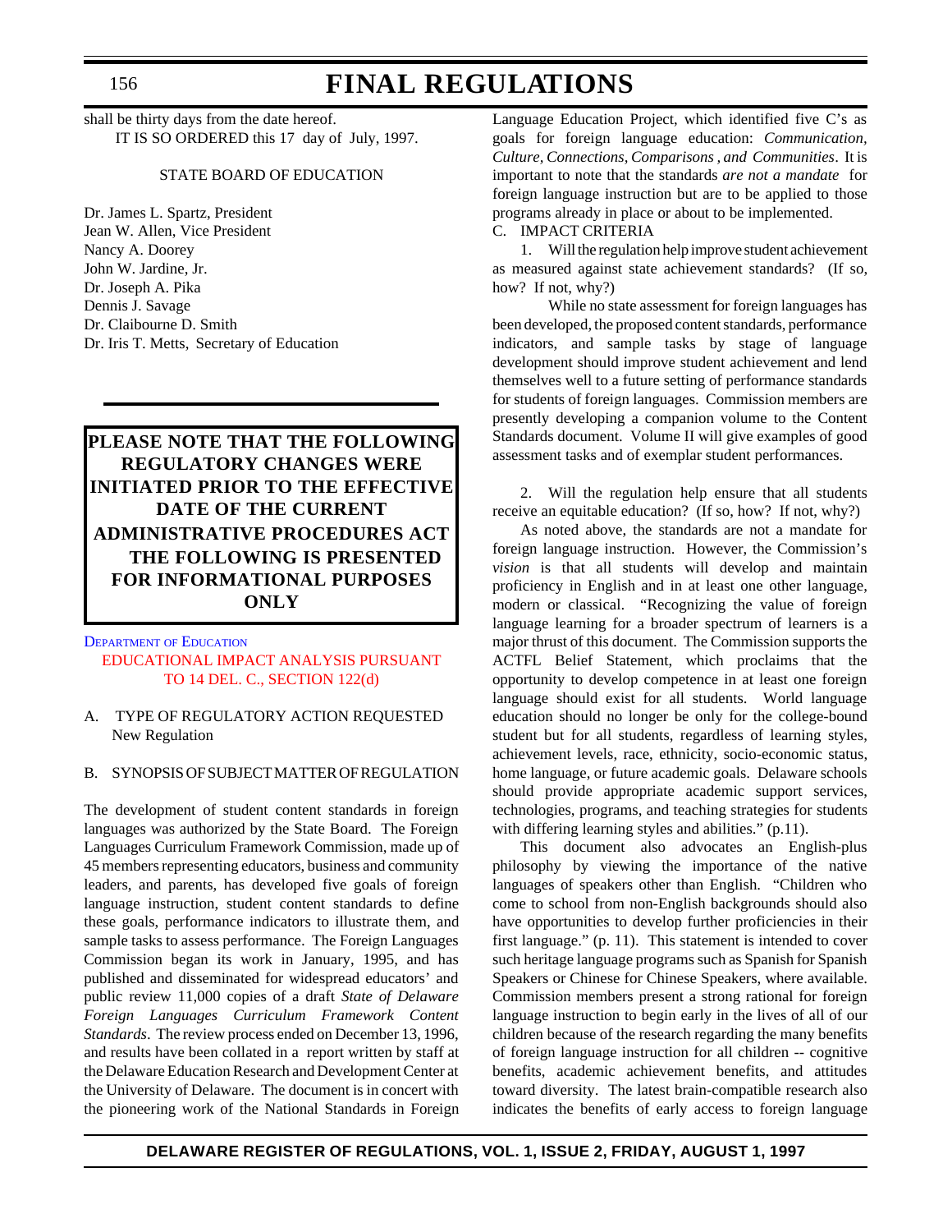shall be thirty days from the date hereof.

IT IS SO ORDERED this 17 day of July, 1997.

STATE BOARD OF EDUCATION

Dr. James L. Spartz, President
Jean W. Allen, Vice President
Nancy A. Doorey
John W. Jardine, Jr.
Dr. Joseph A. Pika
Dennis J. Savage
Dr. Claibourne D. Smith
Dr. Iris T. Metts, Secretary of Education

**PLEASE NOTE THAT THE FOLLOWING REGULATORY CHANGES WERE INITIATED PRIOR TO THE EFFECTIVE DATE OF THE CURRENT ADMINISTRATIVE PROCEDURES ACT THE FOLLOWING IS PRESENTED FOR INFORMATIONAL PURPOSES ONLY**

DEPARTMENT OF EDUCATION

## EDUCATIONAL IMPACT ANALYSIS PURSUANT TO 14 DEL. C., SECTION 122(d)

A. TYPE OF REGULATORY ACTION REQUESTED
New Regulation

B. SYNOPSIS OF SUBJECT MATTER OF REGULATION

The development of student content standards in foreign languages was authorized by the State Board. The Foreign Languages Curriculum Framework Commission, made up of 45 members representing educators, business and community leaders, and parents, has developed five goals of foreign language instruction, student content standards to define these goals, performance indicators to illustrate them, and sample tasks to assess performance. The Foreign Languages Commission began its work in January, 1995, and has published and disseminated for widespread educators' and public review 11,000 copies of a draft *State of Delaware Foreign Languages Curriculum Framework Content Standards*. The review process ended on December 13, 1996, and results have been collated in a report written by staff at the Delaware Education Research and Development Center at the University of Delaware. The document is in concert with the pioneering work of the National Standards in Foreign Language Education Project, which identified five C's as goals for foreign language education: *Communication, Culture, Connections, Comparisons , and Communities*. It is important to note that the standards *are not a mandate* for foreign language instruction but are to be applied to those programs already in place or about to be implemented.

C. IMPACT CRITERIA

1. Will the regulation help improve student achievement as measured against state achievement standards? (If so, how? If not, why?)

While no state assessment for foreign languages has been developed, the proposed content standards, performance indicators, and sample tasks by stage of language development should improve student achievement and lend themselves well to a future setting of performance standards for students of foreign languages. Commission members are presently developing a companion volume to the Content Standards document. Volume II will give examples of good assessment tasks and of exemplar student performances.

2. Will the regulation help ensure that all students receive an equitable education? (If so, how? If not, why?)

As noted above, the standards are not a mandate for foreign language instruction. However, the Commission's *vision* is that all students will develop and maintain proficiency in English and in at least one other language, modern or classical. "Recognizing the value of foreign language learning for a broader spectrum of learners is a major thrust of this document. The Commission supports the ACTFL Belief Statement, which proclaims that the opportunity to develop competence in at least one foreign language should exist for all students. World language education should no longer be only for the college-bound student but for all students, regardless of learning styles, achievement levels, race, ethnicity, socio-economic status, home language, or future academic goals. Delaware schools should provide appropriate academic support services, technologies, programs, and teaching strategies for students with differing learning styles and abilities." (p.11).

This document also advocates an English-plus philosophy by viewing the importance of the native languages of speakers other than English. "Children who come to school from non-English backgrounds should also have opportunities to develop further proficiencies in their first language." (p. 11). This statement is intended to cover such heritage language programs such as Spanish for Spanish Speakers or Chinese for Chinese Speakers, where available. Commission members present a strong rational for foreign language instruction to begin early in the lives of all of our children because of the research regarding the many benefits of foreign language instruction for all children -- cognitive benefits, academic achievement benefits, and attitudes toward diversity. The latest brain-compatible research also indicates the benefits of early access to foreign language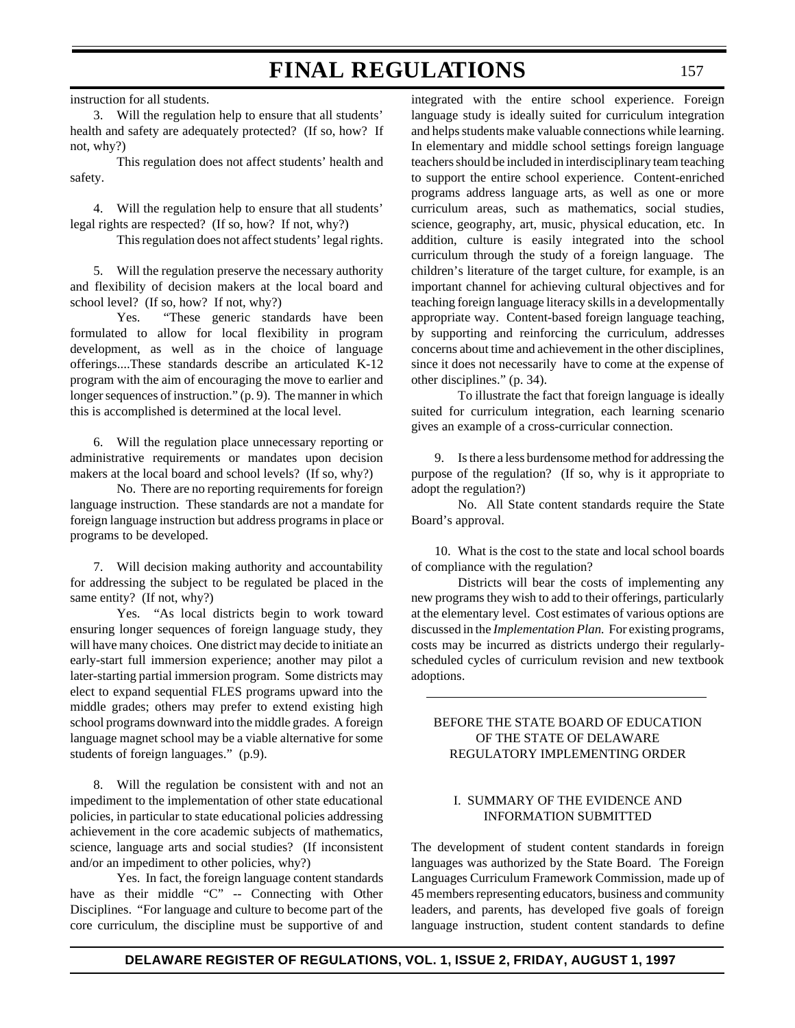instruction for all students.

3. Will the regulation help to ensure that all students' health and safety are adequately protected? (If so, how? If not, why?)

This regulation does not affect students' health and safety.

4. Will the regulation help to ensure that all students' legal rights are respected? (If so, how? If not, why?)

This regulation does not affect students' legal rights.

5. Will the regulation preserve the necessary authority and flexibility of decision makers at the local board and school level? (If so, how? If not, why?)

Yes. "These generic standards have been formulated to allow for local flexibility in program development, as well as in the choice of language offerings....These standards describe an articulated K-12 program with the aim of encouraging the move to earlier and longer sequences of instruction." (p. 9). The manner in which this is accomplished is determined at the local level.

6. Will the regulation place unnecessary reporting or administrative requirements or mandates upon decision makers at the local board and school levels? (If so, why?)

No. There are no reporting requirements for foreign language instruction. These standards are not a mandate for foreign language instruction but address programs in place or programs to be developed.

7. Will decision making authority and accountability for addressing the subject to be regulated be placed in the same entity? (If not, why?)

Yes. "As local districts begin to work toward ensuring longer sequences of foreign language study, they will have many choices. One district may decide to initiate an early-start full immersion experience; another may pilot a later-starting partial immersion program. Some districts may elect to expand sequential FLES programs upward into the middle grades; others may prefer to extend existing high school programs downward into the middle grades. A foreign language magnet school may be a viable alternative for some students of foreign languages." (p.9).

8. Will the regulation be consistent with and not an impediment to the implementation of other state educational policies, in particular to state educational policies addressing achievement in the core academic subjects of mathematics, science, language arts and social studies? (If inconsistent and/or an impediment to other policies, why?)

Yes. In fact, the foreign language content standards have as their middle "C" -- Connecting with Other Disciplines. "For language and culture to become part of the core curriculum, the discipline must be supportive of and integrated with the entire school experience. Foreign language study is ideally suited for curriculum integration and helps students make valuable connections while learning. In elementary and middle school settings foreign language teachers should be included in interdisciplinary team teaching to support the entire school experience. Content-enriched programs address language arts, as well as one or more curriculum areas, such as mathematics, social studies, science, geography, art, music, physical education, etc. In addition, culture is easily integrated into the school curriculum through the study of a foreign language. The children's literature of the target culture, for example, is an important channel for achieving cultural objectives and for teaching foreign language literacy skills in a developmentally appropriate way. Content-based foreign language teaching, by supporting and reinforcing the curriculum, addresses concerns about time and achievement in the other disciplines, since it does not necessarily have to come at the expense of other disciplines." (p. 34).

To illustrate the fact that foreign language is ideally suited for curriculum integration, each learning scenario gives an example of a cross-curricular connection.

9. Is there a less burdensome method for addressing the purpose of the regulation? (If so, why is it appropriate to adopt the regulation?)

No. All State content standards require the State Board's approval.

10. What is the cost to the state and local school boards of compliance with the regulation?

Districts will bear the costs of implementing any new programs they wish to add to their offerings, particularly at the elementary level. Cost estimates of various options are discussed in the *Implementation Plan.* For existing programs, costs may be incurred as districts undergo their regularly-scheduled cycles of curriculum revision and new textbook adoptions.

---

BEFORE THE STATE BOARD OF EDUCATION
OF THE STATE OF DELAWARE
REGULATORY IMPLEMENTING ORDER

I. SUMMARY OF THE EVIDENCE AND INFORMATION SUBMITTED

The development of student content standards in foreign languages was authorized by the State Board. The Foreign Languages Curriculum Framework Commission, made up of 45 members representing educators, business and community leaders, and parents, has developed five goals of foreign language instruction, student content standards to define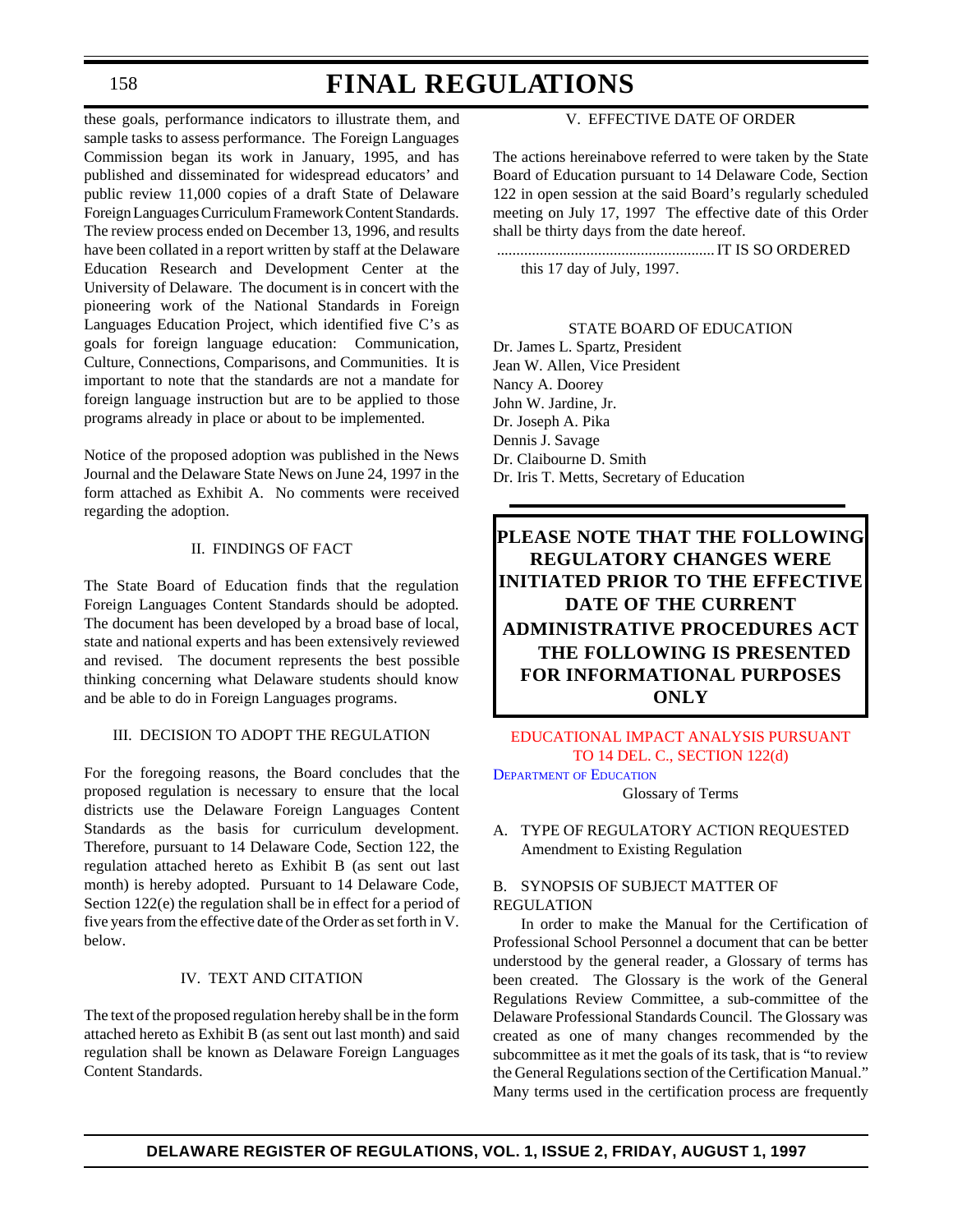these goals, performance indicators to illustrate them, and sample tasks to assess performance. The Foreign Languages Commission began its work in January, 1995, and has published and disseminated for widespread educators' and public review 11,000 copies of a draft State of Delaware Foreign Languages Curriculum Framework Content Standards. The review process ended on December 13, 1996, and results have been collated in a report written by staff at the Delaware Education Research and Development Center at the University of Delaware. The document is in concert with the pioneering work of the National Standards in Foreign Languages Education Project, which identified five C's as goals for foreign language education: Communication, Culture, Connections, Comparisons, and Communities. It is important to note that the standards are not a mandate for foreign language instruction but are to be applied to those programs already in place or about to be implemented.

Notice of the proposed adoption was published in the News Journal and the Delaware State News on June 24, 1997 in the form attached as Exhibit A. No comments were received regarding the adoption.

## II. FINDINGS OF FACT

The State Board of Education finds that the regulation Foreign Languages Content Standards should be adopted. The document has been developed by a broad base of local, state and national experts and has been extensively reviewed and revised. The document represents the best possible thinking concerning what Delaware students should know and be able to do in Foreign Languages programs.

## III. DECISION TO ADOPT THE REGULATION

For the foregoing reasons, the Board concludes that the proposed regulation is necessary to ensure that the local districts use the Delaware Foreign Languages Content Standards as the basis for curriculum development. Therefore, pursuant to 14 Delaware Code, Section 122, the regulation attached hereto as Exhibit B (as sent out last month) is hereby adopted. Pursuant to 14 Delaware Code, Section 122(e) the regulation shall be in effect for a period of five years from the effective date of the Order as set forth in V. below.

## IV. TEXT AND CITATION

The text of the proposed regulation hereby shall be in the form attached hereto as Exhibit B (as sent out last month) and said regulation shall be known as Delaware Foreign Languages Content Standards.

## V. EFFECTIVE DATE OF ORDER

The actions hereinabove referred to were taken by the State Board of Education pursuant to 14 Delaware Code, Section 122 in open session at the said Board's regularly scheduled meeting on July 17, 1997 The effective date of this Order shall be thirty days from the date hereof.

........................................................ IT IS SO ORDERED this 17 day of July, 1997.

STATE BOARD OF EDUCATION

Dr. James L. Spartz, President
Jean W. Allen, Vice President
Nancy A. Doorey
John W. Jardine, Jr.
Dr. Joseph A. Pika
Dennis J. Savage
Dr. Claibourne D. Smith
Dr. Iris T. Metts, Secretary of Education

---

**PLEASE NOTE THAT THE FOLLOWING REGULATORY CHANGES WERE INITIATED PRIOR TO THE EFFECTIVE DATE OF THE CURRENT ADMINISTRATIVE PROCEDURES ACT THE FOLLOWING IS PRESENTED FOR INFORMATIONAL PURPOSES ONLY**

EDUCATIONAL IMPACT ANALYSIS PURSUANT TO 14 DEL. C., SECTION 122(d)

DEPARTMENT OF EDUCATION

Glossary of Terms

A. TYPE OF REGULATORY ACTION REQUESTED
Amendment to Existing Regulation

B. SYNOPSIS OF SUBJECT MATTER OF REGULATION

In order to make the Manual for the Certification of Professional School Personnel a document that can be better understood by the general reader, a Glossary of terms has been created. The Glossary is the work of the General Regulations Review Committee, a sub-committee of the Delaware Professional Standards Council. The Glossary was created as one of many changes recommended by the subcommittee as it met the goals of its task, that is "to review the General Regulations section of the Certification Manual." Many terms used in the certification process are frequently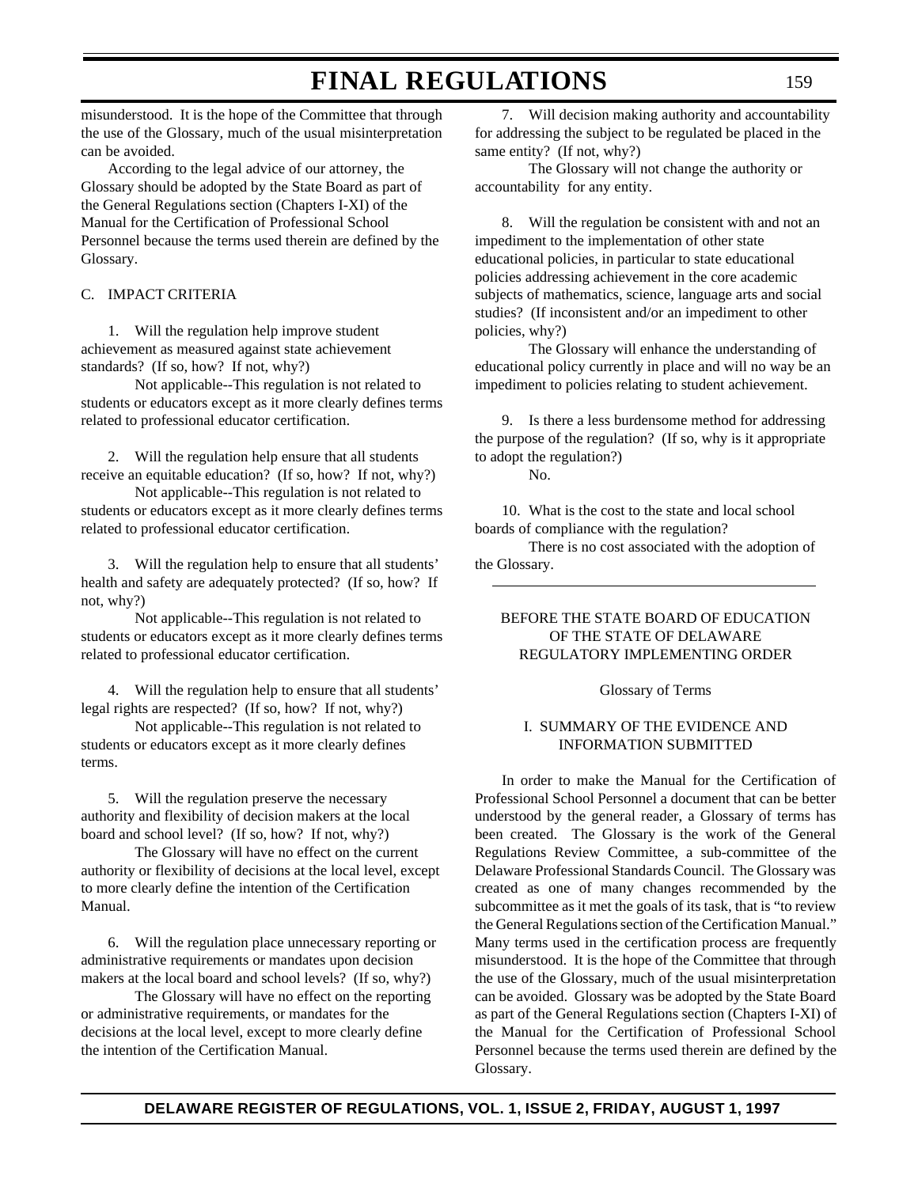misunderstood. It is the hope of the Committee that through the use of the Glossary, much of the usual misinterpretation can be avoided.

According to the legal advice of our attorney, the Glossary should be adopted by the State Board as part of the General Regulations section (Chapters I-XI) of the Manual for the Certification of Professional School Personnel because the terms used therein are defined by the Glossary.

C. IMPACT CRITERIA

1. Will the regulation help improve student achievement as measured against state achievement standards? (If so, how? If not, why?)

Not applicable--This regulation is not related to students or educators except as it more clearly defines terms related to professional educator certification.

2. Will the regulation help ensure that all students receive an equitable education? (If so, how? If not, why?)

Not applicable--This regulation is not related to students or educators except as it more clearly defines terms related to professional educator certification.

3. Will the regulation help to ensure that all students' health and safety are adequately protected? (If so, how? If not, why?)

Not applicable--This regulation is not related to students or educators except as it more clearly defines terms related to professional educator certification.

4. Will the regulation help to ensure that all students' legal rights are respected? (If so, how? If not, why?)

Not applicable--This regulation is not related to students or educators except as it more clearly defines terms.

5. Will the regulation preserve the necessary authority and flexibility of decision makers at the local board and school level? (If so, how? If not, why?)

The Glossary will have no effect on the current authority or flexibility of decisions at the local level, except to more clearly define the intention of the Certification Manual.

6. Will the regulation place unnecessary reporting or administrative requirements or mandates upon decision makers at the local board and school levels? (If so, why?)

The Glossary will have no effect on the reporting or administrative requirements, or mandates for the decisions at the local level, except to more clearly define the intention of the Certification Manual.

7. Will decision making authority and accountability for addressing the subject to be regulated be placed in the same entity? (If not, why?)

The Glossary will not change the authority or accountability for any entity.

8. Will the regulation be consistent with and not an impediment to the implementation of other state educational policies, in particular to state educational policies addressing achievement in the core academic subjects of mathematics, science, language arts and social studies? (If inconsistent and/or an impediment to other policies, why?)

The Glossary will enhance the understanding of educational policy currently in place and will no way be an impediment to policies relating to student achievement.

9. Is there a less burdensome method for addressing the purpose of the regulation? (If so, why is it appropriate to adopt the regulation?)

No.

10. What is the cost to the state and local school boards of compliance with the regulation?

There is no cost associated with the adoption of the Glossary.

---

BEFORE THE STATE BOARD OF EDUCATION
OF THE STATE OF DELAWARE
REGULATORY IMPLEMENTING ORDER

Glossary of Terms

I. SUMMARY OF THE EVIDENCE AND INFORMATION SUBMITTED

In order to make the Manual for the Certification of Professional School Personnel a document that can be better understood by the general reader, a Glossary of terms has been created. The Glossary is the work of the General Regulations Review Committee, a sub-committee of the Delaware Professional Standards Council. The Glossary was created as one of many changes recommended by the subcommittee as it met the goals of its task, that is "to review the General Regulations section of the Certification Manual." Many terms used in the certification process are frequently misunderstood. It is the hope of the Committee that through the use of the Glossary, much of the usual misinterpretation can be avoided. Glossary was be adopted by the State Board as part of the General Regulations section (Chapters I-XI) of the Manual for the Certification of Professional School Personnel because the terms used therein are defined by the Glossary.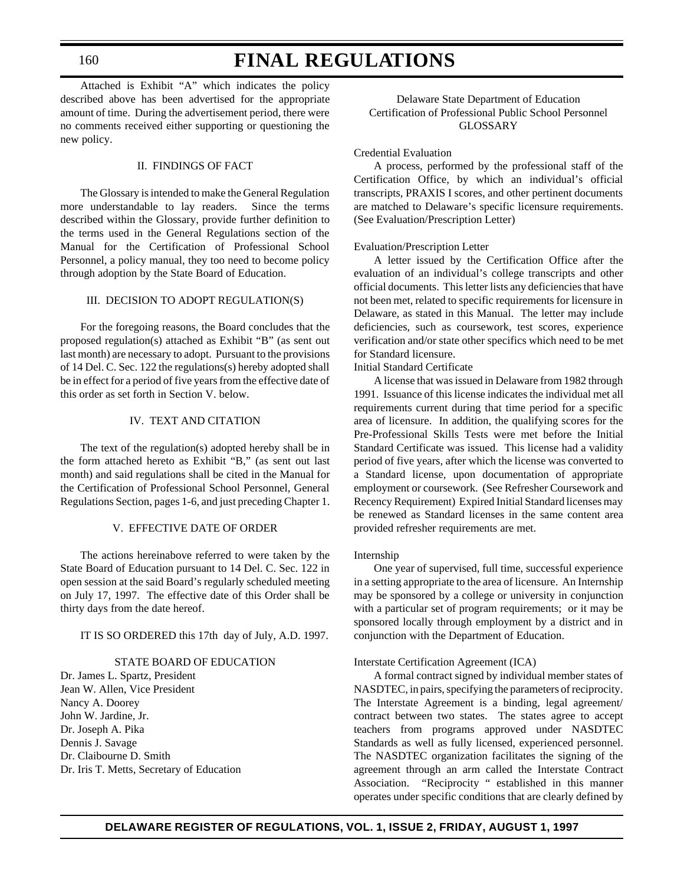Attached is Exhibit "A" which indicates the policy described above has been advertised for the appropriate amount of time. During the advertisement period, there were no comments received either supporting or questioning the new policy.

II. FINDINGS OF FACT

The Glossary is intended to make the General Regulation more understandable to lay readers. Since the terms described within the Glossary, provide further definition to the terms used in the General Regulations section of the Manual for the Certification of Professional School Personnel, a policy manual, they too need to become policy through adoption by the State Board of Education.

III. DECISION TO ADOPT REGULATION(S)

For the foregoing reasons, the Board concludes that the proposed regulation(s) attached as Exhibit "B" (as sent out last month) are necessary to adopt. Pursuant to the provisions of 14 Del. C. Sec. 122 the regulations(s) hereby adopted shall be in effect for a period of five years from the effective date of this order as set forth in Section V. below.

IV. TEXT AND CITATION

The text of the regulation(s) adopted hereby shall be in the form attached hereto as Exhibit "B," (as sent out last month) and said regulations shall be cited in the Manual for the Certification of Professional School Personnel, General Regulations Section, pages 1-6, and just preceding Chapter 1.

V. EFFECTIVE DATE OF ORDER

The actions hereinabove referred to were taken by the State Board of Education pursuant to 14 Del. C. Sec. 122 in open session at the said Board's regularly scheduled meeting on July 17, 1997. The effective date of this Order shall be thirty days from the date hereof.

IT IS SO ORDERED this 17th day of July, A.D. 1997.

STATE BOARD OF EDUCATION

Dr. James L. Spartz, President
Jean W. Allen, Vice President
Nancy A. Doorey
John W. Jardine, Jr.
Dr. Joseph A. Pika
Dennis J. Savage
Dr. Claibourne D. Smith
Dr. Iris T. Metts, Secretary of Education

Delaware State Department of Education
Certification of Professional Public School Personnel
GLOSSARY

Credential Evaluation

A process, performed by the professional staff of the Certification Office, by which an individual's official transcripts, PRAXIS I scores, and other pertinent documents are matched to Delaware's specific licensure requirements. (See Evaluation/Prescription Letter)

Evaluation/Prescription Letter

A letter issued by the Certification Office after the evaluation of an individual's college transcripts and other official documents. This letter lists any deficiencies that have not been met, related to specific requirements for licensure in Delaware, as stated in this Manual. The letter may include deficiencies, such as coursework, test scores, experience verification and/or state other specifics which need to be met for Standard licensure.

Initial Standard Certificate

A license that was issued in Delaware from 1982 through 1991. Issuance of this license indicates the individual met all requirements current during that time period for a specific area of licensure. In addition, the qualifying scores for the Pre-Professional Skills Tests were met before the Initial Standard Certificate was issued. This license had a validity period of five years, after which the license was converted to a Standard license, upon documentation of appropriate employment or coursework. (See Refresher Coursework and Recency Requirement) Expired Initial Standard licenses may be renewed as Standard licenses in the same content area provided refresher requirements are met.

Internship

One year of supervised, full time, successful experience in a setting appropriate to the area of licensure. An Internship may be sponsored by a college or university in conjunction with a particular set of program requirements; or it may be sponsored locally through employment by a district and in conjunction with the Department of Education.

Interstate Certification Agreement (ICA)

A formal contract signed by individual member states of NASDTEC, in pairs, specifying the parameters of reciprocity. The Interstate Agreement is a binding, legal agreement/contract between two states. The states agree to accept teachers from programs approved under NASDTEC Standards as well as fully licensed, experienced personnel. The NASDTEC organization facilitates the signing of the agreement through an arm called the Interstate Contract Association. "Reciprocity " established in this manner operates under specific conditions that are clearly defined by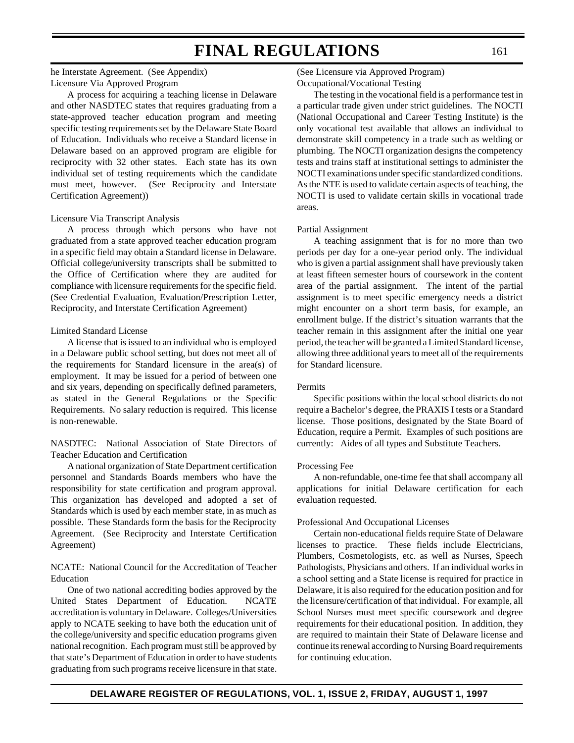he Interstate Agreement. (See Appendix)

Licensure Via Approved Program

A process for acquiring a teaching license in Delaware and other NASDTEC states that requires graduating from a state-approved teacher education program and meeting specific testing requirements set by the Delaware State Board of Education. Individuals who receive a Standard license in Delaware based on an approved program are eligible for reciprocity with 32 other states. Each state has its own individual set of testing requirements which the candidate must meet, however. (See Reciprocity and Interstate Certification Agreement))

Licensure Via Transcript Analysis

A process through which persons who have not graduated from a state approved teacher education program in a specific field may obtain a Standard license in Delaware. Official college/university transcripts shall be submitted to the Office of Certification where they are audited for compliance with licensure requirements for the specific field. (See Credential Evaluation, Evaluation/Prescription Letter, Reciprocity, and Interstate Certification Agreement)

Limited Standard License

A license that is issued to an individual who is employed in a Delaware public school setting, but does not meet all of the requirements for Standard licensure in the area(s) of employment. It may be issued for a period of between one and six years, depending on specifically defined parameters, as stated in the General Regulations or the Specific Requirements. No salary reduction is required. This license is non-renewable.

NASDTEC: National Association of State Directors of Teacher Education and Certification

A national organization of State Department certification personnel and Standards Boards members who have the responsibility for state certification and program approval. This organization has developed and adopted a set of Standards which is used by each member state, in as much as possible. These Standards form the basis for the Reciprocity Agreement. (See Reciprocity and Interstate Certification Agreement)

NCATE: National Council for the Accreditation of Teacher Education

One of two national accrediting bodies approved by the United States Department of Education. NCATE accreditation is voluntary in Delaware. Colleges/Universities apply to NCATE seeking to have both the education unit of the college/university and specific education programs given national recognition. Each program must still be approved by that state's Department of Education in order to have students graduating from such programs receive licensure in that state. (See Licensure via Approved Program)

Occupational/Vocational Testing

The testing in the vocational field is a performance test in a particular trade given under strict guidelines. The NOCTI (National Occupational and Career Testing Institute) is the only vocational test available that allows an individual to demonstrate skill competency in a trade such as welding or plumbing. The NOCTI organization designs the competency tests and trains staff at institutional settings to administer the NOCTI examinations under specific standardized conditions. As the NTE is used to validate certain aspects of teaching, the NOCTI is used to validate certain skills in vocational trade areas.

Partial Assignment

A teaching assignment that is for no more than two periods per day for a one-year period only. The individual who is given a partial assignment shall have previously taken at least fifteen semester hours of coursework in the content area of the partial assignment. The intent of the partial assignment is to meet specific emergency needs a district might encounter on a short term basis, for example, an enrollment bulge. If the district's situation warrants that the teacher remain in this assignment after the initial one year period, the teacher will be granted a Limited Standard license, allowing three additional years to meet all of the requirements for Standard licensure.

Permits

Specific positions within the local school districts do not require a Bachelor's degree, the PRAXIS I tests or a Standard license. Those positions, designated by the State Board of Education, require a Permit. Examples of such positions are currently: Aides of all types and Substitute Teachers.

Processing Fee

A non-refundable, one-time fee that shall accompany all applications for initial Delaware certification for each evaluation requested.

Professional And Occupational Licenses

Certain non-educational fields require State of Delaware licenses to practice. These fields include Electricians, Plumbers, Cosmetologists, etc. as well as Nurses, Speech Pathologists, Physicians and others. If an individual works in a school setting and a State license is required for practice in Delaware, it is also required for the education position and for the licensure/certification of that individual. For example, all School Nurses must meet specific coursework and degree requirements for their educational position. In addition, they are required to maintain their State of Delaware license and continue its renewal according to Nursing Board requirements for continuing education.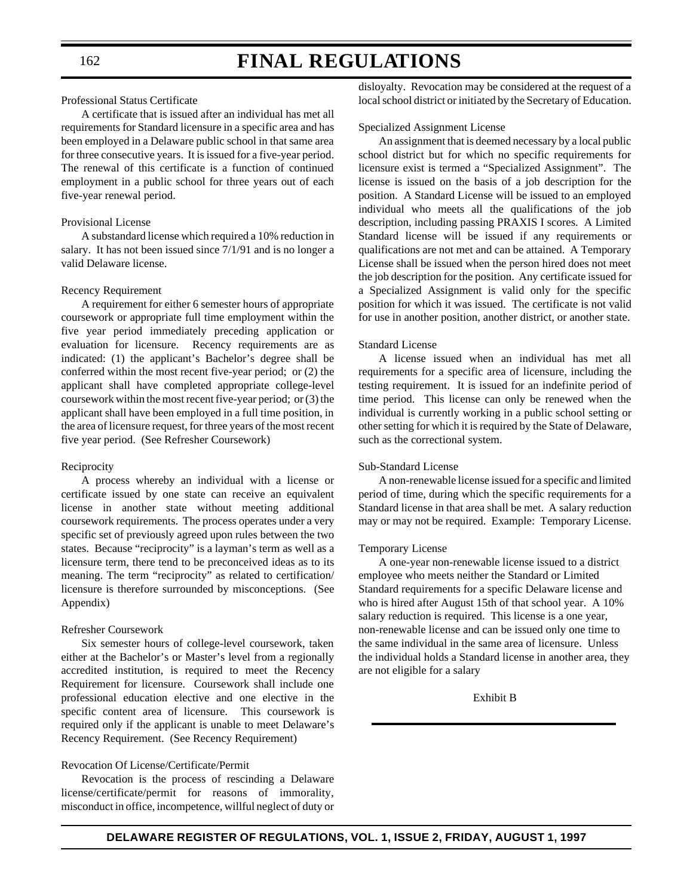Professional Status Certificate

A certificate that is issued after an individual has met all requirements for Standard licensure in a specific area and has been employed in a Delaware public school in that same area for three consecutive years. It is issued for a five-year period. The renewal of this certificate is a function of continued employment in a public school for three years out of each five-year renewal period.

Provisional License

A substandard license which required a 10% reduction in salary. It has not been issued since 7/1/91 and is no longer a valid Delaware license.

Recency Requirement

A requirement for either 6 semester hours of appropriate coursework or appropriate full time employment within the five year period immediately preceding application or evaluation for licensure. Recency requirements are as indicated: (1) the applicant's Bachelor's degree shall be conferred within the most recent five-year period; or (2) the applicant shall have completed appropriate college-level coursework within the most recent five-year period; or (3) the applicant shall have been employed in a full time position, in the area of licensure request, for three years of the most recent five year period. (See Refresher Coursework)

Reciprocity

A process whereby an individual with a license or certificate issued by one state can receive an equivalent license in another state without meeting additional coursework requirements. The process operates under a very specific set of previously agreed upon rules between the two states. Because "reciprocity" is a layman's term as well as a licensure term, there tend to be preconceived ideas as to its meaning. The term "reciprocity" as related to certification/licensure is therefore surrounded by misconceptions. (See Appendix)

Refresher Coursework

Six semester hours of college-level coursework, taken either at the Bachelor's or Master's level from a regionally accredited institution, is required to meet the Recency Requirement for licensure. Coursework shall include one professional education elective and one elective in the specific content area of licensure. This coursework is required only if the applicant is unable to meet Delaware's Recency Requirement. (See Recency Requirement)

Revocation Of License/Certificate/Permit

Revocation is the process of rescinding a Delaware license/certificate/permit for reasons of immorality, misconduct in office, incompetence, willful neglect of duty or disloyalty. Revocation may be considered at the request of a local school district or initiated by the Secretary of Education.

Specialized Assignment License

An assignment that is deemed necessary by a local public school district but for which no specific requirements for licensure exist is termed a "Specialized Assignment". The license is issued on the basis of a job description for the position. A Standard License will be issued to an employed individual who meets all the qualifications of the job description, including passing PRAXIS I scores. A Limited Standard license will be issued if any requirements or qualifications are not met and can be attained. A Temporary License shall be issued when the person hired does not meet the job description for the position. Any certificate issued for a Specialized Assignment is valid only for the specific position for which it was issued. The certificate is not valid for use in another position, another district, or another state.

Standard License

A license issued when an individual has met all requirements for a specific area of licensure, including the testing requirement. It is issued for an indefinite period of time period. This license can only be renewed when the individual is currently working in a public school setting or other setting for which it is required by the State of Delaware, such as the correctional system.

Sub-Standard License

A non-renewable license issued for a specific and limited period of time, during which the specific requirements for a Standard license in that area shall be met. A salary reduction may or may not be required. Example: Temporary License.

Temporary License

A one-year non-renewable license issued to a district employee who meets neither the Standard or Limited Standard requirements for a specific Delaware license and who is hired after August 15th of that school year. A 10% salary reduction is required. This license is a one year, non-renewable license and can be issued only one time to the same individual in the same area of licensure. Unless the individual holds a Standard license in another area, they are not eligible for a salary

Exhibit B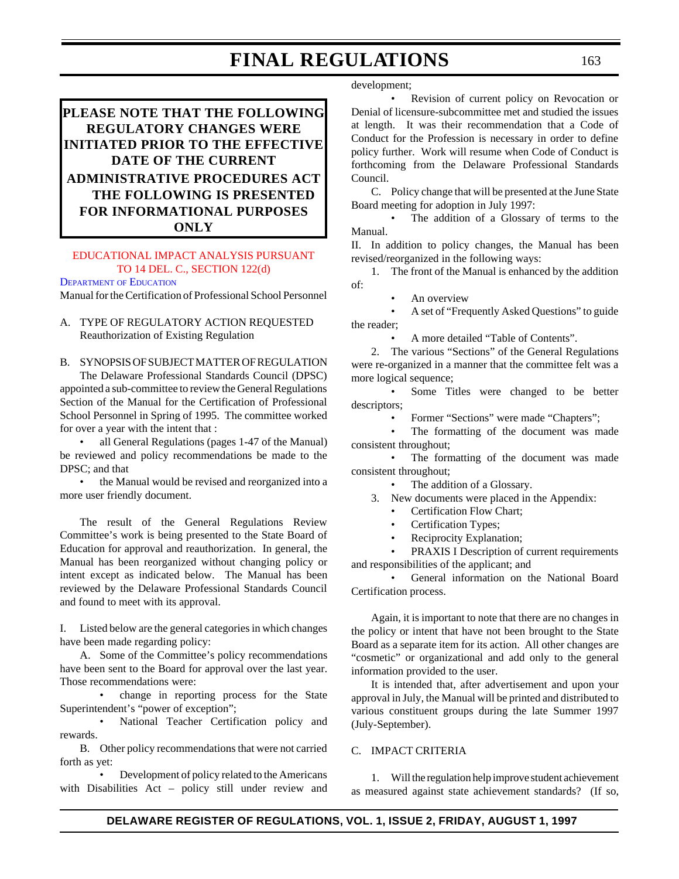**PLEASE NOTE THAT THE FOLLOWING REGULATORY CHANGES WERE INITIATED PRIOR TO THE EFFECTIVE DATE OF THE CURRENT ADMINISTRATIVE PROCEDURES ACT THE FOLLOWING IS PRESENTED FOR INFORMATIONAL PURPOSES ONLY**

EDUCATIONAL IMPACT ANALYSIS PURSUANT TO 14 DEL. C., SECTION 122(d)

DEPARTMENT OF EDUCATION

Manual for the Certification of Professional School Personnel

A. TYPE OF REGULATORY ACTION REQUESTED
Reauthorization of Existing Regulation

B. SYNOPSIS OF SUBJECT MATTER OF REGULATION

The Delaware Professional Standards Council (DPSC) appointed a sub-committee to review the General Regulations Section of the Manual for the Certification of Professional School Personnel in Spring of 1995. The committee worked for over a year with the intent that :

- all General Regulations (pages 1-47 of the Manual) be reviewed and policy recommendations be made to the DPSC; and that
- the Manual would be revised and reorganized into a more user friendly document.

The result of the General Regulations Review Committee's work is being presented to the State Board of Education for approval and reauthorization. In general, the Manual has been reorganized without changing policy or intent except as indicated below. The Manual has been reviewed by the Delaware Professional Standards Council and found to meet with its approval.

I. Listed below are the general categories in which changes have been made regarding policy:

A. Some of the Committee's policy recommendations have been sent to the Board for approval over the last year. Those recommendations were:

- change in reporting process for the State Superintendent's "power of exception";
- National Teacher Certification policy and rewards.

B. Other policy recommendations that were not carried forth as yet:

- Development of policy related to the Americans with Disabilities Act – policy still under review and development;
- Revision of current policy on Revocation or Denial of licensure-subcommittee met and studied the issues at length. It was their recommendation that a Code of Conduct for the Profession is necessary in order to define policy further. Work will resume when Code of Conduct is forthcoming from the Delaware Professional Standards Council.

C. Policy change that will be presented at the June State Board meeting for adoption in July 1997:

- The addition of a Glossary of terms to the Manual.

II. In addition to policy changes, the Manual has been revised/reorganized in the following ways:

1. The front of the Manual is enhanced by the addition of:
   - An overview
   - A set of "Frequently Asked Questions" to guide the reader;
   - A more detailed "Table of Contents".
2. The various "Sections" of the General Regulations were re-organized in a manner that the committee felt was a more logical sequence;
   - Some Titles were changed to be better descriptors;
   - Former "Sections" were made "Chapters";
   - The formatting of the document was made consistent throughout;
   - The formatting of the document was made consistent throughout;
   - The addition of a Glossary.
3. New documents were placed in the Appendix:
   - Certification Flow Chart;
   - Certification Types;
   - Reciprocity Explanation;
   - PRAXIS I Description of current requirements and responsibilities of the applicant; and
   - General information on the National Board Certification process.

Again, it is important to note that there are no changes in the policy or intent that have not been brought to the State Board as a separate item for its action. All other changes are "cosmetic" or organizational and add only to the general information provided to the user.

It is intended that, after advertisement and upon your approval in July, the Manual will be printed and distributed to various constituent groups during the late Summer 1997 (July-September).

C. IMPACT CRITERIA

1. Will the regulation help improve student achievement as measured against state achievement standards? (If so,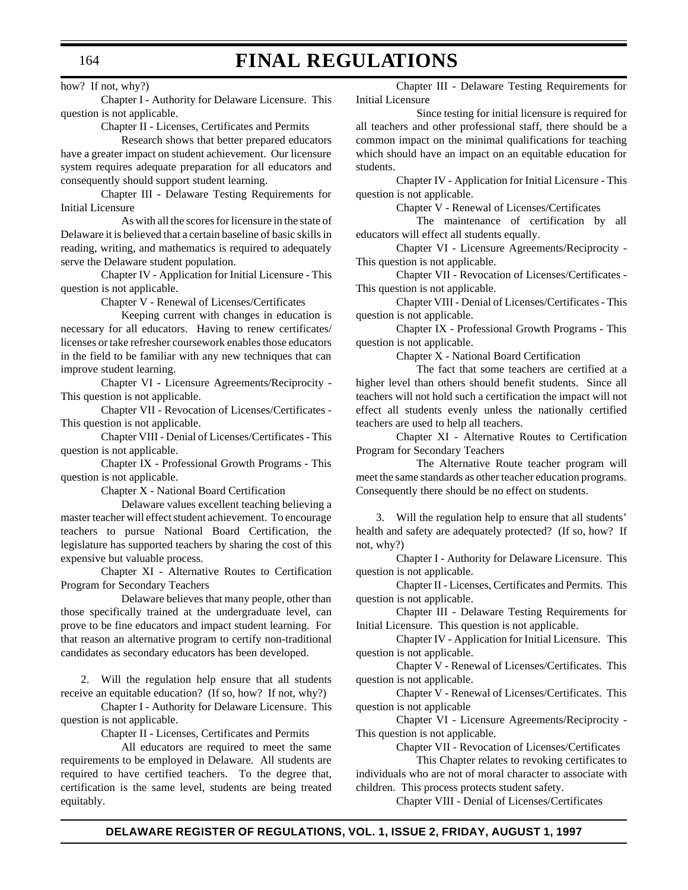how? If not, why?)

Chapter I - Authority for Delaware Licensure. This question is not applicable.

Chapter II - Licenses, Certificates and Permits

Research shows that better prepared educators have a greater impact on student achievement. Our licensure system requires adequate preparation for all educators and consequently should support student learning.

Chapter III - Delaware Testing Requirements for Initial Licensure

As with all the scores for licensure in the state of Delaware it is believed that a certain baseline of basic skills in reading, writing, and mathematics is required to adequately serve the Delaware student population.

Chapter IV - Application for Initial Licensure - This question is not applicable.

Chapter V - Renewal of Licenses/Certificates

Keeping current with changes in education is necessary for all educators. Having to renew certificates/ licenses or take refresher coursework enables those educators in the field to be familiar with any new techniques that can improve student learning.

Chapter VI - Licensure Agreements/Reciprocity - This question is not applicable.

Chapter VII - Revocation of Licenses/Certificates - This question is not applicable.

Chapter VIII - Denial of Licenses/Certificates - This question is not applicable.

Chapter IX - Professional Growth Programs - This question is not applicable.

Chapter X - National Board Certification

Delaware values excellent teaching believing a master teacher will effect student achievement. To encourage teachers to pursue National Board Certification, the legislature has supported teachers by sharing the cost of this expensive but valuable process.

Chapter XI - Alternative Routes to Certification Program for Secondary Teachers

Delaware believes that many people, other than those specifically trained at the undergraduate level, can prove to be fine educators and impact student learning. For that reason an alternative program to certify non-traditional candidates as secondary educators has been developed.

2. Will the regulation help ensure that all students receive an equitable education? (If so, how? If not, why?)

Chapter I - Authority for Delaware Licensure. This question is not applicable.

Chapter II - Licenses, Certificates and Permits

All educators are required to meet the same requirements to be employed in Delaware. All students are required to have certified teachers. To the degree that, certification is the same level, students are being treated equitably.

Chapter III - Delaware Testing Requirements for Initial Licensure

Since testing for initial licensure is required for all teachers and other professional staff, there should be a common impact on the minimal qualifications for teaching which should have an impact on an equitable education for students.

Chapter IV - Application for Initial Licensure - This question is not applicable.

Chapter V - Renewal of Licenses/Certificates

The maintenance of certification by all educators will effect all students equally.

Chapter VI - Licensure Agreements/Reciprocity - This question is not applicable.

Chapter VII - Revocation of Licenses/Certificates - This question is not applicable.

Chapter VIII - Denial of Licenses/Certificates - This question is not applicable.

Chapter IX - Professional Growth Programs - This question is not applicable.

Chapter X - National Board Certification

The fact that some teachers are certified at a higher level than others should benefit students. Since all teachers will not hold such a certification the impact will not effect all students evenly unless the nationally certified teachers are used to help all teachers.

Chapter XI - Alternative Routes to Certification Program for Secondary Teachers

The Alternative Route teacher program will meet the same standards as other teacher education programs. Consequently there should be no effect on students.

3. Will the regulation help to ensure that all students' health and safety are adequately protected? (If so, how? If not, why?)

Chapter I - Authority for Delaware Licensure. This question is not applicable.

Chapter II - Licenses, Certificates and Permits. This question is not applicable.

Chapter III - Delaware Testing Requirements for Initial Licensure. This question is not applicable.

Chapter IV - Application for Initial Licensure. This question is not applicable.

Chapter V - Renewal of Licenses/Certificates. This question is not applicable.

Chapter V - Renewal of Licenses/Certificates. This question is not applicable

Chapter VI - Licensure Agreements/Reciprocity - This question is not applicable.

Chapter VII - Revocation of Licenses/Certificates

This Chapter relates to revoking certificates to individuals who are not of moral character to associate with children. This process protects student safety.

Chapter VIII - Denial of Licenses/Certificates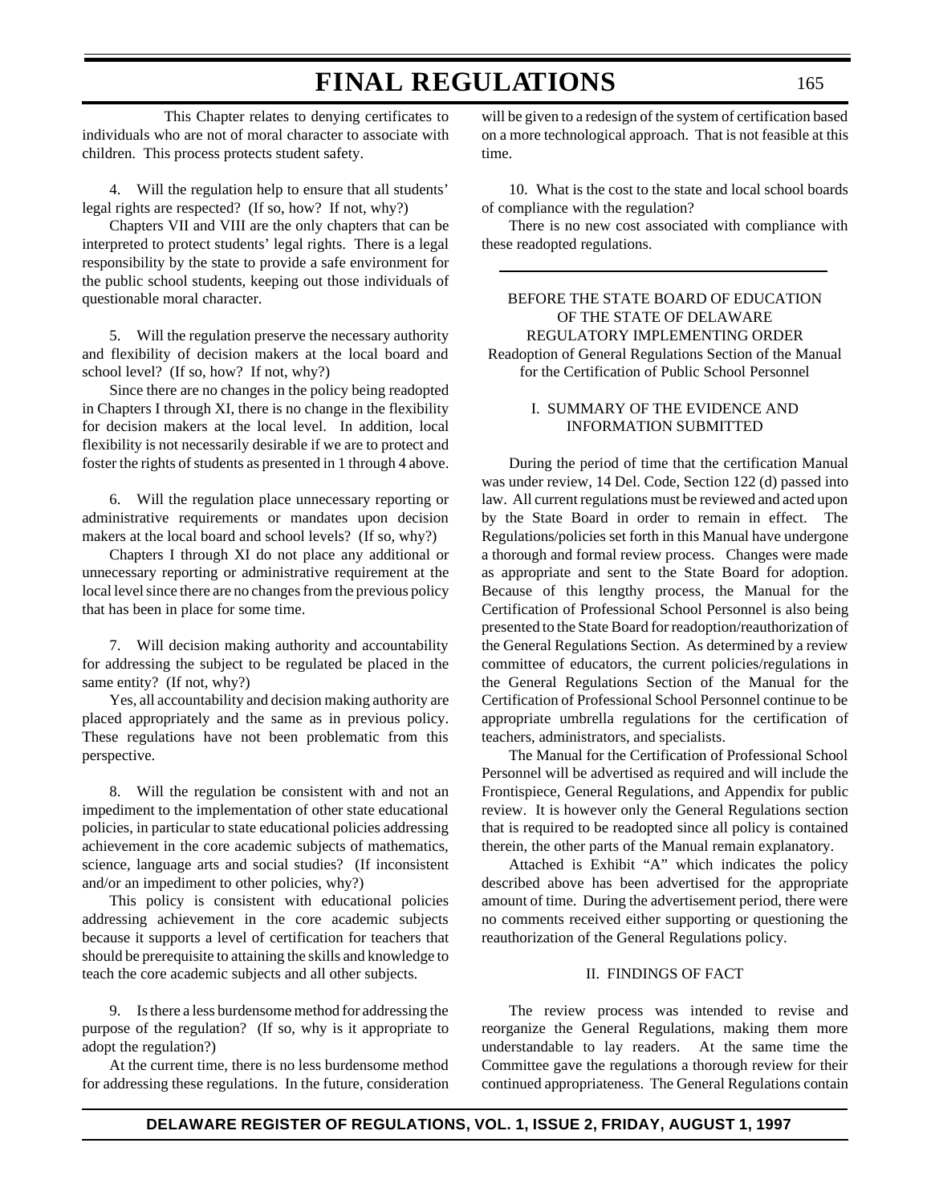This Chapter relates to denying certificates to individuals who are not of moral character to associate with children. This process protects student safety.

4. Will the regulation help to ensure that all students' legal rights are respected? (If so, how? If not, why?)

Chapters VII and VIII are the only chapters that can be interpreted to protect students' legal rights. There is a legal responsibility by the state to provide a safe environment for the public school students, keeping out those individuals of questionable moral character.

5. Will the regulation preserve the necessary authority and flexibility of decision makers at the local board and school level? (If so, how? If not, why?)

Since there are no changes in the policy being readopted in Chapters I through XI, there is no change in the flexibility for decision makers at the local level. In addition, local flexibility is not necessarily desirable if we are to protect and foster the rights of students as presented in 1 through 4 above.

6. Will the regulation place unnecessary reporting or administrative requirements or mandates upon decision makers at the local board and school levels? (If so, why?)

Chapters I through XI do not place any additional or unnecessary reporting or administrative requirement at the local level since there are no changes from the previous policy that has been in place for some time.

7. Will decision making authority and accountability for addressing the subject to be regulated be placed in the same entity? (If not, why?)

Yes, all accountability and decision making authority are placed appropriately and the same as in previous policy. These regulations have not been problematic from this perspective.

8. Will the regulation be consistent with and not an impediment to the implementation of other state educational policies, in particular to state educational policies addressing achievement in the core academic subjects of mathematics, science, language arts and social studies? (If inconsistent and/or an impediment to other policies, why?)

This policy is consistent with educational policies addressing achievement in the core academic subjects because it supports a level of certification for teachers that should be prerequisite to attaining the skills and knowledge to teach the core academic subjects and all other subjects.

9. Is there a less burdensome method for addressing the purpose of the regulation? (If so, why is it appropriate to adopt the regulation?)

At the current time, there is no less burdensome method for addressing these regulations. In the future, consideration will be given to a redesign of the system of certification based on a more technological approach. That is not feasible at this time.

10. What is the cost to the state and local school boards of compliance with the regulation?

There is no new cost associated with compliance with these readopted regulations.

---

BEFORE THE STATE BOARD OF EDUCATION
OF THE STATE OF DELAWARE
REGULATORY IMPLEMENTING ORDER
Readoption of General Regulations Section of the Manual for the Certification of Public School Personnel

## I. SUMMARY OF THE EVIDENCE AND INFORMATION SUBMITTED

During the period of time that the certification Manual was under review, 14 Del. Code, Section 122 (d) passed into law. All current regulations must be reviewed and acted upon by the State Board in order to remain in effect. The Regulations/policies set forth in this Manual have undergone a thorough and formal review process. Changes were made as appropriate and sent to the State Board for adoption. Because of this lengthy process, the Manual for the Certification of Professional School Personnel is also being presented to the State Board for readoption/reauthorization of the General Regulations Section. As determined by a review committee of educators, the current policies/regulations in the General Regulations Section of the Manual for the Certification of Professional School Personnel continue to be appropriate umbrella regulations for the certification of teachers, administrators, and specialists.

The Manual for the Certification of Professional School Personnel will be advertised as required and will include the Frontispiece, General Regulations, and Appendix for public review. It is however only the General Regulations section that is required to be readopted since all policy is contained therein, the other parts of the Manual remain explanatory.

Attached is Exhibit "A" which indicates the policy described above has been advertised for the appropriate amount of time. During the advertisement period, there were no comments received either supporting or questioning the reauthorization of the General Regulations policy.

## II. FINDINGS OF FACT

The review process was intended to revise and reorganize the General Regulations, making them more understandable to lay readers. At the same time the Committee gave the regulations a thorough review for their continued appropriateness. The General Regulations contain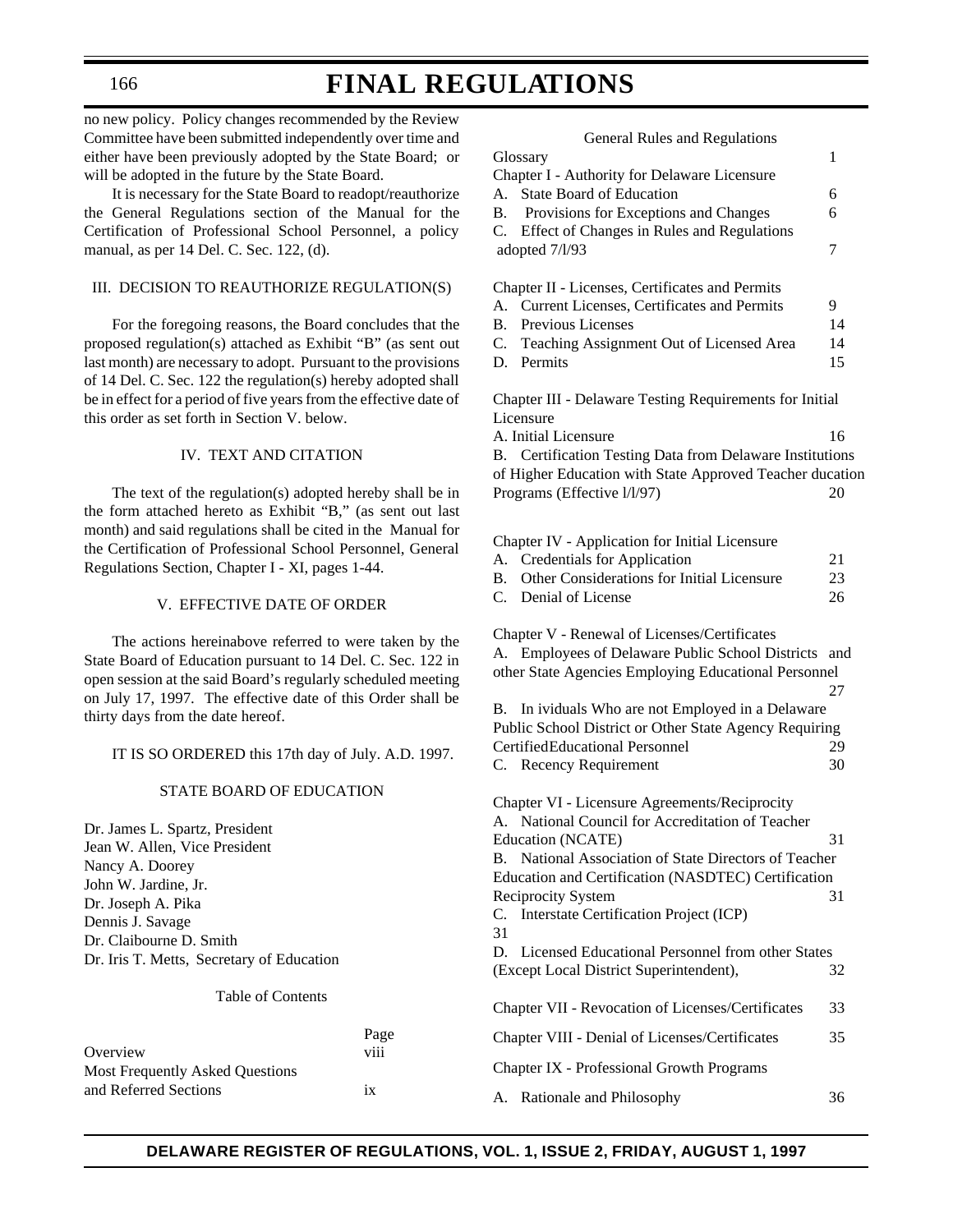no new policy. Policy changes recommended by the Review Committee have been submitted independently over time and either have been previously adopted by the State Board; or will be adopted in the future by the State Board.

It is necessary for the State Board to readopt/reauthorize the General Regulations section of the Manual for the Certification of Professional School Personnel, a policy manual, as per 14 Del. C. Sec. 122, (d).

III. DECISION TO REAUTHORIZE REGULATION(S)

For the foregoing reasons, the Board concludes that the proposed regulation(s) attached as Exhibit "B" (as sent out last month) are necessary to adopt. Pursuant to the provisions of 14 Del. C. Sec. 122 the regulation(s) hereby adopted shall be in effect for a period of five years from the effective date of this order as set forth in Section V. below.

IV. TEXT AND CITATION

The text of the regulation(s) adopted hereby shall be in the form attached hereto as Exhibit "B," (as sent out last month) and said regulations shall be cited in the Manual for the Certification of Professional School Personnel, General Regulations Section, Chapter I - XI, pages 1-44.

V. EFFECTIVE DATE OF ORDER

The actions hereinabove referred to were taken by the State Board of Education pursuant to 14 Del. C. Sec. 122 in open session at the said Board's regularly scheduled meeting on July 17, 1997. The effective date of this Order shall be thirty days from the date hereof.

IT IS SO ORDERED this 17th day of July. A.D. 1997.

STATE BOARD OF EDUCATION

Dr. James L. Spartz, President
Jean W. Allen, Vice President
Nancy A. Doorey
John W. Jardine, Jr.
Dr. Joseph A. Pika
Dennis J. Savage
Dr. Claibourne D. Smith
Dr. Iris T. Metts, Secretary of Education

Table of Contents

| | Page |
|---|---|
| Overview | viii |
| Most Frequently Asked Questions and Referred Sections | ix |
| General Rules and Regulations | |
| Glossary | 1 |
| Chapter I - Authority for Delaware Licensure | |
| A. State Board of Education | 6 |
| B. Provisions for Exceptions and Changes | 6 |
| C. Effect of Changes in Rules and Regulations adopted 7/l/93 | 7 |
| Chapter II - Licenses, Certificates and Permits | |
| A. Current Licenses, Certificates and Permits | 9 |
| B. Previous Licenses | 14 |
| C. Teaching Assignment Out of Licensed Area | 14 |
| D. Permits | 15 |
| Chapter III - Delaware Testing Requirements for Initial Licensure | |
| A. Initial Licensure | 16 |
| B. Certification Testing Data from Delaware Institutions of Higher Education with State Approved Teacher ducation Programs (Effective l/l/97) | 20 |
| Chapter IV - Application for Initial Licensure | |
| A. Credentials for Application | 21 |
| B. Other Considerations for Initial Licensure | 23 |
| C. Denial of License | 26 |
| Chapter V - Renewal of Licenses/Certificates | |
| A. Employees of Delaware Public School Districts and other State Agencies Employing Educational Personnel | 27 |
| B. In ividuals Who are not Employed in a Delaware Public School District or Other State Agency Requiring CertifiedEducational Personnel | 29 |
| C. Recency Requirement | 30 |
| Chapter VI - Licensure Agreements/Reciprocity | |
| A. National Council for Accreditation of Teacher Education (NCATE) | 31 |
| B. National Association of State Directors of Teacher Education and Certification (NASDTEC) Certification Reciprocity System | 31 |
| C. Interstate Certification Project (ICP) | 31 |
| D. Licensed Educational Personnel from other States (Except Local District Superintendent), | 32 |
| Chapter VII - Revocation of Licenses/Certificates | 33 |
| Chapter VIII - Denial of Licenses/Certificates | 35 |
| Chapter IX - Professional Growth Programs | |
| A. Rationale and Philosophy | 36 |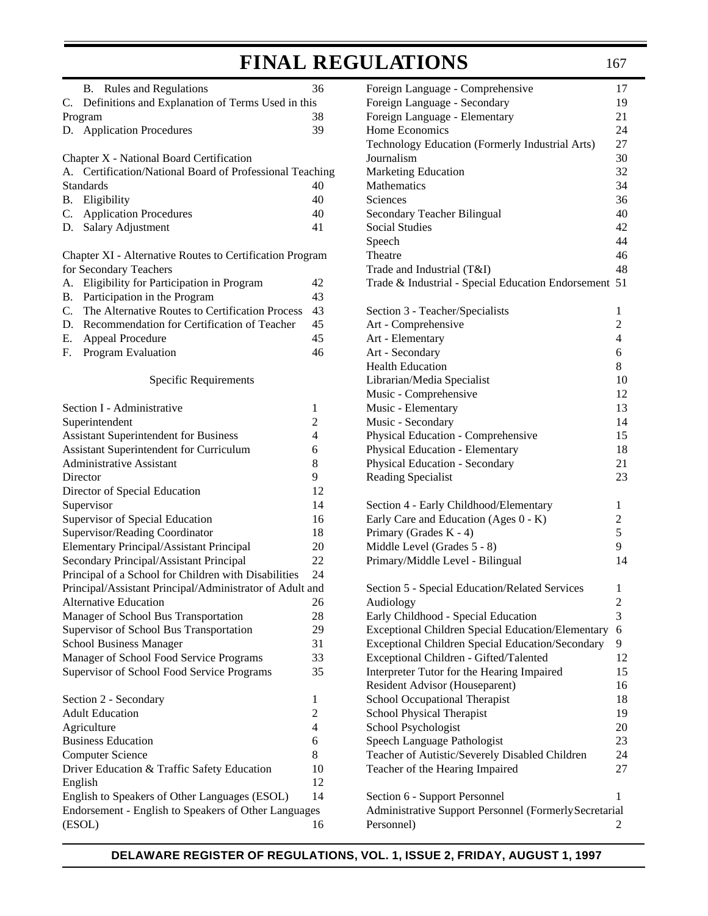B. Rules and Regulations 36
C. Definitions and Explanation of Terms Used in this Program 38
D. Application Procedures 39

Chapter X - National Board Certification
A. Certification/National Board of Professional Teaching Standards 40
B. Eligibility 40
C. Application Procedures 40
D. Salary Adjustment 41

Chapter XI - Alternative Routes to Certification Program for Secondary Teachers
A. Eligibility for Participation in Program 42
B. Participation in the Program 43
C. The Alternative Routes to Certification Process 43
D. Recommendation for Certification of Teacher 45
E. Appeal Procedure 45
F. Program Evaluation 46

Specific Requirements

| | |
|---|---|
| Section I - Administrative | 1 |
| Superintendent | 2 |
| Assistant Superintendent for Business | 4 |
| Assistant Superintendent for Curriculum | 6 |
| Administrative Assistant | 8 |
| Director | 9 |
| Director of Special Education | 12 |
| Supervisor | 14 |
| Supervisor of Special Education | 16 |
| Supervisor/Reading Coordinator | 18 |
| Elementary Principal/Assistant Principal | 20 |
| Secondary Principal/Assistant Principal | 22 |
| Principal of a School for Children with Disabilities | 24 |
| Principal/Assistant Principal/Administrator of Adult and Alternative Education | 26 |
| Manager of School Bus Transportation | 28 |
| Supervisor of School Bus Transportation | 29 |
| School Business Manager | 31 |
| Manager of School Food Service Programs | 33 |
| Supervisor of School Food Service Programs | 35 |

| | |
|---|---|
| Section 2 - Secondary | 1 |
| Adult Education | 2 |
| Agriculture | 4 |
| Business Education | 6 |
| Computer Science | 8 |
| Driver Education & Traffic Safety Education | 10 |
| English | 12 |
| English to Speakers of Other Languages (ESOL) | 14 |
| Endorsement - English to Speakers of Other Languages (ESOL) | 16 |
| Foreign Language - Comprehensive | 17 |
| Foreign Language - Secondary | 19 |
| Foreign Language - Elementary | 21 |
| Home Economics | 24 |
| Technology Education (Formerly Industrial Arts) | 27 |
| Journalism | 30 |
| Marketing Education | 32 |
| Mathematics | 34 |
| Sciences | 36 |
| Secondary Teacher Bilingual | 40 |
| Social Studies | 42 |
| Speech | 44 |
| Theatre | 46 |
| Trade and Industrial (T&I) | 48 |
| Trade & Industrial - Special Education Endorsement | 51 |

| | |
|---|---|
| Section 3 - Teacher/Specialists | 1 |
| Art - Comprehensive | 2 |
| Art - Elementary | 4 |
| Art - Secondary | 6 |
| Health Education | 8 |
| Librarian/Media Specialist | 10 |
| Music - Comprehensive | 12 |
| Music - Elementary | 13 |
| Music - Secondary | 14 |
| Physical Education - Comprehensive | 15 |
| Physical Education - Elementary | 18 |
| Physical Education - Secondary | 21 |
| Reading Specialist | 23 |

| | |
|---|---|
| Section 4 - Early Childhood/Elementary | 1 |
| Early Care and Education (Ages 0 - K) | 2 |
| Primary (Grades K - 4) | 5 |
| Middle Level (Grades 5 - 8) | 9 |
| Primary/Middle Level - Bilingual | 14 |

| | |
|---|---|
| Section 5 - Special Education/Related Services | 1 |
| Audiology | 2 |
| Early Childhood - Special Education | 3 |
| Exceptional Children Special Education/Elementary | 6 |
| Exceptional Children Special Education/Secondary | 9 |
| Exceptional Children - Gifted/Talented | 12 |
| Interpreter Tutor for the Hearing Impaired | 15 |
| Resident Advisor (Houseparent) | 16 |
| School Occupational Therapist | 18 |
| School Physical Therapist | 19 |
| School Psychologist | 20 |
| Speech Language Pathologist | 23 |
| Teacher of Autistic/Severely Disabled Children | 24 |
| Teacher of the Hearing Impaired | 27 |

| | |
|---|---|
| Section 6 - Support Personnel | 1 |
| Administrative Support Personnel (Formerly Secretarial Personnel) | 2 |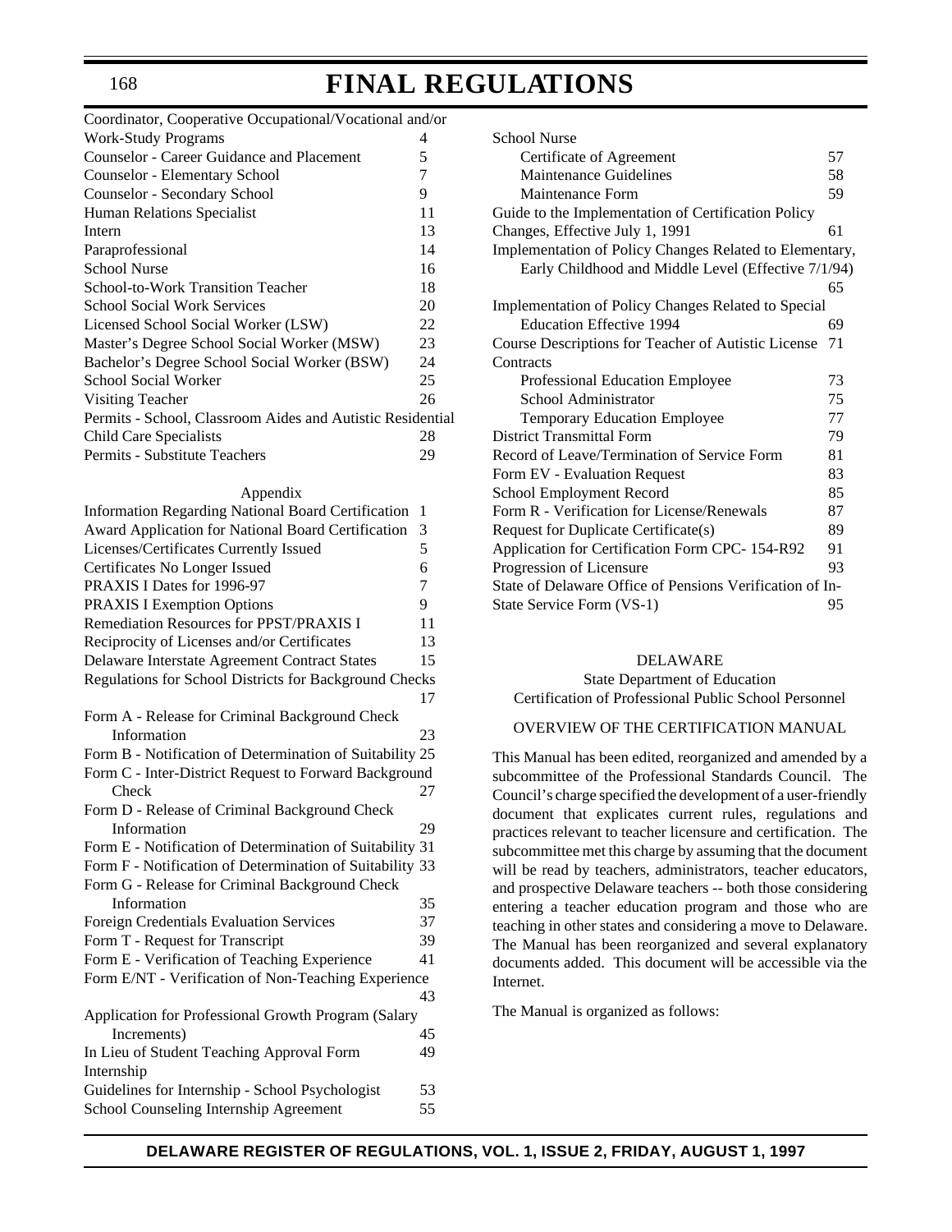| | |
|---|---|
| Coordinator, Cooperative Occupational/Vocational and/or Work-Study Programs | 4 |
| Counselor - Career Guidance and Placement | 5 |
| Counselor - Elementary School | 7 |
| Counselor - Secondary School | 9 |
| Human Relations Specialist | 11 |
| Intern | 13 |
| Paraprofessional | 14 |
| School Nurse | 16 |
| School-to-Work Transition Teacher | 18 |
| School Social Work Services | 20 |
| Licensed School Social Worker (LSW) | 22 |
| Master's Degree School Social Worker (MSW) | 23 |
| Bachelor's Degree School Social Worker (BSW) | 24 |
| School Social Worker | 25 |
| Visiting Teacher | 26 |
| Permits - School, Classroom Aides and Autistic Residential Child Care Specialists | 28 |
| Permits - Substitute Teachers | 29 |

Appendix

| | |
|---|---|
| Information Regarding National Board Certification | 1 |
| Award Application for National Board Certification | 3 |
| Licenses/Certificates Currently Issued | 5 |
| Certificates No Longer Issued | 6 |
| PRAXIS I Dates for 1996-97 | 7 |
| PRAXIS I Exemption Options | 9 |
| Remediation Resources for PPST/PRAXIS I | 11 |
| Reciprocity of Licenses and/or Certificates | 13 |
| Delaware Interstate Agreement Contract States | 15 |
| Regulations for School Districts for Background Checks | 17 |
| Form A - Release for Criminal Background Check Information | 23 |
| Form B - Notification of Determination of Suitability | 25 |
| Form C - Inter-District Request to Forward Background Check | 27 |
| Form D - Release of Criminal Background Check Information | 29 |
| Form E - Notification of Determination of Suitability | 31 |
| Form F - Notification of Determination of Suitability | 33 |
| Form G - Release for Criminal Background Check Information | 35 |
| Foreign Credentials Evaluation Services | 37 |
| Form T - Request for Transcript | 39 |
| Form E - Verification of Teaching Experience | 41 |
| Form E/NT - Verification of Non-Teaching Experience | 43 |
| Application for Professional Growth Program (Salary Increments) | 45 |
| In Lieu of Student Teaching Approval Form | 49 |
| Internship | |
| Guidelines for Internship - School Psychologist | 53 |
| School Counseling Internship Agreement | 55 |
| School Nurse | |
| Certificate of Agreement | 57 |
| Maintenance Guidelines | 58 |
| Maintenance Form | 59 |
| Guide to the Implementation of Certification Policy Changes, Effective July 1, 1991 | 61 |
| Implementation of Policy Changes Related to Elementary, Early Childhood and Middle Level (Effective 7/1/94) | 65 |
| Implementation of Policy Changes Related to Special Education Effective 1994 | 69 |
| Course Descriptions for Teacher of Autistic License | 71 |
| Contracts | |
| Professional Education Employee | 73 |
| School Administrator | 75 |
| Temporary Education Employee | 77 |
| District Transmittal Form | 79 |
| Record of Leave/Termination of Service Form | 81 |
| Form EV - Evaluation Request | 83 |
| School Employment Record | 85 |
| Form R - Verification for License/Renewals | 87 |
| Request for Duplicate Certificate(s) | 89 |
| Application for Certification Form CPC- 154-R92 | 91 |
| Progression of Licensure | 93 |
| State of Delaware Office of Pensions Verification of In-State Service Form (VS-1) | 95 |

DELAWARE

State Department of Education

Certification of Professional Public School Personnel

OVERVIEW OF THE CERTIFICATION MANUAL

This Manual has been edited, reorganized and amended by a subcommittee of the Professional Standards Council. The Council's charge specified the development of a user-friendly document that explicates current rules, regulations and practices relevant to teacher licensure and certification. The subcommittee met this charge by assuming that the document will be read by teachers, administrators, teacher educators, and prospective Delaware teachers -- both those considering entering a teacher education program and those who are teaching in other states and considering a move to Delaware. The Manual has been reorganized and several explanatory documents added. This document will be accessible via the Internet.

The Manual is organized as follows: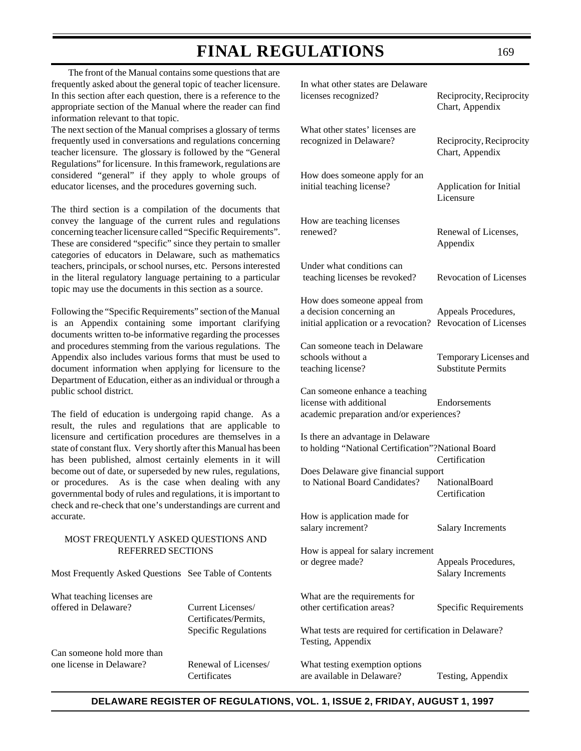The front of the Manual contains some questions that are frequently asked about the general topic of teacher licensure. In this section after each question, there is a reference to the appropriate section of the Manual where the reader can find information relevant to that topic.

The next section of the Manual comprises a glossary of terms frequently used in conversations and regulations concerning teacher licensure. The glossary is followed by the "General Regulations" for licensure. In this framework, regulations are considered "general" if they apply to whole groups of educator licenses, and the procedures governing such.

The third section is a compilation of the documents that convey the language of the current rules and regulations concerning teacher licensure called "Specific Requirements". These are considered "specific" since they pertain to smaller categories of educators in Delaware, such as mathematics teachers, principals, or school nurses, etc. Persons interested in the literal regulatory language pertaining to a particular topic may use the documents in this section as a source.

Following the "Specific Requirements" section of the Manual is an Appendix containing some important clarifying documents written to-be informative regarding the processes and procedures stemming from the various regulations. The Appendix also includes various forms that must be used to document information when applying for licensure to the Department of Education, either as an individual or through a public school district.

The field of education is undergoing rapid change. As a result, the rules and regulations that are applicable to licensure and certification procedures are themselves in a state of constant flux. Very shortly after this Manual has been has been published, almost certainly elements in it will become out of date, or superseded by new rules, regulations, or procedures. As is the case when dealing with any governmental body of rules and regulations, it is important to check and re-check that one's understandings are current and accurate.

MOST FREQUENTLY ASKED QUESTIONS AND REFERRED SECTIONS

| Most Frequently Asked Questions | See Table of Contents |
|---|---|
| What teaching licenses are offered in Delaware? | Current Licenses/ Certificates/Permits, Specific Regulations |
| Can someone hold more than one license in Delaware? | Renewal of Licenses/ Certificates |
| In what other states are Delaware licenses recognized? | Reciprocity, Reciprocity Chart, Appendix |
| What other states' licenses are recognized in Delaware? | Reciprocity, Reciprocity Chart, Appendix |
| How does someone apply for an initial teaching license? | Application for Initial Licensure |
| How are teaching licenses renewed? | Renewal of Licenses, Appendix |
| Under what conditions can teaching licenses be revoked? | Revocation of Licenses |
| How does someone appeal from a decision concerning an initial application or a revocation? | Appeals Procedures, Revocation of Licenses |
| Can someone teach in Delaware schools without a teaching license? | Temporary Licenses and Substitute Permits |
| Can someone enhance a teaching license with additional academic preparation and/or experiences? | Endorsements |
| Is there an advantage in Delaware to holding "National Certification"? | National Board Certification |
| Does Delaware give financial support to National Board Candidates? | NationalBoard Certification |
| How is application made for salary increment? | Salary Increments |
| How is appeal for salary increment or degree made? | Appeals Procedures, Salary Increments |
| What are the requirements for other certification areas? | Specific Requirements |
| What tests are required for certification in Delaware? | Testing, Appendix |
| What testing exemption options are available in Delaware? | Testing, Appendix |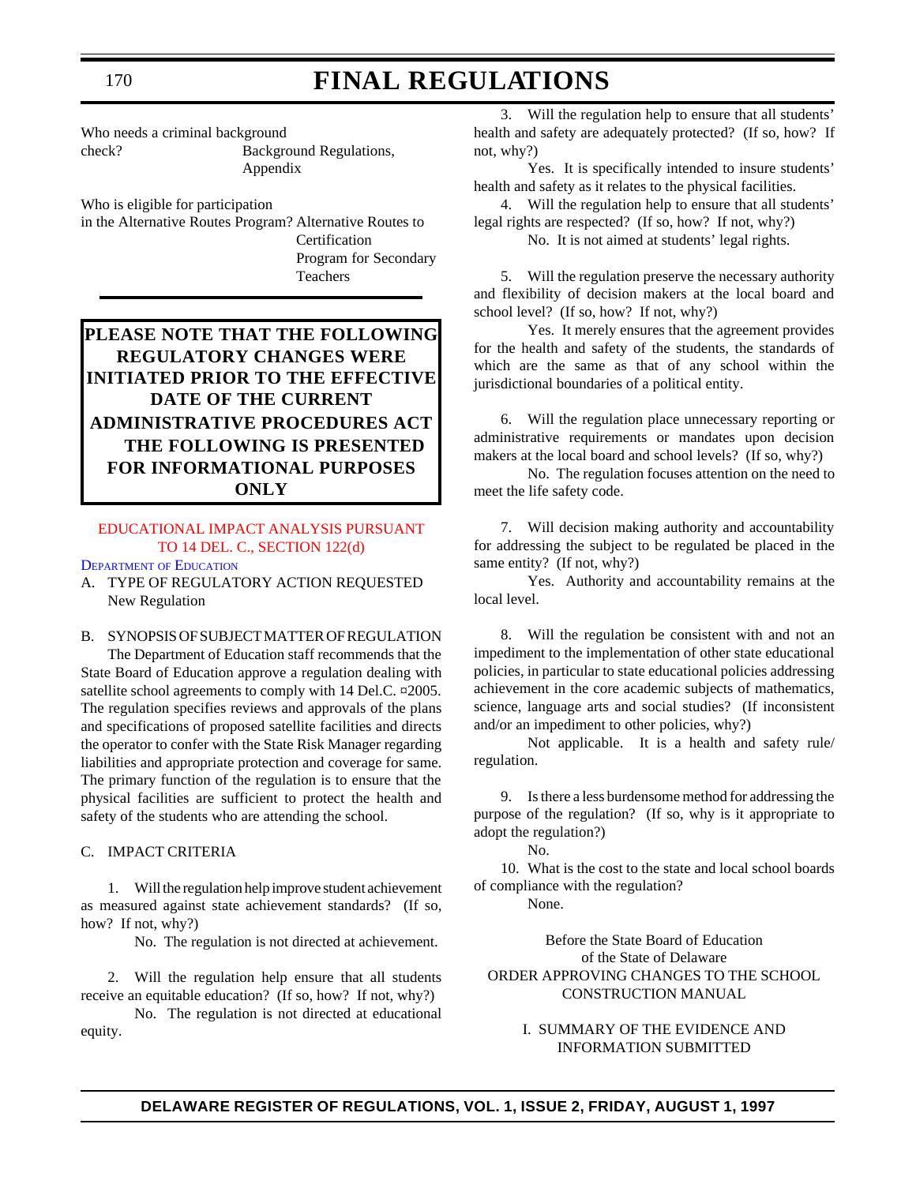Who needs a criminal background check? Background Regulations, Appendix

Who is eligible for participation in the Alternative Routes Program? Alternative Routes to Certification Program for Secondary Teachers

---

**PLEASE NOTE THAT THE FOLLOWING REGULATORY CHANGES WERE INITIATED PRIOR TO THE EFFECTIVE DATE OF THE CURRENT ADMINISTRATIVE PROCEDURES ACT THE FOLLOWING IS PRESENTED FOR INFORMATIONAL PURPOSES ONLY**

## EDUCATIONAL IMPACT ANALYSIS PURSUANT TO 14 DEL. C., SECTION 122(d)

Department of Education

A. TYPE OF REGULATORY ACTION REQUESTED

New Regulation

B. SYNOPSIS OF SUBJECT MATTER OF REGULATION

The Department of Education staff recommends that the State Board of Education approve a regulation dealing with satellite school agreements to comply with 14 Del.C. ¤2005. The regulation specifies reviews and approvals of the plans and specifications of proposed satellite facilities and directs the operator to confer with the State Risk Manager regarding liabilities and appropriate protection and coverage for same. The primary function of the regulation is to ensure that the physical facilities are sufficient to protect the health and safety of the students who are attending the school.

C. IMPACT CRITERIA

1. Will the regulation help improve student achievement as measured against state achievement standards? (If so, how? If not, why?)

No. The regulation is not directed at achievement.

2. Will the regulation help ensure that all students receive an equitable education? (If so, how? If not, why?)

No. The regulation is not directed at educational equity.

3. Will the regulation help to ensure that all students' health and safety are adequately protected? (If so, how? If not, why?)

Yes. It is specifically intended to insure students' health and safety as it relates to the physical facilities.

4. Will the regulation help to ensure that all students' legal rights are respected? (If so, how? If not, why?)

No. It is not aimed at students' legal rights.

5. Will the regulation preserve the necessary authority and flexibility of decision makers at the local board and school level? (If so, how? If not, why?)

Yes. It merely ensures that the agreement provides for the health and safety of the students, the standards of which are the same as that of any school within the jurisdictional boundaries of a political entity.

6. Will the regulation place unnecessary reporting or administrative requirements or mandates upon decision makers at the local board and school levels? (If so, why?)

No. The regulation focuses attention on the need to meet the life safety code.

7. Will decision making authority and accountability for addressing the subject to be regulated be placed in the same entity? (If not, why?)

Yes. Authority and accountability remains at the local level.

8. Will the regulation be consistent with and not an impediment to the implementation of other state educational policies, in particular to state educational policies addressing achievement in the core academic subjects of mathematics, science, language arts and social studies? (If inconsistent and/or an impediment to other policies, why?)

Not applicable. It is a health and safety rule/regulation.

9. Is there a less burdensome method for addressing the purpose of the regulation? (If so, why is it appropriate to adopt the regulation?)

No.

10. What is the cost to the state and local school boards of compliance with the regulation?

None.

Before the State Board of Education
of the State of Delaware
ORDER APPROVING CHANGES TO THE SCHOOL CONSTRUCTION MANUAL

I. SUMMARY OF THE EVIDENCE AND INFORMATION SUBMITTED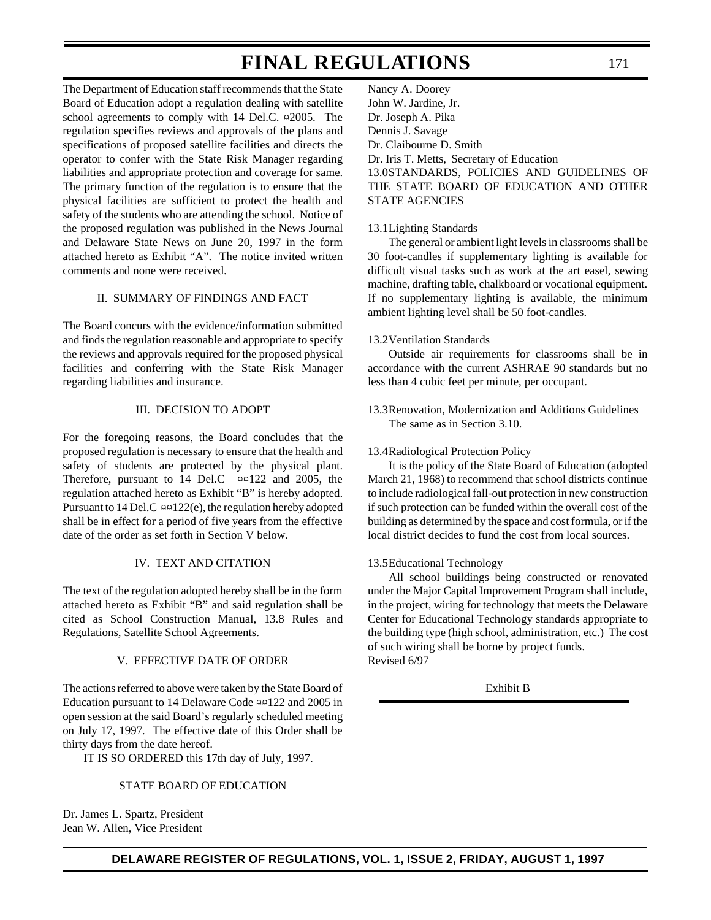The Department of Education staff recommends that the State Board of Education adopt a regulation dealing with satellite school agreements to comply with 14 Del.C. ¤2005. The regulation specifies reviews and approvals of the plans and specifications of proposed satellite facilities and directs the operator to confer with the State Risk Manager regarding liabilities and appropriate protection and coverage for same. The primary function of the regulation is to ensure that the physical facilities are sufficient to protect the health and safety of the students who are attending the school. Notice of the proposed regulation was published in the News Journal and Delaware State News on June 20, 1997 in the form attached hereto as Exhibit "A". The notice invited written comments and none were received.

II. SUMMARY OF FINDINGS AND FACT

The Board concurs with the evidence/information submitted and finds the regulation reasonable and appropriate to specify the reviews and approvals required for the proposed physical facilities and conferring with the State Risk Manager regarding liabilities and insurance.

III. DECISION TO ADOPT

For the foregoing reasons, the Board concludes that the proposed regulation is necessary to ensure that the health and safety of students are protected by the physical plant. Therefore, pursuant to 14 Del.C ¤¤122 and 2005, the regulation attached hereto as Exhibit "B" is hereby adopted. Pursuant to 14 Del.C ¤¤122(e), the regulation hereby adopted shall be in effect for a period of five years from the effective date of the order as set forth in Section V below.

IV. TEXT AND CITATION

The text of the regulation adopted hereby shall be in the form attached hereto as Exhibit "B" and said regulation shall be cited as School Construction Manual, 13.8 Rules and Regulations, Satellite School Agreements.

V. EFFECTIVE DATE OF ORDER

The actions referred to above were taken by the State Board of Education pursuant to 14 Delaware Code ¤¤122 and 2005 in open session at the said Board's regularly scheduled meeting on July 17, 1997. The effective date of this Order shall be thirty days from the date hereof.

IT IS SO ORDERED this 17th day of July, 1997.

STATE BOARD OF EDUCATION

Dr. James L. Spartz, President
Jean W. Allen, Vice President
Nancy A. Doorey
John W. Jardine, Jr.
Dr. Joseph A. Pika
Dennis J. Savage
Dr. Claibourne D. Smith
Dr. Iris T. Metts, Secretary of Education

13.0 STANDARDS, POLICIES AND GUIDELINES OF THE STATE BOARD OF EDUCATION AND OTHER STATE AGENCIES

13.1 Lighting Standards

The general or ambient light levels in classrooms shall be 30 foot-candles if supplementary lighting is available for difficult visual tasks such as work at the art easel, sewing machine, drafting table, chalkboard or vocational equipment. If no supplementary lighting is available, the minimum ambient lighting level shall be 50 foot-candles.

13.2 Ventilation Standards

Outside air requirements for classrooms shall be in accordance with the current ASHRAE 90 standards but no less than 4 cubic feet per minute, per occupant.

13.3 Renovation, Modernization and Additions Guidelines

The same as in Section 3.10.

13.4 Radiological Protection Policy

It is the policy of the State Board of Education (adopted March 21, 1968) to recommend that school districts continue to include radiological fall-out protection in new construction if such protection can be funded within the overall cost of the building as determined by the space and cost formula, or if the local district decides to fund the cost from local sources.

13.5 Educational Technology

All school buildings being constructed or renovated under the Major Capital Improvement Program shall include, in the project, wiring for technology that meets the Delaware Center for Educational Technology standards appropriate to the building type (high school, administration, etc.) The cost of such wiring shall be borne by project funds.

Revised 6/97

Exhibit B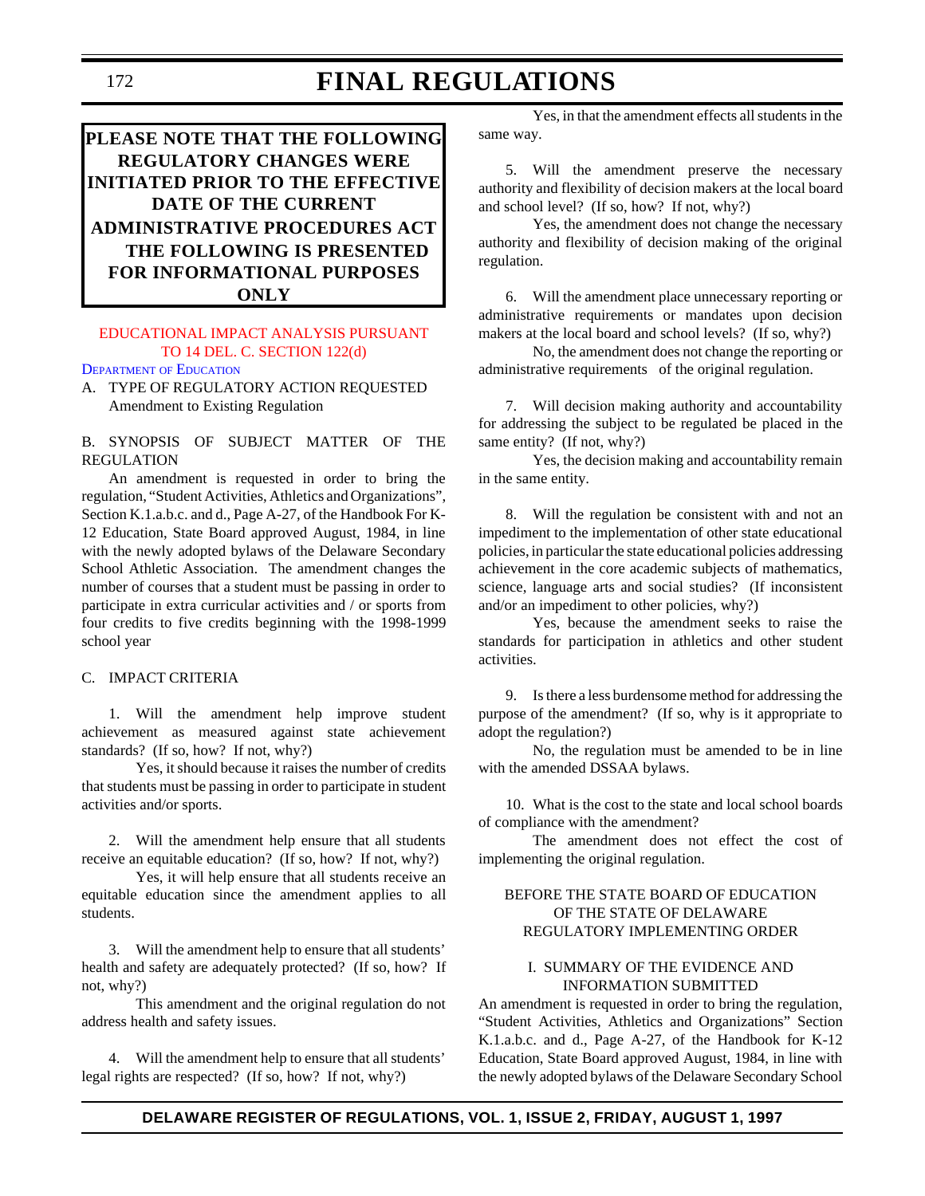**PLEASE NOTE THAT THE FOLLOWING REGULATORY CHANGES WERE INITIATED PRIOR TO THE EFFECTIVE DATE OF THE CURRENT ADMINISTRATIVE PROCEDURES ACT THE FOLLOWING IS PRESENTED FOR INFORMATIONAL PURPOSES ONLY**

EDUCATIONAL IMPACT ANALYSIS PURSUANT TO 14 DEL. C. SECTION 122(d)

DEPARTMENT OF EDUCATION

A. TYPE OF REGULATORY ACTION REQUESTED
Amendment to Existing Regulation

B. SYNOPSIS OF SUBJECT MATTER OF THE REGULATION

An amendment is requested in order to bring the regulation, "Student Activities, Athletics and Organizations", Section K.1.a.b.c. and d., Page A-27, of the Handbook For K-12 Education, State Board approved August, 1984, in line with the newly adopted bylaws of the Delaware Secondary School Athletic Association. The amendment changes the number of courses that a student must be passing in order to participate in extra curricular activities and / or sports from four credits to five credits beginning with the 1998-1999 school year

C. IMPACT CRITERIA

1. Will the amendment help improve student achievement as measured against state achievement standards? (If so, how? If not, why?)

Yes, it should because it raises the number of credits that students must be passing in order to participate in student activities and/or sports.

2. Will the amendment help ensure that all students receive an equitable education? (If so, how? If not, why?)

Yes, it will help ensure that all students receive an equitable education since the amendment applies to all students.

3. Will the amendment help to ensure that all students' health and safety are adequately protected? (If so, how? If not, why?)

This amendment and the original regulation do not address health and safety issues.

4. Will the amendment help to ensure that all students' legal rights are respected? (If so, how? If not, why?)

Yes, in that the amendment effects all students in the same way.

5. Will the amendment preserve the necessary authority and flexibility of decision makers at the local board and school level? (If so, how? If not, why?)

Yes, the amendment does not change the necessary authority and flexibility of decision making of the original regulation.

6. Will the amendment place unnecessary reporting or administrative requirements or mandates upon decision makers at the local board and school levels? (If so, why?)

No, the amendment does not change the reporting or administrative requirements of the original regulation.

7. Will decision making authority and accountability for addressing the subject to be regulated be placed in the same entity? (If not, why?)

Yes, the decision making and accountability remain in the same entity.

8. Will the regulation be consistent with and not an impediment to the implementation of other state educational policies, in particular the state educational policies addressing achievement in the core academic subjects of mathematics, science, language arts and social studies? (If inconsistent and/or an impediment to other policies, why?)

Yes, because the amendment seeks to raise the standards for participation in athletics and other student activities.

9. Is there a less burdensome method for addressing the purpose of the amendment? (If so, why is it appropriate to adopt the regulation?)

No, the regulation must be amended to be in line with the amended DSSAA bylaws.

10. What is the cost to the state and local school boards of compliance with the amendment?

The amendment does not effect the cost of implementing the original regulation.

BEFORE THE STATE BOARD OF EDUCATION OF THE STATE OF DELAWARE REGULATORY IMPLEMENTING ORDER

I. SUMMARY OF THE EVIDENCE AND INFORMATION SUBMITTED

An amendment is requested in order to bring the regulation, "Student Activities, Athletics and Organizations" Section K.1.a.b.c. and d., Page A-27, of the Handbook for K-12 Education, State Board approved August, 1984, in line with the newly adopted bylaws of the Delaware Secondary School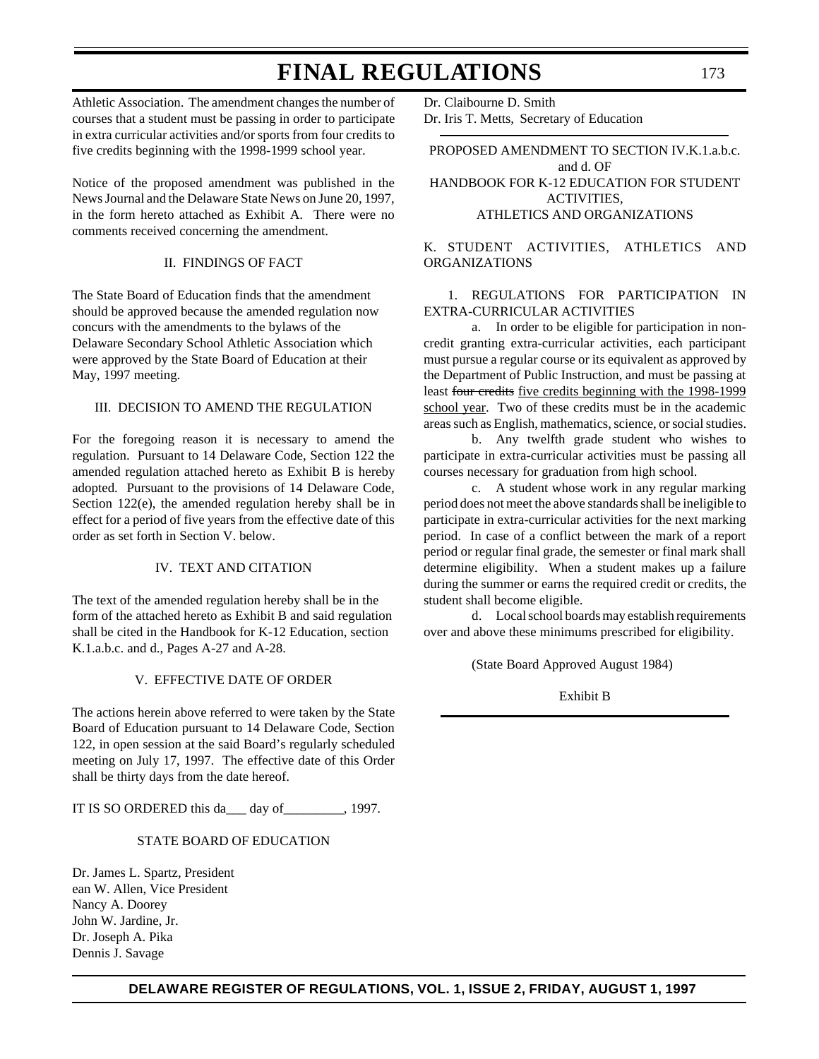Athletic Association. The amendment changes the number of courses that a student must be passing in order to participate in extra curricular activities and/or sports from four credits to five credits beginning with the 1998-1999 school year.

Notice of the proposed amendment was published in the News Journal and the Delaware State News on June 20, 1997, in the form hereto attached as Exhibit A. There were no comments received concerning the amendment.

II. FINDINGS OF FACT

The State Board of Education finds that the amendment should be approved because the amended regulation now concurs with the amendments to the bylaws of the Delaware Secondary School Athletic Association which were approved by the State Board of Education at their May, 1997 meeting.

III. DECISION TO AMEND THE REGULATION

For the foregoing reason it is necessary to amend the regulation. Pursuant to 14 Delaware Code, Section 122 the amended regulation attached hereto as Exhibit B is hereby adopted. Pursuant to the provisions of 14 Delaware Code, Section 122(e), the amended regulation hereby shall be in effect for a period of five years from the effective date of this order as set forth in Section V. below.

IV. TEXT AND CITATION

The text of the amended regulation hereby shall be in the form of the attached hereto as Exhibit B and said regulation shall be cited in the Handbook for K-12 Education, section K.1.a.b.c. and d., Pages A-27 and A-28.

V. EFFECTIVE DATE OF ORDER

The actions herein above referred to were taken by the State Board of Education pursuant to 14 Delaware Code, Section 122, in open session at the said Board's regularly scheduled meeting on July 17, 1997. The effective date of this Order shall be thirty days from the date hereof.

IT IS SO ORDERED this da___ day of_________, 1997.

STATE BOARD OF EDUCATION

Dr. James L. Spartz, President
ean W. Allen, Vice President
Nancy A. Doorey
John W. Jardine, Jr.
Dr. Joseph A. Pika
Dennis J. Savage
Dr. Claibourne D. Smith
Dr. Iris T. Metts, Secretary of Education

PROPOSED AMENDMENT TO SECTION IV.K.1.a.b.c. and d. OF HANDBOOK FOR K-12 EDUCATION FOR STUDENT ACTIVITIES, ATHLETICS AND ORGANIZATIONS

K. STUDENT ACTIVITIES, ATHLETICS AND ORGANIZATIONS

1. REGULATIONS FOR PARTICIPATION IN EXTRA-CURRICULAR ACTIVITIES

a. In order to be eligible for participation in non-credit granting extra-curricular activities, each participant must pursue a regular course or its equivalent as approved by the Department of Public Instruction, and must be passing at least ~~four credits~~ five credits beginning with the 1998-1999 school year. Two of these credits must be in the academic areas such as English, mathematics, science, or social studies.

b. Any twelfth grade student who wishes to participate in extra-curricular activities must be passing all courses necessary for graduation from high school.

c. A student whose work in any regular marking period does not meet the above standards shall be ineligible to participate in extra-curricular activities for the next marking period. In case of a conflict between the mark of a report period or regular final grade, the semester or final mark shall determine eligibility. When a student makes up a failure during the summer or earns the required credit or credits, the student shall become eligible.

d. Local school boards may establish requirements over and above these minimums prescribed for eligibility.

(State Board Approved August 1984)

Exhibit B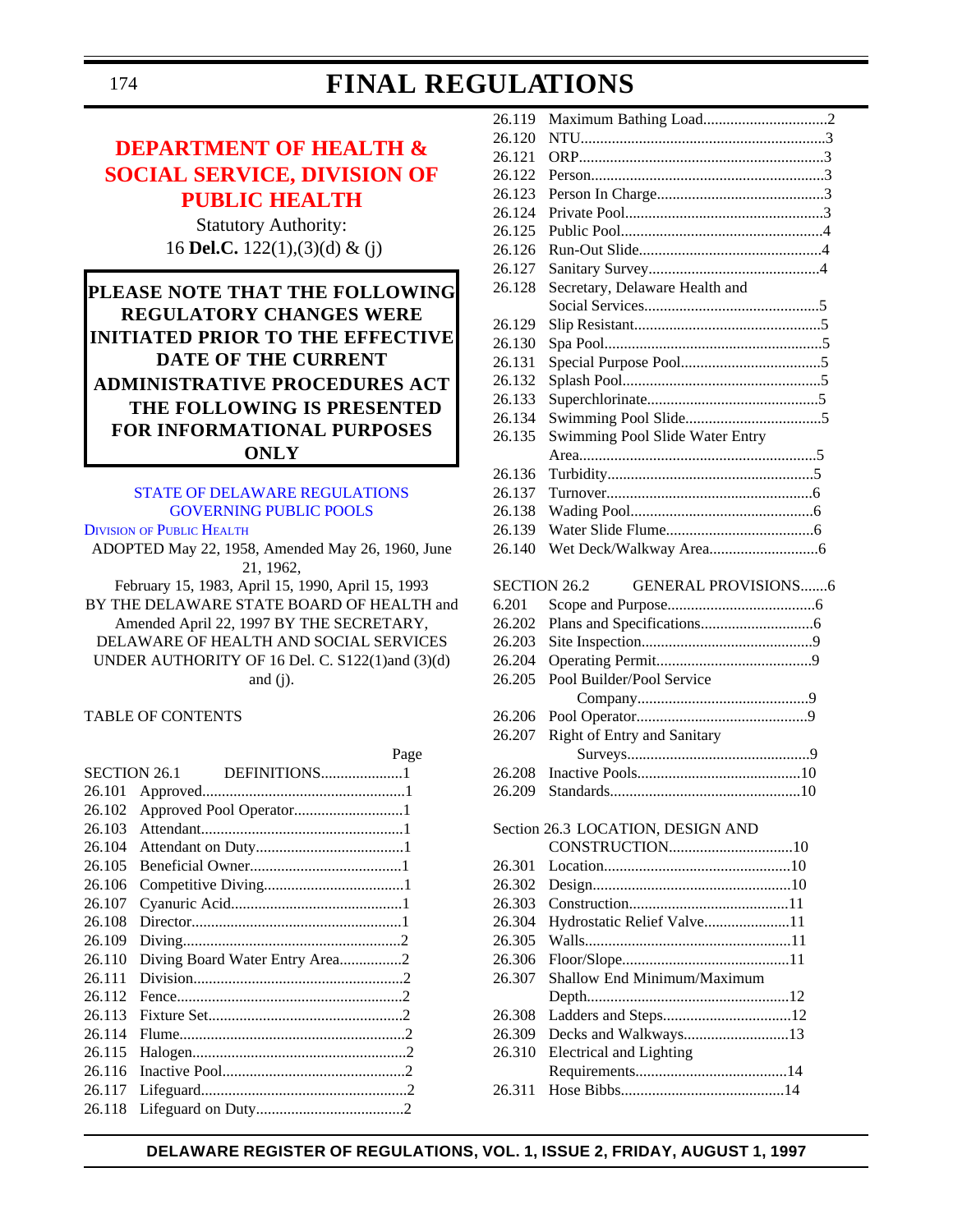# DEPARTMENT OF HEALTH & SOCIAL SERVICE, DIVISION OF PUBLIC HEALTH

Statutory Authority:
16 **Del.C.** 122(1),(3)(d) & (j)

**PLEASE NOTE THAT THE FOLLOWING REGULATORY CHANGES WERE INITIATED PRIOR TO THE EFFECTIVE DATE OF THE CURRENT ADMINISTRATIVE PROCEDURES ACT THE FOLLOWING IS PRESENTED FOR INFORMATIONAL PURPOSES ONLY**

STATE OF DELAWARE REGULATIONS
GOVERNING PUBLIC POOLS

DIVISION OF PUBLIC HEALTH

ADOPTED May 22, 1958, Amended May 26, 1960, June 21, 1962,
February 15, 1983, April 15, 1990, April 15, 1993
BY THE DELAWARE STATE BOARD OF HEALTH and Amended April 22, 1997 BY THE SECRETARY, DELAWARE OF HEALTH AND SOCIAL SERVICES UNDER AUTHORITY OF 16 Del. C. S122(1)and (3)(d) and (j).

TABLE OF CONTENTS

| | | Page |
|---|---|---|
| SECTION 26.1 | DEFINITIONS | 1 |
| 26.101 | Approved | 1 |
| 26.102 | Approved Pool Operator | 1 |
| 26.103 | Attendant | 1 |
| 26.104 | Attendant on Duty | 1 |
| 26.105 | Beneficial Owner | 1 |
| 26.106 | Competitive Diving | 1 |
| 26.107 | Cyanuric Acid | 1 |
| 26.108 | Director | 1 |
| 26.109 | Diving | 2 |
| 26.110 | Diving Board Water Entry Area | 2 |
| 26.111 | Division | 2 |
| 26.112 | Fence | 2 |
| 26.113 | Fixture Set | 2 |
| 26.114 | Flume | 2 |
| 26.115 | Halogen | 2 |
| 26.116 | Inactive Pool | 2 |
| 26.117 | Lifeguard | 2 |
| 26.118 | Lifeguard on Duty | 2 |
| 26.119 | Maximum Bathing Load | 2 |
| 26.120 | NTU | 3 |
| 26.121 | ORP | 3 |
| 26.122 | Person | 3 |
| 26.123 | Person In Charge | 3 |
| 26.124 | Private Pool | 3 |
| 26.125 | Public Pool | 4 |
| 26.126 | Run-Out Slide | 4 |
| 26.127 | Sanitary Survey | 4 |
| 26.128 | Secretary, Delaware Health and Social Services | 5 |
| 26.129 | Slip Resistant | 5 |
| 26.130 | Spa Pool | 5 |
| 26.131 | Special Purpose Pool | 5 |
| 26.132 | Splash Pool | 5 |
| 26.133 | Superchlorinate | 5 |
| 26.134 | Swimming Pool Slide | 5 |
| 26.135 | Swimming Pool Slide Water Entry Area | 5 |
| 26.136 | Turbidity | 5 |
| 26.137 | Turnover | 6 |
| 26.138 | Wading Pool | 6 |
| 26.139 | Water Slide Flume | 6 |
| 26.140 | Wet Deck/Walkway Area | 6 |
| SECTION 26.2 | GENERAL PROVISIONS | 6 |
| 6.201 | Scope and Purpose | 6 |
| 26.202 | Plans and Specifications | 6 |
| 26.203 | Site Inspection | 9 |
| 26.204 | Operating Permit | 9 |
| 26.205 | Pool Builder/Pool Service Company | 9 |
| 26.206 | Pool Operator | 9 |
| 26.207 | Right of Entry and Sanitary Surveys | 9 |
| 26.208 | Inactive Pools | 10 |
| 26.209 | Standards | 10 |
| Section 26.3 | LOCATION, DESIGN AND CONSTRUCTION | 10 |
| 26.301 | Location | 10 |
| 26.302 | Design | 10 |
| 26.303 | Construction | 11 |
| 26.304 | Hydrostatic Relief Valve | 11 |
| 26.305 | Walls | 11 |
| 26.306 | Floor/Slope | 11 |
| 26.307 | Shallow End Minimum/Maximum Depth | 12 |
| 26.308 | Ladders and Steps | 12 |
| 26.309 | Decks and Walkways | 13 |
| 26.310 | Electrical and Lighting Requirements | 14 |
| 26.311 | Hose Bibbs | 14 |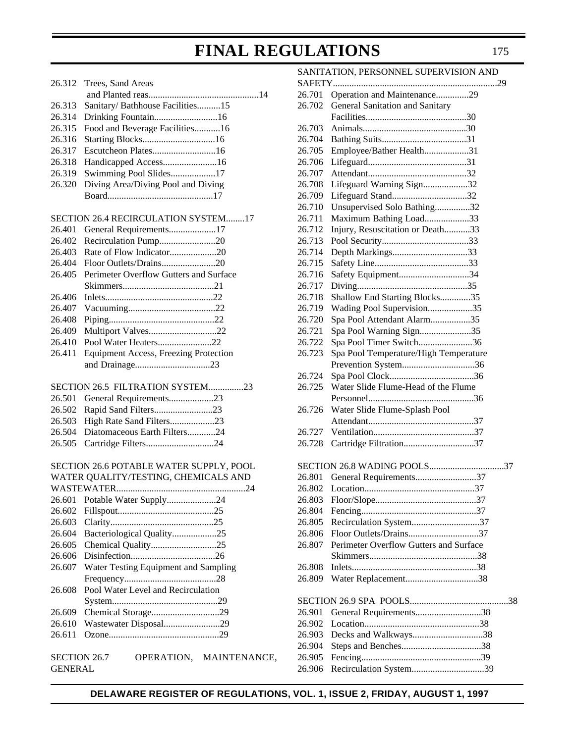26.312 Trees, Sand Areas and Planted reas..............................................14
26.313 Sanitary/ Bathhouse Facilities..........15
26.314 Drinking Fountain...........................16
26.315 Food and Beverage Facilities...........16
26.316 Starting Blocks...............................16
26.317 Escutcheon Plates...........................16
26.318 Handicapped Access.......................16
26.319 Swimming Pool Slides...................17
26.320 Diving Area/Diving Pool and Diving Board............................................17

SECTION 26.4 RECIRCULATION SYSTEM........17
26.401 General Requirements....................17
26.402 Recirculation Pump........................20
26.403 Rate of Flow Indicator....................20
26.404 Floor Outlets/Drains.......................20
26.405 Perimeter Overflow Gutters and Surface Skimmers.......................................21
26.406 Inlets.............................................22
26.407 Vacuuming.....................................22
26.408 Piping............................................22
26.409 Multiport Valves.............................22
26.410 Pool Water Heaters.......................22
26.411 Equipment Access, Freezing Protection and Drainage................................23

SECTION 26.5 FILTRATION SYSTEM...............23
26.501 General Requirements...................23
26.502 Rapid Sand Filters.........................23
26.503 High Rate Sand Filters...................23
26.504 Diatomaceous Earth Filters............24
26.505 Cartridge Filters.............................24

SECTION 26.6 POTABLE WATER SUPPLY, POOL WATER QUALITY/TESTING, CHEMICALS AND WASTEWATER.......................................................24
26.601 Potable Water Supply.....................24
26.602 Fillspout.........................................25
26.603 Clarity............................................25
26.604 Bacteriological Quality...................25
26.605 Chemical Quality............................25
26.606 Disinfection....................................26
26.607 Water Testing Equipment and Sampling Frequency.......................................28
26.608 Pool Water Level and Recirculation System.............................................29
26.609 Chemical Storage.............................29
26.610 Wastewater Disposal........................29
26.611 Ozone...............................................29

SECTION 26.7 OPERATION, MAINTENANCE, GENERAL SANITATION, PERSONNEL SUPERVISION AND SAFETY.....................................................................29
26.701 Operation and Maintenance..............29
26.702 General Sanitation and Sanitary Facilities...........................................30
26.703 Animals............................................30
26.704 Bathing Suits....................................31
26.705 Employee/Bather Health...................31
26.706 Lifeguard..........................................31
26.707 Attendant..........................................32
26.708 Lifeguard Warning Sign...................32
26.709 Lifeguard Stand................................32
26.710 Unsupervised Solo Bathing...............32
26.711 Maximum Bathing Load...................33
26.712 Injury, Resuscitation or Death...........33
26.713 Pool Security.....................................33
26.714 Depth Markings................................33
26.715 Safety Line........................................33
26.716 Safety Equipment..............................34
26.717 Diving...............................................35
26.718 Shallow End Starting Blocks.............35
26.719 Wading Pool Supervision...................35
26.720 Spa Pool Attendant Alarm.................35
26.721 Spa Pool Warning Sign......................35
26.722 Spa Pool Timer Switch.......................36
26.723 Spa Pool Temperature/High Temperature Prevention System...............................36
26.724 Spa Pool Clock....................................36
26.725 Water Slide Flume-Head of the Flume Personnel............................................36
26.726 Water Slide Flume-Splash Pool Attendant............................................37
26.727 Ventilation...........................................37
26.728 Cartridge Filtration..............................37

SECTION 26.8 WADING POOLS................................37
26.801 General Requirements..........................37
26.802 Location...............................................37
26.803 Floor/Slope..........................................37
26.804 Fencing................................................37
26.805 Recirculation System............................37
26.806 Floor Outlets/Drains.............................37
26.807 Perimeter Overflow Gutters and Surface Skimmers.............................................38
26.808 Inlets....................................................38
26.809 Water Replacement...............................38

SECTION 26.9 SPA POOLS..........................................38
26.901 General Requirements............................38
26.902 Location................................................38
26.903 Decks and Walkways..............................38
26.904 Steps and Benches..................................38
26.905 Fencing..................................................39
26.906 Recirculation System...............................39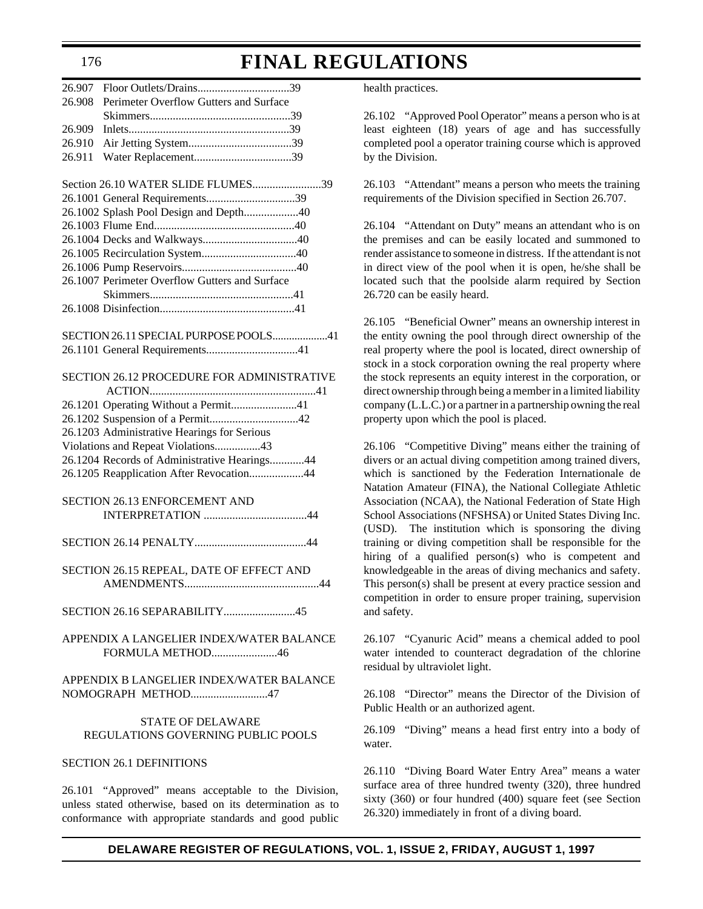26.907 Floor Outlets/Drains................................39
26.908 Perimeter Overflow Gutters and Surface Skimmers.................................................39
26.909 Inlets........................................................39
26.910 Air Jetting System....................................39
26.911 Water Replacement..................................39

Section 26.10 WATER SLIDE FLUMES........................39
26.1001 General Requirements...............................39
26.1002 Splash Pool Design and Depth...................40
26.1003 Flume End.................................................40
26.1004 Decks and Walkways.................................40
26.1005 Recirculation System.................................40
26.1006 Pump Reservoirs........................................40
26.1007 Perimeter Overflow Gutters and Surface Skimmers.................................................41
26.1008 Disinfection...............................................41

SECTION 26.11 SPECIAL PURPOSE POOLS...................41
26.1101 General Requirements................................41

SECTION 26.12 PROCEDURE FOR ADMINISTRATIVE ACTION.........................................................41
26.1201 Operating Without a Permit.......................41
26.1202 Suspension of a Permit...............................42
26.1203 Administrative Hearings for Serious Violations and Repeat Violations................43
26.1204 Records of Administrative Hearings............44
26.1205 Reapplication After Revocation...................44

SECTION 26.13 ENFORCEMENT AND INTERPRETATION ....................................44

SECTION 26.14 PENALTY.......................................44

SECTION 26.15 REPEAL, DATE OF EFFECT AND AMENDMENTS...............................................44

SECTION 26.16 SEPARABILITY.........................45

APPENDIX A LANGELIER INDEX/WATER BALANCE FORMULA METHOD.......................46

APPENDIX B LANGELIER INDEX/WATER BALANCE NOMOGRAPH METHOD...........................47

## STATE OF DELAWARE REGULATIONS GOVERNING PUBLIC POOLS

### SECTION 26.1 DEFINITIONS

26.101 "Approved" means acceptable to the Division, unless stated otherwise, based on its determination as to conformance with appropriate standards and good public health practices.

26.102 "Approved Pool Operator" means a person who is at least eighteen (18) years of age and has successfully completed pool a operator training course which is approved by the Division.

26.103 "Attendant" means a person who meets the training requirements of the Division specified in Section 26.707.

26.104 "Attendant on Duty" means an attendant who is on the premises and can be easily located and summoned to render assistance to someone in distress. If the attendant is not in direct view of the pool when it is open, he/she shall be located such that the poolside alarm required by Section 26.720 can be easily heard.

26.105 "Beneficial Owner" means an ownership interest in the entity owning the pool through direct ownership of the real property where the pool is located, direct ownership of stock in a stock corporation owning the real property where the stock represents an equity interest in the corporation, or direct ownership through being a member in a limited liability company (L.L.C.) or a partner in a partnership owning the real property upon which the pool is placed.

26.106 "Competitive Diving" means either the training of divers or an actual diving competition among trained divers, which is sanctioned by the Federation Internationale de Natation Amateur (FINA), the National Collegiate Athletic Association (NCAA), the National Federation of State High School Associations (NFSHSA) or United States Diving Inc. (USD). The institution which is sponsoring the diving training or diving competition shall be responsible for the hiring of a qualified person(s) who is competent and knowledgeable in the areas of diving mechanics and safety. This person(s) shall be present at every practice session and competition in order to ensure proper training, supervision and safety.

26.107 "Cyanuric Acid" means a chemical added to pool water intended to counteract degradation of the chlorine residual by ultraviolet light.

26.108 "Director" means the Director of the Division of Public Health or an authorized agent.

26.109 "Diving" means a head first entry into a body of water.

26.110 "Diving Board Water Entry Area" means a water surface area of three hundred twenty (320), three hundred sixty (360) or four hundred (400) square feet (see Section 26.320) immediately in front of a diving board.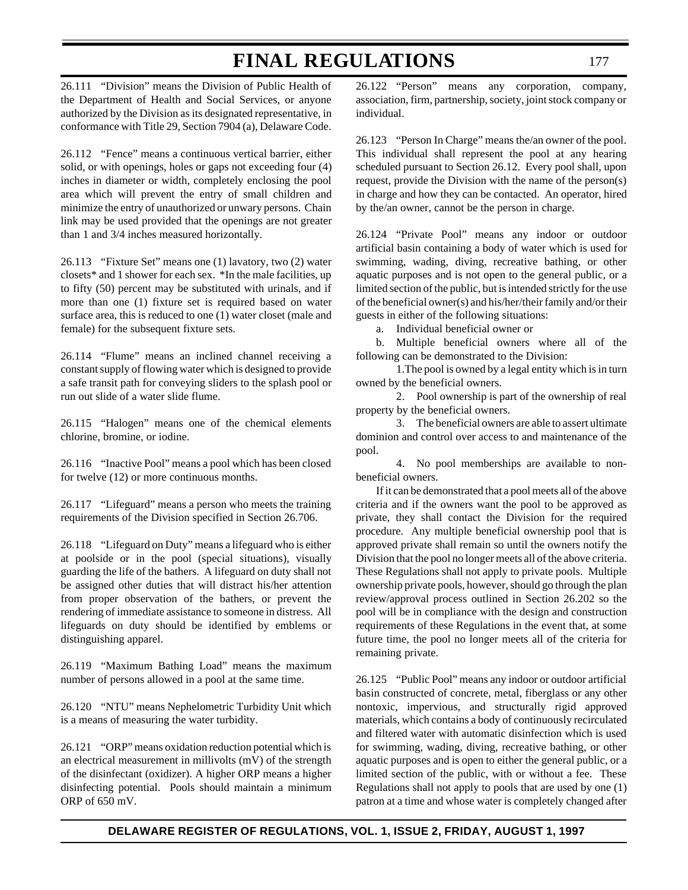26.111 "Division" means the Division of Public Health of the Department of Health and Social Services, or anyone authorized by the Division as its designated representative, in conformance with Title 29, Section 7904 (a), Delaware Code.

26.112 "Fence" means a continuous vertical barrier, either solid, or with openings, holes or gaps not exceeding four (4) inches in diameter or width, completely enclosing the pool area which will prevent the entry of small children and minimize the entry of unauthorized or unwary persons. Chain link may be used provided that the openings are not greater than 1 and 3/4 inches measured horizontally.

26.113 "Fixture Set" means one (1) lavatory, two (2) water closets* and 1 shower for each sex. *In the male facilities, up to fifty (50) percent may be substituted with urinals, and if more than one (1) fixture set is required based on water surface area, this is reduced to one (1) water closet (male and female) for the subsequent fixture sets.

26.114 "Flume" means an inclined channel receiving a constant supply of flowing water which is designed to provide a safe transit path for conveying sliders to the splash pool or run out slide of a water slide flume.

26.115 "Halogen" means one of the chemical elements chlorine, bromine, or iodine.

26.116 "Inactive Pool" means a pool which has been closed for twelve (12) or more continuous months.

26.117 "Lifeguard" means a person who meets the training requirements of the Division specified in Section 26.706.

26.118 "Lifeguard on Duty" means a lifeguard who is either at poolside or in the pool (special situations), visually guarding the life of the bathers. A lifeguard on duty shall not be assigned other duties that will distract his/her attention from proper observation of the bathers, or prevent the rendering of immediate assistance to someone in distress. All lifeguards on duty should be identified by emblems or distinguishing apparel.

26.119 "Maximum Bathing Load" means the maximum number of persons allowed in a pool at the same time.

26.120 "NTU" means Nephelometric Turbidity Unit which is a means of measuring the water turbidity.

26.121 "ORP" means oxidation reduction potential which is an electrical measurement in millivolts (mV) of the strength of the disinfectant (oxidizer). A higher ORP means a higher disinfecting potential. Pools should maintain a minimum ORP of 650 mV.

26.122 "Person" means any corporation, company, association, firm, partnership, society, joint stock company or individual.

26.123 "Person In Charge" means the/an owner of the pool. This individual shall represent the pool at any hearing scheduled pursuant to Section 26.12. Every pool shall, upon request, provide the Division with the name of the person(s) in charge and how they can be contacted. An operator, hired by the/an owner, cannot be the person in charge.

26.124 "Private Pool" means any indoor or outdoor artificial basin containing a body of water which is used for swimming, wading, diving, recreative bathing, or other aquatic purposes and is not open to the general public, or a limited section of the public, but is intended strictly for the use of the beneficial owner(s) and his/her/their family and/or their guests in either of the following situations:

a. Individual beneficial owner or

b. Multiple beneficial owners where all of the following can be demonstrated to the Division:

1.The pool is owned by a legal entity which is in turn owned by the beneficial owners.

2. Pool ownership is part of the ownership of real property by the beneficial owners.

3. The beneficial owners are able to assert ultimate dominion and control over access to and maintenance of the pool.

4. No pool memberships are available to non-beneficial owners.

If it can be demonstrated that a pool meets all of the above criteria and if the owners want the pool to be approved as private, they shall contact the Division for the required procedure. Any multiple beneficial ownership pool that is approved private shall remain so until the owners notify the Division that the pool no longer meets all of the above criteria. These Regulations shall not apply to private pools. Multiple ownership private pools, however, should go through the plan review/approval process outlined in Section 26.202 so the pool will be in compliance with the design and construction requirements of these Regulations in the event that, at some future time, the pool no longer meets all of the criteria for remaining private.

26.125 "Public Pool" means any indoor or outdoor artificial basin constructed of concrete, metal, fiberglass or any other nontoxic, impervious, and structurally rigid approved materials, which contains a body of continuously recirculated and filtered water with automatic disinfection which is used for swimming, wading, diving, recreative bathing, or other aquatic purposes and is open to either the general public, or a limited section of the public, with or without a fee. These Regulations shall not apply to pools that are used by one (1) patron at a time and whose water is completely changed after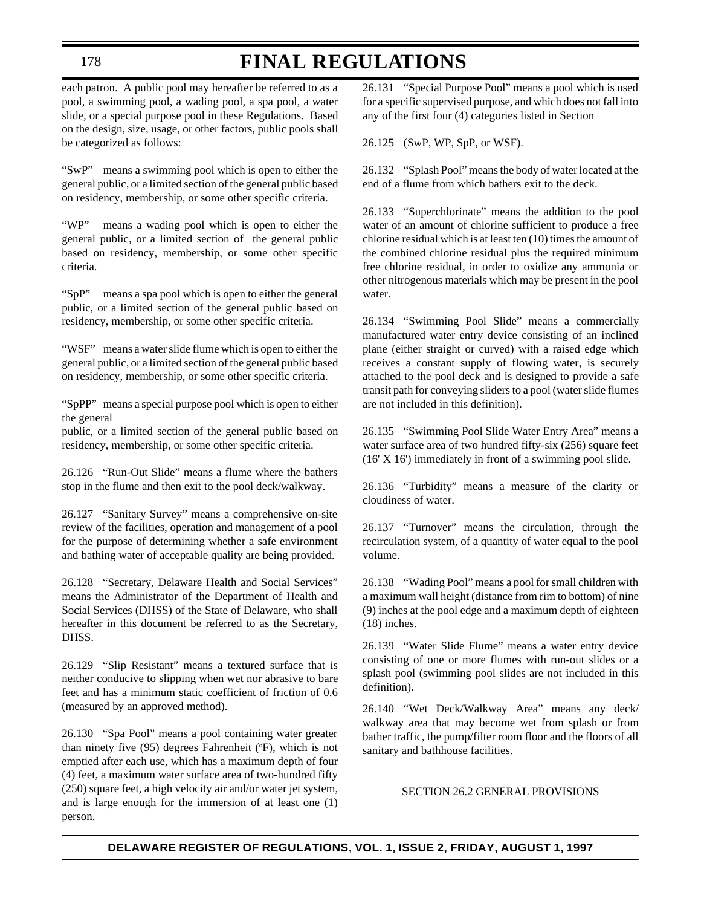each patron. A public pool may hereafter be referred to as a pool, a swimming pool, a wading pool, a spa pool, a water slide, or a special purpose pool in these Regulations. Based on the design, size, usage, or other factors, public pools shall be categorized as follows:

"SwP" means a swimming pool which is open to either the general public, or a limited section of the general public based on residency, membership, or some other specific criteria.

"WP" means a wading pool which is open to either the general public, or a limited section of the general public based on residency, membership, or some other specific criteria.

"SpP" means a spa pool which is open to either the general public, or a limited section of the general public based on residency, membership, or some other specific criteria.

"WSF" means a water slide flume which is open to either the general public, or a limited section of the general public based on residency, membership, or some other specific criteria.

"SpPP" means a special purpose pool which is open to either the general

public, or a limited section of the general public based on residency, membership, or some other specific criteria.

26.126 "Run-Out Slide" means a flume where the bathers stop in the flume and then exit to the pool deck/walkway.

26.127 "Sanitary Survey" means a comprehensive on-site review of the facilities, operation and management of a pool for the purpose of determining whether a safe environment and bathing water of acceptable quality are being provided.

26.128 "Secretary, Delaware Health and Social Services" means the Administrator of the Department of Health and Social Services (DHSS) of the State of Delaware, who shall hereafter in this document be referred to as the Secretary, DHSS.

26.129 "Slip Resistant" means a textured surface that is neither conducive to slipping when wet nor abrasive to bare feet and has a minimum static coefficient of friction of 0.6 (measured by an approved method).

26.130 "Spa Pool" means a pool containing water greater than ninety five (95) degrees Fahrenheit (°F), which is not emptied after each use, which has a maximum depth of four (4) feet, a maximum water surface area of two-hundred fifty (250) square feet, a high velocity air and/or water jet system, and is large enough for the immersion of at least one (1) person.

26.131 "Special Purpose Pool" means a pool which is used for a specific supervised purpose, and which does not fall into any of the first four (4) categories listed in Section

26.125 (SwP, WP, SpP, or WSF).

26.132 "Splash Pool" means the body of water located at the end of a flume from which bathers exit to the deck.

26.133 "Superchlorinate" means the addition to the pool water of an amount of chlorine sufficient to produce a free chlorine residual which is at least ten (10) times the amount of the combined chlorine residual plus the required minimum free chlorine residual, in order to oxidize any ammonia or other nitrogenous materials which may be present in the pool water.

26.134 "Swimming Pool Slide" means a commercially manufactured water entry device consisting of an inclined plane (either straight or curved) with a raised edge which receives a constant supply of flowing water, is securely attached to the pool deck and is designed to provide a safe transit path for conveying sliders to a pool (water slide flumes are not included in this definition).

26.135 "Swimming Pool Slide Water Entry Area" means a water surface area of two hundred fifty-six (256) square feet (16' X 16') immediately in front of a swimming pool slide.

26.136 "Turbidity" means a measure of the clarity or cloudiness of water.

26.137 "Turnover" means the circulation, through the recirculation system, of a quantity of water equal to the pool volume.

26.138 "Wading Pool" means a pool for small children with a maximum wall height (distance from rim to bottom) of nine (9) inches at the pool edge and a maximum depth of eighteen (18) inches.

26.139 "Water Slide Flume" means a water entry device consisting of one or more flumes with run-out slides or a splash pool (swimming pool slides are not included in this definition).

26.140 "Wet Deck/Walkway Area" means any deck/walkway area that may become wet from splash or from bather traffic, the pump/filter room floor and the floors of all sanitary and bathhouse facilities.

## SECTION 26.2 GENERAL PROVISIONS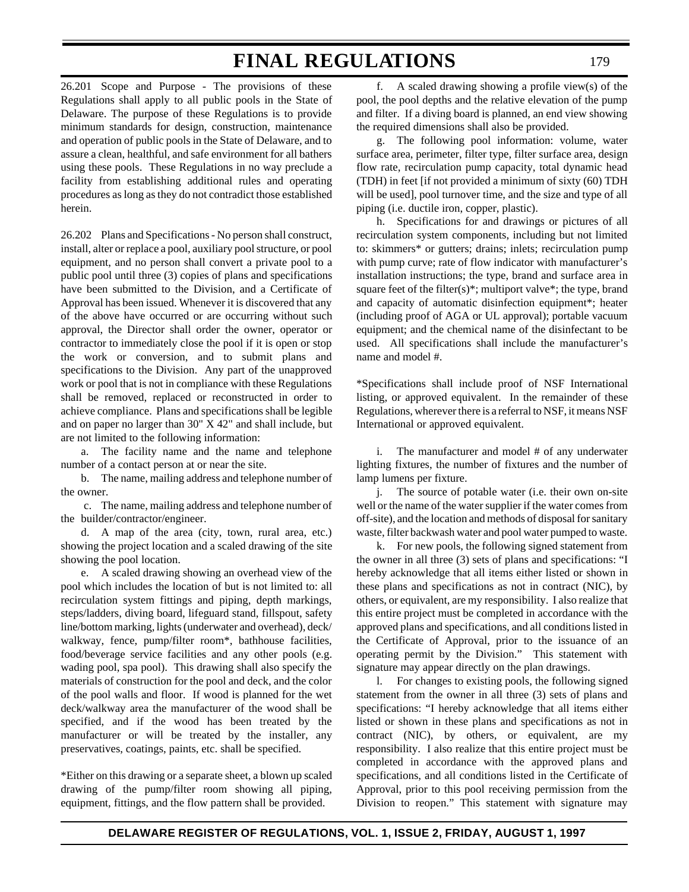26.201 Scope and Purpose - The provisions of these Regulations shall apply to all public pools in the State of Delaware. The purpose of these Regulations is to provide minimum standards for design, construction, maintenance and operation of public pools in the State of Delaware, and to assure a clean, healthful, and safe environment for all bathers using these pools. These Regulations in no way preclude a facility from establishing additional rules and operating procedures as long as they do not contradict those established herein.

26.202 Plans and Specifications - No person shall construct, install, alter or replace a pool, auxiliary pool structure, or pool equipment, and no person shall convert a private pool to a public pool until three (3) copies of plans and specifications have been submitted to the Division, and a Certificate of Approval has been issued. Whenever it is discovered that any of the above have occurred or are occurring without such approval, the Director shall order the owner, operator or contractor to immediately close the pool if it is open or stop the work or conversion, and to submit plans and specifications to the Division. Any part of the unapproved work or pool that is not in compliance with these Regulations shall be removed, replaced or reconstructed in order to achieve compliance. Plans and specifications shall be legible and on paper no larger than 30" X 42" and shall include, but are not limited to the following information:

a. The facility name and the name and telephone number of a contact person at or near the site.

b. The name, mailing address and telephone number of the owner.

c. The name, mailing address and telephone number of the builder/contractor/engineer.

d. A map of the area (city, town, rural area, etc.) showing the project location and a scaled drawing of the site showing the pool location.

e. A scaled drawing showing an overhead view of the pool which includes the location of but is not limited to: all recirculation system fittings and piping, depth markings, steps/ladders, diving board, lifeguard stand, fillspout, safety line/bottom marking, lights (underwater and overhead), deck/walkway, fence, pump/filter room*, bathhouse facilities, food/beverage service facilities and any other pools (e.g. wading pool, spa pool). This drawing shall also specify the materials of construction for the pool and deck, and the color of the pool walls and floor. If wood is planned for the wet deck/walkway area the manufacturer of the wood shall be specified, and if the wood has been treated by the manufacturer or will be treated by the installer, any preservatives, coatings, paints, etc. shall be specified.

*Either on this drawing or a separate sheet, a blown up scaled drawing of the pump/filter room showing all piping, equipment, fittings, and the flow pattern shall be provided.

f. A scaled drawing showing a profile view(s) of the pool, the pool depths and the relative elevation of the pump and filter. If a diving board is planned, an end view showing the required dimensions shall also be provided.

g. The following pool information: volume, water surface area, perimeter, filter type, filter surface area, design flow rate, recirculation pump capacity, total dynamic head (TDH) in feet [if not provided a minimum of sixty (60) TDH will be used], pool turnover time, and the size and type of all piping (i.e. ductile iron, copper, plastic).

h. Specifications for and drawings or pictures of all recirculation system components, including but not limited to: skimmers* or gutters; drains; inlets; recirculation pump with pump curve; rate of flow indicator with manufacturer's installation instructions; the type, brand and surface area in square feet of the filter(s)*; multiport valve*; the type, brand and capacity of automatic disinfection equipment*; heater (including proof of AGA or UL approval); portable vacuum equipment; and the chemical name of the disinfectant to be used. All specifications shall include the manufacturer's name and model #.

*Specifications shall include proof of NSF International listing, or approved equivalent. In the remainder of these Regulations, wherever there is a referral to NSF, it means NSF International or approved equivalent.

i. The manufacturer and model # of any underwater lighting fixtures, the number of fixtures and the number of lamp lumens per fixture.

j. The source of potable water (i.e. their own on-site well or the name of the water supplier if the water comes from off-site), and the location and methods of disposal for sanitary waste, filter backwash water and pool water pumped to waste.

k. For new pools, the following signed statement from the owner in all three (3) sets of plans and specifications: "I hereby acknowledge that all items either listed or shown in these plans and specifications as not in contract (NIC), by others, or equivalent, are my responsibility. I also realize that this entire project must be completed in accordance with the approved plans and specifications, and all conditions listed in the Certificate of Approval, prior to the issuance of an operating permit by the Division." This statement with signature may appear directly on the plan drawings.

l. For changes to existing pools, the following signed statement from the owner in all three (3) sets of plans and specifications: "I hereby acknowledge that all items either listed or shown in these plans and specifications as not in contract (NIC), by others, or equivalent, are my responsibility. I also realize that this entire project must be completed in accordance with the approved plans and specifications, and all conditions listed in the Certificate of Approval, prior to this pool receiving permission from the Division to reopen." This statement with signature may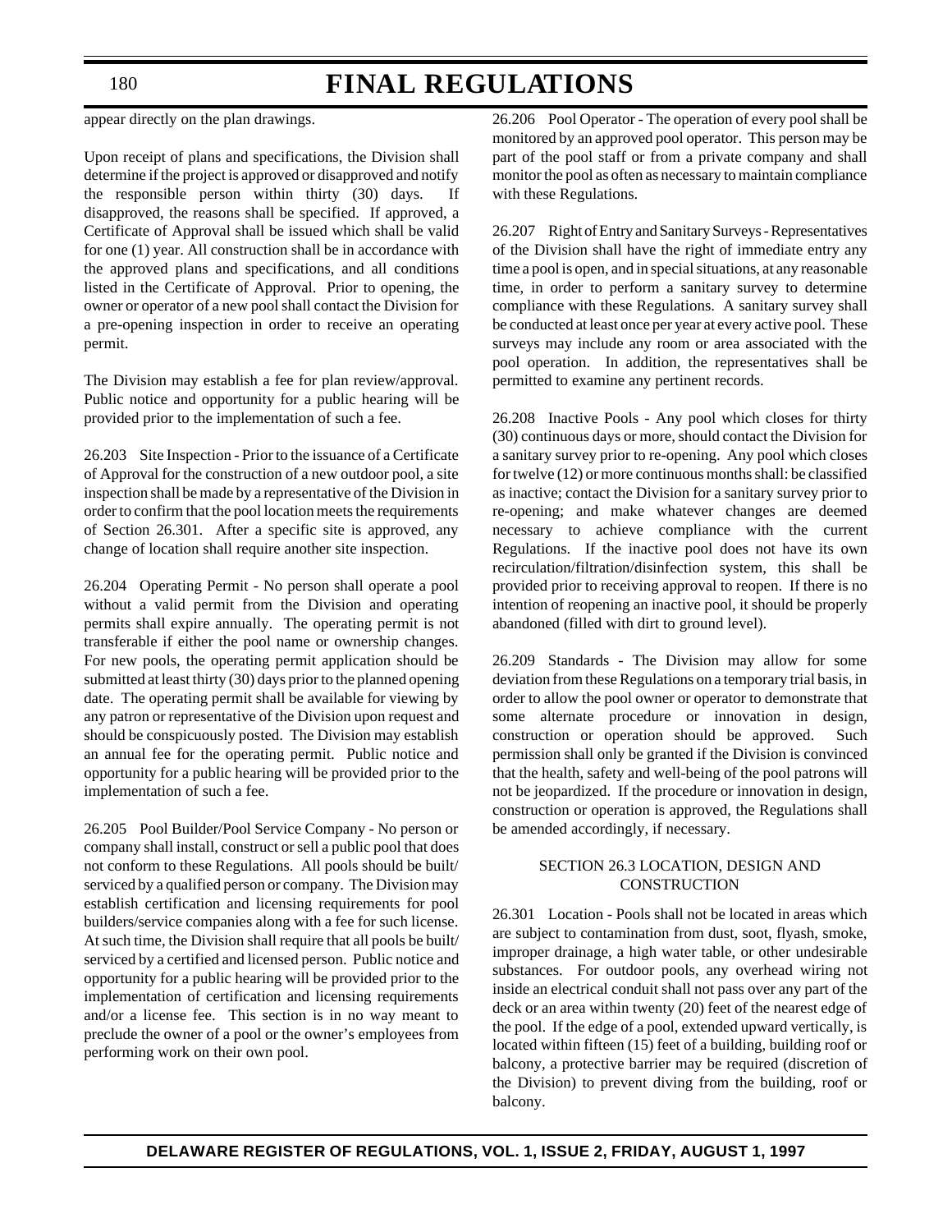appear directly on the plan drawings.

Upon receipt of plans and specifications, the Division shall determine if the project is approved or disapproved and notify the responsible person within thirty (30) days. If disapproved, the reasons shall be specified. If approved, a Certificate of Approval shall be issued which shall be valid for one (1) year. All construction shall be in accordance with the approved plans and specifications, and all conditions listed in the Certificate of Approval. Prior to opening, the owner or operator of a new pool shall contact the Division for a pre-opening inspection in order to receive an operating permit.

The Division may establish a fee for plan review/approval. Public notice and opportunity for a public hearing will be provided prior to the implementation of such a fee.

26.203 Site Inspection - Prior to the issuance of a Certificate of Approval for the construction of a new outdoor pool, a site inspection shall be made by a representative of the Division in order to confirm that the pool location meets the requirements of Section 26.301. After a specific site is approved, any change of location shall require another site inspection.

26.204 Operating Permit - No person shall operate a pool without a valid permit from the Division and operating permits shall expire annually. The operating permit is not transferable if either the pool name or ownership changes. For new pools, the operating permit application should be submitted at least thirty (30) days prior to the planned opening date. The operating permit shall be available for viewing by any patron or representative of the Division upon request and should be conspicuously posted. The Division may establish an annual fee for the operating permit. Public notice and opportunity for a public hearing will be provided prior to the implementation of such a fee.

26.205 Pool Builder/Pool Service Company - No person or company shall install, construct or sell a public pool that does not conform to these Regulations. All pools should be built/serviced by a qualified person or company. The Division may establish certification and licensing requirements for pool builders/service companies along with a fee for such license. At such time, the Division shall require that all pools be built/serviced by a certified and licensed person. Public notice and opportunity for a public hearing will be provided prior to the implementation of certification and licensing requirements and/or a license fee. This section is in no way meant to preclude the owner of a pool or the owner's employees from performing work on their own pool.

26.206 Pool Operator - The operation of every pool shall be monitored by an approved pool operator. This person may be part of the pool staff or from a private company and shall monitor the pool as often as necessary to maintain compliance with these Regulations.

26.207 Right of Entry and Sanitary Surveys - Representatives of the Division shall have the right of immediate entry any time a pool is open, and in special situations, at any reasonable time, in order to perform a sanitary survey to determine compliance with these Regulations. A sanitary survey shall be conducted at least once per year at every active pool. These surveys may include any room or area associated with the pool operation. In addition, the representatives shall be permitted to examine any pertinent records.

26.208 Inactive Pools - Any pool which closes for thirty (30) continuous days or more, should contact the Division for a sanitary survey prior to re-opening. Any pool which closes for twelve (12) or more continuous months shall: be classified as inactive; contact the Division for a sanitary survey prior to re-opening; and make whatever changes are deemed necessary to achieve compliance with the current Regulations. If the inactive pool does not have its own recirculation/filtration/disinfection system, this shall be provided prior to receiving approval to reopen. If there is no intention of reopening an inactive pool, it should be properly abandoned (filled with dirt to ground level).

26.209 Standards - The Division may allow for some deviation from these Regulations on a temporary trial basis, in order to allow the pool owner or operator to demonstrate that some alternate procedure or innovation in design, construction or operation should be approved. Such permission shall only be granted if the Division is convinced that the health, safety and well-being of the pool patrons will not be jeopardized. If the procedure or innovation in design, construction or operation is approved, the Regulations shall be amended accordingly, if necessary.

### SECTION 26.3 LOCATION, DESIGN AND CONSTRUCTION

26.301 Location - Pools shall not be located in areas which are subject to contamination from dust, soot, flyash, smoke, improper drainage, a high water table, or other undesirable substances. For outdoor pools, any overhead wiring not inside an electrical conduit shall not pass over any part of the deck or an area within twenty (20) feet of the nearest edge of the pool. If the edge of a pool, extended upward vertically, is located within fifteen (15) feet of a building, building roof or balcony, a protective barrier may be required (discretion of the Division) to prevent diving from the building, roof or balcony.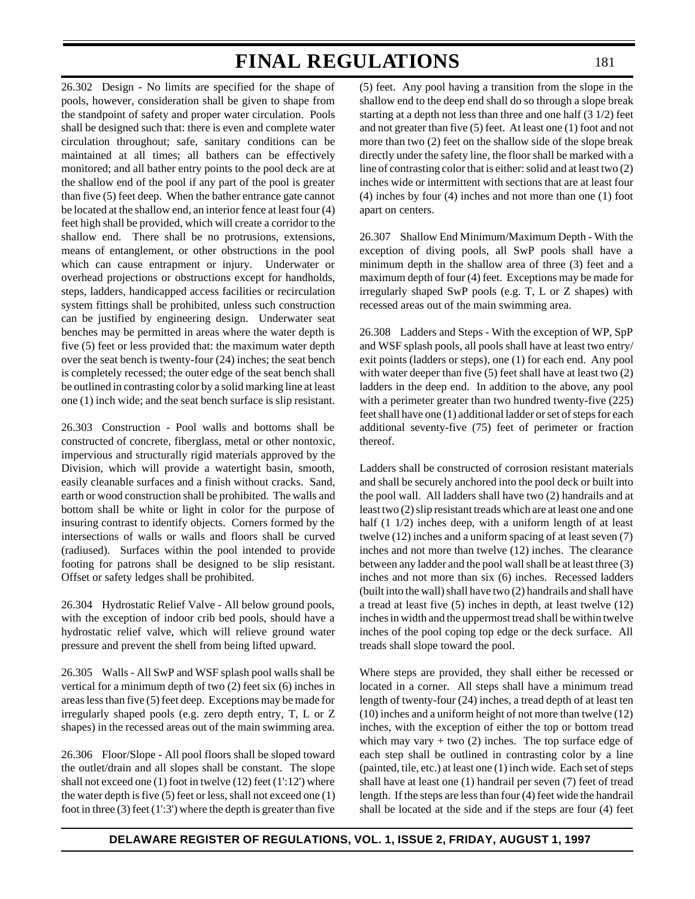26.302 Design - No limits are specified for the shape of pools, however, consideration shall be given to shape from the standpoint of safety and proper water circulation. Pools shall be designed such that: there is even and complete water circulation throughout; safe, sanitary conditions can be maintained at all times; all bathers can be effectively monitored; and all bather entry points to the pool deck are at the shallow end of the pool if any part of the pool is greater than five (5) feet deep. When the bather entrance gate cannot be located at the shallow end, an interior fence at least four (4) feet high shall be provided, which will create a corridor to the shallow end. There shall be no protrusions, extensions, means of entanglement, or other obstructions in the pool which can cause entrapment or injury. Underwater or overhead projections or obstructions except for handholds, steps, ladders, handicapped access facilities or recirculation system fittings shall be prohibited, unless such construction can be justified by engineering design. Underwater seat benches may be permitted in areas where the water depth is five (5) feet or less provided that: the maximum water depth over the seat bench is twenty-four (24) inches; the seat bench is completely recessed; the outer edge of the seat bench shall be outlined in contrasting color by a solid marking line at least one (1) inch wide; and the seat bench surface is slip resistant.

26.303 Construction - Pool walls and bottoms shall be constructed of concrete, fiberglass, metal or other nontoxic, impervious and structurally rigid materials approved by the Division, which will provide a watertight basin, smooth, easily cleanable surfaces and a finish without cracks. Sand, earth or wood construction shall be prohibited. The walls and bottom shall be white or light in color for the purpose of insuring contrast to identify objects. Corners formed by the intersections of walls or walls and floors shall be curved (radiused). Surfaces within the pool intended to provide footing for patrons shall be designed to be slip resistant. Offset or safety ledges shall be prohibited.

26.304 Hydrostatic Relief Valve - All below ground pools, with the exception of indoor crib bed pools, should have a hydrostatic relief valve, which will relieve ground water pressure and prevent the shell from being lifted upward.

26.305 Walls - All SwP and WSF splash pool walls shall be vertical for a minimum depth of two (2) feet six (6) inches in areas less than five (5) feet deep. Exceptions may be made for irregularly shaped pools (e.g. zero depth entry, T, L or Z shapes) in the recessed areas out of the main swimming area.

26.306 Floor/Slope - All pool floors shall be sloped toward the outlet/drain and all slopes shall be constant. The slope shall not exceed one (1) foot in twelve (12) feet (1':12') where the water depth is five (5) feet or less, shall not exceed one (1) foot in three (3) feet (1':3') where the depth is greater than five (5) feet. Any pool having a transition from the slope in the shallow end to the deep end shall do so through a slope break starting at a depth not less than three and one half (3 1/2) feet and not greater than five (5) feet. At least one (1) foot and not more than two (2) feet on the shallow side of the slope break directly under the safety line, the floor shall be marked with a line of contrasting color that is either: solid and at least two (2) inches wide or intermittent with sections that are at least four (4) inches by four (4) inches and not more than one (1) foot apart on centers.

26.307 Shallow End Minimum/Maximum Depth - With the exception of diving pools, all SwP pools shall have a minimum depth in the shallow area of three (3) feet and a maximum depth of four (4) feet. Exceptions may be made for irregularly shaped SwP pools (e.g. T, L or Z shapes) with recessed areas out of the main swimming area.

26.308 Ladders and Steps - With the exception of WP, SpP and WSF splash pools, all pools shall have at least two entry/exit points (ladders or steps), one (1) for each end. Any pool with water deeper than five (5) feet shall have at least two (2) ladders in the deep end. In addition to the above, any pool with a perimeter greater than two hundred twenty-five (225) feet shall have one (1) additional ladder or set of steps for each additional seventy-five (75) feet of perimeter or fraction thereof.

Ladders shall be constructed of corrosion resistant materials and shall be securely anchored into the pool deck or built into the pool wall. All ladders shall have two (2) handrails and at least two (2) slip resistant treads which are at least one and one half (1 1/2) inches deep, with a uniform length of at least twelve (12) inches and a uniform spacing of at least seven (7) inches and not more than twelve (12) inches. The clearance between any ladder and the pool wall shall be at least three (3) inches and not more than six (6) inches. Recessed ladders (built into the wall) shall have two (2) handrails and shall have a tread at least five (5) inches in depth, at least twelve (12) inches in width and the uppermost tread shall be within twelve inches of the pool coping top edge or the deck surface. All treads shall slope toward the pool.

Where steps are provided, they shall either be recessed or located in a corner. All steps shall have a minimum tread length of twenty-four (24) inches, a tread depth of at least ten (10) inches and a uniform height of not more than twelve (12) inches, with the exception of either the top or bottom tread which may vary + two (2) inches. The top surface edge of each step shall be outlined in contrasting color by a line (painted, tile, etc.) at least one (1) inch wide. Each set of steps shall have at least one (1) handrail per seven (7) feet of tread length. If the steps are less than four (4) feet wide the handrail shall be located at the side and if the steps are four (4) feet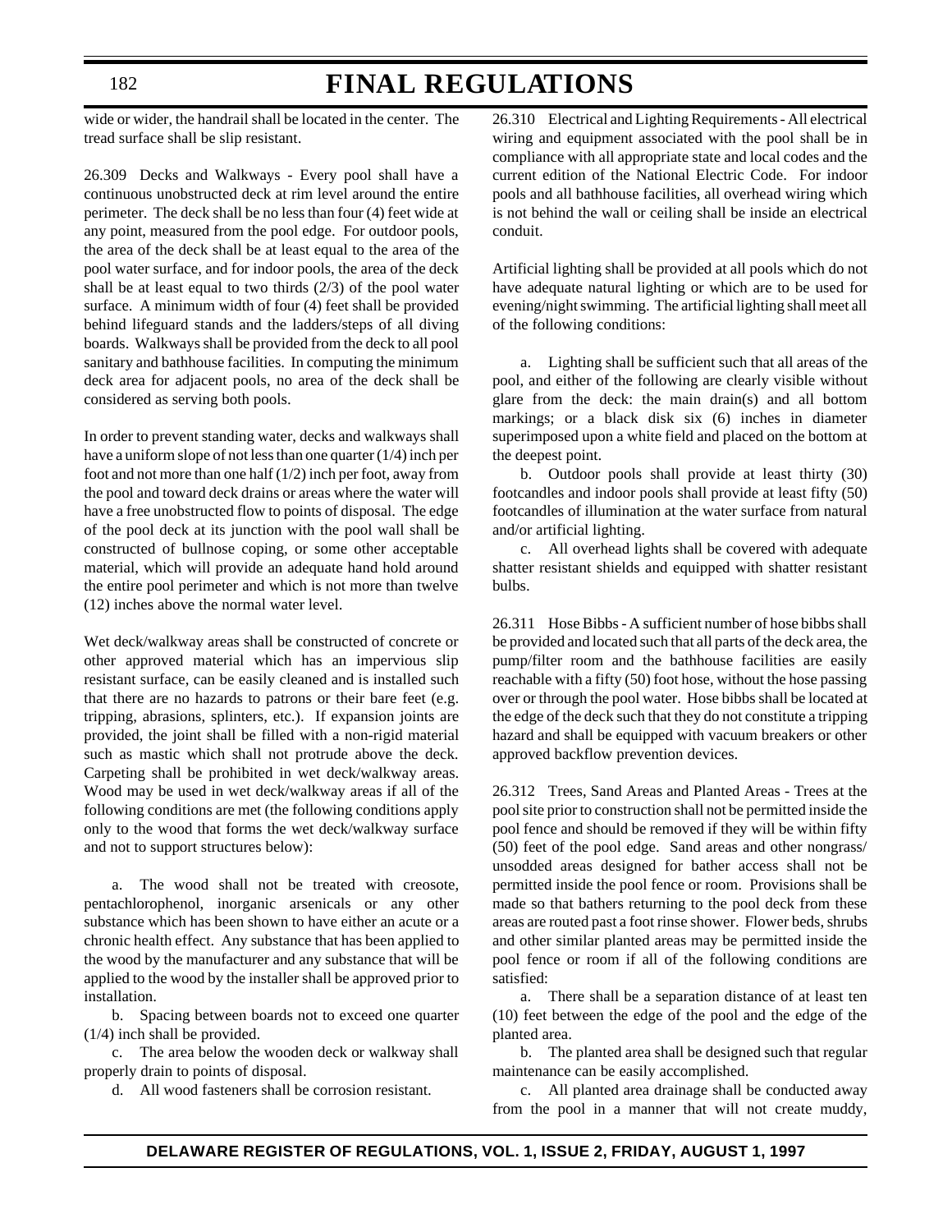wide or wider, the handrail shall be located in the center. The tread surface shall be slip resistant.

26.309 Decks and Walkways - Every pool shall have a continuous unobstructed deck at rim level around the entire perimeter. The deck shall be no less than four (4) feet wide at any point, measured from the pool edge. For outdoor pools, the area of the deck shall be at least equal to the area of the pool water surface, and for indoor pools, the area of the deck shall be at least equal to two thirds (2/3) of the pool water surface. A minimum width of four (4) feet shall be provided behind lifeguard stands and the ladders/steps of all diving boards. Walkways shall be provided from the deck to all pool sanitary and bathhouse facilities. In computing the minimum deck area for adjacent pools, no area of the deck shall be considered as serving both pools.

In order to prevent standing water, decks and walkways shall have a uniform slope of not less than one quarter (1/4) inch per foot and not more than one half (1/2) inch per foot, away from the pool and toward deck drains or areas where the water will have a free unobstructed flow to points of disposal. The edge of the pool deck at its junction with the pool wall shall be constructed of bullnose coping, or some other acceptable material, which will provide an adequate hand hold around the entire pool perimeter and which is not more than twelve (12) inches above the normal water level.

Wet deck/walkway areas shall be constructed of concrete or other approved material which has an impervious slip resistant surface, can be easily cleaned and is installed such that there are no hazards to patrons or their bare feet (e.g. tripping, abrasions, splinters, etc.). If expansion joints are provided, the joint shall be filled with a non-rigid material such as mastic which shall not protrude above the deck. Carpeting shall be prohibited in wet deck/walkway areas. Wood may be used in wet deck/walkway areas if all of the following conditions are met (the following conditions apply only to the wood that forms the wet deck/walkway surface and not to support structures below):

a. The wood shall not be treated with creosote, pentachlorophenol, inorganic arsenicals or any other substance which has been shown to have either an acute or a chronic health effect. Any substance that has been applied to the wood by the manufacturer and any substance that will be applied to the wood by the installer shall be approved prior to installation.

b. Spacing between boards not to exceed one quarter (1/4) inch shall be provided.

c. The area below the wooden deck or walkway shall properly drain to points of disposal.

d. All wood fasteners shall be corrosion resistant.

26.310 Electrical and Lighting Requirements - All electrical wiring and equipment associated with the pool shall be in compliance with all appropriate state and local codes and the current edition of the National Electric Code. For indoor pools and all bathhouse facilities, all overhead wiring which is not behind the wall or ceiling shall be inside an electrical conduit.

Artificial lighting shall be provided at all pools which do not have adequate natural lighting or which are to be used for evening/night swimming. The artificial lighting shall meet all of the following conditions:

a. Lighting shall be sufficient such that all areas of the pool, and either of the following are clearly visible without glare from the deck: the main drain(s) and all bottom markings; or a black disk six (6) inches in diameter superimposed upon a white field and placed on the bottom at the deepest point.

b. Outdoor pools shall provide at least thirty (30) footcandles and indoor pools shall provide at least fifty (50) footcandles of illumination at the water surface from natural and/or artificial lighting.

c. All overhead lights shall be covered with adequate shatter resistant shields and equipped with shatter resistant bulbs.

26.311 Hose Bibbs - A sufficient number of hose bibbs shall be provided and located such that all parts of the deck area, the pump/filter room and the bathhouse facilities are easily reachable with a fifty (50) foot hose, without the hose passing over or through the pool water. Hose bibbs shall be located at the edge of the deck such that they do not constitute a tripping hazard and shall be equipped with vacuum breakers or other approved backflow prevention devices.

26.312 Trees, Sand Areas and Planted Areas - Trees at the pool site prior to construction shall not be permitted inside the pool fence and should be removed if they will be within fifty (50) feet of the pool edge. Sand areas and other nongrass/unsodded areas designed for bather access shall not be permitted inside the pool fence or room. Provisions shall be made so that bathers returning to the pool deck from these areas are routed past a foot rinse shower. Flower beds, shrubs and other similar planted areas may be permitted inside the pool fence or room if all of the following conditions are satisfied:

a. There shall be a separation distance of at least ten (10) feet between the edge of the pool and the edge of the planted area.

b. The planted area shall be designed such that regular maintenance can be easily accomplished.

c. All planted area drainage shall be conducted away from the pool in a manner that will not create muddy,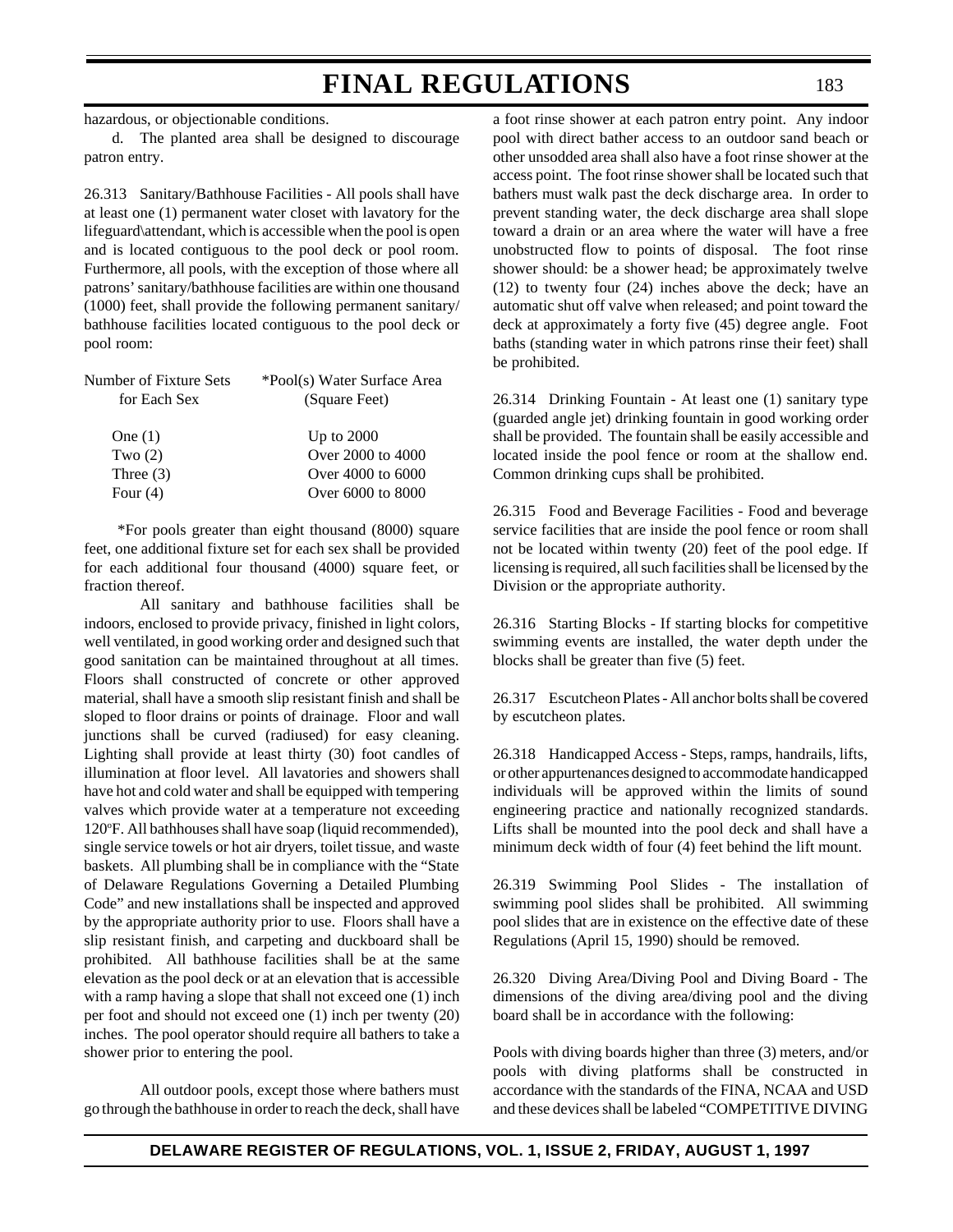hazardous, or objectionable conditions.

d. The planted area shall be designed to discourage patron entry.

26.313 Sanitary/Bathhouse Facilities - All pools shall have at least one (1) permanent water closet with lavatory for the lifeguard\attendant, which is accessible when the pool is open and is located contiguous to the pool deck or pool room. Furthermore, all pools, with the exception of those where all patrons' sanitary/bathhouse facilities are within one thousand (1000) feet, shall provide the following permanent sanitary/ bathhouse facilities located contiguous to the pool deck or pool room:

| Number of Fixture Sets for Each Sex | *Pool(s) Water Surface Area (Square Feet) |
|---|---|
| One (1) | Up to 2000 |
| Two (2) | Over 2000 to 4000 |
| Three (3) | Over 4000 to 6000 |
| Four (4) | Over 6000 to 8000 |

*For pools greater than eight thousand (8000) square feet, one additional fixture set for each sex shall be provided for each additional four thousand (4000) square feet, or fraction thereof.

All sanitary and bathhouse facilities shall be indoors, enclosed to provide privacy, finished in light colors, well ventilated, in good working order and designed such that good sanitation can be maintained throughout at all times. Floors shall constructed of concrete or other approved material, shall have a smooth slip resistant finish and shall be sloped to floor drains or points of drainage. Floor and wall junctions shall be curved (radiused) for easy cleaning. Lighting shall provide at least thirty (30) foot candles of illumination at floor level. All lavatories and showers shall have hot and cold water and shall be equipped with tempering valves which provide water at a temperature not exceeding 120ºF. All bathhouses shall have soap (liquid recommended), single service towels or hot air dryers, toilet tissue, and waste baskets. All plumbing shall be in compliance with the "State of Delaware Regulations Governing a Detailed Plumbing Code" and new installations shall be inspected and approved by the appropriate authority prior to use. Floors shall have a slip resistant finish, and carpeting and duckboard shall be prohibited. All bathhouse facilities shall be at the same elevation as the pool deck or at an elevation that is accessible with a ramp having a slope that shall not exceed one (1) inch per foot and should not exceed one (1) inch per twenty (20) inches. The pool operator should require all bathers to take a shower prior to entering the pool.

All outdoor pools, except those where bathers must go through the bathhouse in order to reach the deck, shall have a foot rinse shower at each patron entry point. Any indoor pool with direct bather access to an outdoor sand beach or other unsodded area shall also have a foot rinse shower at the access point. The foot rinse shower shall be located such that bathers must walk past the deck discharge area. In order to prevent standing water, the deck discharge area shall slope toward a drain or an area where the water will have a free unobstructed flow to points of disposal. The foot rinse shower should: be a shower head; be approximately twelve (12) to twenty four (24) inches above the deck; have an automatic shut off valve when released; and point toward the deck at approximately a forty five (45) degree angle. Foot baths (standing water in which patrons rinse their feet) shall be prohibited.

26.314 Drinking Fountain - At least one (1) sanitary type (guarded angle jet) drinking fountain in good working order shall be provided. The fountain shall be easily accessible and located inside the pool fence or room at the shallow end. Common drinking cups shall be prohibited.

26.315 Food and Beverage Facilities - Food and beverage service facilities that are inside the pool fence or room shall not be located within twenty (20) feet of the pool edge. If licensing is required, all such facilities shall be licensed by the Division or the appropriate authority.

26.316 Starting Blocks - If starting blocks for competitive swimming events are installed, the water depth under the blocks shall be greater than five (5) feet.

26.317 Escutcheon Plates - All anchor bolts shall be covered by escutcheon plates.

26.318 Handicapped Access - Steps, ramps, handrails, lifts, or other appurtenances designed to accommodate handicapped individuals will be approved within the limits of sound engineering practice and nationally recognized standards. Lifts shall be mounted into the pool deck and shall have a minimum deck width of four (4) feet behind the lift mount.

26.319 Swimming Pool Slides - The installation of swimming pool slides shall be prohibited. All swimming pool slides that are in existence on the effective date of these Regulations (April 15, 1990) should be removed.

26.320 Diving Area/Diving Pool and Diving Board - The dimensions of the diving area/diving pool and the diving board shall be in accordance with the following:

Pools with diving boards higher than three (3) meters, and/or pools with diving platforms shall be constructed in accordance with the standards of the FINA, NCAA and USD and these devices shall be labeled "COMPETITIVE DIVING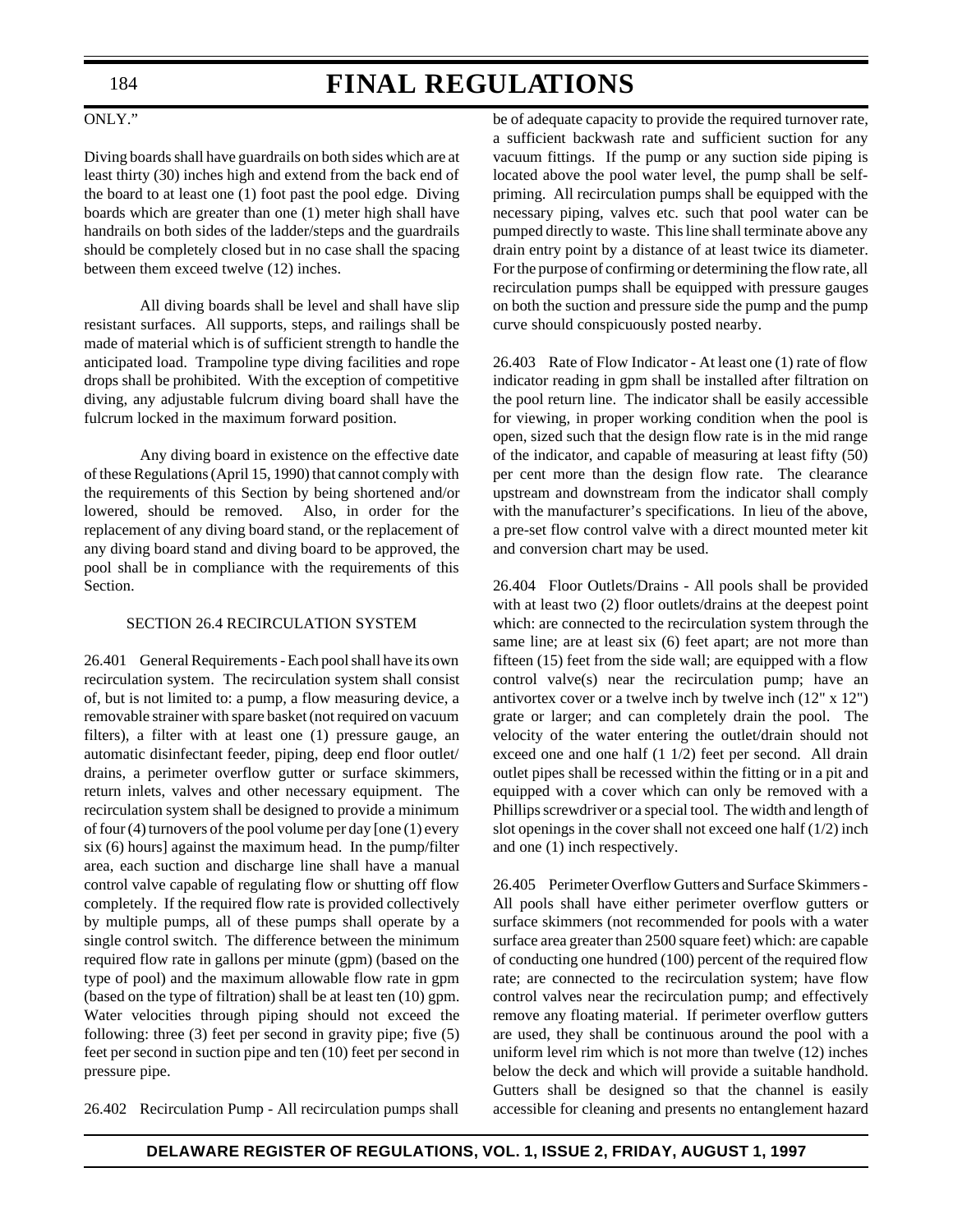ONLY."

Diving boards shall have guardrails on both sides which are at least thirty (30) inches high and extend from the back end of the board to at least one (1) foot past the pool edge. Diving boards which are greater than one (1) meter high shall have handrails on both sides of the ladder/steps and the guardrails should be completely closed but in no case shall the spacing between them exceed twelve (12) inches.

All diving boards shall be level and shall have slip resistant surfaces. All supports, steps, and railings shall be made of material which is of sufficient strength to handle the anticipated load. Trampoline type diving facilities and rope drops shall be prohibited. With the exception of competitive diving, any adjustable fulcrum diving board shall have the fulcrum locked in the maximum forward position.

Any diving board in existence on the effective date of these Regulations (April 15, 1990) that cannot comply with the requirements of this Section by being shortened and/or lowered, should be removed. Also, in order for the replacement of any diving board stand, or the replacement of any diving board stand and diving board to be approved, the pool shall be in compliance with the requirements of this Section.

SECTION 26.4 RECIRCULATION SYSTEM

26.401 General Requirements - Each pool shall have its own recirculation system. The recirculation system shall consist of, but is not limited to: a pump, a flow measuring device, a removable strainer with spare basket (not required on vacuum filters), a filter with at least one (1) pressure gauge, an automatic disinfectant feeder, piping, deep end floor outlet/ drains, a perimeter overflow gutter or surface skimmers, return inlets, valves and other necessary equipment. The recirculation system shall be designed to provide a minimum of four (4) turnovers of the pool volume per day [one (1) every six (6) hours] against the maximum head. In the pump/filter area, each suction and discharge line shall have a manual control valve capable of regulating flow or shutting off flow completely. If the required flow rate is provided collectively by multiple pumps, all of these pumps shall operate by a single control switch. The difference between the minimum required flow rate in gallons per minute (gpm) (based on the type of pool) and the maximum allowable flow rate in gpm (based on the type of filtration) shall be at least ten (10) gpm. Water velocities through piping should not exceed the following: three (3) feet per second in gravity pipe; five (5) feet per second in suction pipe and ten (10) feet per second in pressure pipe.

26.402 Recirculation Pump - All recirculation pumps shall be of adequate capacity to provide the required turnover rate, a sufficient backwash rate and sufficient suction for any vacuum fittings. If the pump or any suction side piping is located above the pool water level, the pump shall be self-priming. All recirculation pumps shall be equipped with the necessary piping, valves etc. such that pool water can be pumped directly to waste. This line shall terminate above any drain entry point by a distance of at least twice its diameter. For the purpose of confirming or determining the flow rate, all recirculation pumps shall be equipped with pressure gauges on both the suction and pressure side the pump and the pump curve should conspicuously posted nearby.

26.403 Rate of Flow Indicator - At least one (1) rate of flow indicator reading in gpm shall be installed after filtration on the pool return line. The indicator shall be easily accessible for viewing, in proper working condition when the pool is open, sized such that the design flow rate is in the mid range of the indicator, and capable of measuring at least fifty (50) per cent more than the design flow rate. The clearance upstream and downstream from the indicator shall comply with the manufacturer's specifications. In lieu of the above, a pre-set flow control valve with a direct mounted meter kit and conversion chart may be used.

26.404 Floor Outlets/Drains - All pools shall be provided with at least two (2) floor outlets/drains at the deepest point which: are connected to the recirculation system through the same line; are at least six (6) feet apart; are not more than fifteen (15) feet from the side wall; are equipped with a flow control valve(s) near the recirculation pump; have an antivortex cover or a twelve inch by twelve inch (12" x 12") grate or larger; and can completely drain the pool. The velocity of the water entering the outlet/drain should not exceed one and one half (1 1/2) feet per second. All drain outlet pipes shall be recessed within the fitting or in a pit and equipped with a cover which can only be removed with a Phillips screwdriver or a special tool. The width and length of slot openings in the cover shall not exceed one half (1/2) inch and one (1) inch respectively.

26.405 Perimeter Overflow Gutters and Surface Skimmers - All pools shall have either perimeter overflow gutters or surface skimmers (not recommended for pools with a water surface area greater than 2500 square feet) which: are capable of conducting one hundred (100) percent of the required flow rate; are connected to the recirculation system; have flow control valves near the recirculation pump; and effectively remove any floating material. If perimeter overflow gutters are used, they shall be continuous around the pool with a uniform level rim which is not more than twelve (12) inches below the deck and which will provide a suitable handhold. Gutters shall be designed so that the channel is easily accessible for cleaning and presents no entanglement hazard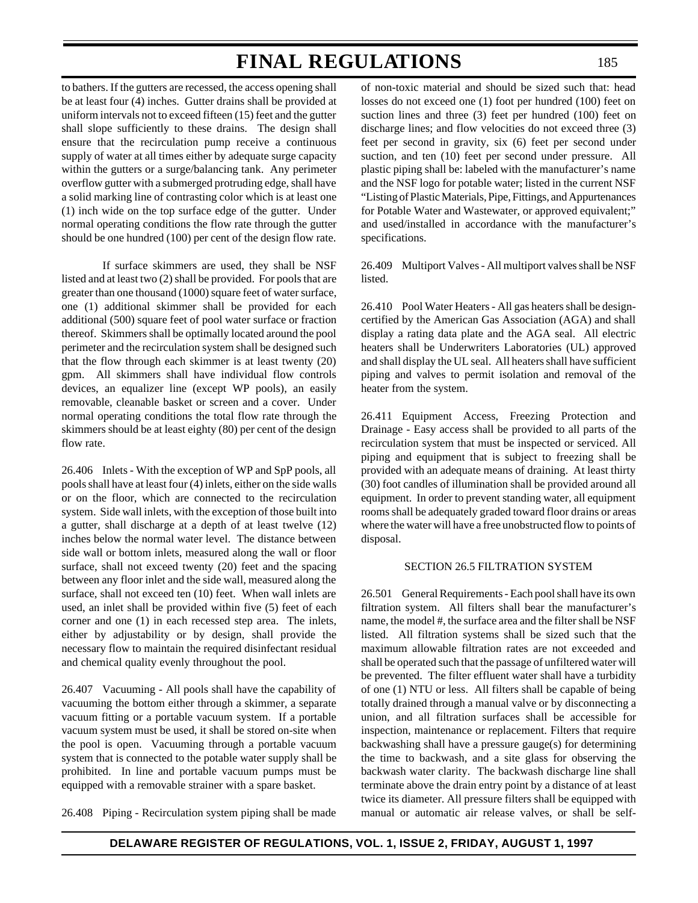to bathers. If the gutters are recessed, the access opening shall be at least four (4) inches. Gutter drains shall be provided at uniform intervals not to exceed fifteen (15) feet and the gutter shall slope sufficiently to these drains. The design shall ensure that the recirculation pump receive a continuous supply of water at all times either by adequate surge capacity within the gutters or a surge/balancing tank. Any perimeter overflow gutter with a submerged protruding edge, shall have a solid marking line of contrasting color which is at least one (1) inch wide on the top surface edge of the gutter. Under normal operating conditions the flow rate through the gutter should be one hundred (100) per cent of the design flow rate.

If surface skimmers are used, they shall be NSF listed and at least two (2) shall be provided. For pools that are greater than one thousand (1000) square feet of water surface, one (1) additional skimmer shall be provided for each additional (500) square feet of pool water surface or fraction thereof. Skimmers shall be optimally located around the pool perimeter and the recirculation system shall be designed such that the flow through each skimmer is at least twenty (20) gpm. All skimmers shall have individual flow controls devices, an equalizer line (except WP pools), an easily removable, cleanable basket or screen and a cover. Under normal operating conditions the total flow rate through the skimmers should be at least eighty (80) per cent of the design flow rate.

26.406 Inlets - With the exception of WP and SpP pools, all pools shall have at least four (4) inlets, either on the side walls or on the floor, which are connected to the recirculation system. Side wall inlets, with the exception of those built into a gutter, shall discharge at a depth of at least twelve (12) inches below the normal water level. The distance between side wall or bottom inlets, measured along the wall or floor surface, shall not exceed twenty (20) feet and the spacing between any floor inlet and the side wall, measured along the surface, shall not exceed ten (10) feet. When wall inlets are used, an inlet shall be provided within five (5) feet of each corner and one (1) in each recessed step area. The inlets, either by adjustability or by design, shall provide the necessary flow to maintain the required disinfectant residual and chemical quality evenly throughout the pool.

26.407 Vacuuming - All pools shall have the capability of vacuuming the bottom either through a skimmer, a separate vacuum fitting or a portable vacuum system. If a portable vacuum system must be used, it shall be stored on-site when the pool is open. Vacuuming through a portable vacuum system that is connected to the potable water supply shall be prohibited. In line and portable vacuum pumps must be equipped with a removable strainer with a spare basket.

26.408 Piping - Recirculation system piping shall be made of non-toxic material and should be sized such that: head losses do not exceed one (1) foot per hundred (100) feet on suction lines and three (3) feet per hundred (100) feet on discharge lines; and flow velocities do not exceed three (3) feet per second in gravity, six (6) feet per second under suction, and ten (10) feet per second under pressure. All plastic piping shall be: labeled with the manufacturer's name and the NSF logo for potable water; listed in the current NSF "Listing of Plastic Materials, Pipe, Fittings, and Appurtenances for Potable Water and Wastewater, or approved equivalent;" and used/installed in accordance with the manufacturer's specifications.

26.409 Multiport Valves - All multiport valves shall be NSF listed.

26.410 Pool Water Heaters - All gas heaters shall be design-certified by the American Gas Association (AGA) and shall display a rating data plate and the AGA seal. All electric heaters shall be Underwriters Laboratories (UL) approved and shall display the UL seal. All heaters shall have sufficient piping and valves to permit isolation and removal of the heater from the system.

26.411 Equipment Access, Freezing Protection and Drainage - Easy access shall be provided to all parts of the recirculation system that must be inspected or serviced. All piping and equipment that is subject to freezing shall be provided with an adequate means of draining. At least thirty (30) foot candles of illumination shall be provided around all equipment. In order to prevent standing water, all equipment rooms shall be adequately graded toward floor drains or areas where the water will have a free unobstructed flow to points of disposal.

SECTION 26.5 FILTRATION SYSTEM

26.501 General Requirements - Each pool shall have its own filtration system. All filters shall bear the manufacturer's name, the model #, the surface area and the filter shall be NSF listed. All filtration systems shall be sized such that the maximum allowable filtration rates are not exceeded and shall be operated such that the passage of unfiltered water will be prevented. The filter effluent water shall have a turbidity of one (1) NTU or less. All filters shall be capable of being totally drained through a manual valve or by disconnecting a union, and all filtration surfaces shall be accessible for inspection, maintenance or replacement. Filters that require backwashing shall have a pressure gauge(s) for determining the time to backwash, and a site glass for observing the backwash water clarity. The backwash discharge line shall terminate above the drain entry point by a distance of at least twice its diameter. All pressure filters shall be equipped with manual or automatic air release valves, or shall be self-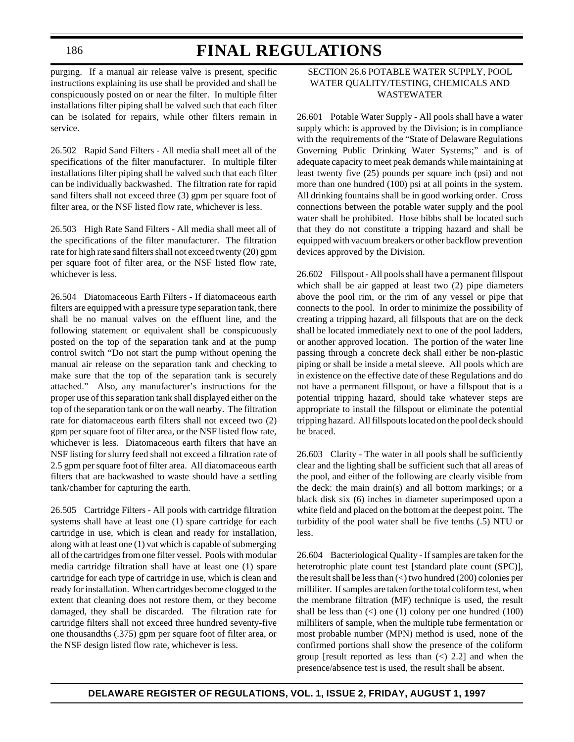purging. If a manual air release valve is present, specific instructions explaining its use shall be provided and shall be conspicuously posted on or near the filter. In multiple filter installations filter piping shall be valved such that each filter can be isolated for repairs, while other filters remain in service.

26.502 Rapid Sand Filters - All media shall meet all of the specifications of the filter manufacturer. In multiple filter installations filter piping shall be valved such that each filter can be individually backwashed. The filtration rate for rapid sand filters shall not exceed three (3) gpm per square foot of filter area, or the NSF listed flow rate, whichever is less.

26.503 High Rate Sand Filters - All media shall meet all of the specifications of the filter manufacturer. The filtration rate for high rate sand filters shall not exceed twenty (20) gpm per square foot of filter area, or the NSF listed flow rate, whichever is less.

26.504 Diatomaceous Earth Filters - If diatomaceous earth filters are equipped with a pressure type separation tank, there shall be no manual valves on the effluent line, and the following statement or equivalent shall be conspicuously posted on the top of the separation tank and at the pump control switch "Do not start the pump without opening the manual air release on the separation tank and checking to make sure that the top of the separation tank is securely attached." Also, any manufacturer's instructions for the proper use of this separation tank shall displayed either on the top of the separation tank or on the wall nearby. The filtration rate for diatomaceous earth filters shall not exceed two (2) gpm per square foot of filter area, or the NSF listed flow rate, whichever is less. Diatomaceous earth filters that have an NSF listing for slurry feed shall not exceed a filtration rate of 2.5 gpm per square foot of filter area. All diatomaceous earth filters that are backwashed to waste should have a settling tank/chamber for capturing the earth.

26.505 Cartridge Filters - All pools with cartridge filtration systems shall have at least one (1) spare cartridge for each cartridge in use, which is clean and ready for installation, along with at least one (1) vat which is capable of submerging all of the cartridges from one filter vessel. Pools with modular media cartridge filtration shall have at least one (1) spare cartridge for each type of cartridge in use, which is clean and ready for installation. When cartridges become clogged to the extent that cleaning does not restore them, or they become damaged, they shall be discarded. The filtration rate for cartridge filters shall not exceed three hundred seventy-five one thousandths (.375) gpm per square foot of filter area, or the NSF design listed flow rate, whichever is less.

SECTION 26.6 POTABLE WATER SUPPLY, POOL WATER QUALITY/TESTING, CHEMICALS AND WASTEWATER

26.601 Potable Water Supply - All pools shall have a water supply which: is approved by the Division; is in compliance with the requirements of the "State of Delaware Regulations Governing Public Drinking Water Systems;" and is of adequate capacity to meet peak demands while maintaining at least twenty five (25) pounds per square inch (psi) and not more than one hundred (100) psi at all points in the system. All drinking fountains shall be in good working order. Cross connections between the potable water supply and the pool water shall be prohibited. Hose bibbs shall be located such that they do not constitute a tripping hazard and shall be equipped with vacuum breakers or other backflow prevention devices approved by the Division.

26.602 Fillspout - All pools shall have a permanent fillspout which shall be air gapped at least two (2) pipe diameters above the pool rim, or the rim of any vessel or pipe that connects to the pool. In order to minimize the possibility of creating a tripping hazard, all fillspouts that are on the deck shall be located immediately next to one of the pool ladders, or another approved location. The portion of the water line passing through a concrete deck shall either be non-plastic piping or shall be inside a metal sleeve. All pools which are in existence on the effective date of these Regulations and do not have a permanent fillspout, or have a fillspout that is a potential tripping hazard, should take whatever steps are appropriate to install the fillspout or eliminate the potential tripping hazard. All fillspouts located on the pool deck should be braced.

26.603 Clarity - The water in all pools shall be sufficiently clear and the lighting shall be sufficient such that all areas of the pool, and either of the following are clearly visible from the deck: the main drain(s) and all bottom markings; or a black disk six (6) inches in diameter superimposed upon a white field and placed on the bottom at the deepest point. The turbidity of the pool water shall be five tenths (.5) NTU or less.

26.604 Bacteriological Quality - If samples are taken for the heterotrophic plate count test [standard plate count (SPC)], the result shall be less than (<) two hundred (200) colonies per milliliter. If samples are taken for the total coliform test, when the membrane filtration (MF) technique is used, the result shall be less than (<) one (1) colony per one hundred (100) milliliters of sample, when the multiple tube fermentation or most probable number (MPN) method is used, none of the confirmed portions shall show the presence of the coliform group [result reported as less than (<) 2.2] and when the presence/absence test is used, the result shall be absent.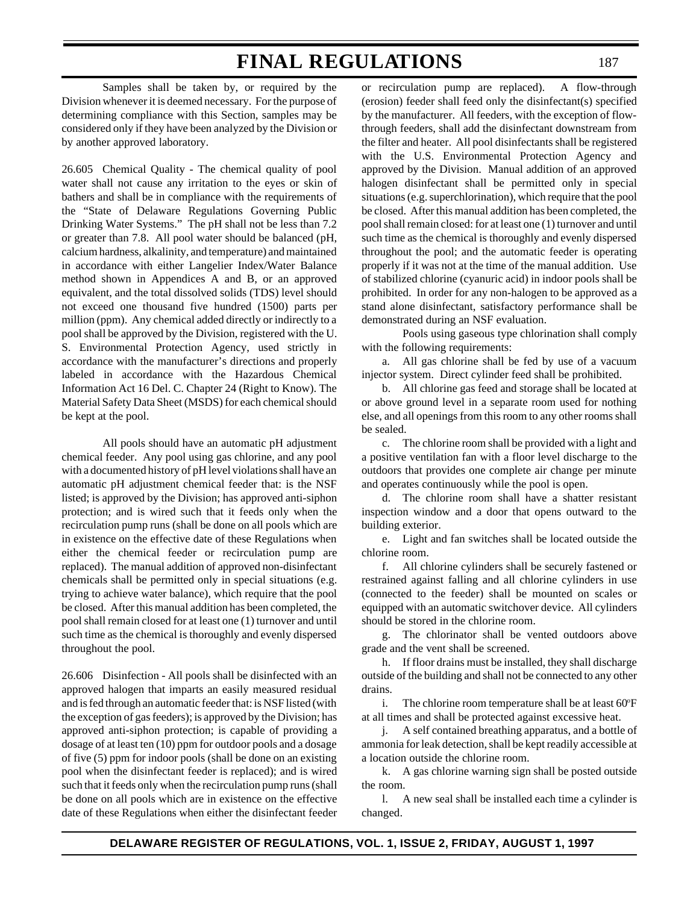Samples shall be taken by, or required by the Division whenever it is deemed necessary. For the purpose of determining compliance with this Section, samples may be considered only if they have been analyzed by the Division or by another approved laboratory.

26.605 Chemical Quality - The chemical quality of pool water shall not cause any irritation to the eyes or skin of bathers and shall be in compliance with the requirements of the "State of Delaware Regulations Governing Public Drinking Water Systems." The pH shall not be less than 7.2 or greater than 7.8. All pool water should be balanced (pH, calcium hardness, alkalinity, and temperature) and maintained in accordance with either Langelier Index/Water Balance method shown in Appendices A and B, or an approved equivalent, and the total dissolved solids (TDS) level should not exceed one thousand five hundred (1500) parts per million (ppm). Any chemical added directly or indirectly to a pool shall be approved by the Division, registered with the U. S. Environmental Protection Agency, used strictly in accordance with the manufacturer's directions and properly labeled in accordance with the Hazardous Chemical Information Act 16 Del. C. Chapter 24 (Right to Know). The Material Safety Data Sheet (MSDS) for each chemical should be kept at the pool.

All pools should have an automatic pH adjustment chemical feeder. Any pool using gas chlorine, and any pool with a documented history of pH level violations shall have an automatic pH adjustment chemical feeder that: is the NSF listed; is approved by the Division; has approved anti-siphon protection; and is wired such that it feeds only when the recirculation pump runs (shall be done on all pools which are in existence on the effective date of these Regulations when either the chemical feeder or recirculation pump are replaced). The manual addition of approved non-disinfectant chemicals shall be permitted only in special situations (e.g. trying to achieve water balance), which require that the pool be closed. After this manual addition has been completed, the pool shall remain closed for at least one (1) turnover and until such time as the chemical is thoroughly and evenly dispersed throughout the pool.

26.606 Disinfection - All pools shall be disinfected with an approved halogen that imparts an easily measured residual and is fed through an automatic feeder that: is NSF listed (with the exception of gas feeders); is approved by the Division; has approved anti-siphon protection; is capable of providing a dosage of at least ten (10) ppm for outdoor pools and a dosage of five (5) ppm for indoor pools (shall be done on an existing pool when the disinfectant feeder is replaced); and is wired such that it feeds only when the recirculation pump runs (shall be done on all pools which are in existence on the effective date of these Regulations when either the disinfectant feeder or recirculation pump are replaced). A flow-through (erosion) feeder shall feed only the disinfectant(s) specified by the manufacturer. All feeders, with the exception of flow-through feeders, shall add the disinfectant downstream from the filter and heater. All pool disinfectants shall be registered with the U.S. Environmental Protection Agency and approved by the Division. Manual addition of an approved halogen disinfectant shall be permitted only in special situations (e.g. superchlorination), which require that the pool be closed. After this manual addition has been completed, the pool shall remain closed: for at least one (1) turnover and until such time as the chemical is thoroughly and evenly dispersed throughout the pool; and the automatic feeder is operating properly if it was not at the time of the manual addition. Use of stabilized chlorine (cyanuric acid) in indoor pools shall be prohibited. In order for any non-halogen to be approved as a stand alone disinfectant, satisfactory performance shall be demonstrated during an NSF evaluation.

Pools using gaseous type chlorination shall comply with the following requirements:

a. All gas chlorine shall be fed by use of a vacuum injector system. Direct cylinder feed shall be prohibited.

b. All chlorine gas feed and storage shall be located at or above ground level in a separate room used for nothing else, and all openings from this room to any other rooms shall be sealed.

c. The chlorine room shall be provided with a light and a positive ventilation fan with a floor level discharge to the outdoors that provides one complete air change per minute and operates continuously while the pool is open.

d. The chlorine room shall have a shatter resistant inspection window and a door that opens outward to the building exterior.

e. Light and fan switches shall be located outside the chlorine room.

f. All chlorine cylinders shall be securely fastened or restrained against falling and all chlorine cylinders in use (connected to the feeder) shall be mounted on scales or equipped with an automatic switchover device. All cylinders should be stored in the chlorine room.

g. The chlorinator shall be vented outdoors above grade and the vent shall be screened.

h. If floor drains must be installed, they shall discharge outside of the building and shall not be connected to any other drains.

i. The chlorine room temperature shall be at least 60°F at all times and shall be protected against excessive heat.

j. A self contained breathing apparatus, and a bottle of ammonia for leak detection, shall be kept readily accessible at a location outside the chlorine room.

k. A gas chlorine warning sign shall be posted outside the room.

l. A new seal shall be installed each time a cylinder is changed.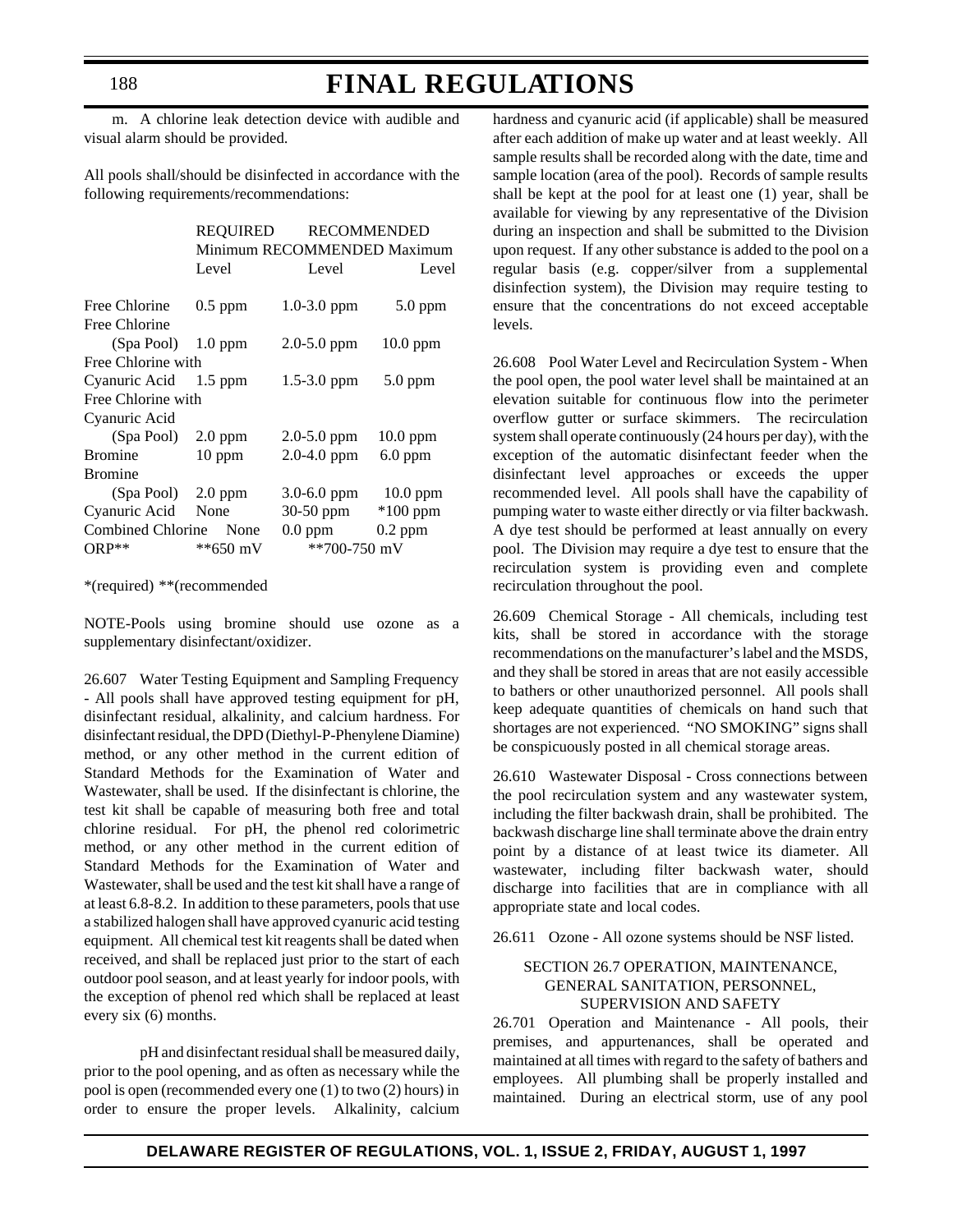m. A chlorine leak detection device with audible and visual alarm should be provided.

All pools shall/should be disinfected in accordance with the following requirements/recommendations:

| | REQUIRED Minimum Level | RECOMMENDED Level | RECOMMENDED Maximum Level |
|---|---|---|---|
| Free Chlorine | 0.5 ppm | 1.0-3.0 ppm | 5.0 ppm |
| Free Chlorine (Spa Pool) | 1.0 ppm | 2.0-5.0 ppm | 10.0 ppm |
| Free Chlorine with Cyanuric Acid | 1.5 ppm | 1.5-3.0 ppm | 5.0 ppm |
| Free Chlorine with Cyanuric Acid (Spa Pool) | 2.0 ppm | 2.0-5.0 ppm | 10.0 ppm |
| Bromine | 10 ppm | 2.0-4.0 ppm | 6.0 ppm |
| Bromine (Spa Pool) | 2.0 ppm | 3.0-6.0 ppm | 10.0 ppm |
| Cyanuric Acid | None | 30-50 ppm | *100 ppm |
| Combined Chlorine | None | 0.0 ppm | 0.2 ppm |
| ORP** | **650 mV | **700-750 mV | |

*(required) **(recommended

NOTE-Pools using bromine should use ozone as a supplementary disinfectant/oxidizer.

26.607 Water Testing Equipment and Sampling Frequency - All pools shall have approved testing equipment for pH, disinfectant residual, alkalinity, and calcium hardness. For disinfectant residual, the DPD (Diethyl-P-Phenylene Diamine) method, or any other method in the current edition of Standard Methods for the Examination of Water and Wastewater, shall be used. If the disinfectant is chlorine, the test kit shall be capable of measuring both free and total chlorine residual. For pH, the phenol red colorimetric method, or any other method in the current edition of Standard Methods for the Examination of Water and Wastewater, shall be used and the test kit shall have a range of at least 6.8-8.2. In addition to these parameters, pools that use a stabilized halogen shall have approved cyanuric acid testing equipment. All chemical test kit reagents shall be dated when received, and shall be replaced just prior to the start of each outdoor pool season, and at least yearly for indoor pools, with the exception of phenol red which shall be replaced at least every six (6) months.

pH and disinfectant residual shall be measured daily, prior to the pool opening, and as often as necessary while the pool is open (recommended every one (1) to two (2) hours) in order to ensure the proper levels. Alkalinity, calcium hardness and cyanuric acid (if applicable) shall be measured after each addition of make up water and at least weekly. All sample results shall be recorded along with the date, time and sample location (area of the pool). Records of sample results shall be kept at the pool for at least one (1) year, shall be available for viewing by any representative of the Division during an inspection and shall be submitted to the Division upon request. If any other substance is added to the pool on a regular basis (e.g. copper/silver from a supplemental disinfection system), the Division may require testing to ensure that the concentrations do not exceed acceptable levels.

26.608 Pool Water Level and Recirculation System - When the pool open, the pool water level shall be maintained at an elevation suitable for continuous flow into the perimeter overflow gutter or surface skimmers. The recirculation system shall operate continuously (24 hours per day), with the exception of the automatic disinfectant feeder when the disinfectant level approaches or exceeds the upper recommended level. All pools shall have the capability of pumping water to waste either directly or via filter backwash. A dye test should be performed at least annually on every pool. The Division may require a dye test to ensure that the recirculation system is providing even and complete recirculation throughout the pool.

26.609 Chemical Storage - All chemicals, including test kits, shall be stored in accordance with the storage recommendations on the manufacturer's label and the MSDS, and they shall be stored in areas that are not easily accessible to bathers or other unauthorized personnel. All pools shall keep adequate quantities of chemicals on hand such that shortages are not experienced. "NO SMOKING" signs shall be conspicuously posted in all chemical storage areas.

26.610 Wastewater Disposal - Cross connections between the pool recirculation system and any wastewater system, including the filter backwash drain, shall be prohibited. The backwash discharge line shall terminate above the drain entry point by a distance of at least twice its diameter. All wastewater, including filter backwash water, should discharge into facilities that are in compliance with all appropriate state and local codes.

26.611 Ozone - All ozone systems should be NSF listed.

### SECTION 26.7 OPERATION, MAINTENANCE, GENERAL SANITATION, PERSONNEL, SUPERVISION AND SAFETY

26.701 Operation and Maintenance - All pools, their premises, and appurtenances, shall be operated and maintained at all times with regard to the safety of bathers and employees. All plumbing shall be properly installed and maintained. During an electrical storm, use of any pool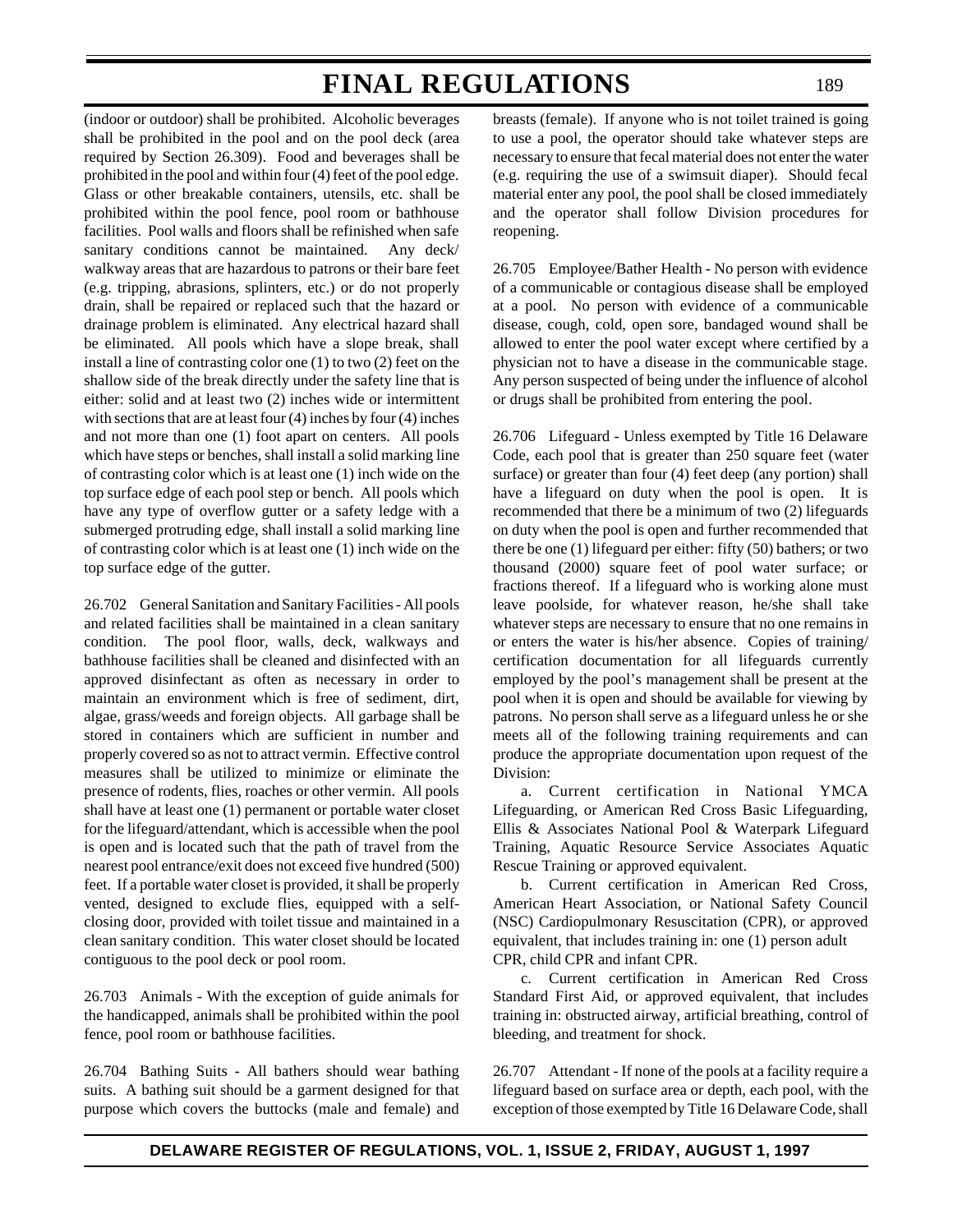(indoor or outdoor) shall be prohibited. Alcoholic beverages shall be prohibited in the pool and on the pool deck (area required by Section 26.309). Food and beverages shall be prohibited in the pool and within four (4) feet of the pool edge. Glass or other breakable containers, utensils, etc. shall be prohibited within the pool fence, pool room or bathhouse facilities. Pool walls and floors shall be refinished when safe sanitary conditions cannot be maintained. Any deck/ walkway areas that are hazardous to patrons or their bare feet (e.g. tripping, abrasions, splinters, etc.) or do not properly drain, shall be repaired or replaced such that the hazard or drainage problem is eliminated. Any electrical hazard shall be eliminated. All pools which have a slope break, shall install a line of contrasting color one (1) to two (2) feet on the shallow side of the break directly under the safety line that is either: solid and at least two (2) inches wide or intermittent with sections that are at least four (4) inches by four (4) inches and not more than one (1) foot apart on centers. All pools which have steps or benches, shall install a solid marking line of contrasting color which is at least one (1) inch wide on the top surface edge of each pool step or bench. All pools which have any type of overflow gutter or a safety ledge with a submerged protruding edge, shall install a solid marking line of contrasting color which is at least one (1) inch wide on the top surface edge of the gutter.

26.702 General Sanitation and Sanitary Facilities - All pools and related facilities shall be maintained in a clean sanitary condition. The pool floor, walls, deck, walkways and bathhouse facilities shall be cleaned and disinfected with an approved disinfectant as often as necessary in order to maintain an environment which is free of sediment, dirt, algae, grass/weeds and foreign objects. All garbage shall be stored in containers which are sufficient in number and properly covered so as not to attract vermin. Effective control measures shall be utilized to minimize or eliminate the presence of rodents, flies, roaches or other vermin. All pools shall have at least one (1) permanent or portable water closet for the lifeguard/attendant, which is accessible when the pool is open and is located such that the path of travel from the nearest pool entrance/exit does not exceed five hundred (500) feet. If a portable water closet is provided, it shall be properly vented, designed to exclude flies, equipped with a self-closing door, provided with toilet tissue and maintained in a clean sanitary condition. This water closet should be located contiguous to the pool deck or pool room.

26.703 Animals - With the exception of guide animals for the handicapped, animals shall be prohibited within the pool fence, pool room or bathhouse facilities.

26.704 Bathing Suits - All bathers should wear bathing suits. A bathing suit should be a garment designed for that purpose which covers the buttocks (male and female) and breasts (female). If anyone who is not toilet trained is going to use a pool, the operator should take whatever steps are necessary to ensure that fecal material does not enter the water (e.g. requiring the use of a swimsuit diaper). Should fecal material enter any pool, the pool shall be closed immediately and the operator shall follow Division procedures for reopening.

26.705 Employee/Bather Health - No person with evidence of a communicable or contagious disease shall be employed at a pool. No person with evidence of a communicable disease, cough, cold, open sore, bandaged wound shall be allowed to enter the pool water except where certified by a physician not to have a disease in the communicable stage. Any person suspected of being under the influence of alcohol or drugs shall be prohibited from entering the pool.

26.706 Lifeguard - Unless exempted by Title 16 Delaware Code, each pool that is greater than 250 square feet (water surface) or greater than four (4) feet deep (any portion) shall have a lifeguard on duty when the pool is open. It is recommended that there be a minimum of two (2) lifeguards on duty when the pool is open and further recommended that there be one (1) lifeguard per either: fifty (50) bathers; or two thousand (2000) square feet of pool water surface; or fractions thereof. If a lifeguard who is working alone must leave poolside, for whatever reason, he/she shall take whatever steps are necessary to ensure that no one remains in or enters the water is his/her absence. Copies of training/ certification documentation for all lifeguards currently employed by the pool's management shall be present at the pool when it is open and should be available for viewing by patrons. No person shall serve as a lifeguard unless he or she meets all of the following training requirements and can produce the appropriate documentation upon request of the Division:

a. Current certification in National YMCA Lifeguarding, or American Red Cross Basic Lifeguarding, Ellis & Associates National Pool & Waterpark Lifeguard Training, Aquatic Resource Service Associates Aquatic Rescue Training or approved equivalent.

b. Current certification in American Red Cross, American Heart Association, or National Safety Council (NSC) Cardiopulmonary Resuscitation (CPR), or approved equivalent, that includes training in: one (1) person adult CPR, child CPR and infant CPR.

c. Current certification in American Red Cross Standard First Aid, or approved equivalent, that includes training in: obstructed airway, artificial breathing, control of bleeding, and treatment for shock.

26.707 Attendant - If none of the pools at a facility require a lifeguard based on surface area or depth, each pool, with the exception of those exempted by Title 16 Delaware Code, shall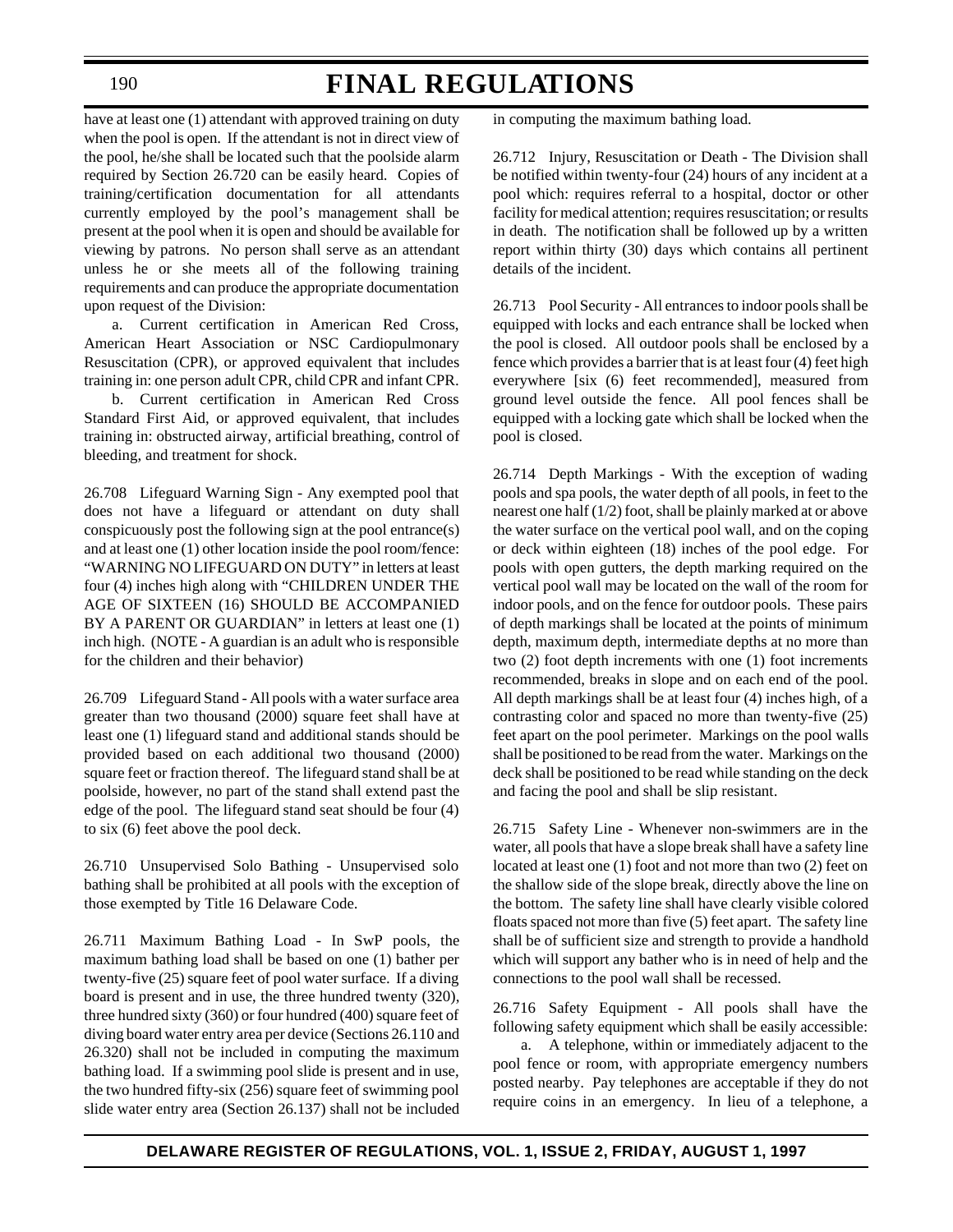have at least one (1) attendant with approved training on duty when the pool is open. If the attendant is not in direct view of the pool, he/she shall be located such that the poolside alarm required by Section 26.720 can be easily heard. Copies of training/certification documentation for all attendants currently employed by the pool's management shall be present at the pool when it is open and should be available for viewing by patrons. No person shall serve as an attendant unless he or she meets all of the following training requirements and can produce the appropriate documentation upon request of the Division:

a. Current certification in American Red Cross, American Heart Association or NSC Cardiopulmonary Resuscitation (CPR), or approved equivalent that includes training in: one person adult CPR, child CPR and infant CPR.

b. Current certification in American Red Cross Standard First Aid, or approved equivalent, that includes training in: obstructed airway, artificial breathing, control of bleeding, and treatment for shock.

26.708 Lifeguard Warning Sign - Any exempted pool that does not have a lifeguard or attendant on duty shall conspicuously post the following sign at the pool entrance(s) and at least one (1) other location inside the pool room/fence: "WARNING NO LIFEGUARD ON DUTY" in letters at least four (4) inches high along with "CHILDREN UNDER THE AGE OF SIXTEEN (16) SHOULD BE ACCOMPANIED BY A PARENT OR GUARDIAN" in letters at least one (1) inch high. (NOTE - A guardian is an adult who is responsible for the children and their behavior)

26.709 Lifeguard Stand - All pools with a water surface area greater than two thousand (2000) square feet shall have at least one (1) lifeguard stand and additional stands should be provided based on each additional two thousand (2000) square feet or fraction thereof. The lifeguard stand shall be at poolside, however, no part of the stand shall extend past the edge of the pool. The lifeguard stand seat should be four (4) to six (6) feet above the pool deck.

26.710 Unsupervised Solo Bathing - Unsupervised solo bathing shall be prohibited at all pools with the exception of those exempted by Title 16 Delaware Code.

26.711 Maximum Bathing Load - In SwP pools, the maximum bathing load shall be based on one (1) bather per twenty-five (25) square feet of pool water surface. If a diving board is present and in use, the three hundred twenty (320), three hundred sixty (360) or four hundred (400) square feet of diving board water entry area per device (Sections 26.110 and 26.320) shall not be included in computing the maximum bathing load. If a swimming pool slide is present and in use, the two hundred fifty-six (256) square feet of swimming pool slide water entry area (Section 26.137) shall not be included in computing the maximum bathing load.

26.712 Injury, Resuscitation or Death - The Division shall be notified within twenty-four (24) hours of any incident at a pool which: requires referral to a hospital, doctor or other facility for medical attention; requires resuscitation; or results in death. The notification shall be followed up by a written report within thirty (30) days which contains all pertinent details of the incident.

26.713 Pool Security - All entrances to indoor pools shall be equipped with locks and each entrance shall be locked when the pool is closed. All outdoor pools shall be enclosed by a fence which provides a barrier that is at least four (4) feet high everywhere [six (6) feet recommended], measured from ground level outside the fence. All pool fences shall be equipped with a locking gate which shall be locked when the pool is closed.

26.714 Depth Markings - With the exception of wading pools and spa pools, the water depth of all pools, in feet to the nearest one half (1/2) foot, shall be plainly marked at or above the water surface on the vertical pool wall, and on the coping or deck within eighteen (18) inches of the pool edge. For pools with open gutters, the depth marking required on the vertical pool wall may be located on the wall of the room for indoor pools, and on the fence for outdoor pools. These pairs of depth markings shall be located at the points of minimum depth, maximum depth, intermediate depths at no more than two (2) foot depth increments with one (1) foot increments recommended, breaks in slope and on each end of the pool. All depth markings shall be at least four (4) inches high, of a contrasting color and spaced no more than twenty-five (25) feet apart on the pool perimeter. Markings on the pool walls shall be positioned to be read from the water. Markings on the deck shall be positioned to be read while standing on the deck and facing the pool and shall be slip resistant.

26.715 Safety Line - Whenever non-swimmers are in the water, all pools that have a slope break shall have a safety line located at least one (1) foot and not more than two (2) feet on the shallow side of the slope break, directly above the line on the bottom. The safety line shall have clearly visible colored floats spaced not more than five (5) feet apart. The safety line shall be of sufficient size and strength to provide a handhold which will support any bather who is in need of help and the connections to the pool wall shall be recessed.

26.716 Safety Equipment - All pools shall have the following safety equipment which shall be easily accessible:

a. A telephone, within or immediately adjacent to the pool fence or room, with appropriate emergency numbers posted nearby. Pay telephones are acceptable if they do not require coins in an emergency. In lieu of a telephone, a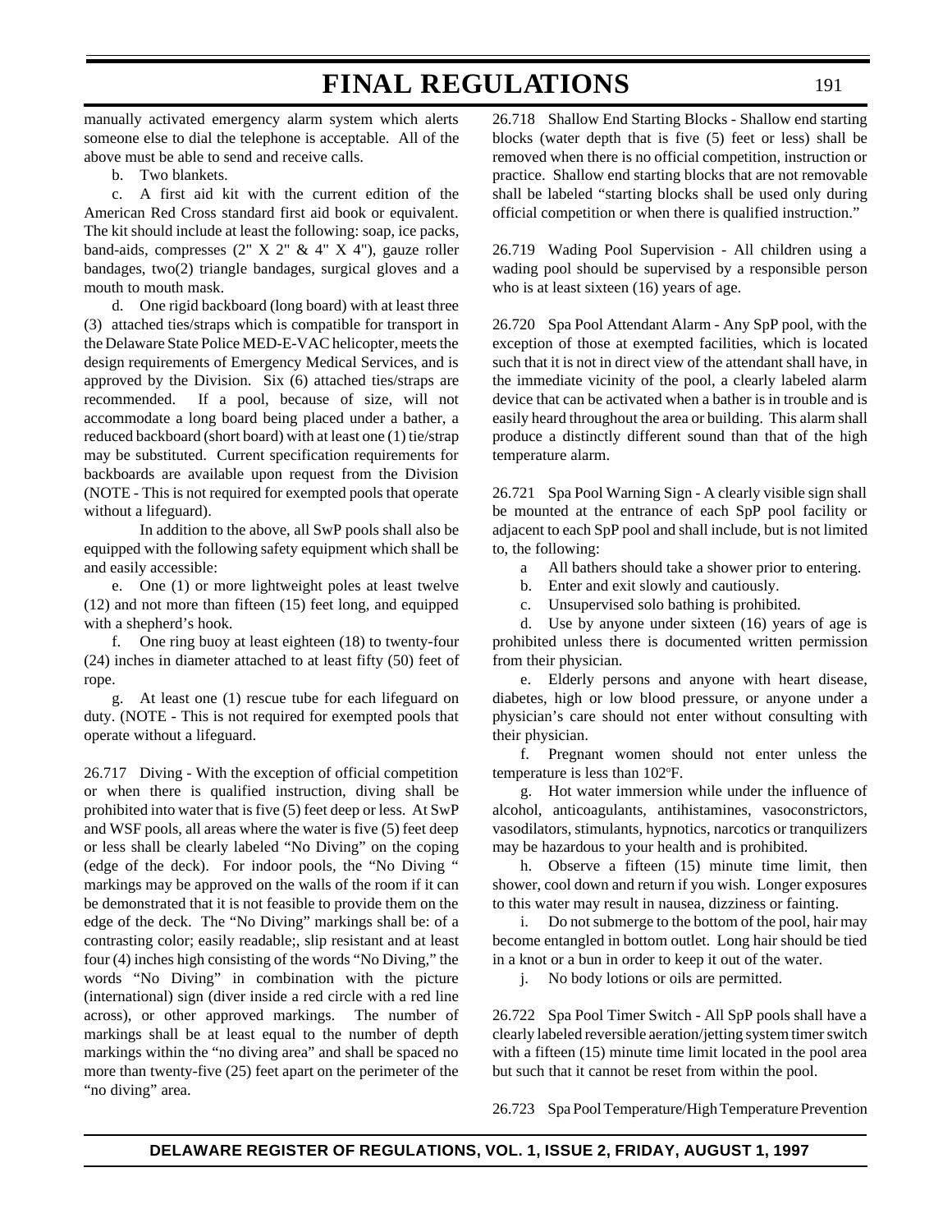manually activated emergency alarm system which alerts someone else to dial the telephone is acceptable. All of the above must be able to send and receive calls.

b. Two blankets.

c. A first aid kit with the current edition of the American Red Cross standard first aid book or equivalent. The kit should include at least the following: soap, ice packs, band-aids, compresses (2" X 2" & 4" X 4"), gauze roller bandages, two(2) triangle bandages, surgical gloves and a mouth to mouth mask.

d. One rigid backboard (long board) with at least three (3) attached ties/straps which is compatible for transport in the Delaware State Police MED-E-VAC helicopter, meets the design requirements of Emergency Medical Services, and is approved by the Division. Six (6) attached ties/straps are recommended. If a pool, because of size, will not accommodate a long board being placed under a bather, a reduced backboard (short board) with at least one (1) tie/strap may be substituted. Current specification requirements for backboards are available upon request from the Division (NOTE - This is not required for exempted pools that operate without a lifeguard).

In addition to the above, all SwP pools shall also be equipped with the following safety equipment which shall be and easily accessible:

e. One (1) or more lightweight poles at least twelve (12) and not more than fifteen (15) feet long, and equipped with a shepherd's hook.

f. One ring buoy at least eighteen (18) to twenty-four (24) inches in diameter attached to at least fifty (50) feet of rope.

g. At least one (1) rescue tube for each lifeguard on duty. (NOTE - This is not required for exempted pools that operate without a lifeguard.

26.717 Diving - With the exception of official competition or when there is qualified instruction, diving shall be prohibited into water that is five (5) feet deep or less. At SwP and WSF pools, all areas where the water is five (5) feet deep or less shall be clearly labeled "No Diving" on the coping (edge of the deck). For indoor pools, the "No Diving " markings may be approved on the walls of the room if it can be demonstrated that it is not feasible to provide them on the edge of the deck. The "No Diving" markings shall be: of a contrasting color; easily readable;, slip resistant and at least four (4) inches high consisting of the words "No Diving," the words "No Diving" in combination with the picture (international) sign (diver inside a red circle with a red line across), or other approved markings. The number of markings shall be at least equal to the number of depth markings within the "no diving area" and shall be spaced no more than twenty-five (25) feet apart on the perimeter of the "no diving" area.

26.718 Shallow End Starting Blocks - Shallow end starting blocks (water depth that is five (5) feet or less) shall be removed when there is no official competition, instruction or practice. Shallow end starting blocks that are not removable shall be labeled "starting blocks shall be used only during official competition or when there is qualified instruction."

26.719 Wading Pool Supervision - All children using a wading pool should be supervised by a responsible person who is at least sixteen (16) years of age.

26.720 Spa Pool Attendant Alarm - Any SpP pool, with the exception of those at exempted facilities, which is located such that it is not in direct view of the attendant shall have, in the immediate vicinity of the pool, a clearly labeled alarm device that can be activated when a bather is in trouble and is easily heard throughout the area or building. This alarm shall produce a distinctly different sound than that of the high temperature alarm.

26.721 Spa Pool Warning Sign - A clearly visible sign shall be mounted at the entrance of each SpP pool facility or adjacent to each SpP pool and shall include, but is not limited to, the following:

a All bathers should take a shower prior to entering.

b. Enter and exit slowly and cautiously.

c. Unsupervised solo bathing is prohibited.

d. Use by anyone under sixteen (16) years of age is prohibited unless there is documented written permission from their physician.

e. Elderly persons and anyone with heart disease, diabetes, high or low blood pressure, or anyone under a physician's care should not enter without consulting with their physician.

f. Pregnant women should not enter unless the temperature is less than 102°F.

g. Hot water immersion while under the influence of alcohol, anticoagulants, antihistamines, vasoconstrictors, vasodilators, stimulants, hypnotics, narcotics or tranquilizers may be hazardous to your health and is prohibited.

h. Observe a fifteen (15) minute time limit, then shower, cool down and return if you wish. Longer exposures to this water may result in nausea, dizziness or fainting.

i. Do not submerge to the bottom of the pool, hair may become entangled in bottom outlet. Long hair should be tied in a knot or a bun in order to keep it out of the water.

j. No body lotions or oils are permitted.

26.722 Spa Pool Timer Switch - All SpP pools shall have a clearly labeled reversible aeration/jetting system timer switch with a fifteen (15) minute time limit located in the pool area but such that it cannot be reset from within the pool.

26.723 Spa Pool Temperature/High Temperature Prevention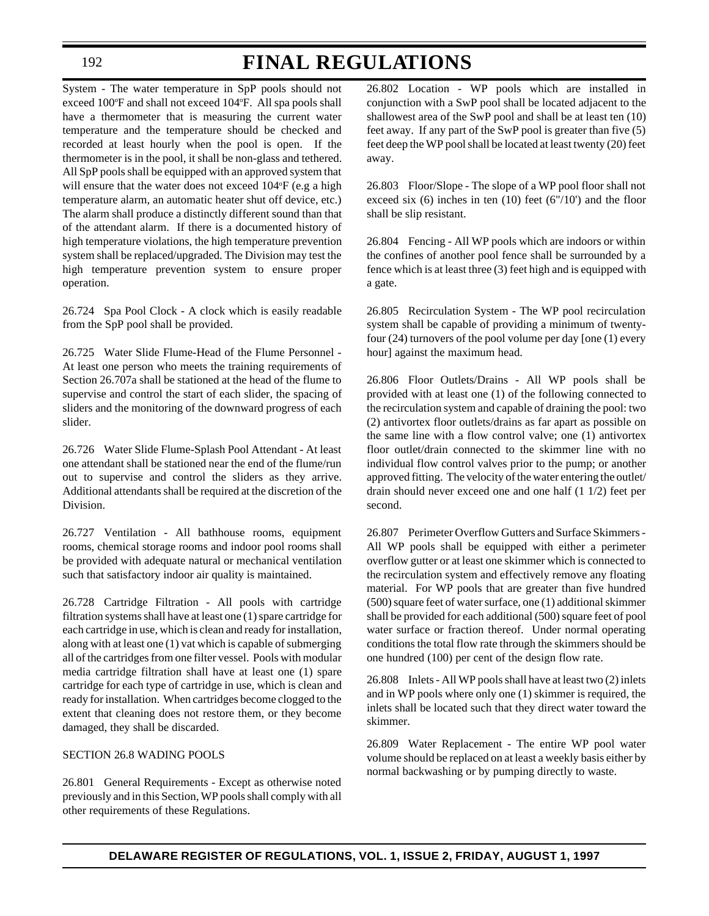System - The water temperature in SpP pools should not exceed 100ºF and shall not exceed 104ºF. All spa pools shall have a thermometer that is measuring the current water temperature and the temperature should be checked and recorded at least hourly when the pool is open. If the thermometer is in the pool, it shall be non-glass and tethered. All SpP pools shall be equipped with an approved system that will ensure that the water does not exceed 104ºF (e.g a high temperature alarm, an automatic heater shut off device, etc.) The alarm shall produce a distinctly different sound than that of the attendant alarm. If there is a documented history of high temperature violations, the high temperature prevention system shall be replaced/upgraded. The Division may test the high temperature prevention system to ensure proper operation.

26.724 Spa Pool Clock - A clock which is easily readable from the SpP pool shall be provided.

26.725 Water Slide Flume-Head of the Flume Personnel - At least one person who meets the training requirements of Section 26.707a shall be stationed at the head of the flume to supervise and control the start of each slider, the spacing of sliders and the monitoring of the downward progress of each slider.

26.726 Water Slide Flume-Splash Pool Attendant - At least one attendant shall be stationed near the end of the flume/run out to supervise and control the sliders as they arrive. Additional attendants shall be required at the discretion of the Division.

26.727 Ventilation - All bathhouse rooms, equipment rooms, chemical storage rooms and indoor pool rooms shall be provided with adequate natural or mechanical ventilation such that satisfactory indoor air quality is maintained.

26.728 Cartridge Filtration - All pools with cartridge filtration systems shall have at least one (1) spare cartridge for each cartridge in use, which is clean and ready for installation, along with at least one (1) vat which is capable of submerging all of the cartridges from one filter vessel. Pools with modular media cartridge filtration shall have at least one (1) spare cartridge for each type of cartridge in use, which is clean and ready for installation. When cartridges become clogged to the extent that cleaning does not restore them, or they become damaged, they shall be discarded.

SECTION 26.8 WADING POOLS

26.801 General Requirements - Except as otherwise noted previously and in this Section, WP pools shall comply with all other requirements of these Regulations.

26.802 Location - WP pools which are installed in conjunction with a SwP pool shall be located adjacent to the shallowest area of the SwP pool and shall be at least ten (10) feet away. If any part of the SwP pool is greater than five (5) feet deep the WP pool shall be located at least twenty (20) feet away.

26.803 Floor/Slope - The slope of a WP pool floor shall not exceed six (6) inches in ten (10) feet (6"/10') and the floor shall be slip resistant.

26.804 Fencing - All WP pools which are indoors or within the confines of another pool fence shall be surrounded by a fence which is at least three (3) feet high and is equipped with a gate.

26.805 Recirculation System - The WP pool recirculation system shall be capable of providing a minimum of twenty-four (24) turnovers of the pool volume per day [one (1) every hour] against the maximum head.

26.806 Floor Outlets/Drains - All WP pools shall be provided with at least one (1) of the following connected to the recirculation system and capable of draining the pool: two (2) antivortex floor outlets/drains as far apart as possible on the same line with a flow control valve; one (1) antivortex floor outlet/drain connected to the skimmer line with no individual flow control valves prior to the pump; or another approved fitting. The velocity of the water entering the outlet/drain should never exceed one and one half (1 1/2) feet per second.

26.807 Perimeter Overflow Gutters and Surface Skimmers - All WP pools shall be equipped with either a perimeter overflow gutter or at least one skimmer which is connected to the recirculation system and effectively remove any floating material. For WP pools that are greater than five hundred (500) square feet of water surface, one (1) additional skimmer shall be provided for each additional (500) square feet of pool water surface or fraction thereof. Under normal operating conditions the total flow rate through the skimmers should be one hundred (100) per cent of the design flow rate.

26.808 Inlets - All WP pools shall have at least two (2) inlets and in WP pools where only one (1) skimmer is required, the inlets shall be located such that they direct water toward the skimmer.

26.809 Water Replacement - The entire WP pool water volume should be replaced on at least a weekly basis either by normal backwashing or by pumping directly to waste.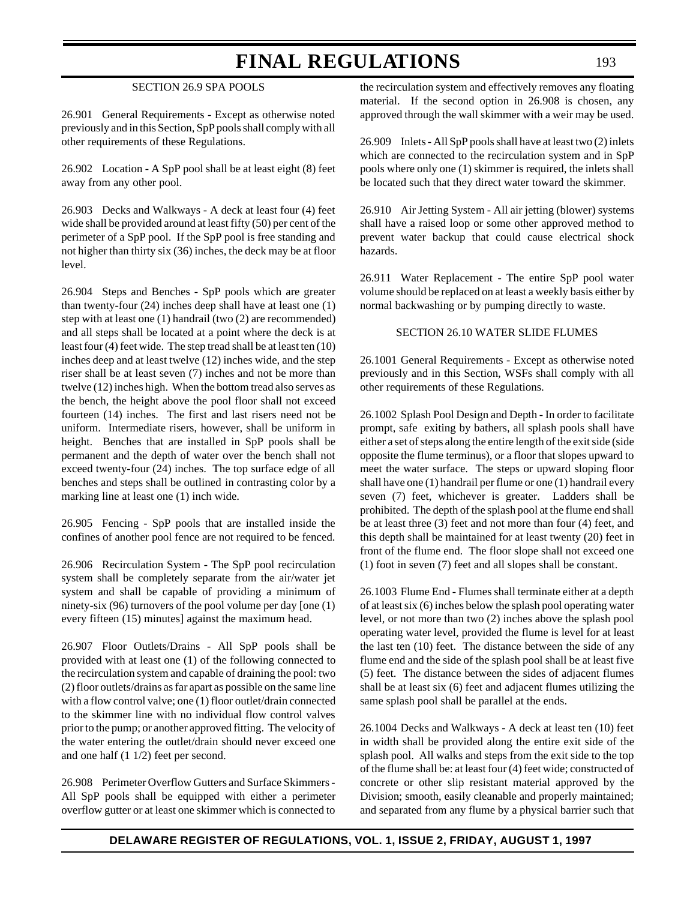## SECTION 26.9 SPA POOLS

26.901 General Requirements - Except as otherwise noted previously and in this Section, SpP pools shall comply with all other requirements of these Regulations.

26.902 Location - A SpP pool shall be at least eight (8) feet away from any other pool.

26.903 Decks and Walkways - A deck at least four (4) feet wide shall be provided around at least fifty (50) per cent of the perimeter of a SpP pool. If the SpP pool is free standing and not higher than thirty six (36) inches, the deck may be at floor level.

26.904 Steps and Benches - SpP pools which are greater than twenty-four (24) inches deep shall have at least one (1) step with at least one (1) handrail (two (2) are recommended) and all steps shall be located at a point where the deck is at least four (4) feet wide. The step tread shall be at least ten (10) inches deep and at least twelve (12) inches wide, and the step riser shall be at least seven (7) inches and not be more than twelve (12) inches high. When the bottom tread also serves as the bench, the height above the pool floor shall not exceed fourteen (14) inches. The first and last risers need not be uniform. Intermediate risers, however, shall be uniform in height. Benches that are installed in SpP pools shall be permanent and the depth of water over the bench shall not exceed twenty-four (24) inches. The top surface edge of all benches and steps shall be outlined in contrasting color by a marking line at least one (1) inch wide.

26.905 Fencing - SpP pools that are installed inside the confines of another pool fence are not required to be fenced.

26.906 Recirculation System - The SpP pool recirculation system shall be completely separate from the air/water jet system and shall be capable of providing a minimum of ninety-six (96) turnovers of the pool volume per day [one (1) every fifteen (15) minutes] against the maximum head.

26.907 Floor Outlets/Drains - All SpP pools shall be provided with at least one (1) of the following connected to the recirculation system and capable of draining the pool: two (2) floor outlets/drains as far apart as possible on the same line with a flow control valve; one (1) floor outlet/drain connected to the skimmer line with no individual flow control valves prior to the pump; or another approved fitting. The velocity of the water entering the outlet/drain should never exceed one and one half (1 1/2) feet per second.

26.908 Perimeter Overflow Gutters and Surface Skimmers - All SpP pools shall be equipped with either a perimeter overflow gutter or at least one skimmer which is connected to the recirculation system and effectively removes any floating material. If the second option in 26.908 is chosen, any approved through the wall skimmer with a weir may be used.

26.909 Inlets - All SpP pools shall have at least two (2) inlets which are connected to the recirculation system and in SpP pools where only one (1) skimmer is required, the inlets shall be located such that they direct water toward the skimmer.

26.910 Air Jetting System - All air jetting (blower) systems shall have a raised loop or some other approved method to prevent water backup that could cause electrical shock hazards.

26.911 Water Replacement - The entire SpP pool water volume should be replaced on at least a weekly basis either by normal backwashing or by pumping directly to waste.

## SECTION 26.10 WATER SLIDE FLUMES

26.1001 General Requirements - Except as otherwise noted previously and in this Section, WSFs shall comply with all other requirements of these Regulations.

26.1002 Splash Pool Design and Depth - In order to facilitate prompt, safe exiting by bathers, all splash pools shall have either a set of steps along the entire length of the exit side (side opposite the flume terminus), or a floor that slopes upward to meet the water surface. The steps or upward sloping floor shall have one (1) handrail per flume or one (1) handrail every seven (7) feet, whichever is greater. Ladders shall be prohibited. The depth of the splash pool at the flume end shall be at least three (3) feet and not more than four (4) feet, and this depth shall be maintained for at least twenty (20) feet in front of the flume end. The floor slope shall not exceed one (1) foot in seven (7) feet and all slopes shall be constant.

26.1003 Flume End - Flumes shall terminate either at a depth of at least six (6) inches below the splash pool operating water level, or not more than two (2) inches above the splash pool operating water level, provided the flume is level for at least the last ten (10) feet. The distance between the side of any flume end and the side of the splash pool shall be at least five (5) feet. The distance between the sides of adjacent flumes shall be at least six (6) feet and adjacent flumes utilizing the same splash pool shall be parallel at the ends.

26.1004 Decks and Walkways - A deck at least ten (10) feet in width shall be provided along the entire exit side of the splash pool. All walks and steps from the exit side to the top of the flume shall be: at least four (4) feet wide; constructed of concrete or other slip resistant material approved by the Division; smooth, easily cleanable and properly maintained; and separated from any flume by a physical barrier such that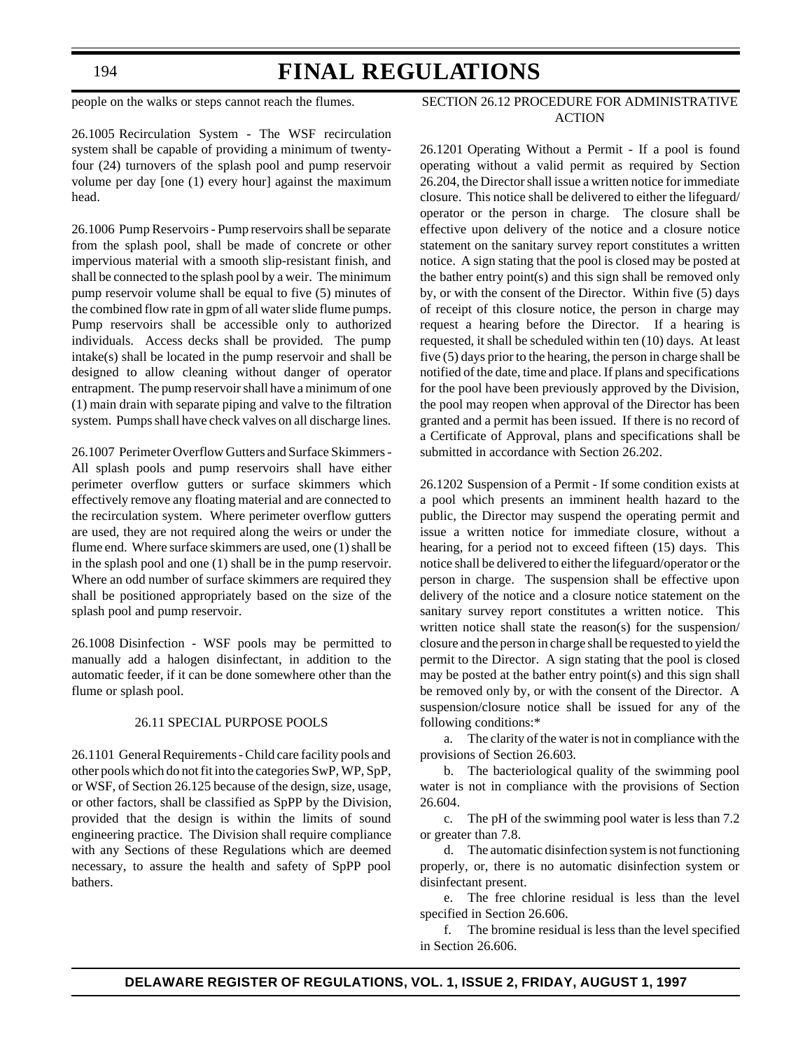people on the walks or steps cannot reach the flumes.

26.1005 Recirculation System - The WSF recirculation system shall be capable of providing a minimum of twenty-four (24) turnovers of the splash pool and pump reservoir volume per day [one (1) every hour] against the maximum head.

26.1006 Pump Reservoirs - Pump reservoirs shall be separate from the splash pool, shall be made of concrete or other impervious material with a smooth slip-resistant finish, and shall be connected to the splash pool by a weir. The minimum pump reservoir volume shall be equal to five (5) minutes of the combined flow rate in gpm of all water slide flume pumps. Pump reservoirs shall be accessible only to authorized individuals. Access decks shall be provided. The pump intake(s) shall be located in the pump reservoir and shall be designed to allow cleaning without danger of operator entrapment. The pump reservoir shall have a minimum of one (1) main drain with separate piping and valve to the filtration system. Pumps shall have check valves on all discharge lines.

26.1007 Perimeter Overflow Gutters and Surface Skimmers - All splash pools and pump reservoirs shall have either perimeter overflow gutters or surface skimmers which effectively remove any floating material and are connected to the recirculation system. Where perimeter overflow gutters are used, they are not required along the weirs or under the flume end. Where surface skimmers are used, one (1) shall be in the splash pool and one (1) shall be in the pump reservoir. Where an odd number of surface skimmers are required they shall be positioned appropriately based on the size of the splash pool and pump reservoir.

26.1008 Disinfection - WSF pools may be permitted to manually add a halogen disinfectant, in addition to the automatic feeder, if it can be done somewhere other than the flume or splash pool.

## 26.11 SPECIAL PURPOSE POOLS

26.1101 General Requirements - Child care facility pools and other pools which do not fit into the categories SwP, WP, SpP, or WSF, of Section 26.125 because of the design, size, usage, or other factors, shall be classified as SpPP by the Division, provided that the design is within the limits of sound engineering practice. The Division shall require compliance with any Sections of these Regulations which are deemed necessary, to assure the health and safety of SpPP pool bathers.

## SECTION 26.12 PROCEDURE FOR ADMINISTRATIVE ACTION

26.1201 Operating Without a Permit - If a pool is found operating without a valid permit as required by Section 26.204, the Director shall issue a written notice for immediate closure. This notice shall be delivered to either the lifeguard/operator or the person in charge. The closure shall be effective upon delivery of the notice and a closure notice statement on the sanitary survey report constitutes a written notice. A sign stating that the pool is closed may be posted at the bather entry point(s) and this sign shall be removed only by, or with the consent of the Director. Within five (5) days of receipt of this closure notice, the person in charge may request a hearing before the Director. If a hearing is requested, it shall be scheduled within ten (10) days. At least five (5) days prior to the hearing, the person in charge shall be notified of the date, time and place. If plans and specifications for the pool have been previously approved by the Division, the pool may reopen when approval of the Director has been granted and a permit has been issued. If there is no record of a Certificate of Approval, plans and specifications shall be submitted in accordance with Section 26.202.

26.1202 Suspension of a Permit - If some condition exists at a pool which presents an imminent health hazard to the public, the Director may suspend the operating permit and issue a written notice for immediate closure, without a hearing, for a period not to exceed fifteen (15) days. This notice shall be delivered to either the lifeguard/operator or the person in charge. The suspension shall be effective upon delivery of the notice and a closure notice statement on the sanitary survey report constitutes a written notice. This written notice shall state the reason(s) for the suspension/closure and the person in charge shall be requested to yield the permit to the Director. A sign stating that the pool is closed may be posted at the bather entry point(s) and this sign shall be removed only by, or with the consent of the Director. A suspension/closure notice shall be issued for any of the following conditions:*

a. The clarity of the water is not in compliance with the provisions of Section 26.603.

b. The bacteriological quality of the swimming pool water is not in compliance with the provisions of Section 26.604.

c. The pH of the swimming pool water is less than 7.2 or greater than 7.8.

d. The automatic disinfection system is not functioning properly, or, there is no automatic disinfection system or disinfectant present.

e. The free chlorine residual is less than the level specified in Section 26.606.

f. The bromine residual is less than the level specified in Section 26.606.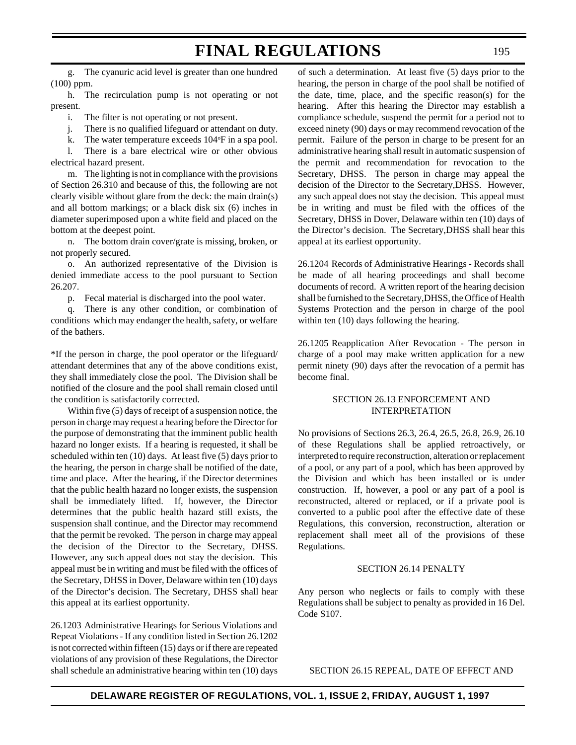g. The cyanuric acid level is greater than one hundred (100) ppm.

h. The recirculation pump is not operating or not present.

i. The filter is not operating or not present.

j. There is no qualified lifeguard or attendant on duty.

k. The water temperature exceeds 104°F in a spa pool.

l. There is a bare electrical wire or other obvious electrical hazard present.

m. The lighting is not in compliance with the provisions of Section 26.310 and because of this, the following are not clearly visible without glare from the deck: the main drain(s) and all bottom markings; or a black disk six (6) inches in diameter superimposed upon a white field and placed on the bottom at the deepest point.

n. The bottom drain cover/grate is missing, broken, or not properly secured.

o. An authorized representative of the Division is denied immediate access to the pool pursuant to Section 26.207.

p. Fecal material is discharged into the pool water.

q. There is any other condition, or combination of conditions which may endanger the health, safety, or welfare of the bathers.

*If the person in charge, the pool operator or the lifeguard/attendant determines that any of the above conditions exist, they shall immediately close the pool. The Division shall be notified of the closure and the pool shall remain closed until the condition is satisfactorily corrected.

Within five (5) days of receipt of a suspension notice, the person in charge may request a hearing before the Director for the purpose of demonstrating that the imminent public health hazard no longer exists. If a hearing is requested, it shall be scheduled within ten (10) days. At least five (5) days prior to the hearing, the person in charge shall be notified of the date, time and place. After the hearing, if the Director determines that the public health hazard no longer exists, the suspension shall be immediately lifted. If, however, the Director determines that the public health hazard still exists, the suspension shall continue, and the Director may recommend that the permit be revoked. The person in charge may appeal the decision of the Director to the Secretary, DHSS. However, any such appeal does not stay the decision. This appeal must be in writing and must be filed with the offices of the Secretary, DHSS in Dover, Delaware within ten (10) days of the Director's decision. The Secretary, DHSS shall hear this appeal at its earliest opportunity.

26.1203 Administrative Hearings for Serious Violations and Repeat Violations - If any condition listed in Section 26.1202 is not corrected within fifteen (15) days or if there are repeated violations of any provision of these Regulations, the Director shall schedule an administrative hearing within ten (10) days of such a determination. At least five (5) days prior to the hearing, the person in charge of the pool shall be notified of the date, time, place, and the specific reason(s) for the hearing. After this hearing the Director may establish a compliance schedule, suspend the permit for a period not to exceed ninety (90) days or may recommend revocation of the permit. Failure of the person in charge to be present for an administrative hearing shall result in automatic suspension of the permit and recommendation for revocation to the Secretary, DHSS. The person in charge may appeal the decision of the Director to the Secretary,DHSS. However, any such appeal does not stay the decision. This appeal must be in writing and must be filed with the offices of the Secretary, DHSS in Dover, Delaware within ten (10) days of the Director's decision. The Secretary,DHSS shall hear this appeal at its earliest opportunity.

26.1204 Records of Administrative Hearings - Records shall be made of all hearing proceedings and shall become documents of record. A written report of the hearing decision shall be furnished to the Secretary,DHSS, the Office of Health Systems Protection and the person in charge of the pool within ten (10) days following the hearing.

26.1205 Reapplication After Revocation - The person in charge of a pool may make written application for a new permit ninety (90) days after the revocation of a permit has become final.

## SECTION 26.13 ENFORCEMENT AND INTERPRETATION

No provisions of Sections 26.3, 26.4, 26.5, 26.8, 26.9, 26.10 of these Regulations shall be applied retroactively, or interpreted to require reconstruction, alteration or replacement of a pool, or any part of a pool, which has been approved by the Division and which has been installed or is under construction. If, however, a pool or any part of a pool is reconstructed, altered or replaced, or if a private pool is converted to a public pool after the effective date of these Regulations, this conversion, reconstruction, alteration or replacement shall meet all of the provisions of these Regulations.

## SECTION 26.14 PENALTY

Any person who neglects or fails to comply with these Regulations shall be subject to penalty as provided in 16 Del. Code S107.

## SECTION 26.15 REPEAL, DATE OF EFFECT AND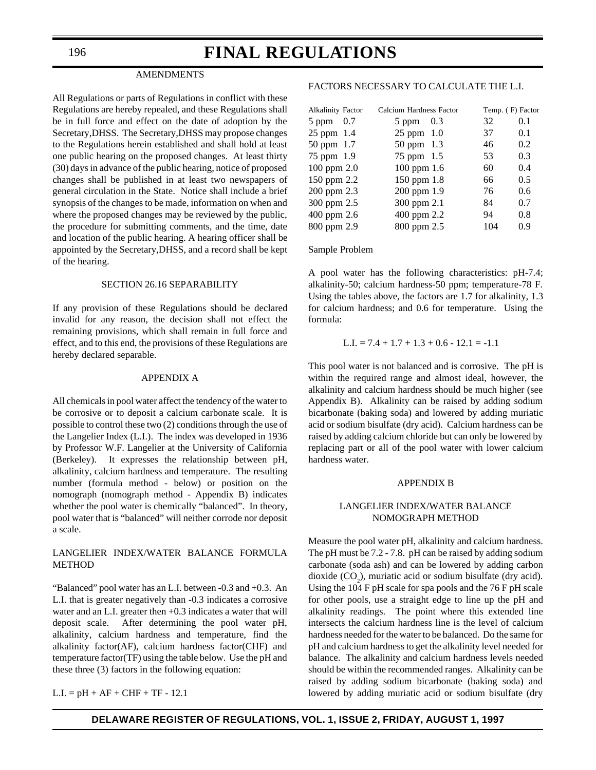AMENDMENTS

All Regulations or parts of Regulations in conflict with these Regulations are hereby repealed, and these Regulations shall be in full force and effect on the date of adoption by the Secretary,DHSS. The Secretary,DHSS may propose changes to the Regulations herein established and shall hold at least one public hearing on the proposed changes. At least thirty (30) days in advance of the public hearing, notice of proposed changes shall be published in at least two newspapers of general circulation in the State. Notice shall include a brief synopsis of the changes to be made, information on when and where the proposed changes may be reviewed by the public, the procedure for submitting comments, and the time, date and location of the public hearing. A hearing officer shall be appointed by the Secretary,DHSS, and a record shall be kept of the hearing.

SECTION 26.16 SEPARABILITY

If any provision of these Regulations should be declared invalid for any reason, the decision shall not effect the remaining provisions, which shall remain in full force and effect, and to this end, the provisions of these Regulations are hereby declared separable.

APPENDIX A

All chemicals in pool water affect the tendency of the water to be corrosive or to deposit a calcium carbonate scale. It is possible to control these two (2) conditions through the use of the Langelier Index (L.I.). The index was developed in 1936 by Professor W.F. Langelier at the University of California (Berkeley). It expresses the relationship between pH, alkalinity, calcium hardness and temperature. The resulting number (formula method - below) or position on the nomograph (nomograph method - Appendix B) indicates whether the pool water is chemically "balanced". In theory, pool water that is "balanced" will neither corrode nor deposit a scale.

LANGELIER INDEX/WATER BALANCE FORMULA METHOD

"Balanced" pool water has an L.I. between -0.3 and +0.3. An L.I. that is greater negatively than -0.3 indicates a corrosive water and an L.I. greater then +0.3 indicates a water that will deposit scale. After determining the pool water pH, alkalinity, calcium hardness and temperature, find the alkalinity factor(AF), calcium hardness factor(CHF) and temperature factor(TF) using the table below. Use the pH and these three (3) factors in the following equation:

L.I. = pH + AF + CHF + TF - 12.1

FACTORS NECESSARY TO CALCULATE THE L.I.

| Alkalinity | Factor | Calcium Hardness | Factor | Temp. ( F) | Factor |
|---|---|---|---|---|---|
| 5 ppm | 0.7 | 5 ppm | 0.3 | 32 | 0.1 |
| 25 ppm | 1.4 | 25 ppm | 1.0 | 37 | 0.1 |
| 50 ppm | 1.7 | 50 ppm | 1.3 | 46 | 0.2 |
| 75 ppm | 1.9 | 75 ppm | 1.5 | 53 | 0.3 |
| 100 ppm | 2.0 | 100 ppm | 1.6 | 60 | 0.4 |
| 150 ppm | 2.2 | 150 ppm | 1.8 | 66 | 0.5 |
| 200 ppm | 2.3 | 200 ppm | 1.9 | 76 | 0.6 |
| 300 ppm | 2.5 | 300 ppm | 2.1 | 84 | 0.7 |
| 400 ppm | 2.6 | 400 ppm | 2.2 | 94 | 0.8 |
| 800 ppm | 2.9 | 800 ppm | 2.5 | 104 | 0.9 |

Sample Problem

A pool water has the following characteristics: pH-7.4; alkalinity-50; calcium hardness-50 ppm; temperature-78 F. Using the tables above, the factors are 1.7 for alkalinity, 1.3 for calcium hardness; and 0.6 for temperature. Using the formula:

L.I. = 7.4 + 1.7 + 1.3 + 0.6 - 12.1 = -1.1

This pool water is not balanced and is corrosive. The pH is within the required range and almost ideal, however, the alkalinity and calcium hardness should be much higher (see Appendix B). Alkalinity can be raised by adding sodium bicarbonate (baking soda) and lowered by adding muriatic acid or sodium bisulfate (dry acid). Calcium hardness can be raised by adding calcium chloride but can only be lowered by replacing part or all of the pool water with lower calcium hardness water.

APPENDIX B

LANGELIER INDEX/WATER BALANCE NOMOGRAPH METHOD

Measure the pool water pH, alkalinity and calcium hardness. The pH must be 7.2 - 7.8. pH can be raised by adding sodium carbonate (soda ash) and can be lowered by adding carbon dioxide ($CO_2$), muriatic acid or sodium bisulfate (dry acid). Using the 104 F pH scale for spa pools and the 76 F pH scale for other pools, use a straight edge to line up the pH and alkalinity readings. The point where this extended line intersects the calcium hardness line is the level of calcium hardness needed for the water to be balanced. Do the same for pH and calcium hardness to get the alkalinity level needed for balance. The alkalinity and calcium hardness levels needed should be within the recommended ranges. Alkalinity can be raised by adding sodium bicarbonate (baking soda) and lowered by adding muriatic acid or sodium bisulfate (dry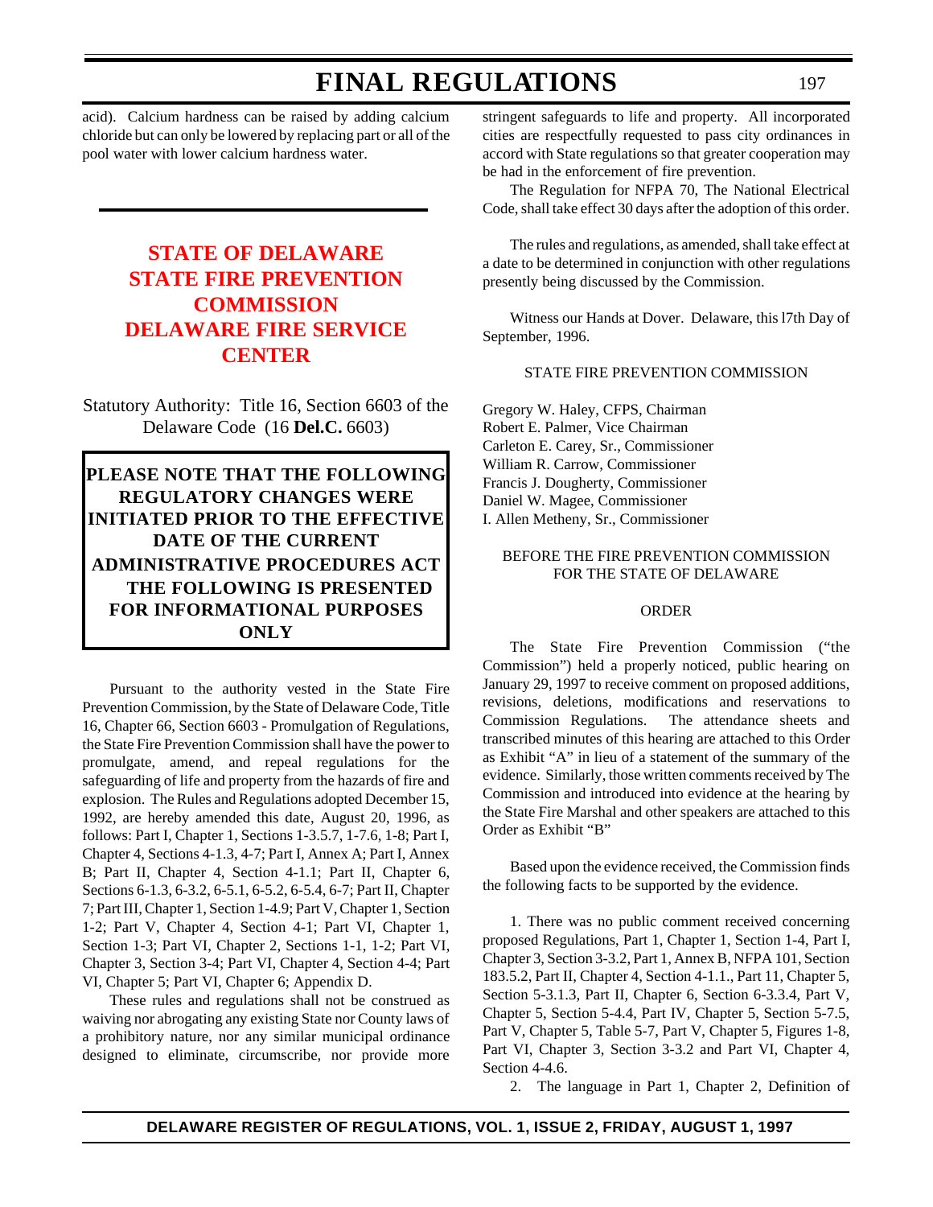acid). Calcium hardness can be raised by adding calcium chloride but can only be lowered by replacing part or all of the pool water with lower calcium hardness water.

# STATE OF DELAWARE
# STATE FIRE PREVENTION COMMISSION
# DELAWARE FIRE SERVICE CENTER

Statutory Authority: Title 16, Section 6603 of the Delaware Code (16 **Del.C.** 6603)

**PLEASE NOTE THAT THE FOLLOWING REGULATORY CHANGES WERE INITIATED PRIOR TO THE EFFECTIVE DATE OF THE CURRENT ADMINISTRATIVE PROCEDURES ACT THE FOLLOWING IS PRESENTED FOR INFORMATIONAL PURPOSES ONLY**

Pursuant to the authority vested in the State Fire Prevention Commission, by the State of Delaware Code, Title 16, Chapter 66, Section 6603 - Promulgation of Regulations, the State Fire Prevention Commission shall have the power to promulgate, amend, and repeal regulations for the safeguarding of life and property from the hazards of fire and explosion. The Rules and Regulations adopted December 15, 1992, are hereby amended this date, August 20, 1996, as follows: Part I, Chapter 1, Sections 1-3.5.7, 1-7.6, 1-8; Part I, Chapter 4, Sections 4-1.3, 4-7; Part I, Annex A; Part I, Annex B; Part II, Chapter 4, Section 4-1.1; Part II, Chapter 6, Sections 6-1.3, 6-3.2, 6-5.1, 6-5.2, 6-5.4, 6-7; Part II, Chapter 7; Part III, Chapter 1, Section 1-4.9; Part V, Chapter 1, Section 1-2; Part V, Chapter 4, Section 4-1; Part VI, Chapter 1, Section 1-3; Part VI, Chapter 2, Sections 1-1, 1-2; Part VI, Chapter 3, Section 3-4; Part VI, Chapter 4, Section 4-4; Part VI, Chapter 5; Part VI, Chapter 6; Appendix D.

These rules and regulations shall not be construed as waiving nor abrogating any existing State nor County laws of a prohibitory nature, nor any similar municipal ordinance designed to eliminate, circumscribe, nor provide more stringent safeguards to life and property. All incorporated cities are respectfully requested to pass city ordinances in accord with State regulations so that greater cooperation may be had in the enforcement of fire prevention.

The Regulation for NFPA 70, The National Electrical Code, shall take effect 30 days after the adoption of this order.

The rules and regulations, as amended, shall take effect at a date to be determined in conjunction with other regulations presently being discussed by the Commission.

Witness our Hands at Dover. Delaware, this l7th Day of September, 1996.

STATE FIRE PREVENTION COMMISSION

Gregory W. Haley, CFPS, Chairman
Robert E. Palmer, Vice Chairman
Carleton E. Carey, Sr., Commissioner
William R. Carrow, Commissioner
Francis J. Dougherty, Commissioner
Daniel W. Magee, Commissioner
I. Allen Metheny, Sr., Commissioner

BEFORE THE FIRE PREVENTION COMMISSION FOR THE STATE OF DELAWARE

ORDER

The State Fire Prevention Commission ("the Commission") held a properly noticed, public hearing on January 29, 1997 to receive comment on proposed additions, revisions, deletions, modifications and reservations to Commission Regulations. The attendance sheets and transcribed minutes of this hearing are attached to this Order as Exhibit "A" in lieu of a statement of the summary of the evidence. Similarly, those written comments received by The Commission and introduced into evidence at the hearing by the State Fire Marshal and other speakers are attached to this Order as Exhibit "B"

Based upon the evidence received, the Commission finds the following facts to be supported by the evidence.

1. There was no public comment received concerning proposed Regulations, Part 1, Chapter 1, Section 1-4, Part I, Chapter 3, Section 3-3.2, Part 1, Annex B, NFPA 101, Section 183.5.2, Part II, Chapter 4, Section 4-1.1., Part 11, Chapter 5, Section 5-3.1.3, Part II, Chapter 6, Section 6-3.3.4, Part V, Chapter 5, Section 5-4.4, Part IV, Chapter 5, Section 5-7.5, Part V, Chapter 5, Table 5-7, Part V, Chapter 5, Figures 1-8, Part VI, Chapter 3, Section 3-3.2 and Part VI, Chapter 4, Section 4-4.6.

2. The language in Part 1, Chapter 2, Definition of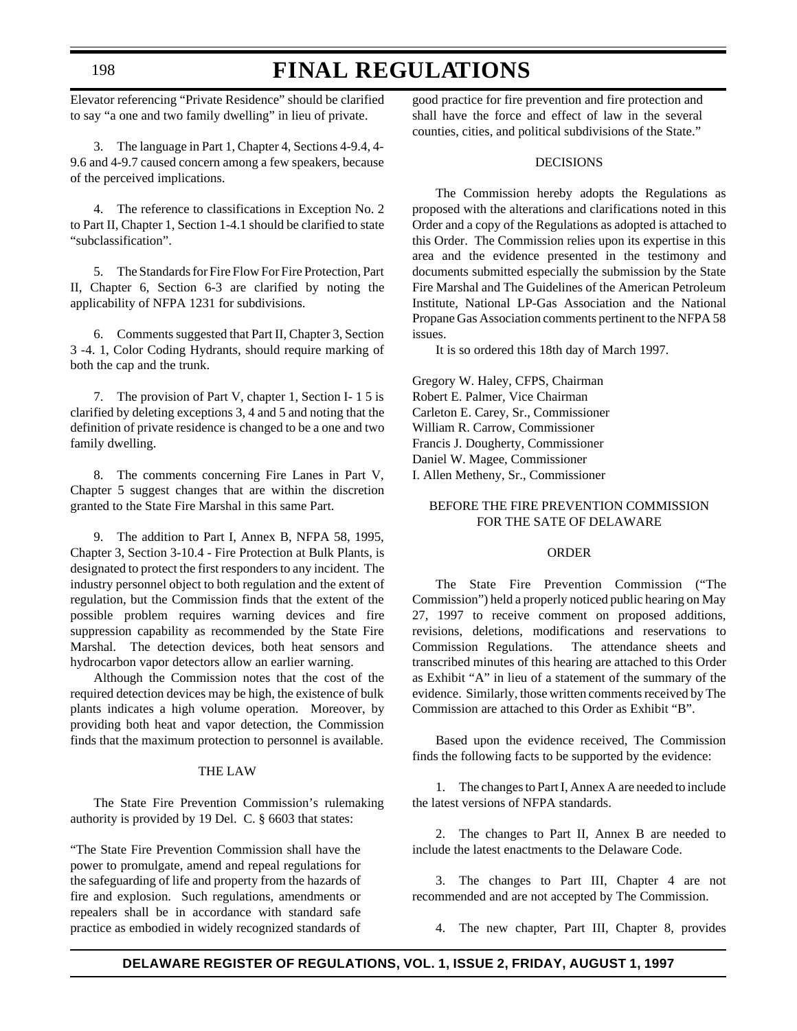Elevator referencing "Private Residence" should be clarified to say "a one and two family dwelling" in lieu of private.

3. The language in Part 1, Chapter 4, Sections 4-9.4, 4-9.6 and 4-9.7 caused concern among a few speakers, because of the perceived implications.

4. The reference to classifications in Exception No. 2 to Part II, Chapter 1, Section 1-4.1 should be clarified to state "subclassification".

5. The Standards for Fire Flow For Fire Protection, Part II, Chapter 6, Section 6-3 are clarified by noting the applicability of NFPA 1231 for subdivisions.

6. Comments suggested that Part II, Chapter 3, Section 3 -4. 1, Color Coding Hydrants, should require marking of both the cap and the trunk.

7. The provision of Part V, chapter 1, Section I- 1 5 is clarified by deleting exceptions 3, 4 and 5 and noting that the definition of private residence is changed to be a one and two family dwelling.

8. The comments concerning Fire Lanes in Part V, Chapter 5 suggest changes that are within the discretion granted to the State Fire Marshal in this same Part.

9. The addition to Part I, Annex B, NFPA 58, 1995, Chapter 3, Section 3-10.4 - Fire Protection at Bulk Plants, is designated to protect the first responders to any incident. The industry personnel object to both regulation and the extent of regulation, but the Commission finds that the extent of the possible problem requires warning devices and fire suppression capability as recommended by the State Fire Marshal. The detection devices, both heat sensors and hydrocarbon vapor detectors allow an earlier warning.

Although the Commission notes that the cost of the required detection devices may be high, the existence of bulk plants indicates a high volume operation. Moreover, by providing both heat and vapor detection, the Commission finds that the maximum protection to personnel is available.

THE LAW

The State Fire Prevention Commission's rulemaking authority is provided by 19 Del. C. § 6603 that states:

"The State Fire Prevention Commission shall have the power to promulgate, amend and repeal regulations for the safeguarding of life and property from the hazards of fire and explosion. Such regulations, amendments or repealers shall be in accordance with standard safe practice as embodied in widely recognized standards of good practice for fire prevention and fire protection and shall have the force and effect of law in the several counties, cities, and political subdivisions of the State."

DECISIONS

The Commission hereby adopts the Regulations as proposed with the alterations and clarifications noted in this Order and a copy of the Regulations as adopted is attached to this Order. The Commission relies upon its expertise in this area and the evidence presented in the testimony and documents submitted especially the submission by the State Fire Marshal and The Guidelines of the American Petroleum Institute, National LP-Gas Association and the National Propane Gas Association comments pertinent to the NFPA 58 issues.

It is so ordered this 18th day of March 1997.

Gregory W. Haley, CFPS, Chairman
Robert E. Palmer, Vice Chairman
Carleton E. Carey, Sr., Commissioner
William R. Carrow, Commissioner
Francis J. Dougherty, Commissioner
Daniel W. Magee, Commissioner
I. Allen Metheny, Sr., Commissioner

BEFORE THE FIRE PREVENTION COMMISSION
FOR THE SATE OF DELAWARE

ORDER

The State Fire Prevention Commission ("The Commission") held a properly noticed public hearing on May 27, 1997 to receive comment on proposed additions, revisions, deletions, modifications and reservations to Commission Regulations. The attendance sheets and transcribed minutes of this hearing are attached to this Order as Exhibit "A" in lieu of a statement of the summary of the evidence. Similarly, those written comments received by The Commission are attached to this Order as Exhibit "B".

Based upon the evidence received, The Commission finds the following facts to be supported by the evidence:

1. The changes to Part I, Annex A are needed to include the latest versions of NFPA standards.

2. The changes to Part II, Annex B are needed to include the latest enactments to the Delaware Code.

3. The changes to Part III, Chapter 4 are not recommended and are not accepted by The Commission.

4. The new chapter, Part III, Chapter 8, provides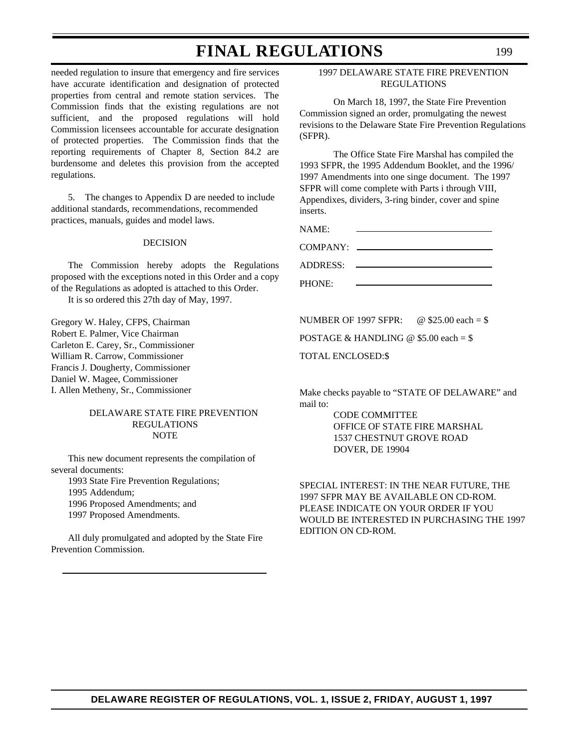needed regulation to insure that emergency and fire services have accurate identification and designation of protected properties from central and remote station services. The Commission finds that the existing regulations are not sufficient, and the proposed regulations will hold Commission licensees accountable for accurate designation of protected properties. The Commission finds that the reporting requirements of Chapter 8, Section 84.2 are burdensome and deletes this provision from the accepted regulations.

5. The changes to Appendix D are needed to include additional standards, recommendations, recommended practices, manuals, guides and model laws.

DECISION

The Commission hereby adopts the Regulations proposed with the exceptions noted in this Order and a copy of the Regulations as adopted is attached to this Order.

It is so ordered this 27th day of May, 1997.

Gregory W. Haley, CFPS, Chairman
Robert E. Palmer, Vice Chairman
Carleton E. Carey, Sr., Commissioner
William R. Carrow, Commissioner
Francis J. Dougherty, Commissioner
Daniel W. Magee, Commissioner
I. Allen Metheny, Sr., Commissioner

DELAWARE STATE FIRE PREVENTION REGULATIONS
NOTE

This new document represents the compilation of several documents:

1993 State Fire Prevention Regulations;
1995 Addendum;
1996 Proposed Amendments; and
1997 Proposed Amendments.

All duly promulgated and adopted by the State Fire Prevention Commission.

---

1997 DELAWARE STATE FIRE PREVENTION REGULATIONS

On March 18, 1997, the State Fire Prevention Commission signed an order, promulgating the newest revisions to the Delaware State Fire Prevention Regulations (SFPR).

The Office State Fire Marshal has compiled the 1993 SFPR, the 1995 Addendum Booklet, and the 1996/1997 Amendments into one singe document. The 1997 SFPR will come complete with Parts i through VIII, Appendixes, dividers, 3-ring binder, cover and spine inserts.

NAME: ______________________

COMPANY: ______________________

ADDRESS: ______________________

PHONE: ______________________

NUMBER OF 1997 SFPR: @ $25.00 each = $

POSTAGE & HANDLING @ $5.00 each = $

TOTAL ENCLOSED:$

Make checks payable to "STATE OF DELAWARE" and mail to:

CODE COMMITTEE
OFFICE OF STATE FIRE MARSHAL
1537 CHESTNUT GROVE ROAD
DOVER, DE 19904

SPECIAL INTEREST: IN THE NEAR FUTURE, THE 1997 SFPR MAY BE AVAILABLE ON CD-ROM. PLEASE INDICATE ON YOUR ORDER IF YOU WOULD BE INTERESTED IN PURCHASING THE 1997 EDITION ON CD-ROM.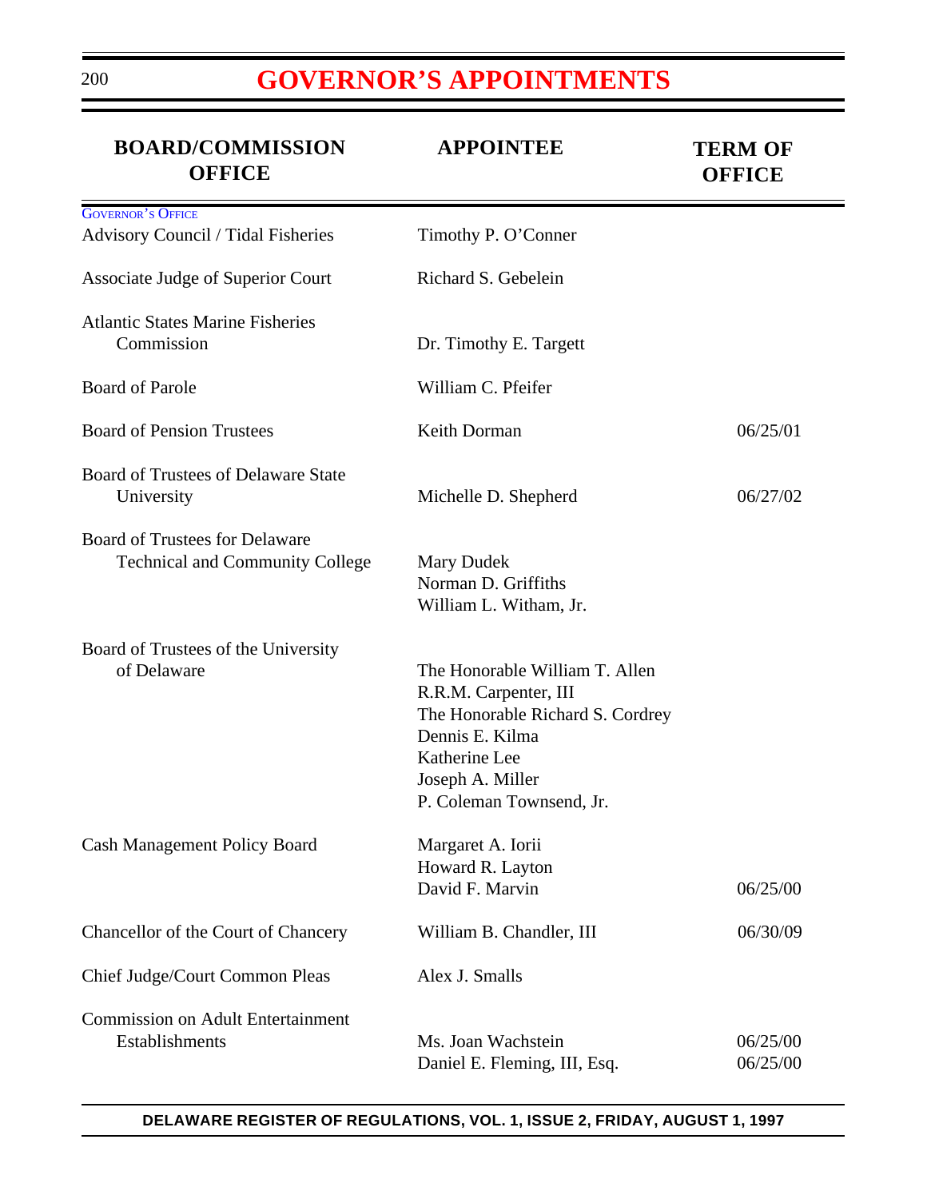# GOVERNOR'S APPOINTMENTS

| BOARD/COMMISSION OFFICE | APPOINTEE | TERM OF OFFICE |
|---|---|---|
| GOVERNOR'S OFFICE | | |
| Advisory Council / Tidal Fisheries | Timothy P. O'Conner | |
| Associate Judge of Superior Court | Richard S. Gebelein | |
| Atlantic States Marine Fisheries Commission | Dr. Timothy E. Targett | |
| Board of Parole | William C. Pfeifer | |
| Board of Pension Trustees | Keith Dorman | 06/25/01 |
| Board of Trustees of Delaware State University | Michelle D. Shepherd | 06/27/02 |
| Board of Trustees for Delaware Technical and Community College | Mary Dudek | |
| | Norman D. Griffiths | |
| | William L. Witham, Jr. | |
| Board of Trustees of the University of Delaware | The Honorable William T. Allen | |
| | R.R.M. Carpenter, III | |
| | The Honorable Richard S. Cordrey | |
| | Dennis E. Kilma | |
| | Katherine Lee | |
| | Joseph A. Miller | |
| | P. Coleman Townsend, Jr. | |
| Cash Management Policy Board | Margaret A. Iorii | |
| | Howard R. Layton | |
| | David F. Marvin | 06/25/00 |
| Chancellor of the Court of Chancery | William B. Chandler, III | 06/30/09 |
| Chief Judge/Court Common Pleas | Alex J. Smalls | |
| Commission on Adult Entertainment Establishments | Ms. Joan Wachstein | 06/25/00 |
| | Daniel E. Fleming, III, Esq. | 06/25/00 |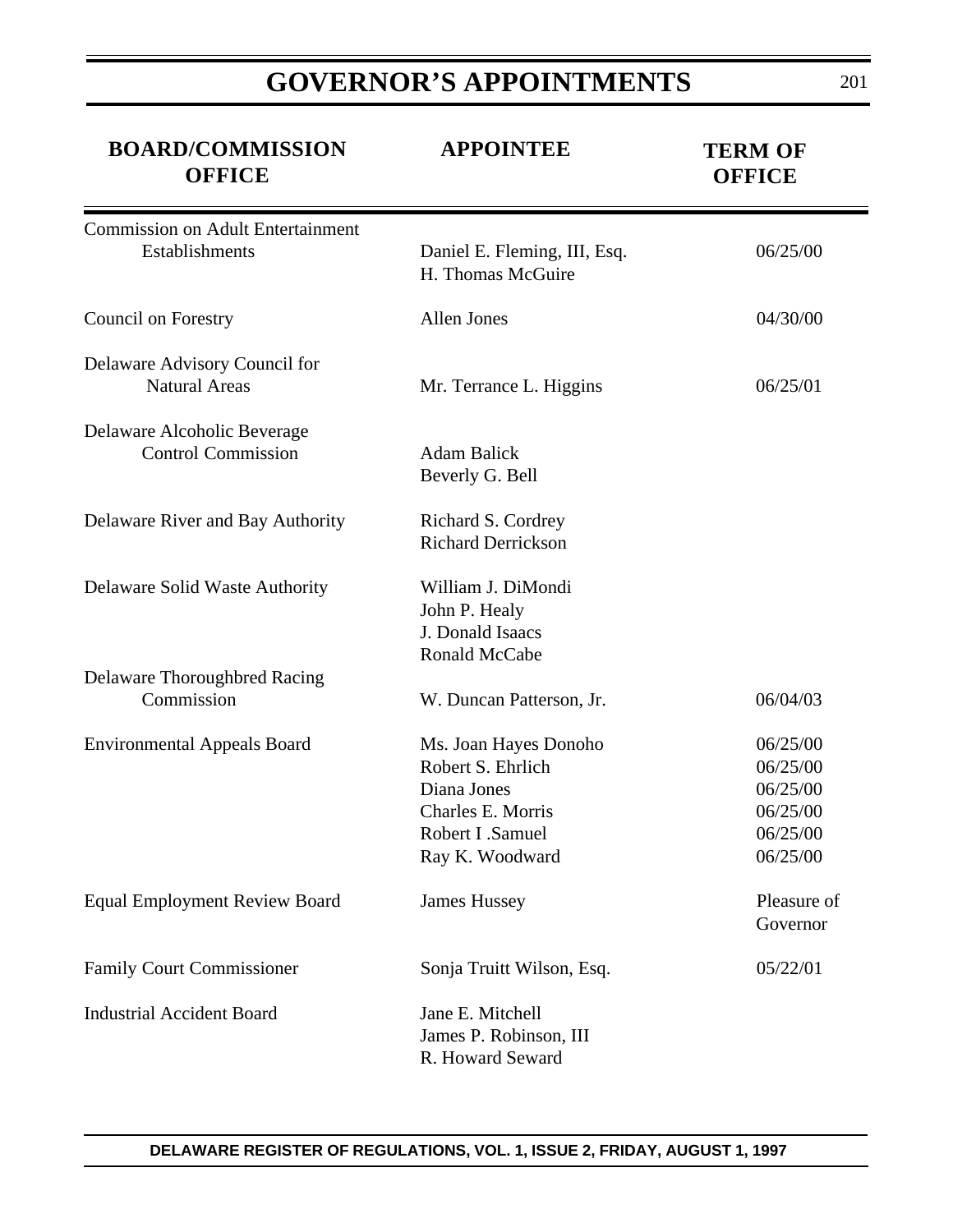# GOVERNOR'S APPOINTMENTS

| BOARD/COMMISSION OFFICE | APPOINTEE | TERM OF OFFICE |
|---|---|---|
| Commission on Adult Entertainment Establishments | Daniel E. Fleming, III, Esq. | 06/25/00 |
| | H. Thomas McGuire | |
| Council on Forestry | Allen Jones | 04/30/00 |
| Delaware Advisory Council for Natural Areas | Mr. Terrance L. Higgins | 06/25/01 |
| Delaware Alcoholic Beverage Control Commission | Adam Balick | |
| | Beverly G. Bell | |
| Delaware River and Bay Authority | Richard S. Cordrey | |
| | Richard Derrickson | |
| Delaware Solid Waste Authority | William J. DiMondi | |
| | John P. Healy | |
| | J. Donald Isaacs | |
| | Ronald McCabe | |
| Delaware Thoroughbred Racing Commission | W. Duncan Patterson, Jr. | 06/04/03 |
| Environmental Appeals Board | Ms. Joan Hayes Donoho | 06/25/00 |
| | Robert S. Ehrlich | 06/25/00 |
| | Diana Jones | 06/25/00 |
| | Charles E. Morris | 06/25/00 |
| | Robert I .Samuel | 06/25/00 |
| | Ray K. Woodward | 06/25/00 |
| Equal Employment Review Board | James Hussey | Pleasure of Governor |
| Family Court Commissioner | Sonja Truitt Wilson, Esq. | 05/22/01 |
| Industrial Accident Board | Jane E. Mitchell | |
| | James P. Robinson, III | |
| | R. Howard Seward | |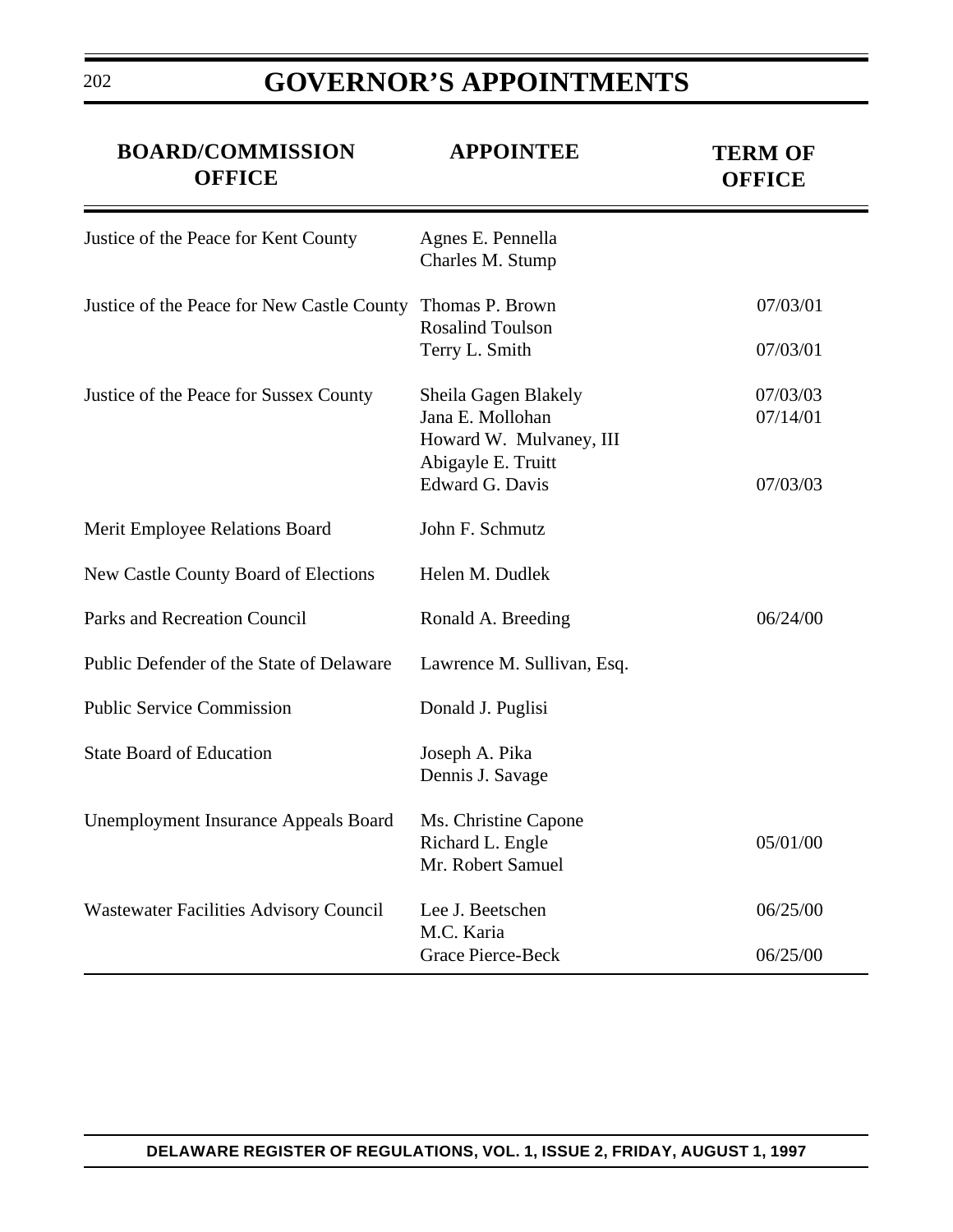# GOVERNOR'S APPOINTMENTS

| BOARD/COMMISSION OFFICE | APPOINTEE | TERM OF OFFICE |
|---|---|---|
| Justice of the Peace for Kent County | Agnes E. Pennella | |
| | Charles M. Stump | |
| Justice of the Peace for New Castle County | Thomas P. Brown | 07/03/01 |
| | Rosalind Toulson | |
| | Terry L. Smith | 07/03/01 |
| Justice of the Peace for Sussex County | Sheila Gagen Blakely | 07/03/03 |
| | Jana E. Mollohan | 07/14/01 |
| | Howard W. Mulvaney, III | |
| | Abigayle E. Truitt | |
| | Edward G. Davis | 07/03/03 |
| Merit Employee Relations Board | John F. Schmutz | |
| New Castle County Board of Elections | Helen M. Dudlek | |
| Parks and Recreation Council | Ronald A. Breeding | 06/24/00 |
| Public Defender of the State of Delaware | Lawrence M. Sullivan, Esq. | |
| Public Service Commission | Donald J. Puglisi | |
| State Board of Education | Joseph A. Pika | |
| | Dennis J. Savage | |
| Unemployment Insurance Appeals Board | Ms. Christine Capone | |
| | Richard L. Engle | 05/01/00 |
| | Mr. Robert Samuel | |
| Wastewater Facilities Advisory Council | Lee J. Beetschen | 06/25/00 |
| | M.C. Karia | |
| | Grace Pierce-Beck | 06/25/00 |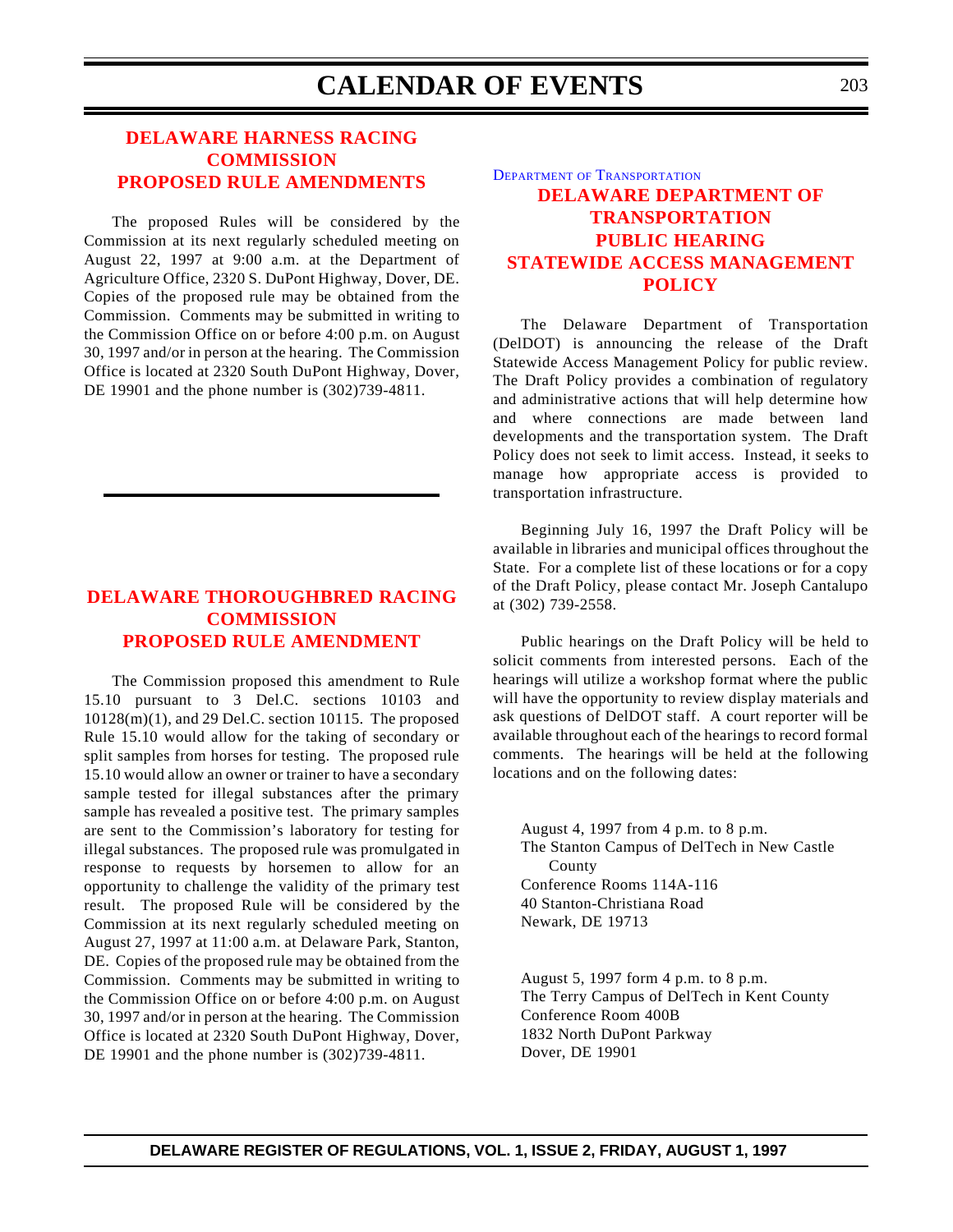# CALENDAR OF EVENTS

## DELAWARE HARNESS RACING COMMISSION PROPOSED RULE AMENDMENTS

The proposed Rules will be considered by the Commission at its next regularly scheduled meeting on August 22, 1997 at 9:00 a.m. at the Department of Agriculture Office, 2320 S. DuPont Highway, Dover, DE. Copies of the proposed rule may be obtained from the Commission. Comments may be submitted in writing to the Commission Office on or before 4:00 p.m. on August 30, 1997 and/or in person at the hearing. The Commission Office is located at 2320 South DuPont Highway, Dover, DE 19901 and the phone number is (302)739-4811.

## DELAWARE THOROUGHBRED RACING COMMISSION PROPOSED RULE AMENDMENT

The Commission proposed this amendment to Rule 15.10 pursuant to 3 Del.C. sections 10103 and 10128(m)(1), and 29 Del.C. section 10115. The proposed Rule 15.10 would allow for the taking of secondary or split samples from horses for testing. The proposed rule 15.10 would allow an owner or trainer to have a secondary sample tested for illegal substances after the primary sample has revealed a positive test. The primary samples are sent to the Commission's laboratory for testing for illegal substances. The proposed rule was promulgated in response to requests by horsemen to allow for an opportunity to challenge the validity of the primary test result. The proposed Rule will be considered by the Commission at its next regularly scheduled meeting on August 27, 1997 at 11:00 a.m. at Delaware Park, Stanton, DE. Copies of the proposed rule may be obtained from the Commission. Comments may be submitted in writing to the Commission Office on or before 4:00 p.m. on August 30, 1997 and/or in person at the hearing. The Commission Office is located at 2320 South DuPont Highway, Dover, DE 19901 and the phone number is (302)739-4811.

Department of Transportation

## DELAWARE DEPARTMENT OF TRANSPORTATION PUBLIC HEARING STATEWIDE ACCESS MANAGEMENT POLICY

The Delaware Department of Transportation (DelDOT) is announcing the release of the Draft Statewide Access Management Policy for public review. The Draft Policy provides a combination of regulatory and administrative actions that will help determine how and where connections are made between land developments and the transportation system. The Draft Policy does not seek to limit access. Instead, it seeks to manage how appropriate access is provided to transportation infrastructure.

Beginning July 16, 1997 the Draft Policy will be available in libraries and municipal offices throughout the State. For a complete list of these locations or for a copy of the Draft Policy, please contact Mr. Joseph Cantalupo at (302) 739-2558.

Public hearings on the Draft Policy will be held to solicit comments from interested persons. Each of the hearings will utilize a workshop format where the public will have the opportunity to review display materials and ask questions of DelDOT staff. A court reporter will be available throughout each of the hearings to record formal comments. The hearings will be held at the following locations and on the following dates:

August 4, 1997 from 4 p.m. to 8 p.m.
The Stanton Campus of DelTech in New Castle County
Conference Rooms 114A-116
40 Stanton-Christiana Road
Newark, DE 19713

August 5, 1997 form 4 p.m. to 8 p.m.
The Terry Campus of DelTech in Kent County
Conference Room 400B
1832 North DuPont Parkway
Dover, DE 19901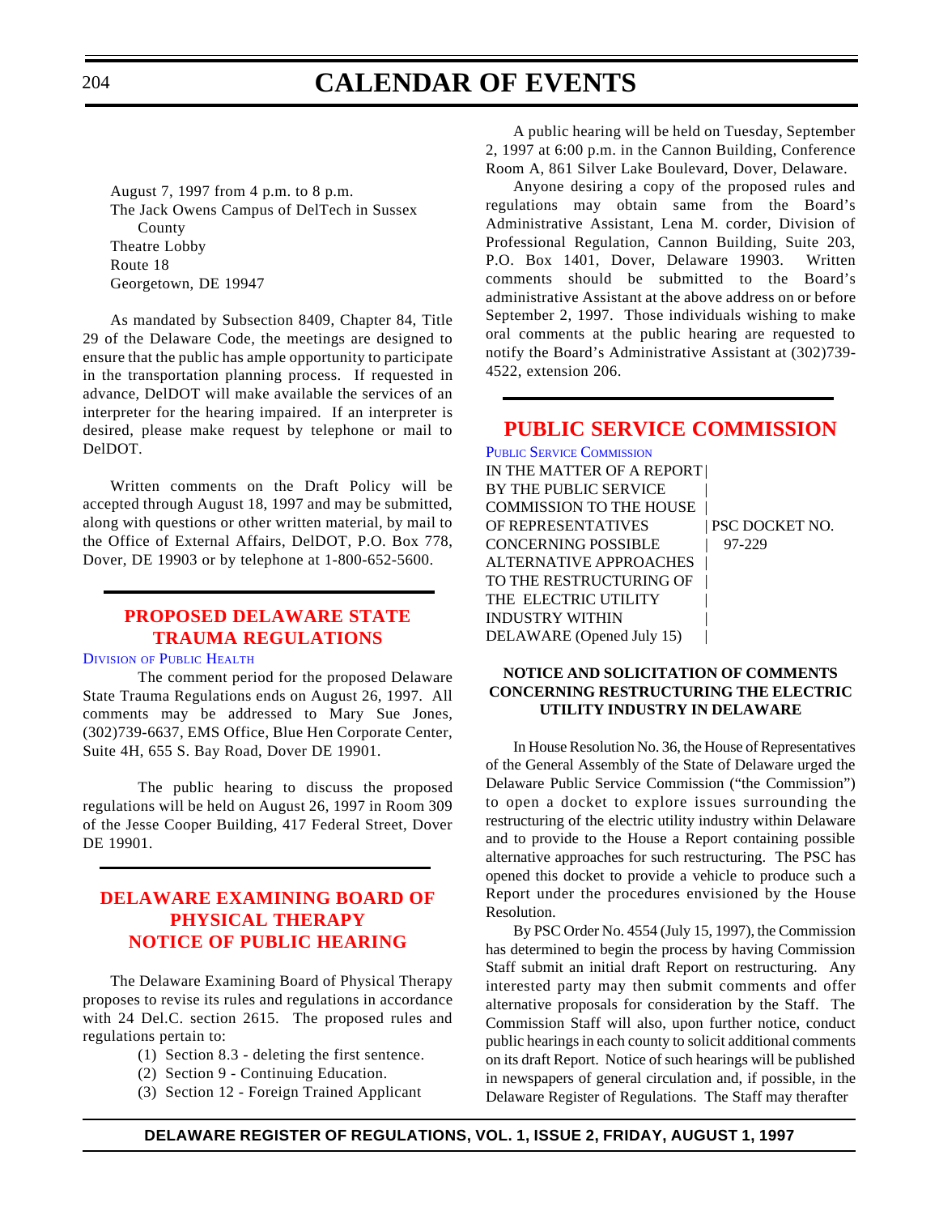August 7, 1997 from 4 p.m. to 8 p.m.
The Jack Owens Campus of DelTech in Sussex County
Theatre Lobby
Route 18
Georgetown, DE 19947

As mandated by Subsection 8409, Chapter 84, Title 29 of the Delaware Code, the meetings are designed to ensure that the public has ample opportunity to participate in the transportation planning process. If requested in advance, DelDOT will make available the services of an interpreter for the hearing impaired. If an interpreter is desired, please make request by telephone or mail to DelDOT.

Written comments on the Draft Policy will be accepted through August 18, 1997 and may be submitted, along with questions or other written material, by mail to the Office of External Affairs, DelDOT, P.O. Box 778, Dover, DE 19903 or by telephone at 1-800-652-5600.

## PROPOSED DELAWARE STATE TRAUMA REGULATIONS

Division of Public Health

The comment period for the proposed Delaware State Trauma Regulations ends on August 26, 1997. All comments may be addressed to Mary Sue Jones, (302)739-6637, EMS Office, Blue Hen Corporate Center, Suite 4H, 655 S. Bay Road, Dover DE 19901.

The public hearing to discuss the proposed regulations will be held on August 26, 1997 in Room 309 of the Jesse Cooper Building, 417 Federal Street, Dover DE 19901.

## DELAWARE EXAMINING BOARD OF PHYSICAL THERAPY NOTICE OF PUBLIC HEARING

The Delaware Examining Board of Physical Therapy proposes to revise its rules and regulations in accordance with 24 Del.C. section 2615. The proposed rules and regulations pertain to:

(1) Section 8.3 - deleting the first sentence.
(2) Section 9 - Continuing Education.
(3) Section 12 - Foreign Trained Applicant

A public hearing will be held on Tuesday, September 2, 1997 at 6:00 p.m. in the Cannon Building, Conference Room A, 861 Silver Lake Boulevard, Dover, Delaware.

Anyone desiring a copy of the proposed rules and regulations may obtain same from the Board's Administrative Assistant, Lena M. corder, Division of Professional Regulation, Cannon Building, Suite 203, P.O. Box 1401, Dover, Delaware 19903. Written comments should be submitted to the Board's administrative Assistant at the above address on or before September 2, 1997. Those individuals wishing to make oral comments at the public hearing are requested to notify the Board's Administrative Assistant at (302)739-4522, extension 206.

## PUBLIC SERVICE COMMISSION

Public Service Commission

| | |
|---|---|
| IN THE MATTER OF A REPORT BY THE PUBLIC SERVICE COMMISSION TO THE HOUSE OF REPRESENTATIVES CONCERNING POSSIBLE ALTERNATIVE APPROACHES TO THE RESTRUCTURING OF THE ELECTRIC UTILITY INDUSTRY WITHIN DELAWARE (Opened July 15) | PSC DOCKET NO. 97-229 |

**NOTICE AND SOLICITATION OF COMMENTS CONCERNING RESTRUCTURING THE ELECTRIC UTILITY INDUSTRY IN DELAWARE**

In House Resolution No. 36, the House of Representatives of the General Assembly of the State of Delaware urged the Delaware Public Service Commission ("the Commission") to open a docket to explore issues surrounding the restructuring of the electric utility industry within Delaware and to provide to the House a Report containing possible alternative approaches for such restructuring. The PSC has opened this docket to provide a vehicle to produce such a Report under the procedures envisioned by the House Resolution.

By PSC Order No. 4554 (July 15, 1997), the Commission has determined to begin the process by having Commission Staff submit an initial draft Report on restructuring. Any interested party may then submit comments and offer alternative proposals for consideration by the Staff. The Commission Staff will also, upon further notice, conduct public hearings in each county to solicit additional comments on its draft Report. Notice of such hearings will be published in newspapers of general circulation and, if possible, in the Delaware Register of Regulations. The Staff may therafter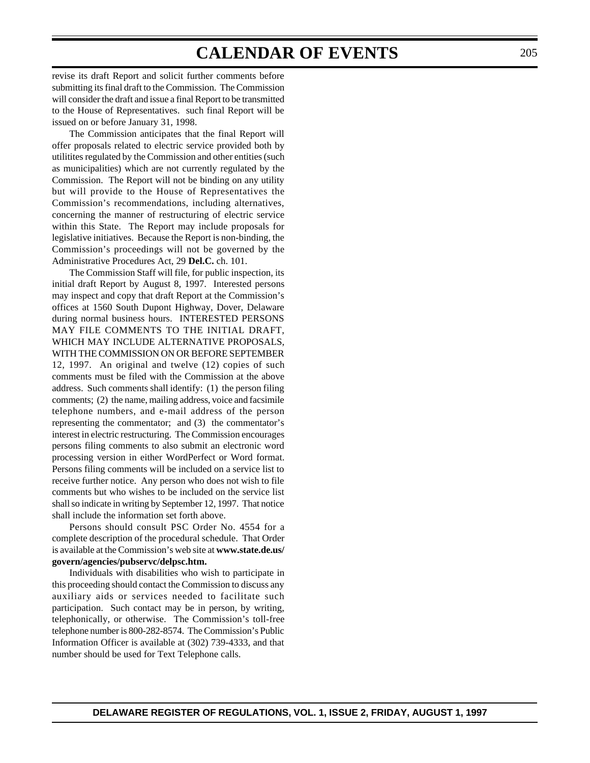revise its draft Report and solicit further comments before submitting its final draft to the Commission. The Commission will consider the draft and issue a final Report to be transmitted to the House of Representatives. such final Report will be issued on or before January 31, 1998.

The Commission anticipates that the final Report will offer proposals related to electric service provided both by utilitites regulated by the Commission and other entities (such as municipalities) which are not currently regulated by the Commission. The Report will not be binding on any utility but will provide to the House of Representatives the Commission's recommendations, including alternatives, concerning the manner of restructuring of electric service within this State. The Report may include proposals for legislative initiatives. Because the Report is non-binding, the Commission's proceedings will not be governed by the Administrative Procedures Act, 29 **Del.C.** ch. 101.

The Commission Staff will file, for public inspection, its initial draft Report by August 8, 1997. Interested persons may inspect and copy that draft Report at the Commission's offices at 1560 South Dupont Highway, Dover, Delaware during normal business hours. INTERESTED PERSONS MAY FILE COMMENTS TO THE INITIAL DRAFT, WHICH MAY INCLUDE ALTERNATIVE PROPOSALS, WITH THE COMMISSION ON OR BEFORE SEPTEMBER 12, 1997. An original and twelve (12) copies of such comments must be filed with the Commission at the above address. Such comments shall identify: (1) the person filing comments; (2) the name, mailing address, voice and facsimile telephone numbers, and e-mail address of the person representing the commentator; and (3) the commentator's interest in electric restructuring. The Commission encourages persons filing comments to also submit an electronic word processing version in either WordPerfect or Word format. Persons filing comments will be included on a service list to receive further notice. Any person who does not wish to file comments but who wishes to be included on the service list shall so indicate in writing by September 12, 1997. That notice shall include the information set forth above.

Persons should consult PSC Order No. 4554 for a complete description of the procedural schedule. That Order is available at the Commission's web site at **www.state.de.us/govern/agencies/pubservc/delpsc.htm.**

Individuals with disabilities who wish to participate in this proceeding should contact the Commission to discuss any auxiliary aids or services needed to facilitate such participation. Such contact may be in person, by writing, telephonically, or otherwise. The Commission's toll-free telephone number is 800-282-8574. The Commission's Public Information Officer is available at (302) 739-4333, and that number should be used for Text Telephone calls.